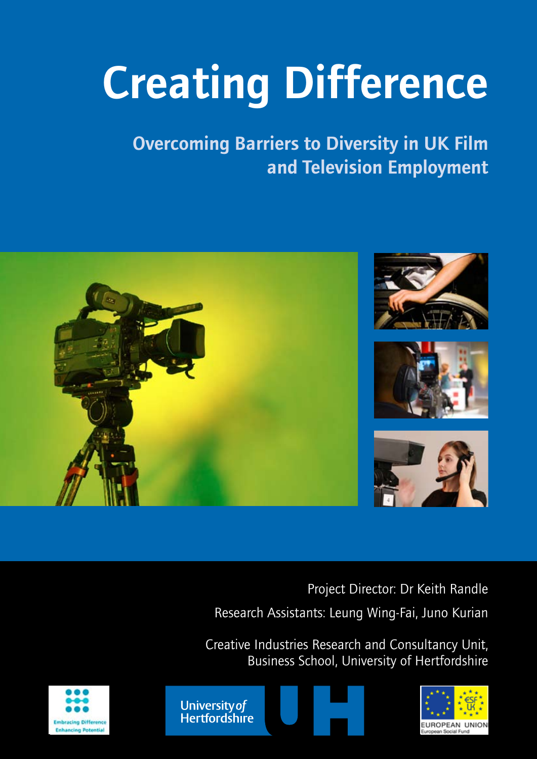# Creating Difference

## Overcoming Barriers to Diversity in UK Film and Television Employment

Project Director: Dr Keith Randle

Research Assistants: Leung Wing-Fai, Juno Kurian

Creative Industries Research and Consultancy Unit, Business School, University of Hertfordshire

Embracing Difference Enhancing Potential

University of Hertfordshire

EUROPEAN UNION European Social Fund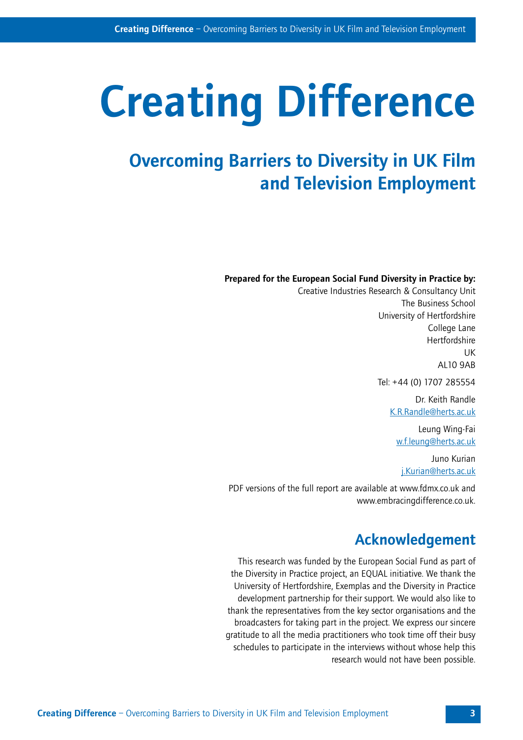# Creating Difference

## Overcoming Barriers to Diversity in UK Film and Television Employment

**Prepared for the European Social Fund Diversity in Practice by:**

Creative Industries Research & Consultancy Unit
The Business School
University of Hertfordshire
College Lane
Hertfordshire
UK
AL10 9AB

Tel: +44 (0) 1707 285554

Dr. Keith Randle
K.R.Randle@herts.ac.uk

Leung Wing-Fai
w.f.leung@herts.ac.uk

Juno Kurian
j.Kurian@herts.ac.uk

PDF versions of the full report are available at www.fdmx.co.uk and www.embracingdifference.co.uk.

## Acknowledgement

This research was funded by the European Social Fund as part of the Diversity in Practice project, an EQUAL initiative. We thank the University of Hertfordshire, Exemplas and the Diversity in Practice development partnership for their support. We would also like to thank the representatives from the key sector organisations and the broadcasters for taking part in the project. We express our sincere gratitude to all the media practitioners who took time off their busy schedules to participate in the interviews without whose help this research would not have been possible.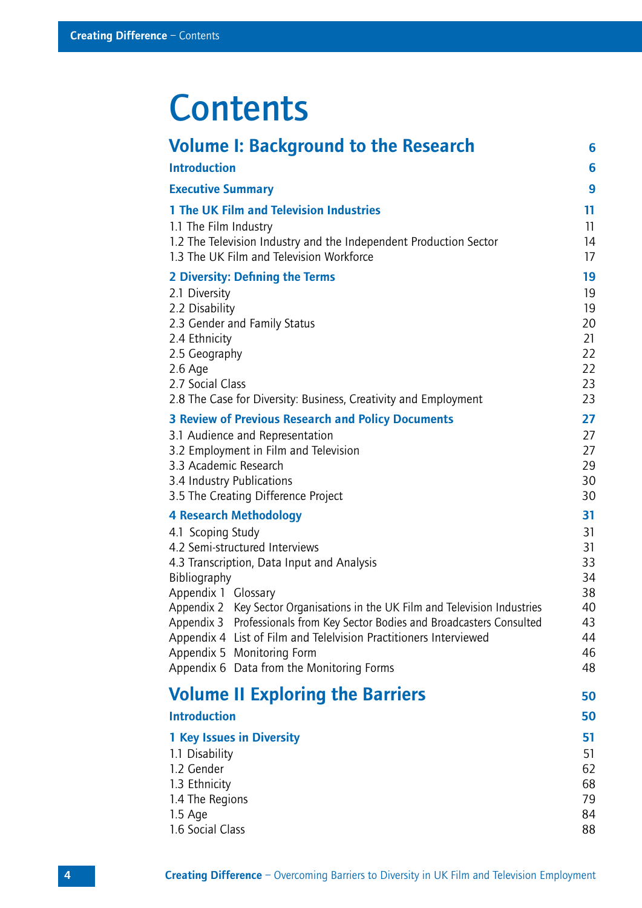# Contents

## Volume I: Background to the Research 6

**Introduction** 6

**Executive Summary** 9

**1 The UK Film and Television Industries** 11

1.1 The Film Industry 11
1.2 The Television Industry and the Independent Production Sector 14
1.3 The UK Film and Television Workforce 17

**2 Diversity: Defining the Terms** 19

2.1 Diversity 19
2.2 Disability 19
2.3 Gender and Family Status 20
2.4 Ethnicity 21
2.5 Geography 22
2.6 Age 22
2.7 Social Class 23
2.8 The Case for Diversity: Business, Creativity and Employment 23

**3 Review of Previous Research and Policy Documents** 27

3.1 Audience and Representation 27
3.2 Employment in Film and Television 27
3.3 Academic Research 29
3.4 Industry Publications 30
3.5 The Creating Difference Project 30

**4 Research Methodology** 31

4.1 Scoping Study 31
4.2 Semi-structured Interviews 31
4.3 Transcription, Data Input and Analysis 33
Bibliography 34
Appendix 1 Glossary 38
Appendix 2 Key Sector Organisations in the UK Film and Television Industries 40
Appendix 3 Professionals from Key Sector Bodies and Broadcasters Consulted 43
Appendix 4 List of Film and Telelvision Practitioners Interviewed 44
Appendix 5 Monitoring Form 46
Appendix 6 Data from the Monitoring Forms 48

## Volume II Exploring the Barriers 50

**Introduction** 50

**1 Key Issues in Diversity** 51

1.1 Disability 51
1.2 Gender 62
1.3 Ethnicity 68
1.4 The Regions 79
1.5 Age 84
1.6 Social Class 88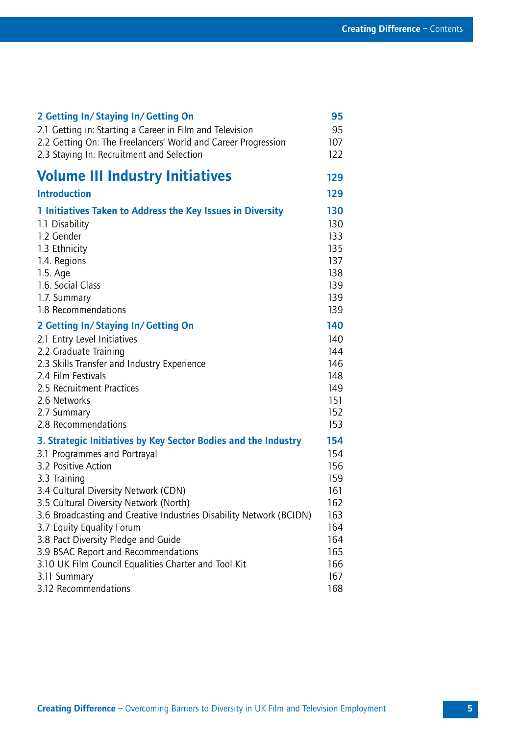**2 Getting In/ Staying In/ Getting On** **95**

2.1 Getting in: Starting a Career in Film and Television 95
2.2 Getting On: The Freelancers' World and Career Progression 107
2.3 Staying In: Recruitment and Selection 122

# Volume III Industry Initiatives **129**

**Introduction** **129**

**1 Initiatives Taken to Address the Key Issues in Diversity** **130**

1.1 Disability 130
1.2 Gender 133
1.3 Ethnicity 135
1.4. Regions 137
1.5. Age 138
1.6. Social Class 139
1.7. Summary 139
1.8 Recommendations 139

**2 Getting In/ Staying In/ Getting On** **140**

2.1 Entry Level Initiatives 140
2.2 Graduate Training 144
2.3 Skills Transfer and Industry Experience 146
2.4 Film Festivals 148
2.5 Recruitment Practices 149
2.6 Networks 151
2.7 Summary 152
2.8 Recommendations 153

**3. Strategic Initiatives by Key Sector Bodies and the Industry** **154**

3.1 Programmes and Portrayal 154
3.2 Positive Action 156
3.3 Training 159
3.4 Cultural Diversity Network (CDN) 161
3.5 Cultural Diversity Network (North) 162
3.6 Broadcasting and Creative Industries Disability Network (BCIDN) 163
3.7 Equity Equality Forum 164
3.8 Pact Diversity Pledge and Guide 164
3.9 BSAC Report and Recommendations 165
3.10 UK Film Council Equalities Charter and Tool Kit 166
3.11 Summary 167
3.12 Recommendations 168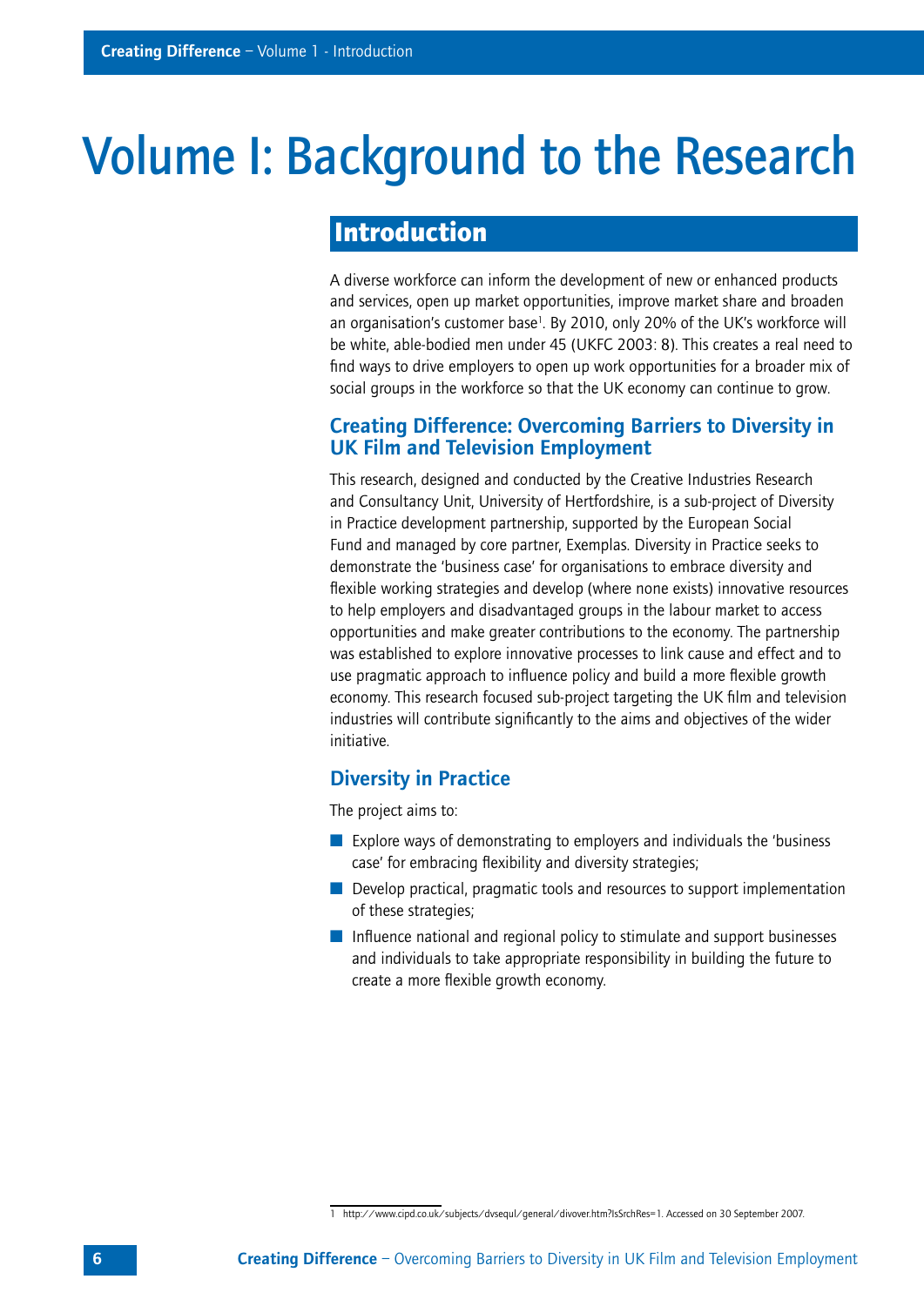# Volume I: Background to the Research

## Introduction

A diverse workforce can inform the development of new or enhanced products and services, open up market opportunities, improve market share and broaden an organisation's customer base[1]. By 2010, only 20% of the UK's workforce will be white, able-bodied men under 45 (UKFC 2003: 8). This creates a real need to find ways to drive employers to open up work opportunities for a broader mix of social groups in the workforce so that the UK economy can continue to grow.

### Creating Difference: Overcoming Barriers to Diversity in UK Film and Television Employment

This research, designed and conducted by the Creative Industries Research and Consultancy Unit, University of Hertfordshire, is a sub-project of Diversity in Practice development partnership, supported by the European Social Fund and managed by core partner, Exemplas. Diversity in Practice seeks to demonstrate the 'business case' for organisations to embrace diversity and flexible working strategies and develop (where none exists) innovative resources to help employers and disadvantaged groups in the labour market to access opportunities and make greater contributions to the economy. The partnership was established to explore innovative processes to link cause and effect and to use pragmatic approach to influence policy and build a more flexible growth economy. This research focused sub-project targeting the UK film and television industries will contribute significantly to the aims and objectives of the wider initiative.

### Diversity in Practice

The project aims to:

- Explore ways of demonstrating to employers and individuals the 'business case' for embracing flexibility and diversity strategies;
- Develop practical, pragmatic tools and resources to support implementation of these strategies;
- Influence national and regional policy to stimulate and support businesses and individuals to take appropriate responsibility in building the future to create a more flexible growth economy.

---

1 http://www.cipd.co.uk/subjects/dvsequl/general/divover.htm?IsSrchRes=1. Accessed on 30 September 2007.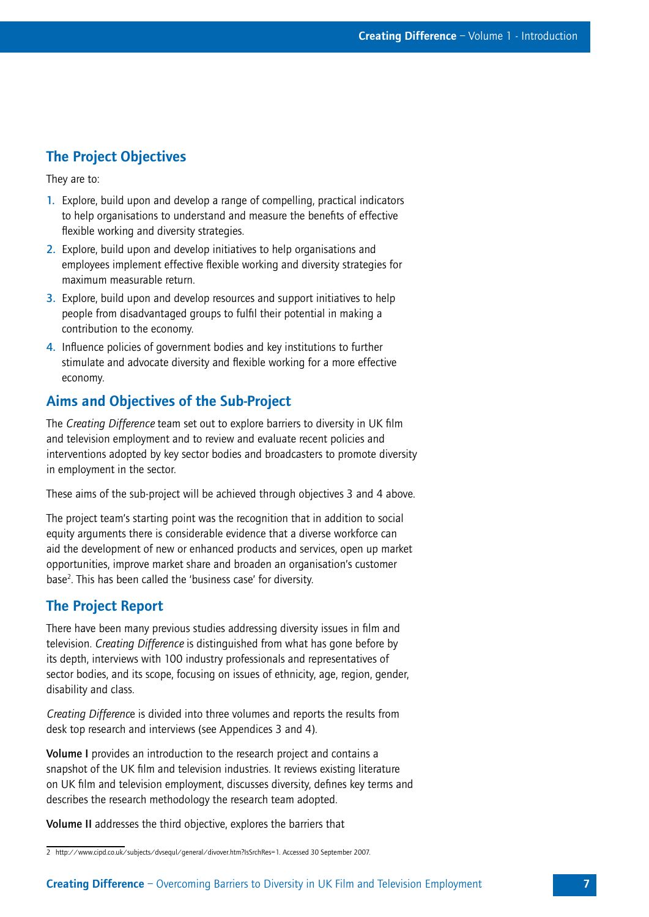## The Project Objectives

They are to:

1. Explore, build upon and develop a range of compelling, practical indicators to help organisations to understand and measure the benefits of effective flexible working and diversity strategies.
2. Explore, build upon and develop initiatives to help organisations and employees implement effective flexible working and diversity strategies for maximum measurable return.
3. Explore, build upon and develop resources and support initiatives to help people from disadvantaged groups to fulfil their potential in making a contribution to the economy.
4. Influence policies of government bodies and key institutions to further stimulate and advocate diversity and flexible working for a more effective economy.

## Aims and Objectives of the Sub-Project

The *Creating Difference* team set out to explore barriers to diversity in UK film and television employment and to review and evaluate recent policies and interventions adopted by key sector bodies and broadcasters to promote diversity in employment in the sector.

These aims of the sub-project will be achieved through objectives 3 and 4 above.

The project team's starting point was the recognition that in addition to social equity arguments there is considerable evidence that a diverse workforce can aid the development of new or enhanced products and services, open up market opportunities, improve market share and broaden an organisation's customer base[2]. This has been called the 'business case' for diversity.

## The Project Report

There have been many previous studies addressing diversity issues in film and television. *Creating Difference* is distinguished from what has gone before by its depth, interviews with 100 industry professionals and representatives of sector bodies, and its scope, focusing on issues of ethnicity, age, region, gender, disability and class.

*Creating Difference* is divided into three volumes and reports the results from desk top research and interviews (see Appendices 3 and 4).

**Volume I** provides an introduction to the research project and contains a snapshot of the UK film and television industries. It reviews existing literature on UK film and television employment, discusses diversity, defines key terms and describes the research methodology the research team adopted.

**Volume II** addresses the third objective, explores the barriers that

---

2 http://www.cipd.co.uk/subjects/dvsequl/general/divover.htm?IsSrchRes=1. Accessed 30 September 2007.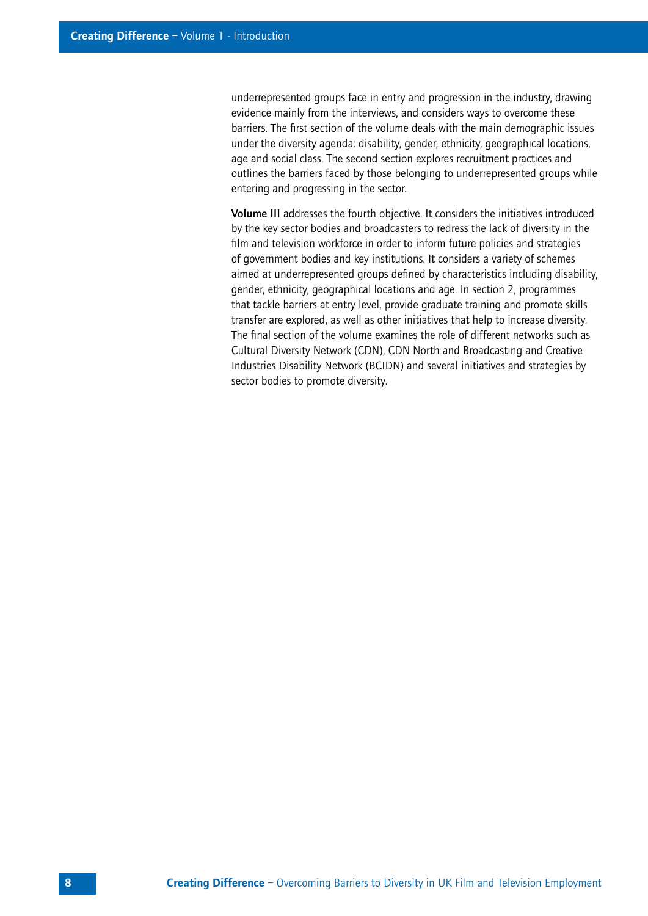underrepresented groups face in entry and progression in the industry, drawing evidence mainly from the interviews, and considers ways to overcome these barriers. The first section of the volume deals with the main demographic issues under the diversity agenda: disability, gender, ethnicity, geographical locations, age and social class. The second section explores recruitment practices and outlines the barriers faced by those belonging to underrepresented groups while entering and progressing in the sector.

**Volume III** addresses the fourth objective. It considers the initiatives introduced by the key sector bodies and broadcasters to redress the lack of diversity in the film and television workforce in order to inform future policies and strategies of government bodies and key institutions. It considers a variety of schemes aimed at underrepresented groups defined by characteristics including disability, gender, ethnicity, geographical locations and age. In section 2, programmes that tackle barriers at entry level, provide graduate training and promote skills transfer are explored, as well as other initiatives that help to increase diversity. The final section of the volume examines the role of different networks such as Cultural Diversity Network (CDN), CDN North and Broadcasting and Creative Industries Disability Network (BCIDN) and several initiatives and strategies by sector bodies to promote diversity.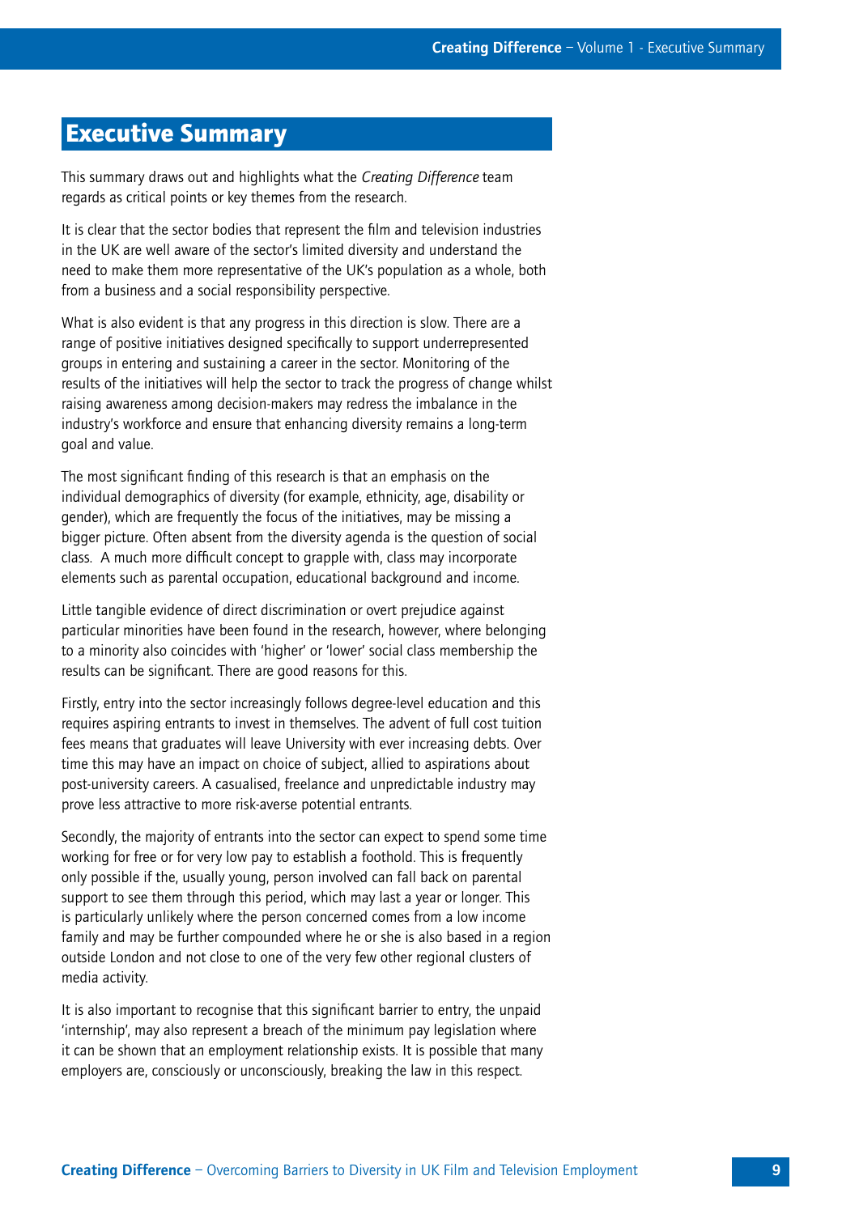# Executive Summary

This summary draws out and highlights what the *Creating Difference* team regards as critical points or key themes from the research.

It is clear that the sector bodies that represent the film and television industries in the UK are well aware of the sector's limited diversity and understand the need to make them more representative of the UK's population as a whole, both from a business and a social responsibility perspective.

What is also evident is that any progress in this direction is slow. There are a range of positive initiatives designed specifically to support underrepresented groups in entering and sustaining a career in the sector. Monitoring of the results of the initiatives will help the sector to track the progress of change whilst raising awareness among decision-makers may redress the imbalance in the industry's workforce and ensure that enhancing diversity remains a long-term goal and value.

The most significant finding of this research is that an emphasis on the individual demographics of diversity (for example, ethnicity, age, disability or gender), which are frequently the focus of the initiatives, may be missing a bigger picture. Often absent from the diversity agenda is the question of social class. A much more difficult concept to grapple with, class may incorporate elements such as parental occupation, educational background and income.

Little tangible evidence of direct discrimination or overt prejudice against particular minorities have been found in the research, however, where belonging to a minority also coincides with 'higher' or 'lower' social class membership the results can be significant. There are good reasons for this.

Firstly, entry into the sector increasingly follows degree-level education and this requires aspiring entrants to invest in themselves. The advent of full cost tuition fees means that graduates will leave University with ever increasing debts. Over time this may have an impact on choice of subject, allied to aspirations about post-university careers. A casualised, freelance and unpredictable industry may prove less attractive to more risk-averse potential entrants.

Secondly, the majority of entrants into the sector can expect to spend some time working for free or for very low pay to establish a foothold. This is frequently only possible if the, usually young, person involved can fall back on parental support to see them through this period, which may last a year or longer. This is particularly unlikely where the person concerned comes from a low income family and may be further compounded where he or she is also based in a region outside London and not close to one of the very few other regional clusters of media activity.

It is also important to recognise that this significant barrier to entry, the unpaid 'internship', may also represent a breach of the minimum pay legislation where it can be shown that an employment relationship exists. It is possible that many employers are, consciously or unconsciously, breaking the law in this respect.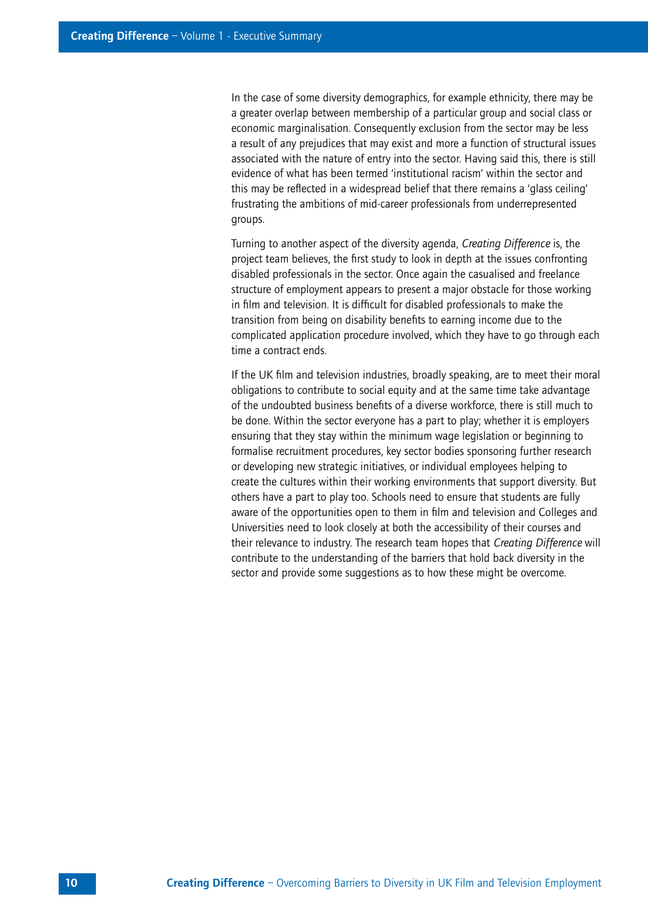In the case of some diversity demographics, for example ethnicity, there may be a greater overlap between membership of a particular group and social class or economic marginalisation. Consequently exclusion from the sector may be less a result of any prejudices that may exist and more a function of structural issues associated with the nature of entry into the sector. Having said this, there is still evidence of what has been termed 'institutional racism' within the sector and this may be reflected in a widespread belief that there remains a 'glass ceiling' frustrating the ambitions of mid-career professionals from underrepresented groups.

Turning to another aspect of the diversity agenda, *Creating Difference* is, the project team believes, the first study to look in depth at the issues confronting disabled professionals in the sector. Once again the casualised and freelance structure of employment appears to present a major obstacle for those working in film and television. It is difficult for disabled professionals to make the transition from being on disability benefits to earning income due to the complicated application procedure involved, which they have to go through each time a contract ends.

If the UK film and television industries, broadly speaking, are to meet their moral obligations to contribute to social equity and at the same time take advantage of the undoubted business benefits of a diverse workforce, there is still much to be done. Within the sector everyone has a part to play; whether it is employers ensuring that they stay within the minimum wage legislation or beginning to formalise recruitment procedures, key sector bodies sponsoring further research or developing new strategic initiatives, or individual employees helping to create the cultures within their working environments that support diversity. But others have a part to play too. Schools need to ensure that students are fully aware of the opportunities open to them in film and television and Colleges and Universities need to look closely at both the accessibility of their courses and their relevance to industry. The research team hopes that *Creating Difference* will contribute to the understanding of the barriers that hold back diversity in the sector and provide some suggestions as to how these might be overcome.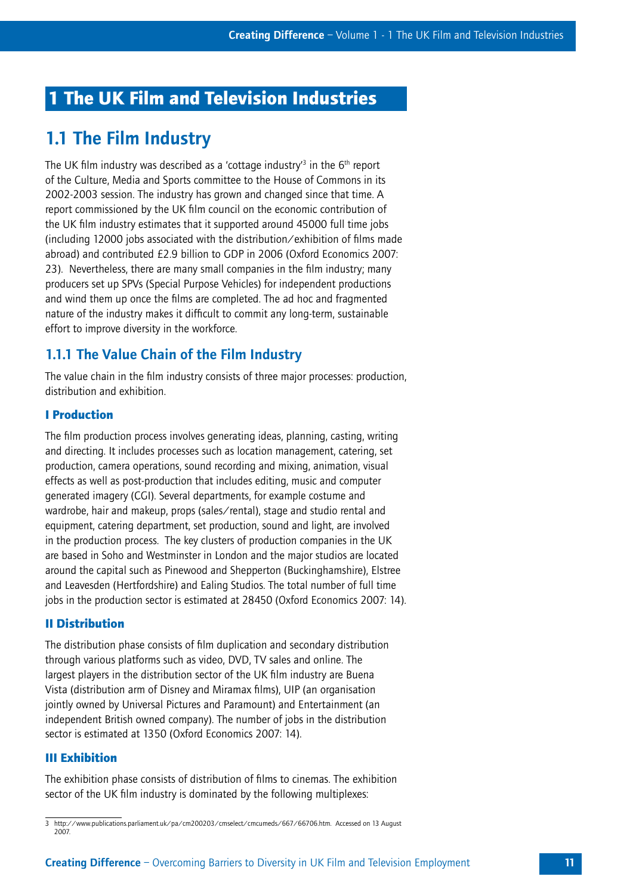# 1 The UK Film and Television Industries

## 1.1 The Film Industry

The UK film industry was described as a 'cottage industry'[3] in the 6th report of the Culture, Media and Sports committee to the House of Commons in its 2002-2003 session. The industry has grown and changed since that time. A report commissioned by the UK film council on the economic contribution of the UK film industry estimates that it supported around 45000 full time jobs (including 12000 jobs associated with the distribution/exhibition of films made abroad) and contributed £2.9 billion to GDP in 2006 (Oxford Economics 2007: 23). Nevertheless, there are many small companies in the film industry; many producers set up SPVs (Special Purpose Vehicles) for independent productions and wind them up once the films are completed. The ad hoc and fragmented nature of the industry makes it difficult to commit any long-term, sustainable effort to improve diversity in the workforce.

### 1.1.1 The Value Chain of the Film Industry

The value chain in the film industry consists of three major processes: production, distribution and exhibition.

#### I Production

The film production process involves generating ideas, planning, casting, writing and directing. It includes processes such as location management, catering, set production, camera operations, sound recording and mixing, animation, visual effects as well as post-production that includes editing, music and computer generated imagery (CGI). Several departments, for example costume and wardrobe, hair and makeup, props (sales/rental), stage and studio rental and equipment, catering department, set production, sound and light, are involved in the production process. The key clusters of production companies in the UK are based in Soho and Westminster in London and the major studios are located around the capital such as Pinewood and Shepperton (Buckinghamshire), Elstree and Leavesden (Hertfordshire) and Ealing Studios. The total number of full time jobs in the production sector is estimated at 28450 (Oxford Economics 2007: 14).

#### II Distribution

The distribution phase consists of film duplication and secondary distribution through various platforms such as video, DVD, TV sales and online. The largest players in the distribution sector of the UK film industry are Buena Vista (distribution arm of Disney and Miramax films), UIP (an organisation jointly owned by Universal Pictures and Paramount) and Entertainment (an independent British owned company). The number of jobs in the distribution sector is estimated at 1350 (Oxford Economics 2007: 14).

#### III Exhibition

The exhibition phase consists of distribution of films to cinemas. The exhibition sector of the UK film industry is dominated by the following multiplexes:

---

3 http://www.publications.parliament.uk/pa/cm200203/cmselect/cmcumeds/667/66706.htm. Accessed on 13 August 2007.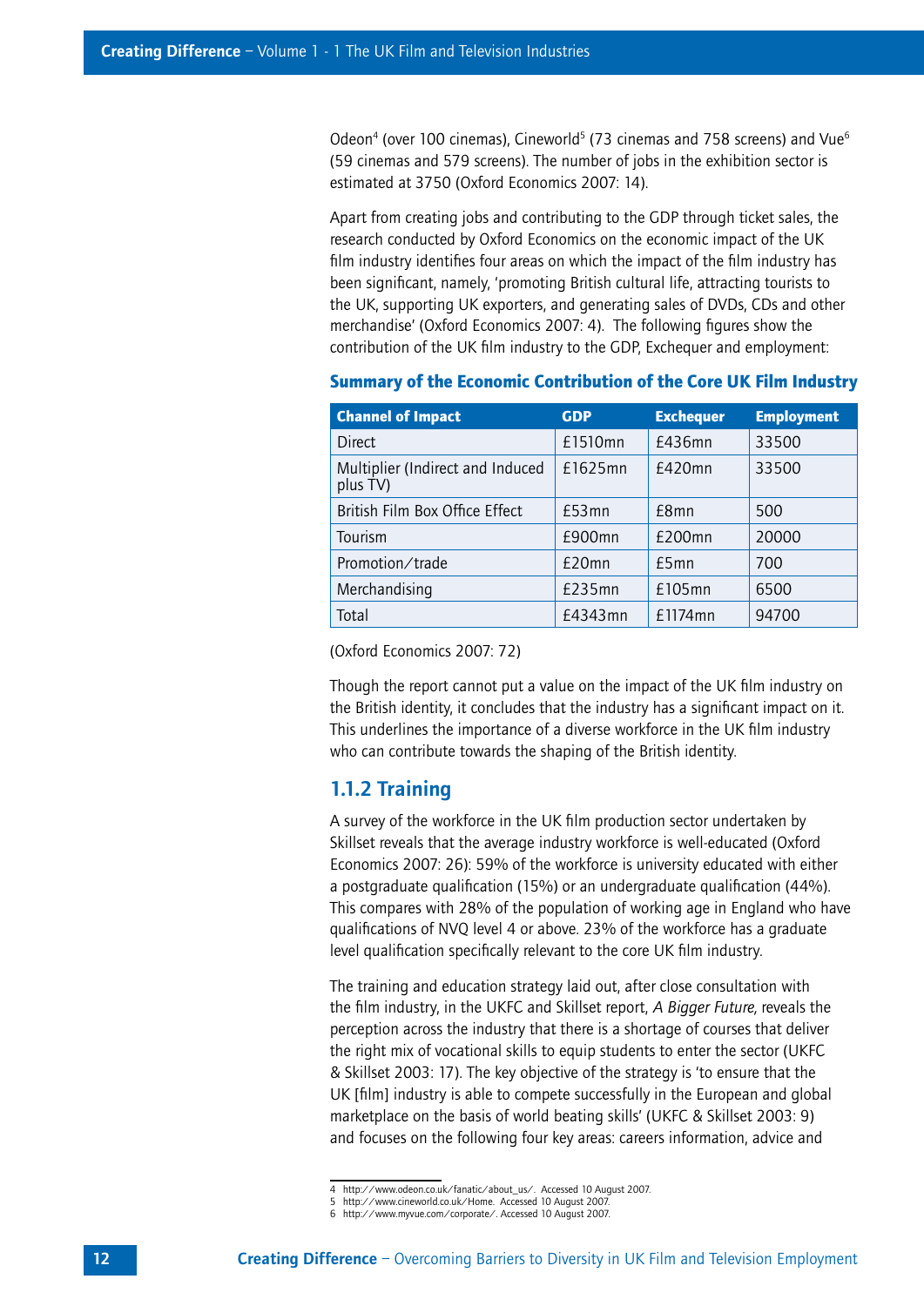Odeon[4] (over 100 cinemas), Cineworld[5] (73 cinemas and 758 screens) and Vue[6] (59 cinemas and 579 screens). The number of jobs in the exhibition sector is estimated at 3750 (Oxford Economics 2007: 14).

Apart from creating jobs and contributing to the GDP through ticket sales, the research conducted by Oxford Economics on the economic impact of the UK film industry identifies four areas on which the impact of the film industry has been significant, namely, 'promoting British cultural life, attracting tourists to the UK, supporting UK exporters, and generating sales of DVDs, CDs and other merchandise' (Oxford Economics 2007: 4). The following figures show the contribution of the UK film industry to the GDP, Exchequer and employment:

**Summary of the Economic Contribution of the Core UK Film Industry**

| Channel of Impact | GDP | Exchequer | Employment |
|---|---|---|---|
| Direct | £1510mn | £436mn | 33500 |
| Multiplier (Indirect and Induced plus TV) | £1625mn | £420mn | 33500 |
| British Film Box Office Effect | £53mn | £8mn | 500 |
| Tourism | £900mn | £200mn | 20000 |
| Promotion/trade | £20mn | £5mn | 700 |
| Merchandising | £235mn | £105mn | 6500 |
| Total | £4343mn | £1174mn | 94700 |

(Oxford Economics 2007: 72)

Though the report cannot put a value on the impact of the UK film industry on the British identity, it concludes that the industry has a significant impact on it. This underlines the importance of a diverse workforce in the UK film industry who can contribute towards the shaping of the British identity.

### 1.1.2 Training

A survey of the workforce in the UK film production sector undertaken by Skillset reveals that the average industry workforce is well-educated (Oxford Economics 2007: 26): 59% of the workforce is university educated with either a postgraduate qualification (15%) or an undergraduate qualification (44%). This compares with 28% of the population of working age in England who have qualifications of NVQ level 4 or above. 23% of the workforce has a graduate level qualification specifically relevant to the core UK film industry.

The training and education strategy laid out, after close consultation with the film industry, in the UKFC and Skillset report, *A Bigger Future*, reveals the perception across the industry that there is a shortage of courses that deliver the right mix of vocational skills to equip students to enter the sector (UKFC & Skillset 2003: 17). The key objective of the strategy is 'to ensure that the UK [film] industry is able to compete successfully in the European and global marketplace on the basis of world beating skills' (UKFC & Skillset 2003: 9) and focuses on the following four key areas: careers information, advice and

4 http://www.odeon.co.uk/fanatic/about_us/. Accessed 10 August 2007.
5 http://www.cineworld.co.uk/Home. Accessed 10 August 2007.
6 http://www.myvue.com/corporate/. Accessed 10 August 2007.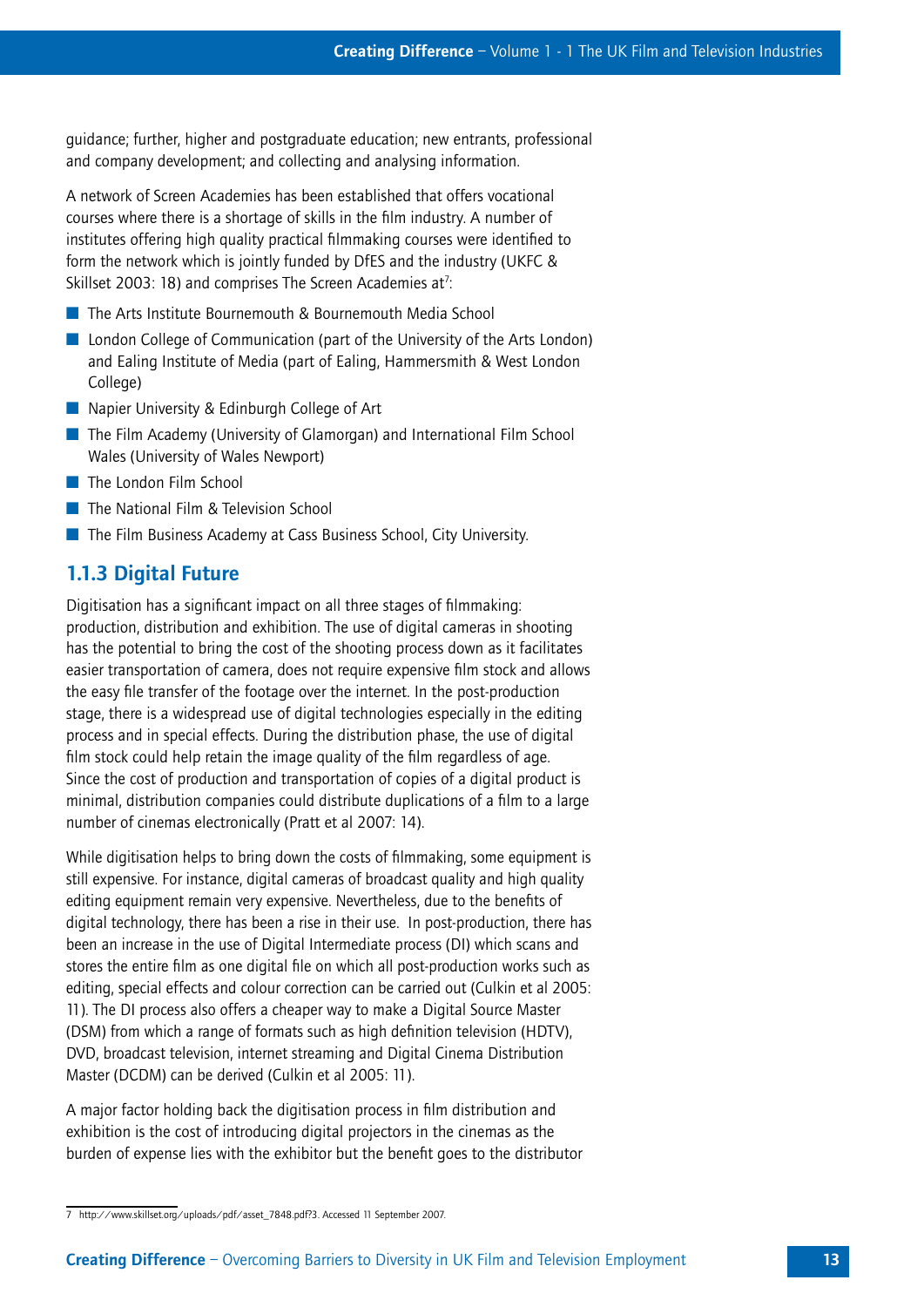guidance; further, higher and postgraduate education; new entrants, professional and company development; and collecting and analysing information.

A network of Screen Academies has been established that offers vocational courses where there is a shortage of skills in the film industry. A number of institutes offering high quality practical filmmaking courses were identified to form the network which is jointly funded by DfES and the industry (UKFC & Skillset 2003: 18) and comprises The Screen Academies at[7]:

- The Arts Institute Bournemouth & Bournemouth Media School
- London College of Communication (part of the University of the Arts London) and Ealing Institute of Media (part of Ealing, Hammersmith & West London College)
- Napier University & Edinburgh College of Art
- The Film Academy (University of Glamorgan) and International Film School Wales (University of Wales Newport)
- The London Film School
- The National Film & Television School
- The Film Business Academy at Cass Business School, City University.

### 1.1.3 Digital Future

Digitisation has a significant impact on all three stages of filmmaking: production, distribution and exhibition. The use of digital cameras in shooting has the potential to bring the cost of the shooting process down as it facilitates easier transportation of camera, does not require expensive film stock and allows the easy file transfer of the footage over the internet. In the post-production stage, there is a widespread use of digital technologies especially in the editing process and in special effects. During the distribution phase, the use of digital film stock could help retain the image quality of the film regardless of age. Since the cost of production and transportation of copies of a digital product is minimal, distribution companies could distribute duplications of a film to a large number of cinemas electronically (Pratt et al 2007: 14).

While digitisation helps to bring down the costs of filmmaking, some equipment is still expensive. For instance, digital cameras of broadcast quality and high quality editing equipment remain very expensive. Nevertheless, due to the benefits of digital technology, there has been a rise in their use. In post-production, there has been an increase in the use of Digital Intermediate process (DI) which scans and stores the entire film as one digital file on which all post-production works such as editing, special effects and colour correction can be carried out (Culkin et al 2005: 11). The DI process also offers a cheaper way to make a Digital Source Master (DSM) from which a range of formats such as high definition television (HDTV), DVD, broadcast television, internet streaming and Digital Cinema Distribution Master (DCDM) can be derived (Culkin et al 2005: 11).

A major factor holding back the digitisation process in film distribution and exhibition is the cost of introducing digital projectors in the cinemas as the burden of expense lies with the exhibitor but the benefit goes to the distributor

---

7 http://www.skillset.org/uploads/pdf/asset_7848.pdf?3. Accessed 11 September 2007.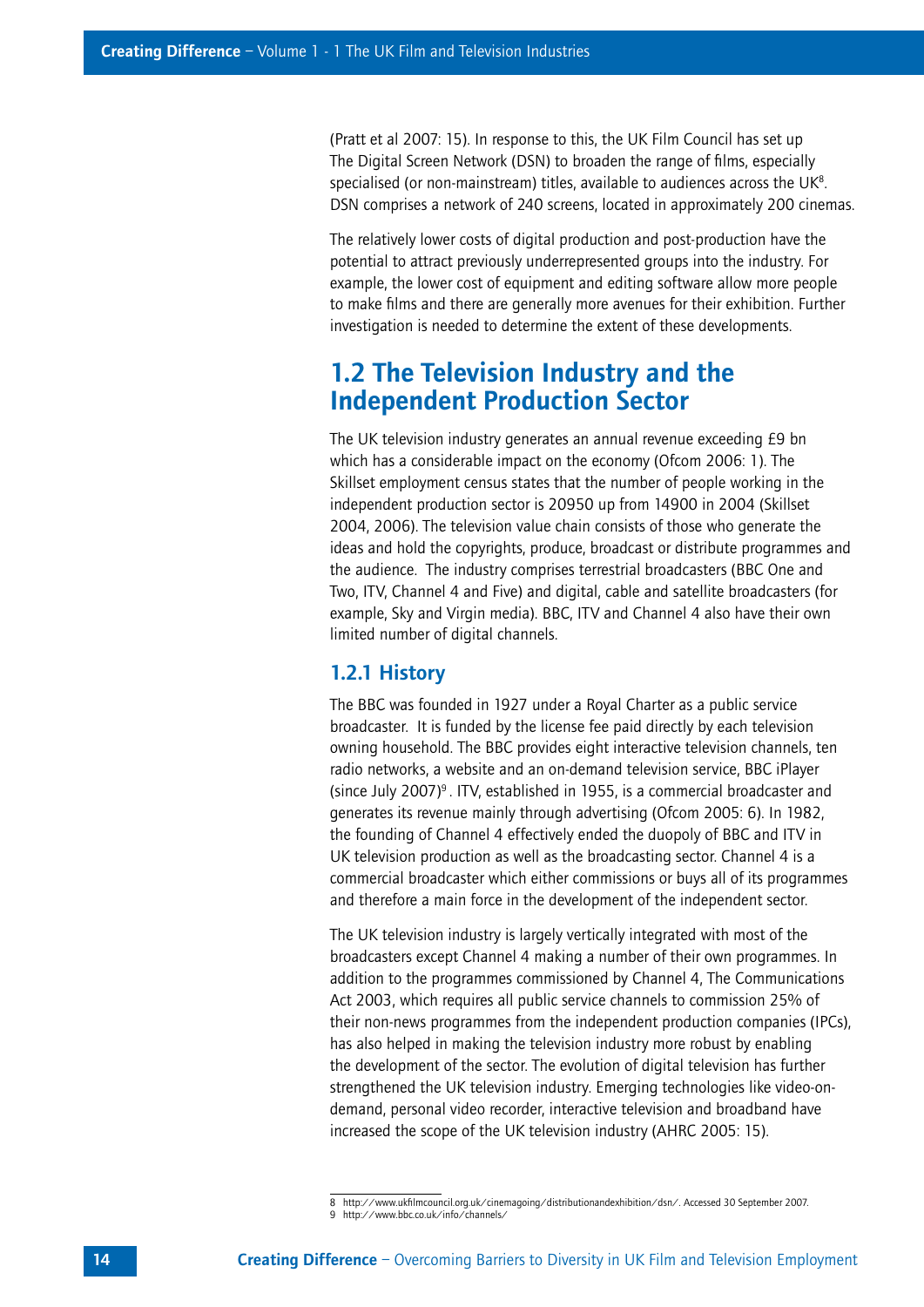(Pratt et al 2007: 15). In response to this, the UK Film Council has set up The Digital Screen Network (DSN) to broaden the range of films, especially specialised (or non-mainstream) titles, available to audiences across the UK[8]. DSN comprises a network of 240 screens, located in approximately 200 cinemas.

The relatively lower costs of digital production and post-production have the potential to attract previously underrepresented groups into the industry. For example, the lower cost of equipment and editing software allow more people to make films and there are generally more avenues for their exhibition. Further investigation is needed to determine the extent of these developments.

## 1.2 The Television Industry and the Independent Production Sector

The UK television industry generates an annual revenue exceeding £9 bn which has a considerable impact on the economy (Ofcom 2006: 1). The Skillset employment census states that the number of people working in the independent production sector is 20950 up from 14900 in 2004 (Skillset 2004, 2006). The television value chain consists of those who generate the ideas and hold the copyrights, produce, broadcast or distribute programmes and the audience. The industry comprises terrestrial broadcasters (BBC One and Two, ITV, Channel 4 and Five) and digital, cable and satellite broadcasters (for example, Sky and Virgin media). BBC, ITV and Channel 4 also have their own limited number of digital channels.

### 1.2.1 History

The BBC was founded in 1927 under a Royal Charter as a public service broadcaster. It is funded by the license fee paid directly by each television owning household. The BBC provides eight interactive television channels, ten radio networks, a website and an on-demand television service, BBC iPlayer (since July 2007)[9]. ITV, established in 1955, is a commercial broadcaster and generates its revenue mainly through advertising (Ofcom 2005: 6). In 1982, the founding of Channel 4 effectively ended the duopoly of BBC and ITV in UK television production as well as the broadcasting sector. Channel 4 is a commercial broadcaster which either commissions or buys all of its programmes and therefore a main force in the development of the independent sector.

The UK television industry is largely vertically integrated with most of the broadcasters except Channel 4 making a number of their own programmes. In addition to the programmes commissioned by Channel 4, The Communications Act 2003, which requires all public service channels to commission 25% of their non-news programmes from the independent production companies (IPCs), has also helped in making the television industry more robust by enabling the development of the sector. The evolution of digital television has further strengthened the UK television industry. Emerging technologies like video-on-demand, personal video recorder, interactive television and broadband have increased the scope of the UK television industry (AHRC 2005: 15).

---

8 http://www.ukfilmcouncil.org.uk/cinemagoing/distributionandexhibition/dsn/. Accessed 30 September 2007.

9 http://www.bbc.co.uk/info/channels/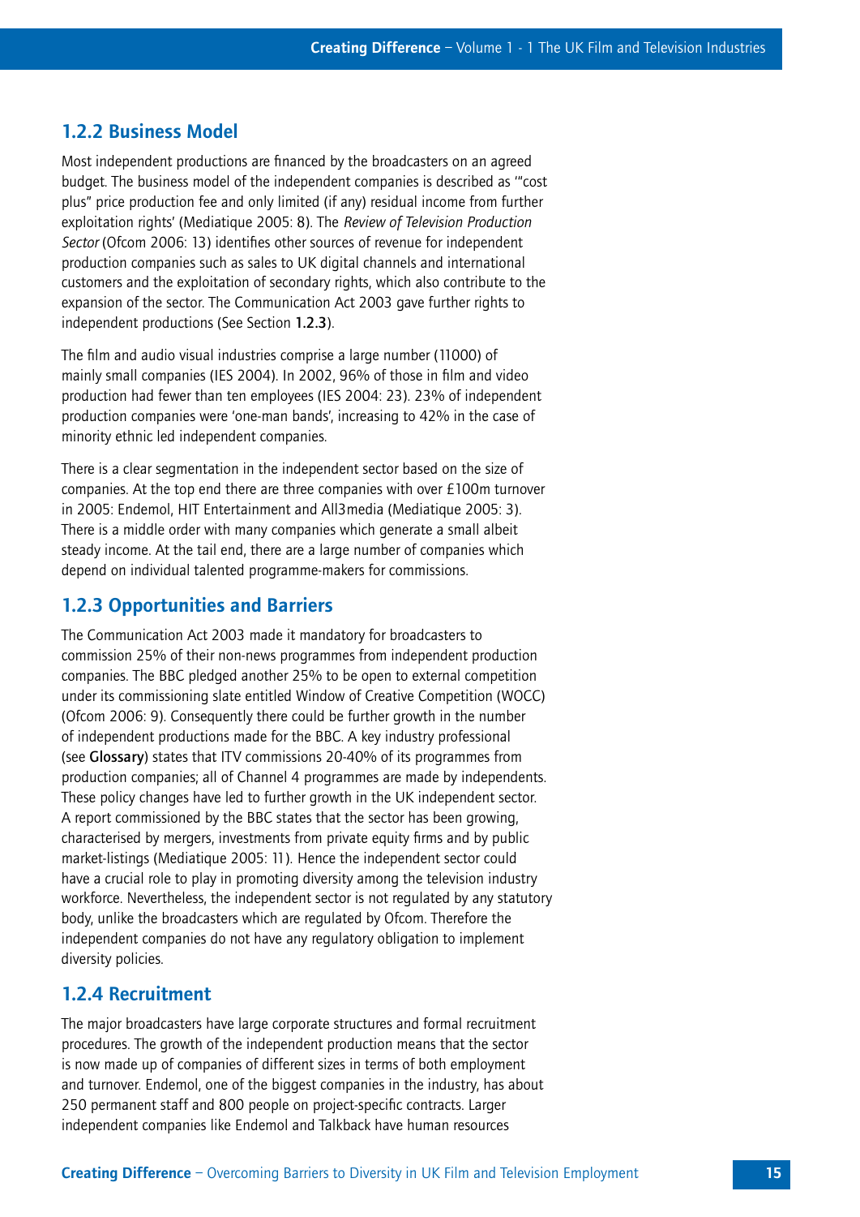### 1.2.2 Business Model

Most independent productions are financed by the broadcasters on an agreed budget. The business model of the independent companies is described as '"cost plus" price production fee and only limited (if any) residual income from further exploitation rights' (Mediatique 2005: 8). The *Review of Television Production Sector* (Ofcom 2006: 13) identifies other sources of revenue for independent production companies such as sales to UK digital channels and international customers and the exploitation of secondary rights, which also contribute to the expansion of the sector. The Communication Act 2003 gave further rights to independent productions (See Section 1.2.3).

The film and audio visual industries comprise a large number (11000) of mainly small companies (IES 2004). In 2002, 96% of those in film and video production had fewer than ten employees (IES 2004: 23). 23% of independent production companies were 'one-man bands', increasing to 42% in the case of minority ethnic led independent companies.

There is a clear segmentation in the independent sector based on the size of companies. At the top end there are three companies with over £100m turnover in 2005: Endemol, HIT Entertainment and All3media (Mediatique 2005: 3). There is a middle order with many companies which generate a small albeit steady income. At the tail end, there are a large number of companies which depend on individual talented programme-makers for commissions.

### 1.2.3 Opportunities and Barriers

The Communication Act 2003 made it mandatory for broadcasters to commission 25% of their non-news programmes from independent production companies. The BBC pledged another 25% to be open to external competition under its commissioning slate entitled Window of Creative Competition (WOCC) (Ofcom 2006: 9). Consequently there could be further growth in the number of independent productions made for the BBC. A key industry professional (see Glossary) states that ITV commissions 20-40% of its programmes from production companies; all of Channel 4 programmes are made by independents. These policy changes have led to further growth in the UK independent sector. A report commissioned by the BBC states that the sector has been growing, characterised by mergers, investments from private equity firms and by public market-listings (Mediatique 2005: 11). Hence the independent sector could have a crucial role to play in promoting diversity among the television industry workforce. Nevertheless, the independent sector is not regulated by any statutory body, unlike the broadcasters which are regulated by Ofcom. Therefore the independent companies do not have any regulatory obligation to implement diversity policies.

### 1.2.4 Recruitment

The major broadcasters have large corporate structures and formal recruitment procedures. The growth of the independent production means that the sector is now made up of companies of different sizes in terms of both employment and turnover. Endemol, one of the biggest companies in the industry, has about 250 permanent staff and 800 people on project-specific contracts. Larger independent companies like Endemol and Talkback have human resources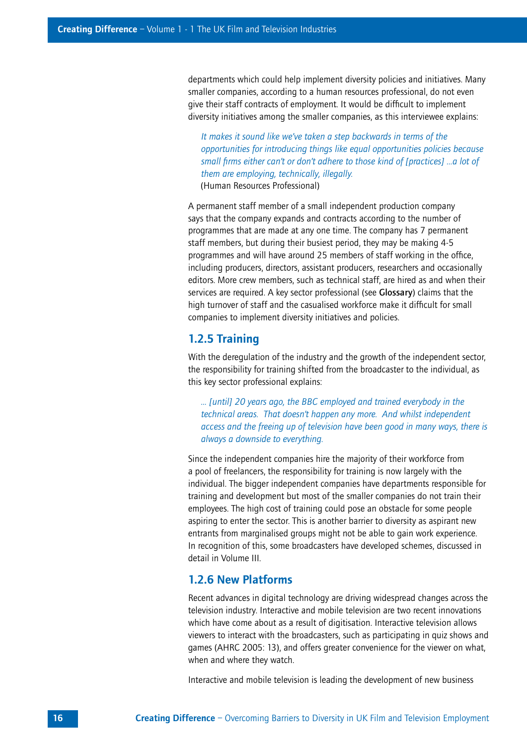departments which could help implement diversity policies and initiatives. Many smaller companies, according to a human resources professional, do not even give their staff contracts of employment. It would be difficult to implement diversity initiatives among the smaller companies, as this interviewee explains:

> *It makes it sound like we've taken a step backwards in terms of the opportunities for introducing things like equal opportunities policies because small firms either can't or don't adhere to those kind of [practices] ...a lot of them are employing, technically, illegally.*
> (Human Resources Professional)

A permanent staff member of a small independent production company says that the company expands and contracts according to the number of programmes that are made at any one time. The company has 7 permanent staff members, but during their busiest period, they may be making 4-5 programmes and will have around 25 members of staff working in the office, including producers, directors, assistant producers, researchers and occasionally editors. More crew members, such as technical staff, are hired as and when their services are required. A key sector professional (see **Glossary**) claims that the high turnover of staff and the casualised workforce make it difficult for small companies to implement diversity initiatives and policies.

### 1.2.5 Training

With the deregulation of the industry and the growth of the independent sector, the responsibility for training shifted from the broadcaster to the individual, as this key sector professional explains:

> *... [until] 20 years ago, the BBC employed and trained everybody in the technical areas. That doesn't happen any more. And whilst independent access and the freeing up of television have been good in many ways, there is always a downside to everything.*

Since the independent companies hire the majority of their workforce from a pool of freelancers, the responsibility for training is now largely with the individual. The bigger independent companies have departments responsible for training and development but most of the smaller companies do not train their employees. The high cost of training could pose an obstacle for some people aspiring to enter the sector. This is another barrier to diversity as aspirant new entrants from marginalised groups might not be able to gain work experience. In recognition of this, some broadcasters have developed schemes, discussed in detail in Volume III.

### 1.2.6 New Platforms

Recent advances in digital technology are driving widespread changes across the television industry. Interactive and mobile television are two recent innovations which have come about as a result of digitisation. Interactive television allows viewers to interact with the broadcasters, such as participating in quiz shows and games (AHRC 2005: 13), and offers greater convenience for the viewer on what, when and where they watch.

Interactive and mobile television is leading the development of new business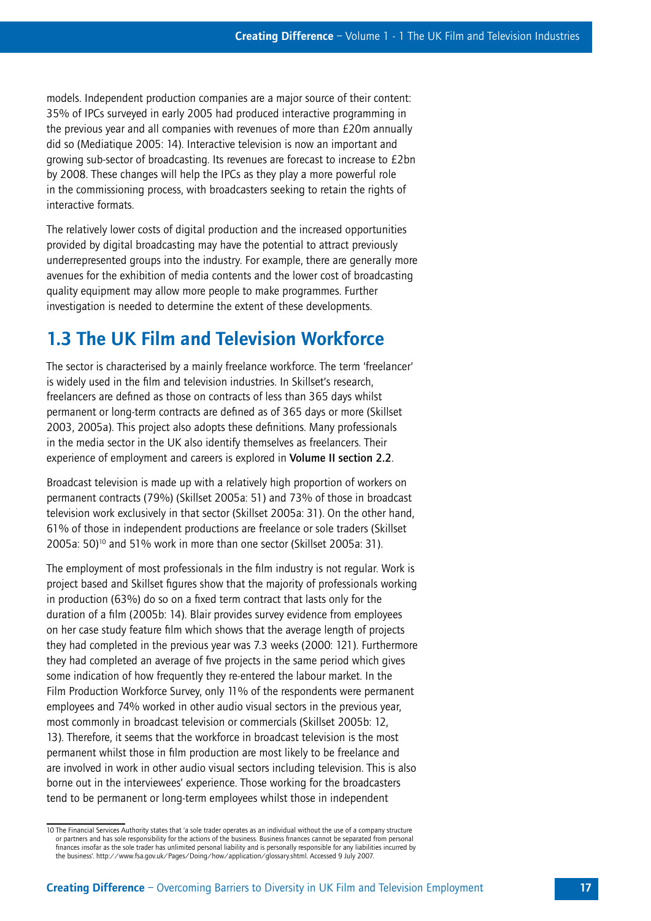models. Independent production companies are a major source of their content: 35% of IPCs surveyed in early 2005 had produced interactive programming in the previous year and all companies with revenues of more than £20m annually did so (Mediatique 2005: 14). Interactive television is now an important and growing sub-sector of broadcasting. Its revenues are forecast to increase to £2bn by 2008. These changes will help the IPCs as they play a more powerful role in the commissioning process, with broadcasters seeking to retain the rights of interactive formats.

The relatively lower costs of digital production and the increased opportunities provided by digital broadcasting may have the potential to attract previously underrepresented groups into the industry. For example, there are generally more avenues for the exhibition of media contents and the lower cost of broadcasting quality equipment may allow more people to make programmes. Further investigation is needed to determine the extent of these developments.

## 1.3 The UK Film and Television Workforce

The sector is characterised by a mainly freelance workforce. The term 'freelancer' is widely used in the film and television industries. In Skillset's research, freelancers are defined as those on contracts of less than 365 days whilst permanent or long-term contracts are defined as of 365 days or more (Skillset 2003, 2005a). This project also adopts these definitions. Many professionals in the media sector in the UK also identify themselves as freelancers. Their experience of employment and careers is explored in **Volume II section 2.2**.

Broadcast television is made up with a relatively high proportion of workers on permanent contracts (79%) (Skillset 2005a: 51) and 73% of those in broadcast television work exclusively in that sector (Skillset 2005a: 31). On the other hand, 61% of those in independent productions are freelance or sole traders (Skillset 2005a: 50)[10] and 51% work in more than one sector (Skillset 2005a: 31).

The employment of most professionals in the film industry is not regular. Work is project based and Skillset figures show that the majority of professionals working in production (63%) do so on a fixed term contract that lasts only for the duration of a film (2005b: 14). Blair provides survey evidence from employees on her case study feature film which shows that the average length of projects they had completed in the previous year was 7.3 weeks (2000: 121). Furthermore they had completed an average of five projects in the same period which gives some indication of how frequently they re-entered the labour market. In the Film Production Workforce Survey, only 11% of the respondents were permanent employees and 74% worked in other audio visual sectors in the previous year, most commonly in broadcast television or commercials (Skillset 2005b: 12, 13). Therefore, it seems that the workforce in broadcast television is the most permanent whilst those in film production are most likely to be freelance and are involved in work in other audio visual sectors including television. This is also borne out in the interviewees' experience. Those working for the broadcasters tend to be permanent or long-term employees whilst those in independent

10 The Financial Services Authority states that 'a sole trader operates as an individual without the use of a company structure or partners and has sole responsibility for the actions of the business. Business finances cannot be separated from personal finances insofar as the sole trader has unlimited personal liability and is personally responsible for any liabilities incurred by the business'. http://www.fsa.gov.uk/Pages/Doing/how/application/glossary.shtml. Accessed 9 July 2007.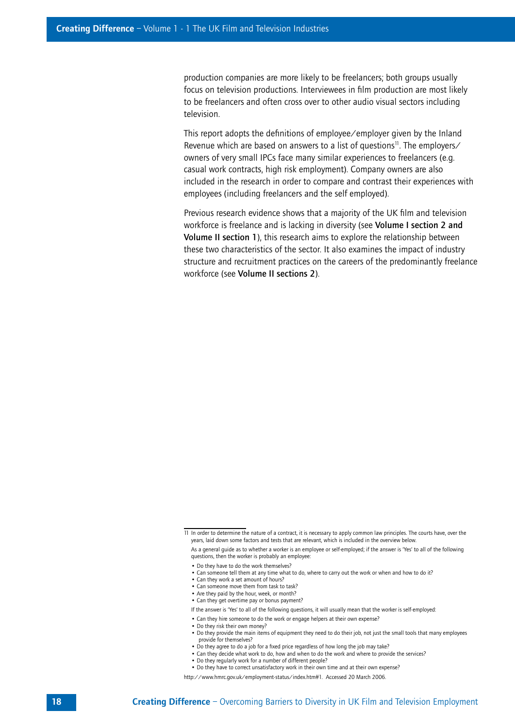production companies are more likely to be freelancers; both groups usually focus on television productions. Interviewees in film production are most likely to be freelancers and often cross over to other audio visual sectors including television.

This report adopts the definitions of employee/employer given by the Inland Revenue which are based on answers to a list of questions[11]. The employers/owners of very small IPCs face many similar experiences to freelancers (e.g. casual work contracts, high risk employment). Company owners are also included in the research in order to compare and contrast their experiences with employees (including freelancers and the self employed).

Previous research evidence shows that a majority of the UK film and television workforce is freelance and is lacking in diversity (see **Volume I section 2 and Volume II section 1**), this research aims to explore the relationship between these two characteristics of the sector. It also examines the impact of industry structure and recruitment practices on the careers of the predominantly freelance workforce (see **Volume II sections 2**).

---

11 In order to determine the nature of a contract, it is necessary to apply common law principles. The courts have, over the years, laid down some factors and tests that are relevant, which is included in the overview below.

As a general guide as to whether a worker is an employee or self-employed; if the answer is 'Yes' to all of the following questions, then the worker is probably an employee:

- Do they have to do the work themselves?
- Can someone tell them at any time what to do, where to carry out the work or when and how to do it?
- Can they work a set amount of hours?
- Can someone move them from task to task?
- Are they paid by the hour, week, or month?
- Can they get overtime pay or bonus payment?

If the answer is 'Yes' to all of the following questions, it will usually mean that the worker is self-employed:

- Can they hire someone to do the work or engage helpers at their own expense?
- Do they risk their own money?
- Do they provide the main items of equipment they need to do their job, not just the small tools that many employees provide for themselves?
- Do they agree to do a job for a fixed price regardless of how long the job may take?
- Can they decide what work to do, how and when to do the work and where to provide the services?
- Do they regularly work for a number of different people?
- Do they have to correct unsatisfactory work in their own time and at their own expense?

http://www.hmrc.gov.uk/employment-status/index.htm#1. Accessed 20 March 2006.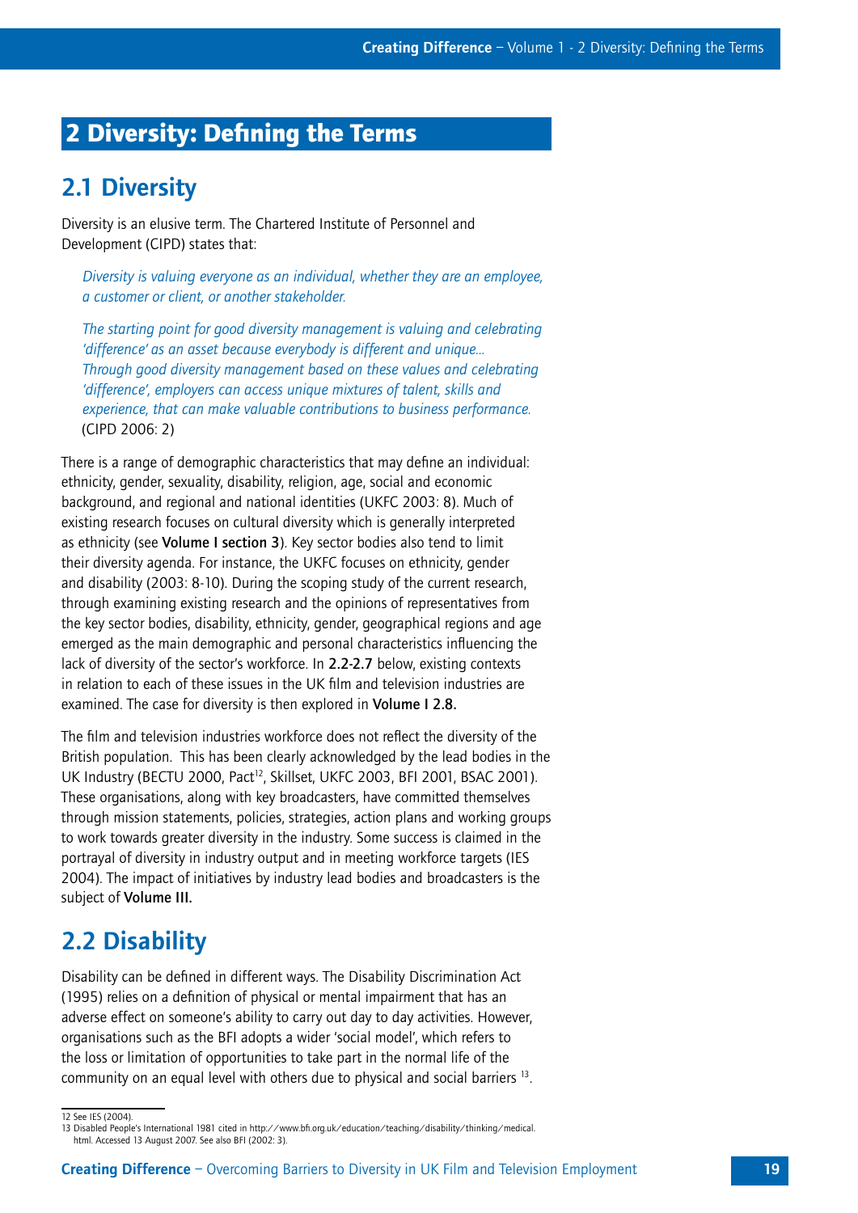# 2 Diversity: Defining the Terms

## 2.1 Diversity

Diversity is an elusive term. The Chartered Institute of Personnel and Development (CIPD) states that:

> *Diversity is valuing everyone as an individual, whether they are an employee, a customer or client, or another stakeholder.*
>
> *The starting point for good diversity management is valuing and celebrating 'difference' as an asset because everybody is different and unique... Through good diversity management based on these values and celebrating 'difference', employers can access unique mixtures of talent, skills and experience, that can make valuable contributions to business performance.* (CIPD 2006: 2)

There is a range of demographic characteristics that may define an individual: ethnicity, gender, sexuality, disability, religion, age, social and economic background, and regional and national identities (UKFC 2003: 8). Much of existing research focuses on cultural diversity which is generally interpreted as ethnicity (see **Volume I section 3**). Key sector bodies also tend to limit their diversity agenda. For instance, the UKFC focuses on ethnicity, gender and disability (2003: 8-10). During the scoping study of the current research, through examining existing research and the opinions of representatives from the key sector bodies, disability, ethnicity, gender, geographical regions and age emerged as the main demographic and personal characteristics influencing the lack of diversity of the sector's workforce. In **2.2-2.7** below, existing contexts in relation to each of these issues in the UK film and television industries are examined. The case for diversity is then explored in **Volume I 2.8.**

The film and television industries workforce does not reflect the diversity of the British population. This has been clearly acknowledged by the lead bodies in the UK Industry (BECTU 2000, Pact[12], Skillset, UKFC 2003, BFI 2001, BSAC 2001). These organisations, along with key broadcasters, have committed themselves through mission statements, policies, strategies, action plans and working groups to work towards greater diversity in the industry. Some success is claimed in the portrayal of diversity in industry output and in meeting workforce targets (IES 2004). The impact of initiatives by industry lead bodies and broadcasters is the subject of **Volume III.**

## 2.2 Disability

Disability can be defined in different ways. The Disability Discrimination Act (1995) relies on a definition of physical or mental impairment that has an adverse effect on someone's ability to carry out day to day activities. However, organisations such as the BFI adopts a wider 'social model', which refers to the loss or limitation of opportunities to take part in the normal life of the community on an equal level with others due to physical and social barriers [13].

---

12 See IES (2004).

13 Disabled People's International 1981 cited in http://www.bfi.org.uk/education/teaching/disability/thinking/medical.html. Accessed 13 August 2007. See also BFI (2002: 3).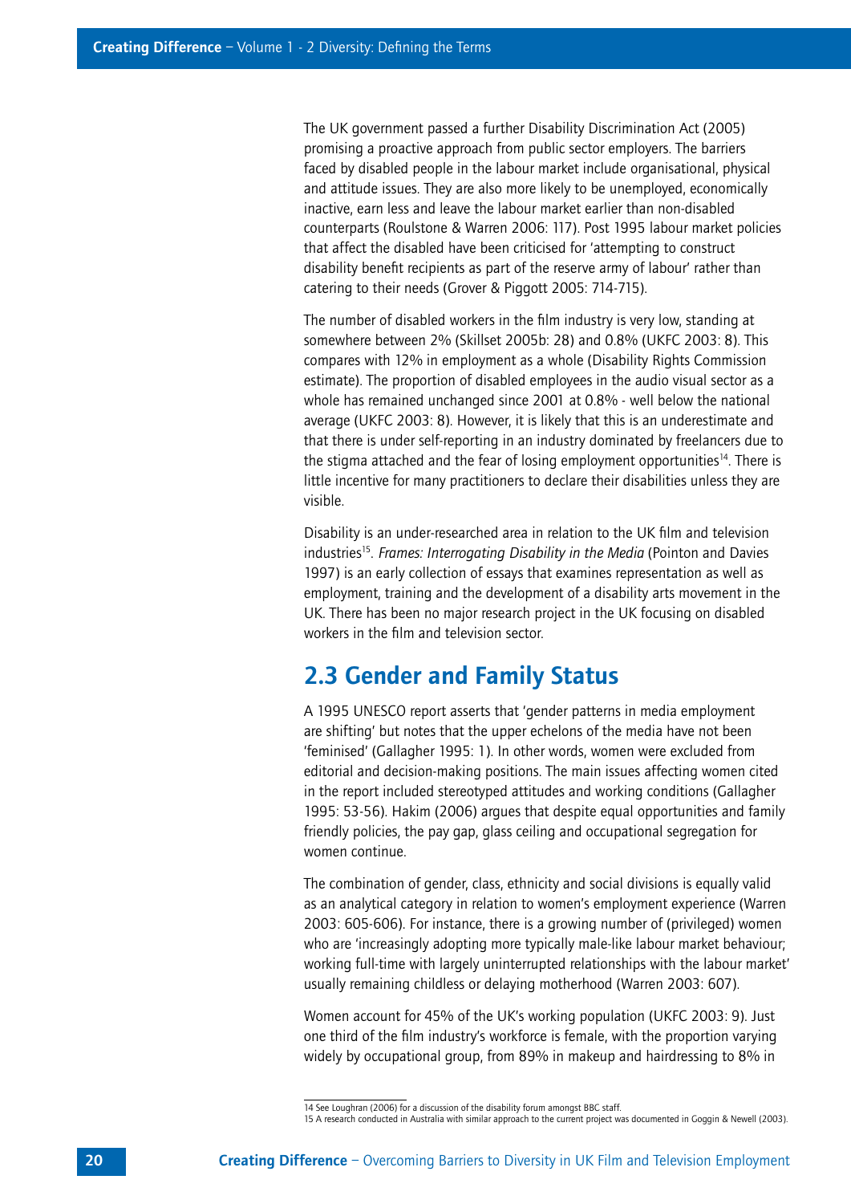The UK government passed a further Disability Discrimination Act (2005) promising a proactive approach from public sector employers. The barriers faced by disabled people in the labour market include organisational, physical and attitude issues. They are also more likely to be unemployed, economically inactive, earn less and leave the labour market earlier than non-disabled counterparts (Roulstone & Warren 2006: 117). Post 1995 labour market policies that affect the disabled have been criticised for 'attempting to construct disability benefit recipients as part of the reserve army of labour' rather than catering to their needs (Grover & Piggott 2005: 714-715).

The number of disabled workers in the film industry is very low, standing at somewhere between 2% (Skillset 2005b: 28) and 0.8% (UKFC 2003: 8). This compares with 12% in employment as a whole (Disability Rights Commission estimate). The proportion of disabled employees in the audio visual sector as a whole has remained unchanged since 2001 at 0.8% - well below the national average (UKFC 2003: 8). However, it is likely that this is an underestimate and that there is under self-reporting in an industry dominated by freelancers due to the stigma attached and the fear of losing employment opportunities[14]. There is little incentive for many practitioners to declare their disabilities unless they are visible.

Disability is an under-researched area in relation to the UK film and television industries[15]. *Frames: Interrogating Disability in the Media* (Pointon and Davies 1997) is an early collection of essays that examines representation as well as employment, training and the development of a disability arts movement in the UK. There has been no major research project in the UK focusing on disabled workers in the film and television sector.

## 2.3 Gender and Family Status

A 1995 UNESCO report asserts that 'gender patterns in media employment are shifting' but notes that the upper echelons of the media have not been 'feminised' (Gallagher 1995: 1). In other words, women were excluded from editorial and decision-making positions. The main issues affecting women cited in the report included stereotyped attitudes and working conditions (Gallagher 1995: 53-56). Hakim (2006) argues that despite equal opportunities and family friendly policies, the pay gap, glass ceiling and occupational segregation for women continue.

The combination of gender, class, ethnicity and social divisions is equally valid as an analytical category in relation to women's employment experience (Warren 2003: 605-606). For instance, there is a growing number of (privileged) women who are 'increasingly adopting more typically male-like labour market behaviour; working full-time with largely uninterrupted relationships with the labour market' usually remaining childless or delaying motherhood (Warren 2003: 607).

Women account for 45% of the UK's working population (UKFC 2003: 9). Just one third of the film industry's workforce is female, with the proportion varying widely by occupational group, from 89% in makeup and hairdressing to 8% in

14 See Loughran (2006) for a discussion of the disability forum amongst BBC staff.
15 A research conducted in Australia with similar approach to the current project was documented in Goggin & Newell (2003).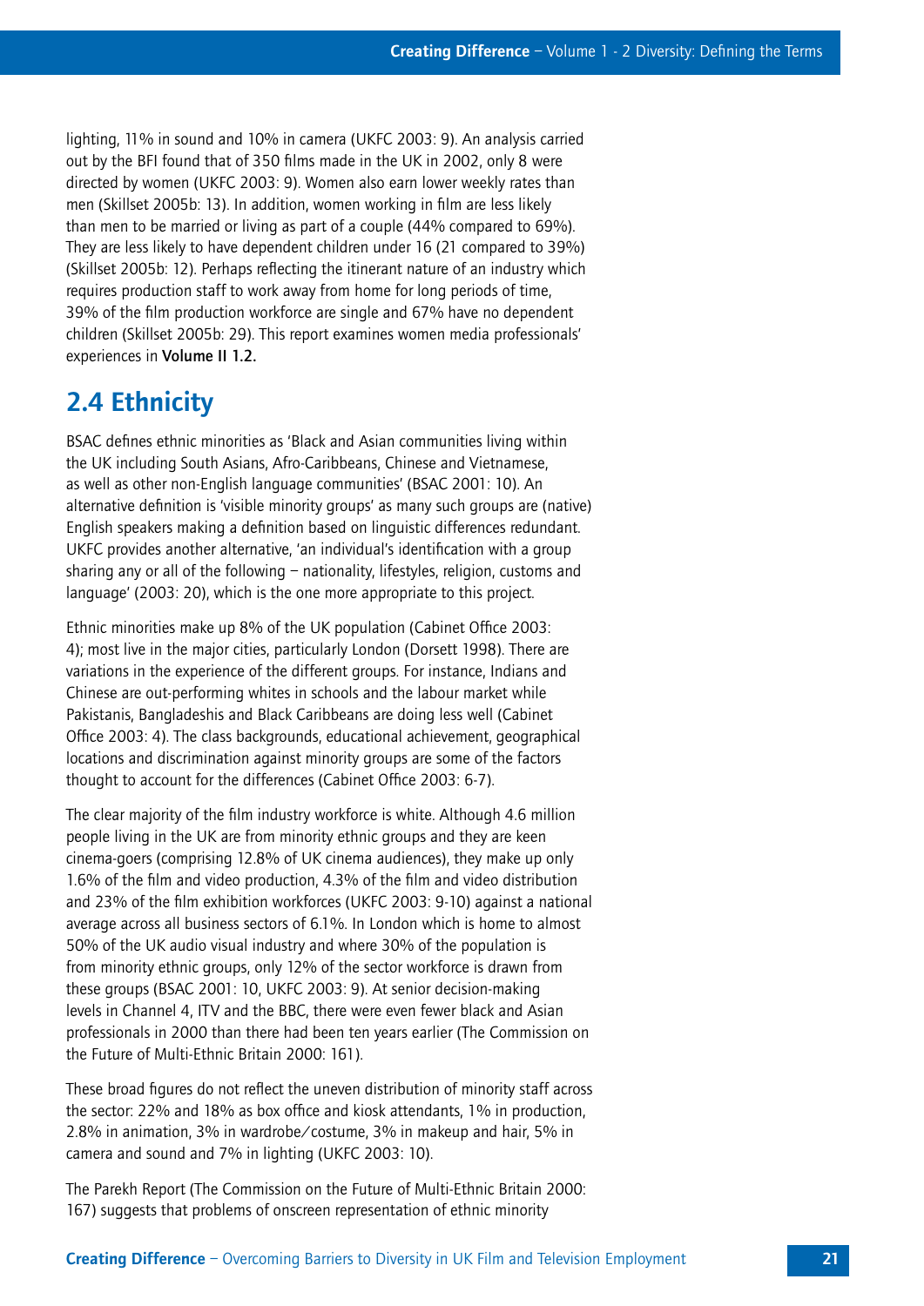lighting, 11% in sound and 10% in camera (UKFC 2003: 9). An analysis carried out by the BFI found that of 350 films made in the UK in 2002, only 8 were directed by women (UKFC 2003: 9). Women also earn lower weekly rates than men (Skillset 2005b: 13). In addition, women working in film are less likely than men to be married or living as part of a couple (44% compared to 69%). They are less likely to have dependent children under 16 (21 compared to 39%) (Skillset 2005b: 12). Perhaps reflecting the itinerant nature of an industry which requires production staff to work away from home for long periods of time, 39% of the film production workforce are single and 67% have no dependent children (Skillset 2005b: 29). This report examines women media professionals' experiences in **Volume II 1.2.**

## 2.4 Ethnicity

BSAC defines ethnic minorities as 'Black and Asian communities living within the UK including South Asians, Afro-Caribbeans, Chinese and Vietnamese, as well as other non-English language communities' (BSAC 2001: 10). An alternative definition is 'visible minority groups' as many such groups are (native) English speakers making a definition based on linguistic differences redundant. UKFC provides another alternative, 'an individual's identification with a group sharing any or all of the following – nationality, lifestyles, religion, customs and language' (2003: 20), which is the one more appropriate to this project.

Ethnic minorities make up 8% of the UK population (Cabinet Office 2003: 4); most live in the major cities, particularly London (Dorsett 1998). There are variations in the experience of the different groups. For instance, Indians and Chinese are out-performing whites in schools and the labour market while Pakistanis, Bangladeshis and Black Caribbeans are doing less well (Cabinet Office 2003: 4). The class backgrounds, educational achievement, geographical locations and discrimination against minority groups are some of the factors thought to account for the differences (Cabinet Office 2003: 6-7).

The clear majority of the film industry workforce is white. Although 4.6 million people living in the UK are from minority ethnic groups and they are keen cinema-goers (comprising 12.8% of UK cinema audiences), they make up only 1.6% of the film and video production, 4.3% of the film and video distribution and 23% of the film exhibition workforces (UKFC 2003: 9-10) against a national average across all business sectors of 6.1%. In London which is home to almost 50% of the UK audio visual industry and where 30% of the population is from minority ethnic groups, only 12% of the sector workforce is drawn from these groups (BSAC 2001: 10, UKFC 2003: 9). At senior decision-making levels in Channel 4, ITV and the BBC, there were even fewer black and Asian professionals in 2000 than there had been ten years earlier (The Commission on the Future of Multi-Ethnic Britain 2000: 161).

These broad figures do not reflect the uneven distribution of minority staff across the sector: 22% and 18% as box office and kiosk attendants, 1% in production, 2.8% in animation, 3% in wardrobe/costume, 3% in makeup and hair, 5% in camera and sound and 7% in lighting (UKFC 2003: 10).

The Parekh Report (The Commission on the Future of Multi-Ethnic Britain 2000: 167) suggests that problems of onscreen representation of ethnic minority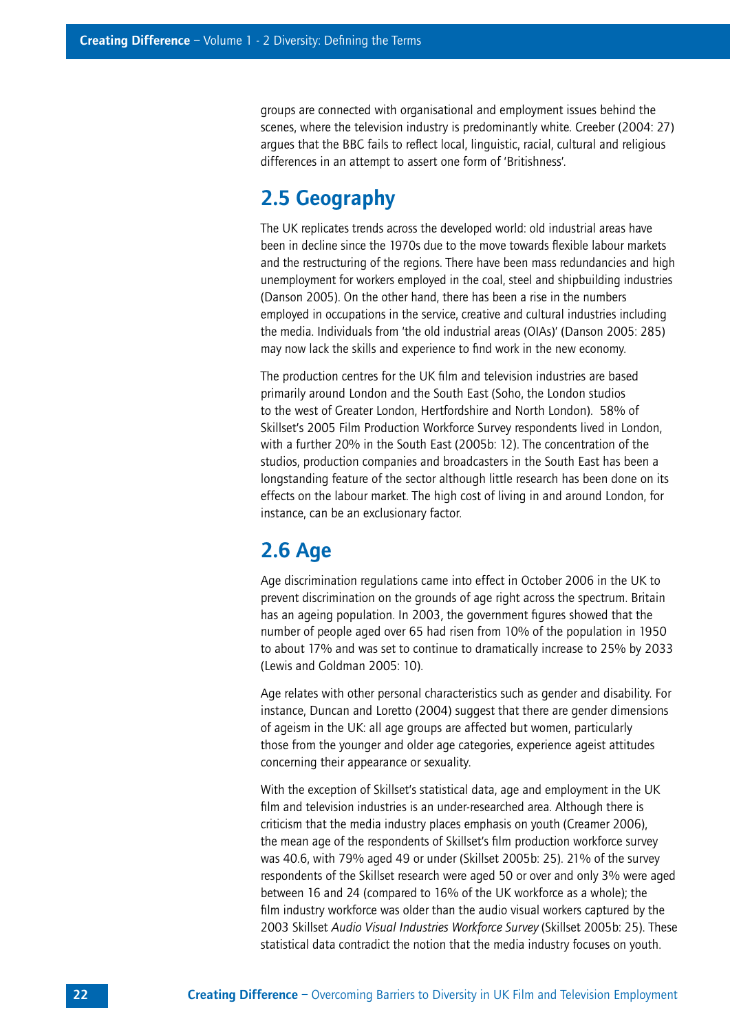groups are connected with organisational and employment issues behind the scenes, where the television industry is predominantly white. Creeber (2004: 27) argues that the BBC fails to reflect local, linguistic, racial, cultural and religious differences in an attempt to assert one form of 'Britishness'.

## 2.5 Geography

The UK replicates trends across the developed world: old industrial areas have been in decline since the 1970s due to the move towards flexible labour markets and the restructuring of the regions. There have been mass redundancies and high unemployment for workers employed in the coal, steel and shipbuilding industries (Danson 2005). On the other hand, there has been a rise in the numbers employed in occupations in the service, creative and cultural industries including the media. Individuals from 'the old industrial areas (OIAs)' (Danson 2005: 285) may now lack the skills and experience to find work in the new economy.

The production centres for the UK film and television industries are based primarily around London and the South East (Soho, the London studios to the west of Greater London, Hertfordshire and North London). 58% of Skillset's 2005 Film Production Workforce Survey respondents lived in London, with a further 20% in the South East (2005b: 12). The concentration of the studios, production companies and broadcasters in the South East has been a longstanding feature of the sector although little research has been done on its effects on the labour market. The high cost of living in and around London, for instance, can be an exclusionary factor.

## 2.6 Age

Age discrimination regulations came into effect in October 2006 in the UK to prevent discrimination on the grounds of age right across the spectrum. Britain has an ageing population. In 2003, the government figures showed that the number of people aged over 65 had risen from 10% of the population in 1950 to about 17% and was set to continue to dramatically increase to 25% by 2033 (Lewis and Goldman 2005: 10).

Age relates with other personal characteristics such as gender and disability. For instance, Duncan and Loretto (2004) suggest that there are gender dimensions of ageism in the UK: all age groups are affected but women, particularly those from the younger and older age categories, experience ageist attitudes concerning their appearance or sexuality.

With the exception of Skillset's statistical data, age and employment in the UK film and television industries is an under-researched area. Although there is criticism that the media industry places emphasis on youth (Creamer 2006), the mean age of the respondents of Skillset's film production workforce survey was 40.6, with 79% aged 49 or under (Skillset 2005b: 25). 21% of the survey respondents of the Skillset research were aged 50 or over and only 3% were aged between 16 and 24 (compared to 16% of the UK workforce as a whole); the film industry workforce was older than the audio visual workers captured by the 2003 Skillset *Audio Visual Industries Workforce Survey* (Skillset 2005b: 25). These statistical data contradict the notion that the media industry focuses on youth.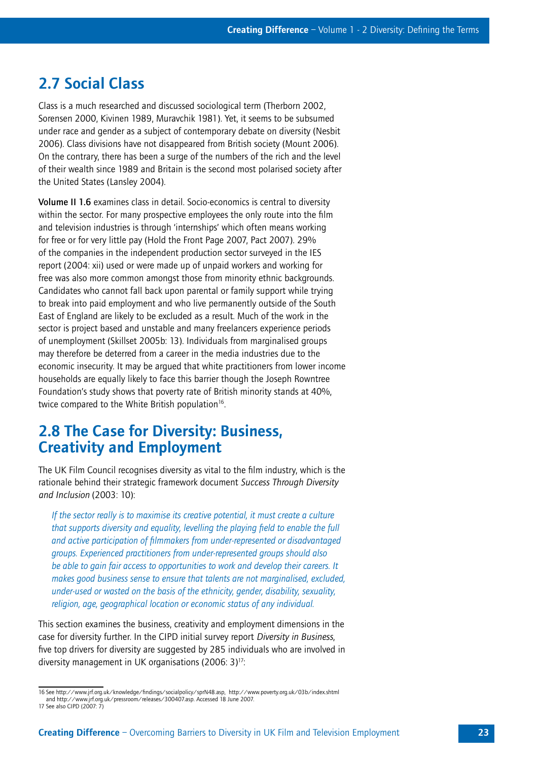## 2.7 Social Class

Class is a much researched and discussed sociological term (Therborn 2002, Sorensen 2000, Kivinen 1989, Muravchik 1981). Yet, it seems to be subsumed under race and gender as a subject of contemporary debate on diversity (Nesbit 2006). Class divisions have not disappeared from British society (Mount 2006). On the contrary, there has been a surge of the numbers of the rich and the level of their wealth since 1989 and Britain is the second most polarised society after the United States (Lansley 2004).

**Volume II 1.6** examines class in detail. Socio-economics is central to diversity within the sector. For many prospective employees the only route into the film and television industries is through 'internships' which often means working for free or for very little pay (Hold the Front Page 2007, Pact 2007). 29% of the companies in the independent production sector surveyed in the IES report (2004: xii) used or were made up of unpaid workers and working for free was also more common amongst those from minority ethnic backgrounds. Candidates who cannot fall back upon parental or family support while trying to break into paid employment and who live permanently outside of the South East of England are likely to be excluded as a result. Much of the work in the sector is project based and unstable and many freelancers experience periods of unemployment (Skillset 2005b: 13). Individuals from marginalised groups may therefore be deterred from a career in the media industries due to the economic insecurity. It may be argued that white practitioners from lower income households are equally likely to face this barrier though the Joseph Rowntree Foundation's study shows that poverty rate of British minority stands at 40%, twice compared to the White British population[16].

## 2.8 The Case for Diversity: Business, Creativity and Employment

The UK Film Council recognises diversity as vital to the film industry, which is the rationale behind their strategic framework document *Success Through Diversity and Inclusion* (2003: 10):

> *If the sector really is to maximise its creative potential, it must create a culture that supports diversity and equality, levelling the playing field to enable the full and active participation of filmmakers from under-represented or disadvantaged groups. Experienced practitioners from under-represented groups should also be able to gain fair access to opportunities to work and develop their careers. It makes good business sense to ensure that talents are not marginalised, excluded, under-used or wasted on the basis of the ethnicity, gender, disability, sexuality, religion, age, geographical location or economic status of any individual.*

This section examines the business, creativity and employment dimensions in the case for diversity further. In the CIPD initial survey report *Diversity in Business*, five top drivers for diversity are suggested by 285 individuals who are involved in diversity management in UK organisations (2006: 3)[17]:

---

16 See http://www.jrf.org.uk/knowledge/findings/socialpolicy/sprN48.asp, http://www.poverty.org.uk/03b/index.shtml and http://www.jrf.org.uk/pressroom/releases/300407.asp. Accessed 18 June 2007.

17 See also CIPD (2007: 7)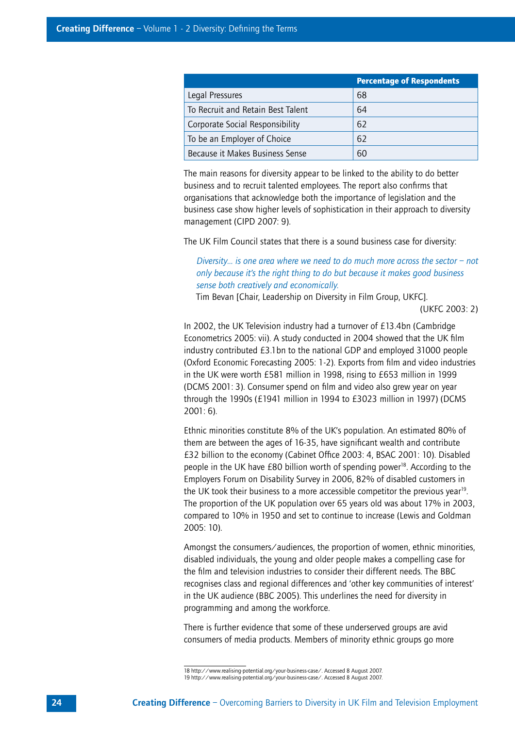| | Percentage of Respondents |
|---|---|
| Legal Pressures | 68 |
| To Recruit and Retain Best Talent | 64 |
| Corporate Social Responsibility | 62 |
| To be an Employer of Choice | 62 |
| Because it Makes Business Sense | 60 |

The main reasons for diversity appear to be linked to the ability to do better business and to recruit talented employees. The report also confirms that organisations that acknowledge both the importance of legislation and the business case show higher levels of sophistication in their approach to diversity management (CIPD 2007: 9).

The UK Film Council states that there is a sound business case for diversity:

> *Diversity... is one area where we need to do much more across the sector – not only because it's the right thing to do but because it makes good business sense both creatively and economically.*
> Tim Bevan [Chair, Leadership on Diversity in Film Group, UKFC].
> (UKFC 2003: 2)

In 2002, the UK Television industry had a turnover of £13.4bn (Cambridge Econometrics 2005: vii). A study conducted in 2004 showed that the UK film industry contributed £3.1bn to the national GDP and employed 31000 people (Oxford Economic Forecasting 2005: 1-2). Exports from film and video industries in the UK were worth £581 million in 1998, rising to £653 million in 1999 (DCMS 2001: 3). Consumer spend on film and video also grew year on year through the 1990s (£1941 million in 1994 to £3023 million in 1997) (DCMS 2001: 6).

Ethnic minorities constitute 8% of the UK's population. An estimated 80% of them are between the ages of 16-35, have significant wealth and contribute £32 billion to the economy (Cabinet Office 2003: 4, BSAC 2001: 10). Disabled people in the UK have £80 billion worth of spending power[18]. According to the Employers Forum on Disability Survey in 2006, 82% of disabled customers in the UK took their business to a more accessible competitor the previous year[19]. The proportion of the UK population over 65 years old was about 17% in 2003, compared to 10% in 1950 and set to continue to increase (Lewis and Goldman 2005: 10).

Amongst the consumers/audiences, the proportion of women, ethnic minorities, disabled individuals, the young and older people makes a compelling case for the film and television industries to consider their different needs. The BBC recognises class and regional differences and 'other key communities of interest' in the UK audience (BBC 2005). This underlines the need for diversity in programming and among the workforce.

There is further evidence that some of these underserved groups are avid consumers of media products. Members of minority ethnic groups go more

18 http://www.realising-potential.org/your-business-case/. Accessed 8 August 2007.
19 http://www.realising-potential.org/your-business-case/. Accessed 8 August 2007.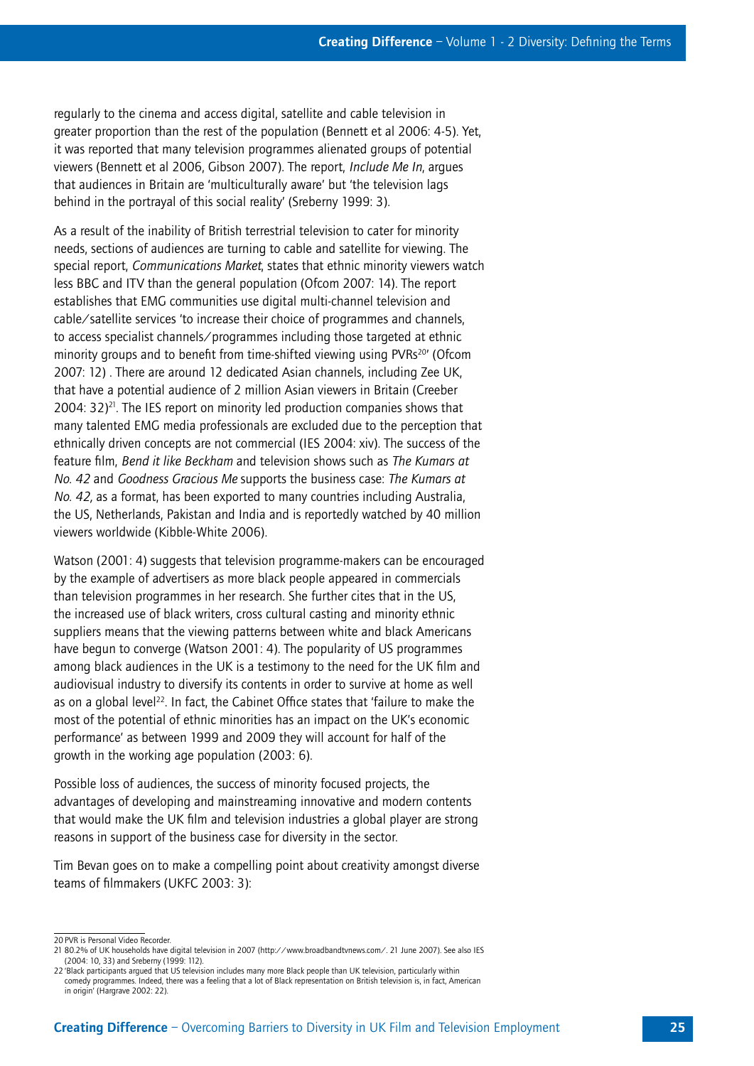regularly to the cinema and access digital, satellite and cable television in greater proportion than the rest of the population (Bennett et al 2006: 4-5). Yet, it was reported that many television programmes alienated groups of potential viewers (Bennett et al 2006, Gibson 2007). The report, *Include Me In*, argues that audiences in Britain are 'multiculturally aware' but 'the television lags behind in the portrayal of this social reality' (Sreberny 1999: 3).

As a result of the inability of British terrestrial television to cater for minority needs, sections of audiences are turning to cable and satellite for viewing. The special report, *Communications Market*, states that ethnic minority viewers watch less BBC and ITV than the general population (Ofcom 2007: 14). The report establishes that EMG communities use digital multi-channel television and cable/satellite services 'to increase their choice of programmes and channels, to access specialist channels/programmes including those targeted at ethnic minority groups and to benefit from time-shifted viewing using PVRs[20]' (Ofcom 2007: 12) . There are around 12 dedicated Asian channels, including Zee UK, that have a potential audience of 2 million Asian viewers in Britain (Creeber 2004: 32)[21]. The IES report on minority led production companies shows that many talented EMG media professionals are excluded due to the perception that ethnically driven concepts are not commercial (IES 2004: xiv). The success of the feature film, *Bend it like Beckham* and television shows such as *The Kumars at No. 42* and *Goodness Gracious Me* supports the business case: *The Kumars at No. 42,* as a format, has been exported to many countries including Australia, the US, Netherlands, Pakistan and India and is reportedly watched by 40 million viewers worldwide (Kibble-White 2006).

Watson (2001: 4) suggests that television programme-makers can be encouraged by the example of advertisers as more black people appeared in commercials than television programmes in her research. She further cites that in the US, the increased use of black writers, cross cultural casting and minority ethnic suppliers means that the viewing patterns between white and black Americans have begun to converge (Watson 2001: 4). The popularity of US programmes among black audiences in the UK is a testimony to the need for the UK film and audiovisual industry to diversify its contents in order to survive at home as well as on a global level[22]. In fact, the Cabinet Office states that 'failure to make the most of the potential of ethnic minorities has an impact on the UK's economic performance' as between 1999 and 2009 they will account for half of the growth in the working age population (2003: 6).

Possible loss of audiences, the success of minority focused projects, the advantages of developing and mainstreaming innovative and modern contents that would make the UK film and television industries a global player are strong reasons in support of the business case for diversity in the sector.

Tim Bevan goes on to make a compelling point about creativity amongst diverse teams of filmmakers (UKFC 2003: 3):

---

20 PVR is Personal Video Recorder.

21 80.2% of UK households have digital television in 2007 (http://www.broadbandtvnews.com/. 21 June 2007). See also IES (2004: 10, 33) and Sreberny (1999: 112).

22 'Black participants argued that US television includes many more Black people than UK television, particularly within comedy programmes. Indeed, there was a feeling that a lot of Black representation on British television is, in fact, American in origin' (Hargrave 2002: 22).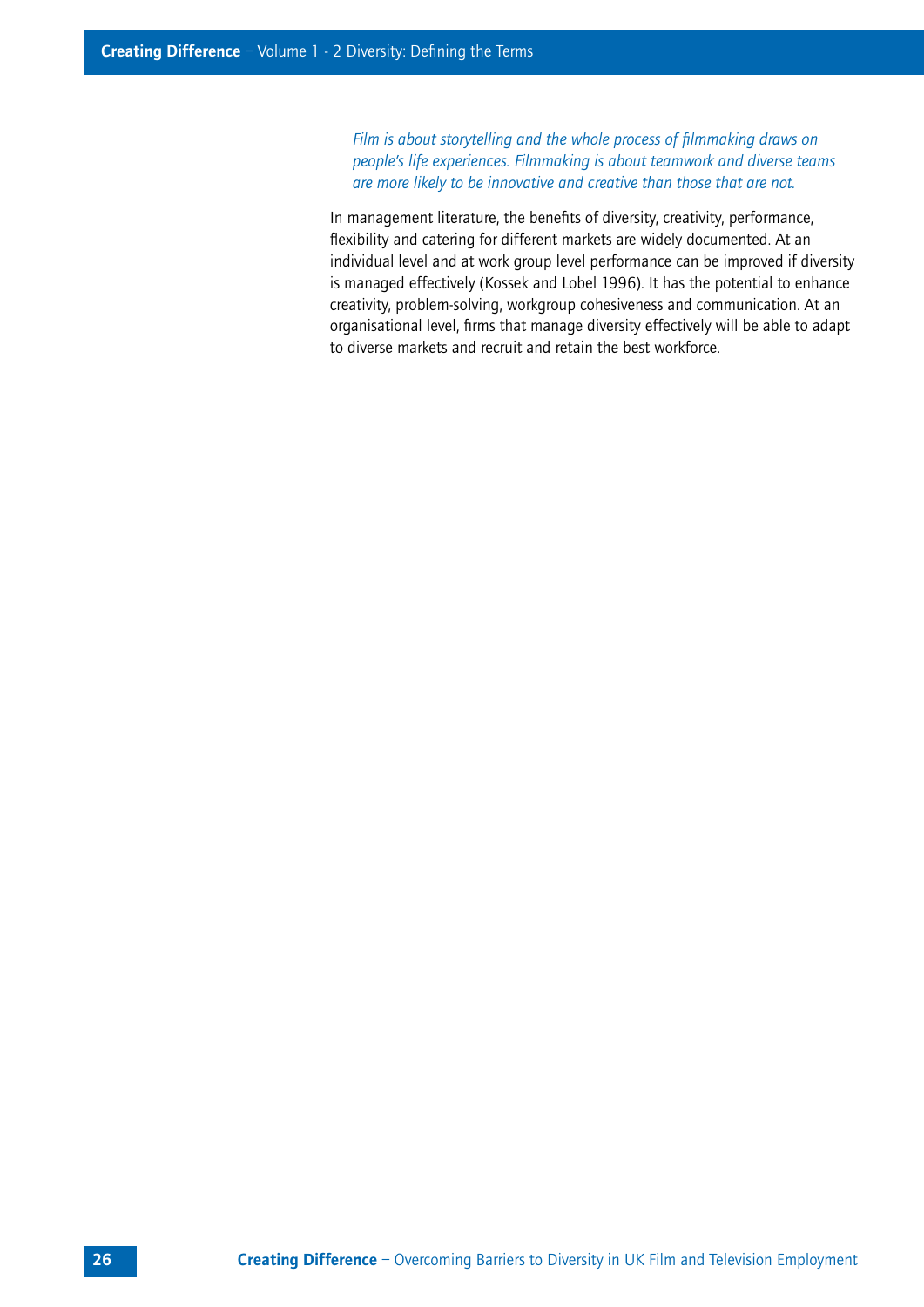*Film is about storytelling and the whole process of filmmaking draws on people's life experiences. Filmmaking is about teamwork and diverse teams are more likely to be innovative and creative than those that are not.*

In management literature, the benefits of diversity, creativity, performance, flexibility and catering for different markets are widely documented. At an individual level and at work group level performance can be improved if diversity is managed effectively (Kossek and Lobel 1996). It has the potential to enhance creativity, problem-solving, workgroup cohesiveness and communication. At an organisational level, firms that manage diversity effectively will be able to adapt to diverse markets and recruit and retain the best workforce.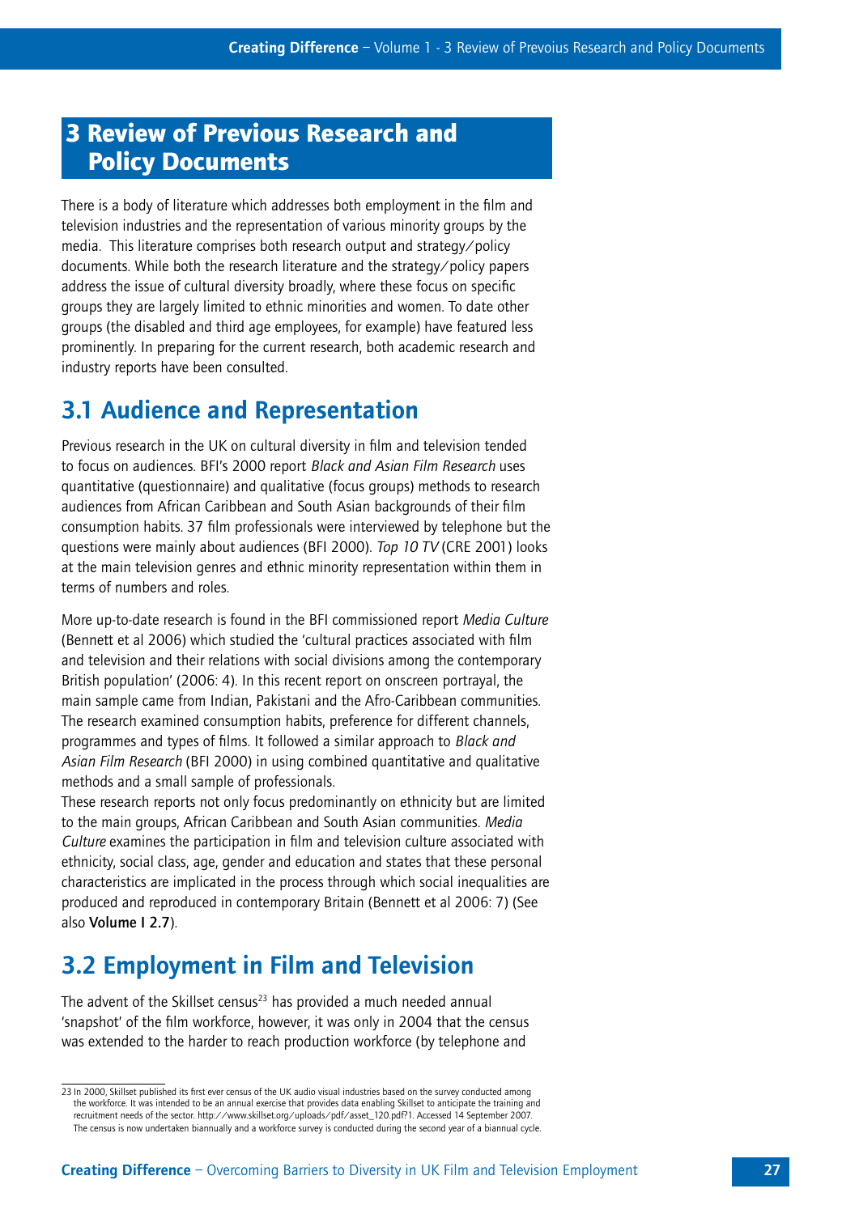# 3 Review of Previous Research and Policy Documents

There is a body of literature which addresses both employment in the film and television industries and the representation of various minority groups by the media. This literature comprises both research output and strategy/policy documents. While both the research literature and the strategy/policy papers address the issue of cultural diversity broadly, where these focus on specific groups they are largely limited to ethnic minorities and women. To date other groups (the disabled and third age employees, for example) have featured less prominently. In preparing for the current research, both academic research and industry reports have been consulted.

## 3.1 Audience and Representation

Previous research in the UK on cultural diversity in film and television tended to focus on audiences. BFI's 2000 report *Black and Asian Film Research* uses quantitative (questionnaire) and qualitative (focus groups) methods to research audiences from African Caribbean and South Asian backgrounds of their film consumption habits. 37 film professionals were interviewed by telephone but the questions were mainly about audiences (BFI 2000). *Top 10 TV* (CRE 2001) looks at the main television genres and ethnic minority representation within them in terms of numbers and roles.

More up-to-date research is found in the BFI commissioned report *Media Culture* (Bennett et al 2006) which studied the 'cultural practices associated with film and television and their relations with social divisions among the contemporary British population' (2006: 4). In this recent report on onscreen portrayal, the main sample came from Indian, Pakistani and the Afro-Caribbean communities. The research examined consumption habits, preference for different channels, programmes and types of films. It followed a similar approach to *Black and Asian Film Research* (BFI 2000) in using combined quantitative and qualitative methods and a small sample of professionals.

These research reports not only focus predominantly on ethnicity but are limited to the main groups, African Caribbean and South Asian communities. *Media Culture* examines the participation in film and television culture associated with ethnicity, social class, age, gender and education and states that these personal characteristics are implicated in the process through which social inequalities are produced and reproduced in contemporary Britain (Bennett et al 2006: 7) (See also **Volume I 2.7**).

## 3.2 Employment in Film and Television

The advent of the Skillset census[23] has provided a much needed annual 'snapshot' of the film workforce, however, it was only in 2004 that the census was extended to the harder to reach production workforce (by telephone and

---

23 In 2000, Skillset published its first ever census of the UK audio visual industries based on the survey conducted among the workforce. It was intended to be an annual exercise that provides data enabling Skillset to anticipate the training and recruitment needs of the sector. http://www.skillset.org/uploads/pdf/asset_120.pdf?1. Accessed 14 September 2007. The census is now undertaken biannually and a workforce survey is conducted during the second year of a biannual cycle.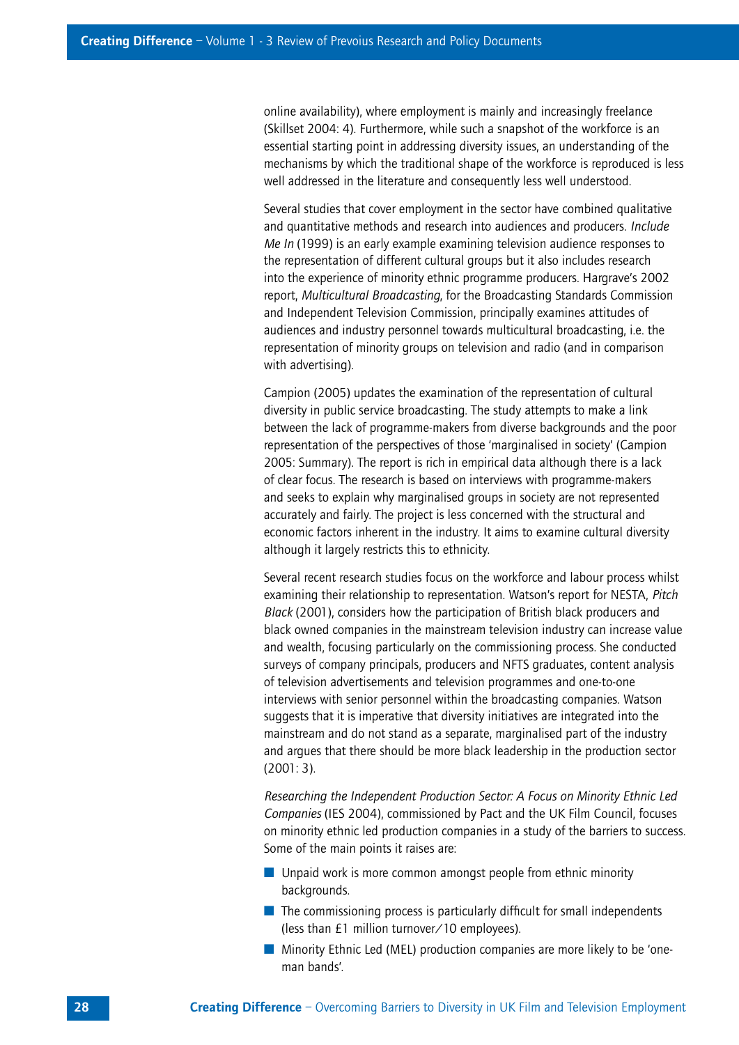online availability), where employment is mainly and increasingly freelance (Skillset 2004: 4). Furthermore, while such a snapshot of the workforce is an essential starting point in addressing diversity issues, an understanding of the mechanisms by which the traditional shape of the workforce is reproduced is less well addressed in the literature and consequently less well understood.

Several studies that cover employment in the sector have combined qualitative and quantitative methods and research into audiences and producers. *Include Me In* (1999) is an early example examining television audience responses to the representation of different cultural groups but it also includes research into the experience of minority ethnic programme producers. Hargrave's 2002 report, *Multicultural Broadcasting*, for the Broadcasting Standards Commission and Independent Television Commission, principally examines attitudes of audiences and industry personnel towards multicultural broadcasting, i.e. the representation of minority groups on television and radio (and in comparison with advertising).

Campion (2005) updates the examination of the representation of cultural diversity in public service broadcasting. The study attempts to make a link between the lack of programme-makers from diverse backgrounds and the poor representation of the perspectives of those 'marginalised in society' (Campion 2005: Summary). The report is rich in empirical data although there is a lack of clear focus. The research is based on interviews with programme-makers and seeks to explain why marginalised groups in society are not represented accurately and fairly. The project is less concerned with the structural and economic factors inherent in the industry. It aims to examine cultural diversity although it largely restricts this to ethnicity.

Several recent research studies focus on the workforce and labour process whilst examining their relationship to representation. Watson's report for NESTA, *Pitch Black* (2001), considers how the participation of British black producers and black owned companies in the mainstream television industry can increase value and wealth, focusing particularly on the commissioning process. She conducted surveys of company principals, producers and NFTS graduates, content analysis of television advertisements and television programmes and one-to-one interviews with senior personnel within the broadcasting companies. Watson suggests that it is imperative that diversity initiatives are integrated into the mainstream and do not stand as a separate, marginalised part of the industry and argues that there should be more black leadership in the production sector (2001: 3).

*Researching the Independent Production Sector: A Focus on Minority Ethnic Led Companies* (IES 2004), commissioned by Pact and the UK Film Council, focuses on minority ethnic led production companies in a study of the barriers to success. Some of the main points it raises are:

- Unpaid work is more common amongst people from ethnic minority backgrounds.
- The commissioning process is particularly difficult for small independents (less than £1 million turnover/10 employees).
- Minority Ethnic Led (MEL) production companies are more likely to be 'one-man bands'.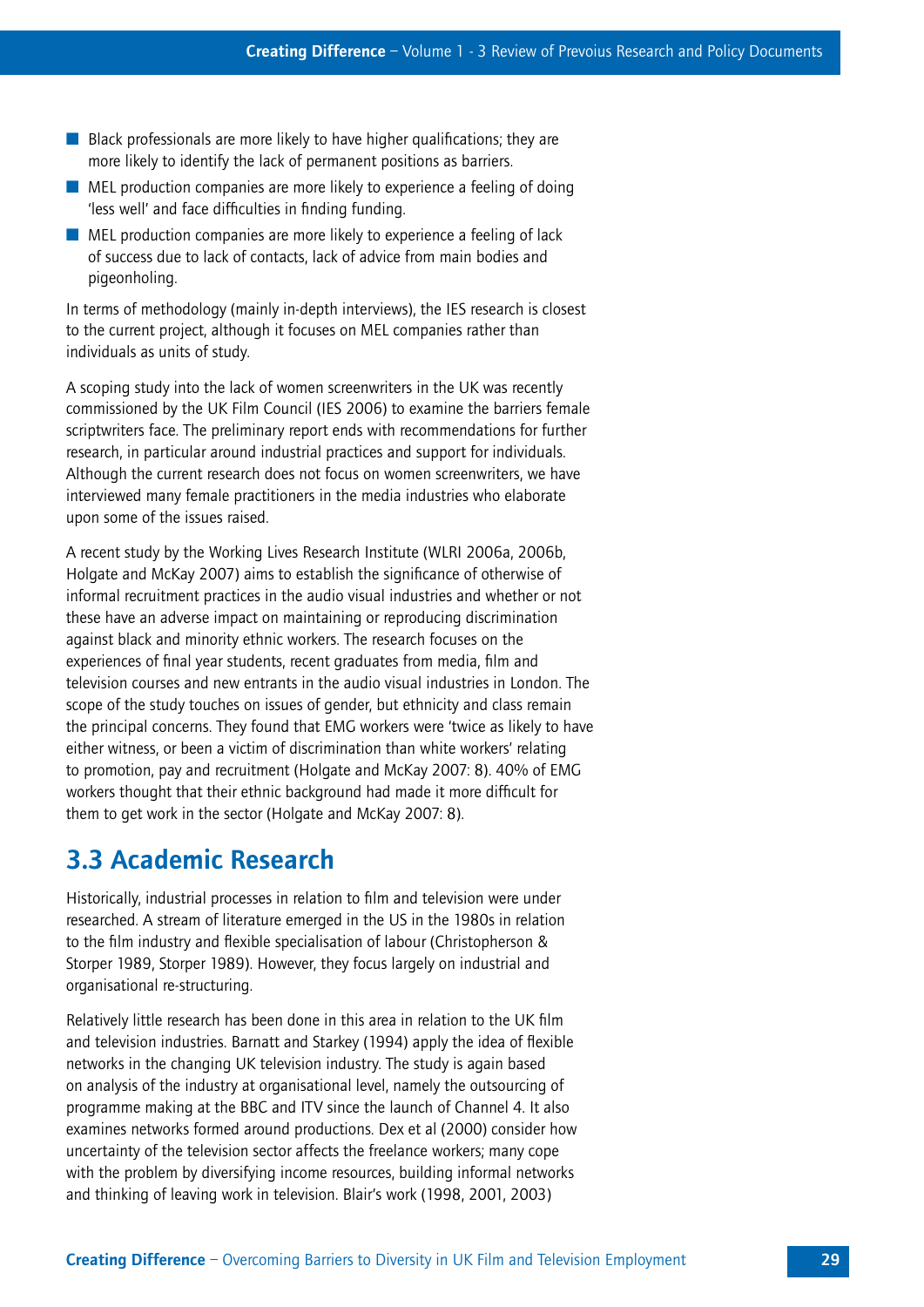- Black professionals are more likely to have higher qualifications; they are more likely to identify the lack of permanent positions as barriers.
- MEL production companies are more likely to experience a feeling of doing 'less well' and face difficulties in finding funding.
- MEL production companies are more likely to experience a feeling of lack of success due to lack of contacts, lack of advice from main bodies and pigeonholing.

In terms of methodology (mainly in-depth interviews), the IES research is closest to the current project, although it focuses on MEL companies rather than individuals as units of study.

A scoping study into the lack of women screenwriters in the UK was recently commissioned by the UK Film Council (IES 2006) to examine the barriers female scriptwriters face. The preliminary report ends with recommendations for further research, in particular around industrial practices and support for individuals. Although the current research does not focus on women screenwriters, we have interviewed many female practitioners in the media industries who elaborate upon some of the issues raised.

A recent study by the Working Lives Research Institute (WLRI 2006a, 2006b, Holgate and McKay 2007) aims to establish the significance of otherwise of informal recruitment practices in the audio visual industries and whether or not these have an adverse impact on maintaining or reproducing discrimination against black and minority ethnic workers. The research focuses on the experiences of final year students, recent graduates from media, film and television courses and new entrants in the audio visual industries in London. The scope of the study touches on issues of gender, but ethnicity and class remain the principal concerns. They found that EMG workers were 'twice as likely to have either witness, or been a victim of discrimination than white workers' relating to promotion, pay and recruitment (Holgate and McKay 2007: 8). 40% of EMG workers thought that their ethnic background had made it more difficult for them to get work in the sector (Holgate and McKay 2007: 8).

## 3.3 Academic Research

Historically, industrial processes in relation to film and television were under researched. A stream of literature emerged in the US in the 1980s in relation to the film industry and flexible specialisation of labour (Christopherson & Storper 1989, Storper 1989). However, they focus largely on industrial and organisational re-structuring.

Relatively little research has been done in this area in relation to the UK film and television industries. Barnatt and Starkey (1994) apply the idea of flexible networks in the changing UK television industry. The study is again based on analysis of the industry at organisational level, namely the outsourcing of programme making at the BBC and ITV since the launch of Channel 4. It also examines networks formed around productions. Dex et al (2000) consider how uncertainty of the television sector affects the freelance workers; many cope with the problem by diversifying income resources, building informal networks and thinking of leaving work in television. Blair's work (1998, 2001, 2003)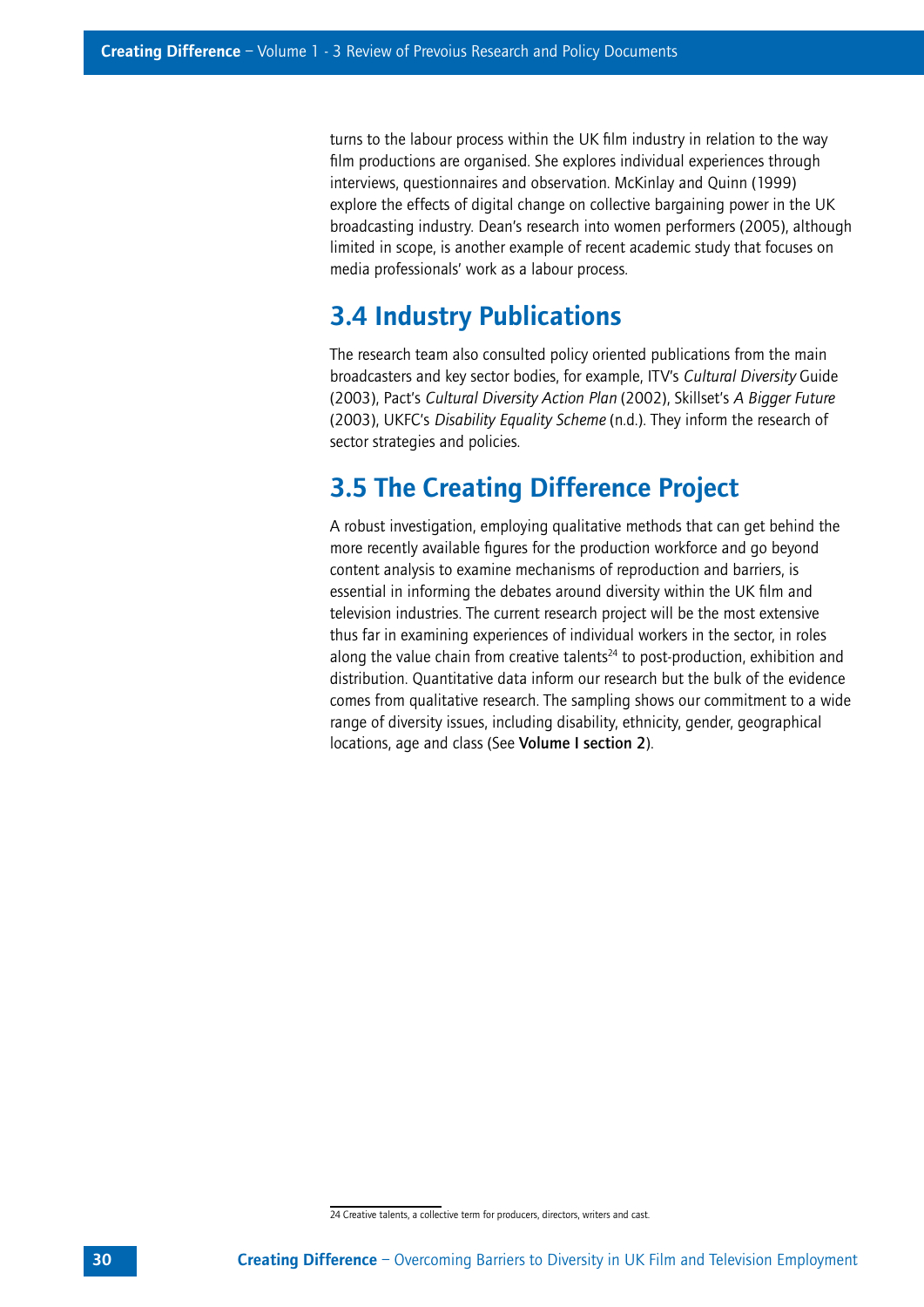turns to the labour process within the UK film industry in relation to the way film productions are organised. She explores individual experiences through interviews, questionnaires and observation. McKinlay and Quinn (1999) explore the effects of digital change on collective bargaining power in the UK broadcasting industry. Dean's research into women performers (2005), although limited in scope, is another example of recent academic study that focuses on media professionals' work as a labour process.

## 3.4 Industry Publications

The research team also consulted policy oriented publications from the main broadcasters and key sector bodies, for example, ITV's *Cultural Diversity* Guide (2003), Pact's *Cultural Diversity Action Plan* (2002), Skillset's *A Bigger Future* (2003), UKFC's *Disability Equality Scheme* (n.d.). They inform the research of sector strategies and policies.

## 3.5 The Creating Difference Project

A robust investigation, employing qualitative methods that can get behind the more recently available figures for the production workforce and go beyond content analysis to examine mechanisms of reproduction and barriers, is essential in informing the debates around diversity within the UK film and television industries. The current research project will be the most extensive thus far in examining experiences of individual workers in the sector, in roles along the value chain from creative talents[24] to post-production, exhibition and distribution. Quantitative data inform our research but the bulk of the evidence comes from qualitative research. The sampling shows our commitment to a wide range of diversity issues, including disability, ethnicity, gender, geographical locations, age and class (See **Volume I section 2**).

---

24 Creative talents, a collective term for producers, directors, writers and cast.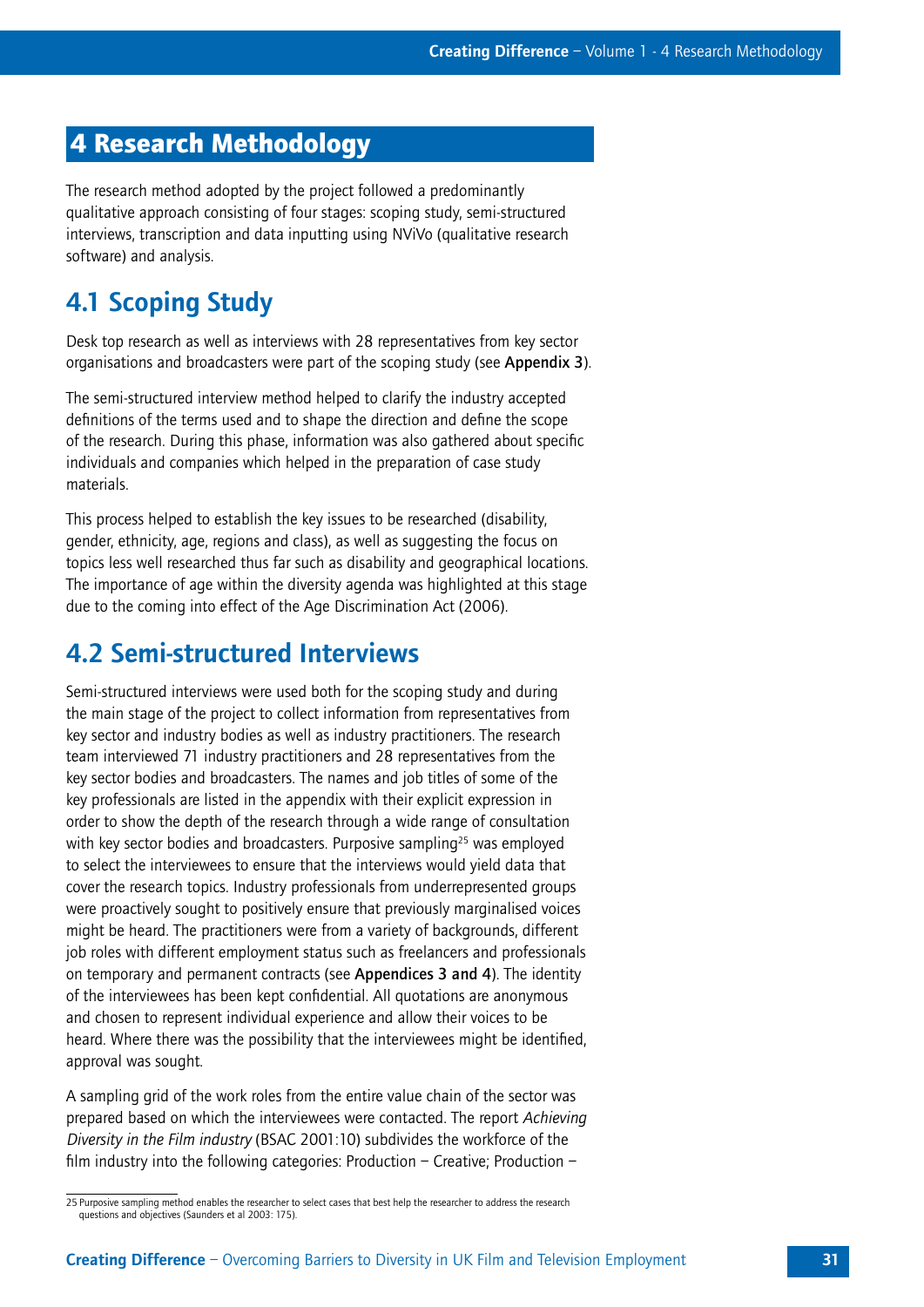# 4 Research Methodology

The research method adopted by the project followed a predominantly qualitative approach consisting of four stages: scoping study, semi-structured interviews, transcription and data inputting using NViVo (qualitative research software) and analysis.

## 4.1 Scoping Study

Desk top research as well as interviews with 28 representatives from key sector organisations and broadcasters were part of the scoping study (see **Appendix 3**).

The semi-structured interview method helped to clarify the industry accepted definitions of the terms used and to shape the direction and define the scope of the research. During this phase, information was also gathered about specific individuals and companies which helped in the preparation of case study materials.

This process helped to establish the key issues to be researched (disability, gender, ethnicity, age, regions and class), as well as suggesting the focus on topics less well researched thus far such as disability and geographical locations. The importance of age within the diversity agenda was highlighted at this stage due to the coming into effect of the Age Discrimination Act (2006).

## 4.2 Semi-structured Interviews

Semi-structured interviews were used both for the scoping study and during the main stage of the project to collect information from representatives from key sector and industry bodies as well as industry practitioners. The research team interviewed 71 industry practitioners and 28 representatives from the key sector bodies and broadcasters. The names and job titles of some of the key professionals are listed in the appendix with their explicit expression in order to show the depth of the research through a wide range of consultation with key sector bodies and broadcasters. Purposive sampling[25] was employed to select the interviewees to ensure that the interviews would yield data that cover the research topics. Industry professionals from underrepresented groups were proactively sought to positively ensure that previously marginalised voices might be heard. The practitioners were from a variety of backgrounds, different job roles with different employment status such as freelancers and professionals on temporary and permanent contracts (see **Appendices 3 and 4**). The identity of the interviewees has been kept confidential. All quotations are anonymous and chosen to represent individual experience and allow their voices to be heard. Where there was the possibility that the interviewees might be identified, approval was sought.

A sampling grid of the work roles from the entire value chain of the sector was prepared based on which the interviewees were contacted. The report *Achieving Diversity in the Film industry* (BSAC 2001:10) subdivides the workforce of the film industry into the following categories: Production – Creative; Production –

25 Purposive sampling method enables the researcher to select cases that best help the researcher to address the research questions and objectives (Saunders et al 2003: 175).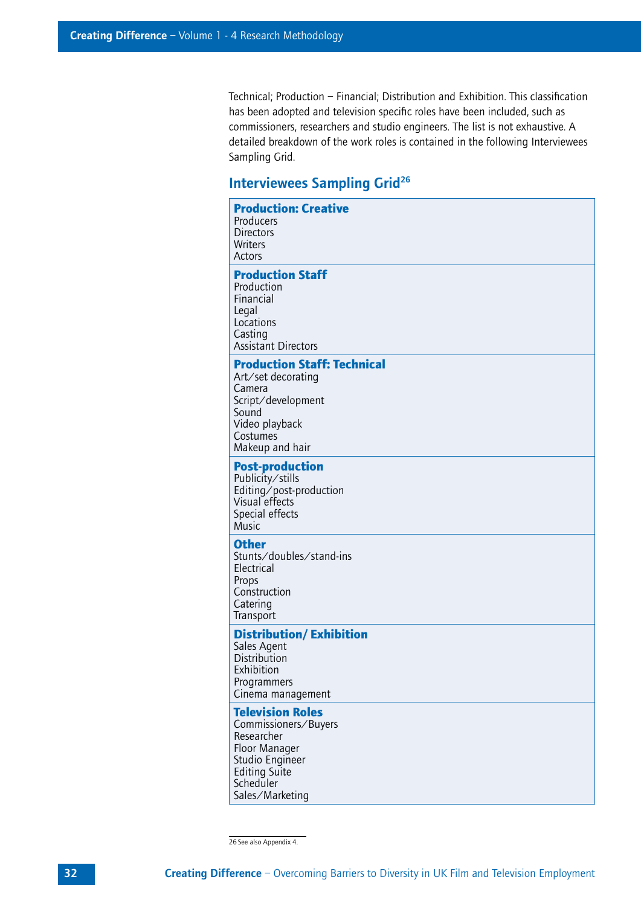Technical; Production – Financial; Distribution and Exhibition. This classification has been adopted and television specific roles have been included, such as commissioners, researchers and studio engineers. The list is not exhaustive. A detailed breakdown of the work roles is contained in the following Interviewees Sampling Grid.

## Interviewees Sampling Grid[26]

**Production: Creative**
Producers
Directors
Writers
Actors

**Production Staff**
Production
Financial
Legal
Locations
Casting
Assistant Directors

**Production Staff: Technical**
Art/set decorating
Camera
Script/development
Sound
Video playback
Costumes
Makeup and hair

**Post-production**
Publicity/stills
Editing/post-production
Visual effects
Special effects
Music

**Other**
Stunts/doubles/stand-ins
Electrical
Props
Construction
Catering
Transport

**Distribution/ Exhibition**
Sales Agent
Distribution
Exhibition
Programmers
Cinema management

**Television Roles**
Commissioners/Buyers
Researcher
Floor Manager
Studio Engineer
Editing Suite
Scheduler
Sales/Marketing

26 See also Appendix 4.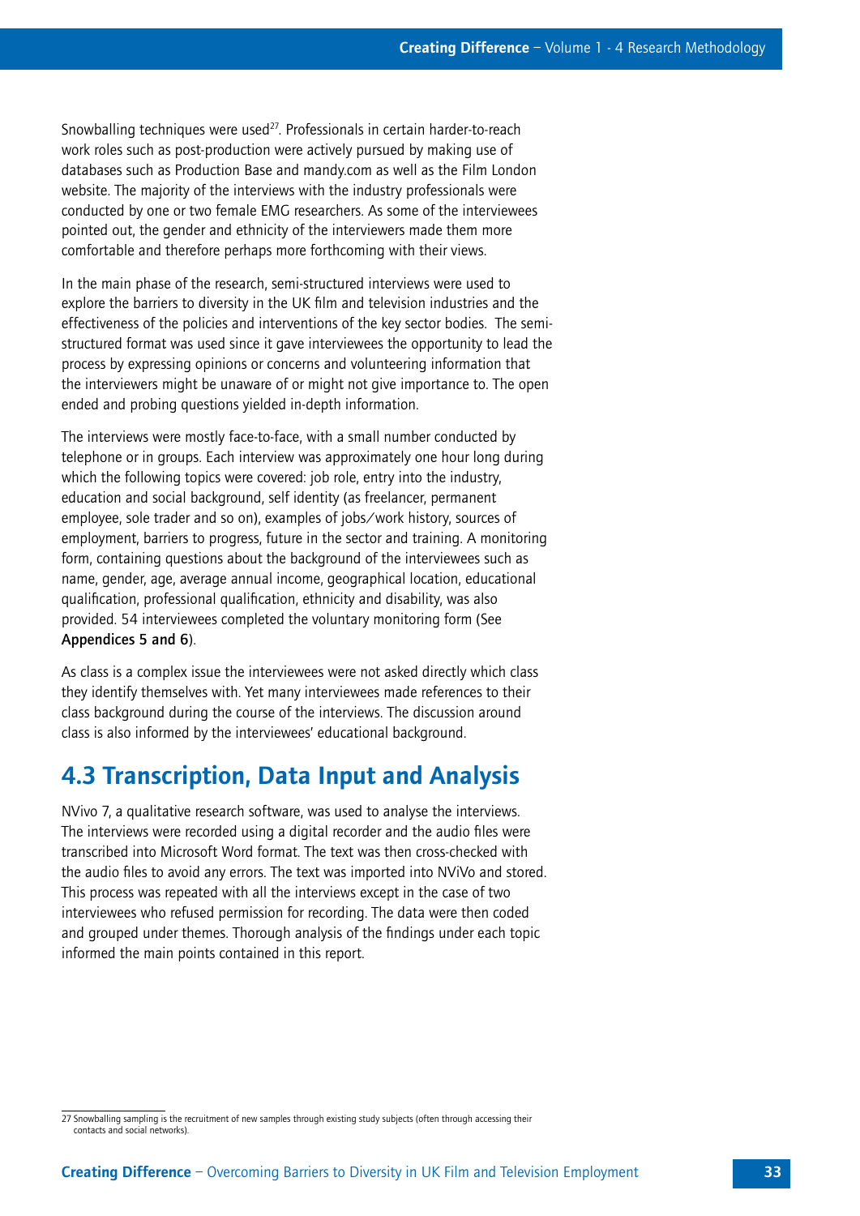Snowballing techniques were used[27]. Professionals in certain harder-to-reach work roles such as post-production were actively pursued by making use of databases such as Production Base and mandy.com as well as the Film London website. The majority of the interviews with the industry professionals were conducted by one or two female EMG researchers. As some of the interviewees pointed out, the gender and ethnicity of the interviewers made them more comfortable and therefore perhaps more forthcoming with their views.

In the main phase of the research, semi-structured interviews were used to explore the barriers to diversity in the UK film and television industries and the effectiveness of the policies and interventions of the key sector bodies. The semi-structured format was used since it gave interviewees the opportunity to lead the process by expressing opinions or concerns and volunteering information that the interviewers might be unaware of or might not give importance to. The open ended and probing questions yielded in-depth information.

The interviews were mostly face-to-face, with a small number conducted by telephone or in groups. Each interview was approximately one hour long during which the following topics were covered: job role, entry into the industry, education and social background, self identity (as freelancer, permanent employee, sole trader and so on), examples of jobs/work history, sources of employment, barriers to progress, future in the sector and training. A monitoring form, containing questions about the background of the interviewees such as name, gender, age, average annual income, geographical location, educational qualification, professional qualification, ethnicity and disability, was also provided. 54 interviewees completed the voluntary monitoring form (See **Appendices 5 and 6**).

As class is a complex issue the interviewees were not asked directly which class they identify themselves with. Yet many interviewees made references to their class background during the course of the interviews. The discussion around class is also informed by the interviewees' educational background.

## 4.3 Transcription, Data Input and Analysis

NVivo 7, a qualitative research software, was used to analyse the interviews. The interviews were recorded using a digital recorder and the audio files were transcribed into Microsoft Word format. The text was then cross-checked with the audio files to avoid any errors. The text was imported into NViVo and stored. This process was repeated with all the interviews except in the case of two interviewees who refused permission for recording. The data were then coded and grouped under themes. Thorough analysis of the findings under each topic informed the main points contained in this report.

---

27 Snowballing sampling is the recruitment of new samples through existing study subjects (often through accessing their contacts and social networks).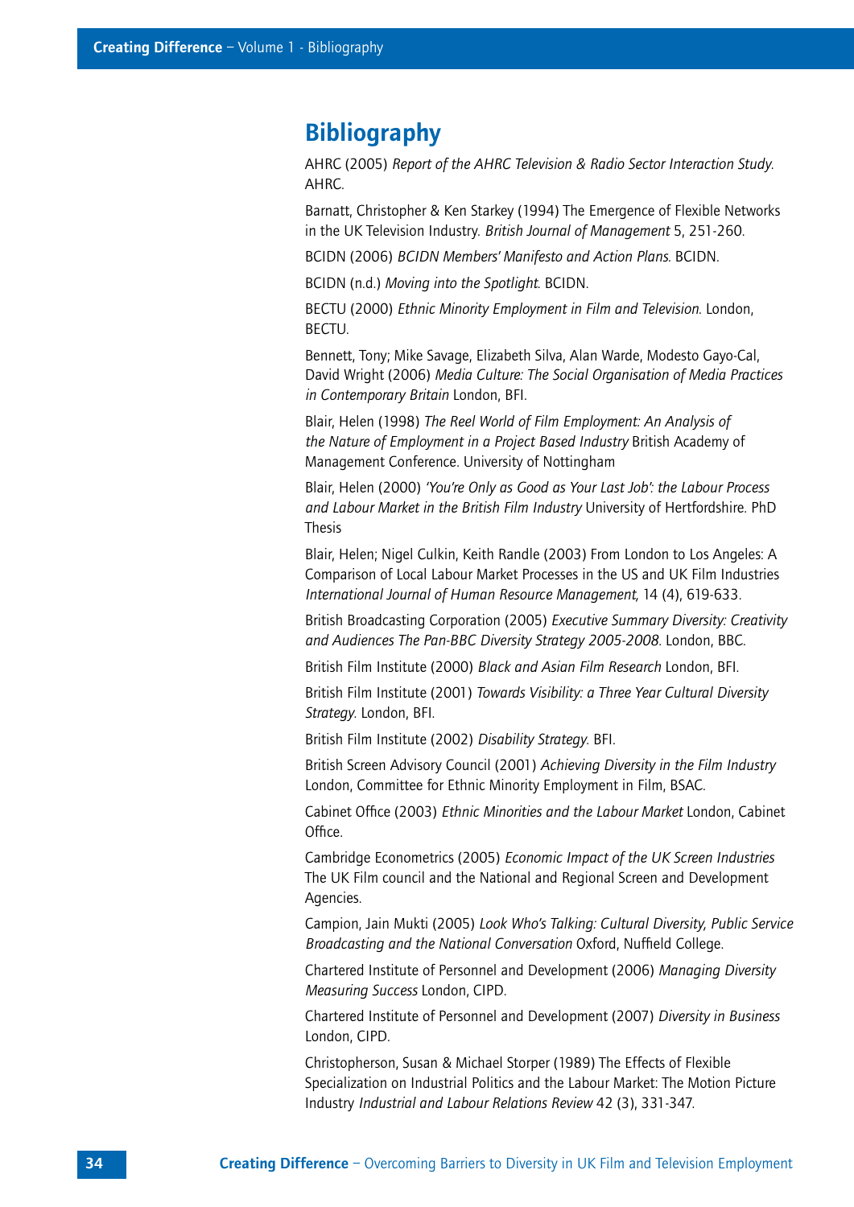# Bibliography

AHRC (2005) *Report of the AHRC Television & Radio Sector Interaction Study.* AHRC.

Barnatt, Christopher & Ken Starkey (1994) The Emergence of Flexible Networks in the UK Television Industry. *British Journal of Management* 5, 251-260.

BCIDN (2006) *BCIDN Members' Manifesto and Action Plans*. BCIDN.

BCIDN (n.d.) *Moving into the Spotlight*. BCIDN.

BECTU (2000) *Ethnic Minority Employment in Film and Television.* London, BECTU.

Bennett, Tony; Mike Savage, Elizabeth Silva, Alan Warde, Modesto Gayo-Cal, David Wright (2006) *Media Culture: The Social Organisation of Media Practices in Contemporary Britain* London, BFI.

Blair, Helen (1998) *The Reel World of Film Employment: An Analysis of the Nature of Employment in a Project Based Industry* British Academy of Management Conference. University of Nottingham

Blair, Helen (2000) *'You're Only as Good as Your Last Job': the Labour Process and Labour Market in the British Film Industry* University of Hertfordshire. PhD Thesis

Blair, Helen; Nigel Culkin, Keith Randle (2003) From London to Los Angeles: A Comparison of Local Labour Market Processes in the US and UK Film Industries *International Journal of Human Resource Management,* 14 (4), 619-633.

British Broadcasting Corporation (2005) *Executive Summary Diversity: Creativity and Audiences The Pan-BBC Diversity Strategy 2005-2008*. London, BBC.

British Film Institute (2000) *Black and Asian Film Research* London, BFI.

British Film Institute (2001) *Towards Visibility: a Three Year Cultural Diversity Strategy*. London, BFI.

British Film Institute (2002) *Disability Strategy.* BFI.

British Screen Advisory Council (2001) *Achieving Diversity in the Film Industry* London, Committee for Ethnic Minority Employment in Film, BSAC.

Cabinet Office (2003) *Ethnic Minorities and the Labour Market* London, Cabinet Office.

Cambridge Econometrics (2005) *Economic Impact of the UK Screen Industries* The UK Film council and the National and Regional Screen and Development Agencies.

Campion, Jain Mukti (2005) *Look Who's Talking: Cultural Diversity, Public Service Broadcasting and the National Conversation* Oxford, Nuffield College.

Chartered Institute of Personnel and Development (2006) *Managing Diversity Measuring Success* London, CIPD.

Chartered Institute of Personnel and Development (2007) *Diversity in Business* London, CIPD.

Christopherson, Susan & Michael Storper (1989) The Effects of Flexible Specialization on Industrial Politics and the Labour Market: The Motion Picture Industry *Industrial and Labour Relations Review* 42 (3), 331-347.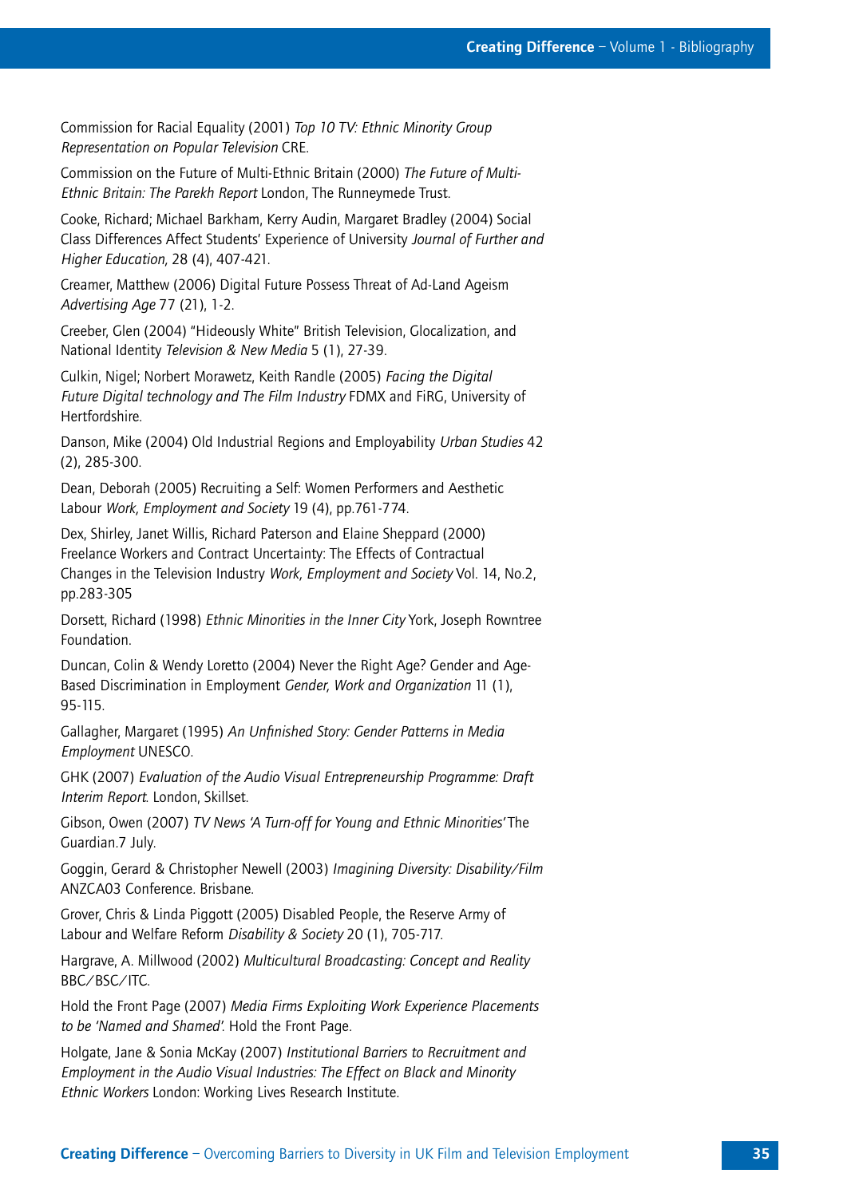Commission for Racial Equality (2001) *Top 10 TV: Ethnic Minority Group Representation on Popular Television* CRE.

Commission on the Future of Multi-Ethnic Britain (2000) *The Future of Multi-Ethnic Britain: The Parekh Report* London, The Runneymede Trust.

Cooke, Richard; Michael Barkham, Kerry Audin, Margaret Bradley (2004) Social Class Differences Affect Students' Experience of University *Journal of Further and Higher Education,* 28 (4), 407-421.

Creamer, Matthew (2006) Digital Future Possess Threat of Ad-Land Ageism *Advertising Age* 77 (21), 1-2.

Creeber, Glen (2004) "Hideously White" British Television, Glocalization, and National Identity *Television & New Media* 5 (1), 27-39.

Culkin, Nigel; Norbert Morawetz, Keith Randle (2005) *Facing the Digital Future Digital technology and The Film Industry* FDMX and FiRG, University of Hertfordshire.

Danson, Mike (2004) Old Industrial Regions and Employability *Urban Studies* 42 (2), 285-300.

Dean, Deborah (2005) Recruiting a Self: Women Performers and Aesthetic Labour *Work, Employment and Society* 19 (4), pp.761-774.

Dex, Shirley, Janet Willis, Richard Paterson and Elaine Sheppard (2000) Freelance Workers and Contract Uncertainty: The Effects of Contractual Changes in the Television Industry *Work, Employment and Society* Vol. 14, No.2, pp.283-305

Dorsett, Richard (1998) *Ethnic Minorities in the Inner City* York, Joseph Rowntree Foundation.

Duncan, Colin & Wendy Loretto (2004) Never the Right Age? Gender and Age-Based Discrimination in Employment *Gender, Work and Organization* 11 (1), 95-115.

Gallagher, Margaret (1995) *An Unfinished Story: Gender Patterns in Media Employment* UNESCO.

GHK (2007) *Evaluation of the Audio Visual Entrepreneurship Programme: Draft Interim Report.* London, Skillset.

Gibson, Owen (2007) *TV News 'A Turn-off for Young and Ethnic Minorities'* The Guardian.7 July.

Goggin, Gerard & Christopher Newell (2003) *Imagining Diversity: Disability/Film* ANZCA03 Conference. Brisbane.

Grover, Chris & Linda Piggott (2005) Disabled People, the Reserve Army of Labour and Welfare Reform *Disability & Society* 20 (1), 705-717.

Hargrave, A. Millwood (2002) *Multicultural Broadcasting: Concept and Reality* BBC/BSC/ITC.

Hold the Front Page (2007) *Media Firms Exploiting Work Experience Placements to be 'Named and Shamed'.* Hold the Front Page.

Holgate, Jane & Sonia McKay (2007) *Institutional Barriers to Recruitment and Employment in the Audio Visual Industries: The Effect on Black and Minority Ethnic Workers* London: Working Lives Research Institute.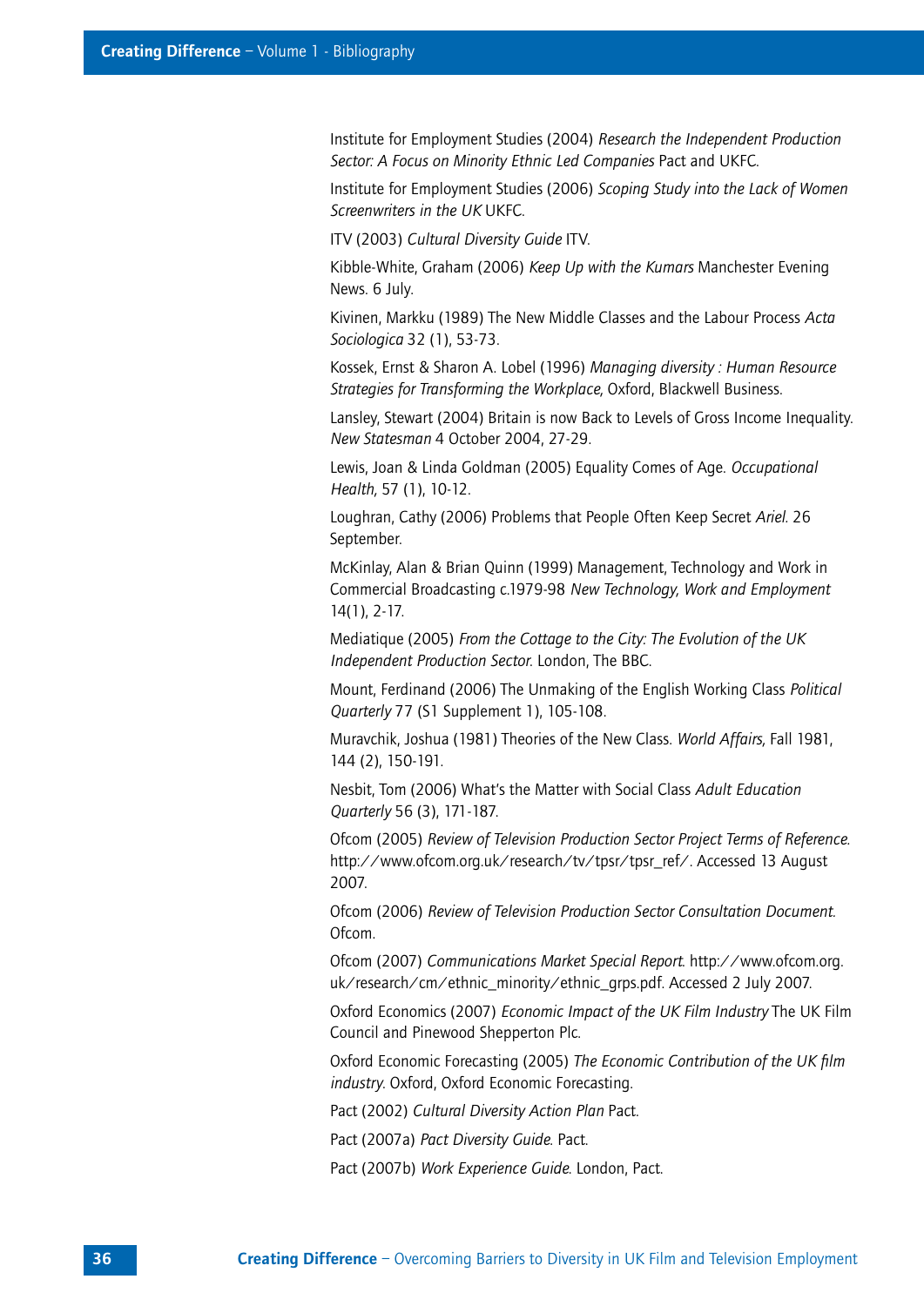Institute for Employment Studies (2004) *Research the Independent Production Sector: A Focus on Minority Ethnic Led Companies* Pact and UKFC.

Institute for Employment Studies (2006) *Scoping Study into the Lack of Women Screenwriters in the UK* UKFC.

ITV (2003) *Cultural Diversity Guide* ITV.

Kibble-White, Graham (2006) *Keep Up with the Kumars* Manchester Evening News. 6 July.

Kivinen, Markku (1989) The New Middle Classes and the Labour Process *Acta Sociologica* 32 (1), 53-73.

Kossek, Ernst & Sharon A. Lobel (1996) *Managing diversity : Human Resource Strategies for Transforming the Workplace*, Oxford, Blackwell Business.

Lansley, Stewart (2004) Britain is now Back to Levels of Gross Income Inequality. *New Statesman* 4 October 2004, 27-29.

Lewis, Joan & Linda Goldman (2005) Equality Comes of Age. *Occupational Health*, 57 (1), 10-12.

Loughran, Cathy (2006) Problems that People Often Keep Secret *Ariel*. 26 September.

McKinlay, Alan & Brian Quinn (1999) Management, Technology and Work in Commercial Broadcasting c.1979-98 *New Technology, Work and Employment* 14(1), 2-17.

Mediatique (2005) *From the Cottage to the City: The Evolution of the UK Independent Production Sector*. London, The BBC.

Mount, Ferdinand (2006) The Unmaking of the English Working Class *Political Quarterly* 77 (S1 Supplement 1), 105-108.

Muravchik, Joshua (1981) Theories of the New Class. *World Affairs*, Fall 1981, 144 (2), 150-191.

Nesbit, Tom (2006) What's the Matter with Social Class *Adult Education Quarterly* 56 (3), 171-187.

Ofcom (2005) *Review of Television Production Sector Project Terms of Reference*. http://www.ofcom.org.uk/research/tv/tpsr/tpsr_ref/. Accessed 13 August 2007.

Ofcom (2006) *Review of Television Production Sector Consultation Document*. Ofcom.

Ofcom (2007) *Communications Market Special Report*. http://www.ofcom.org.uk/research/cm/ethnic_minority/ethnic_grps.pdf. Accessed 2 July 2007.

Oxford Economics (2007) *Economic Impact of the UK Film Industry* The UK Film Council and Pinewood Shepperton Plc.

Oxford Economic Forecasting (2005) *The Economic Contribution of the UK film industry*. Oxford, Oxford Economic Forecasting.

Pact (2002) *Cultural Diversity Action Plan* Pact.

Pact (2007a) *Pact Diversity Guide*. Pact.

Pact (2007b) *Work Experience Guide*. London, Pact.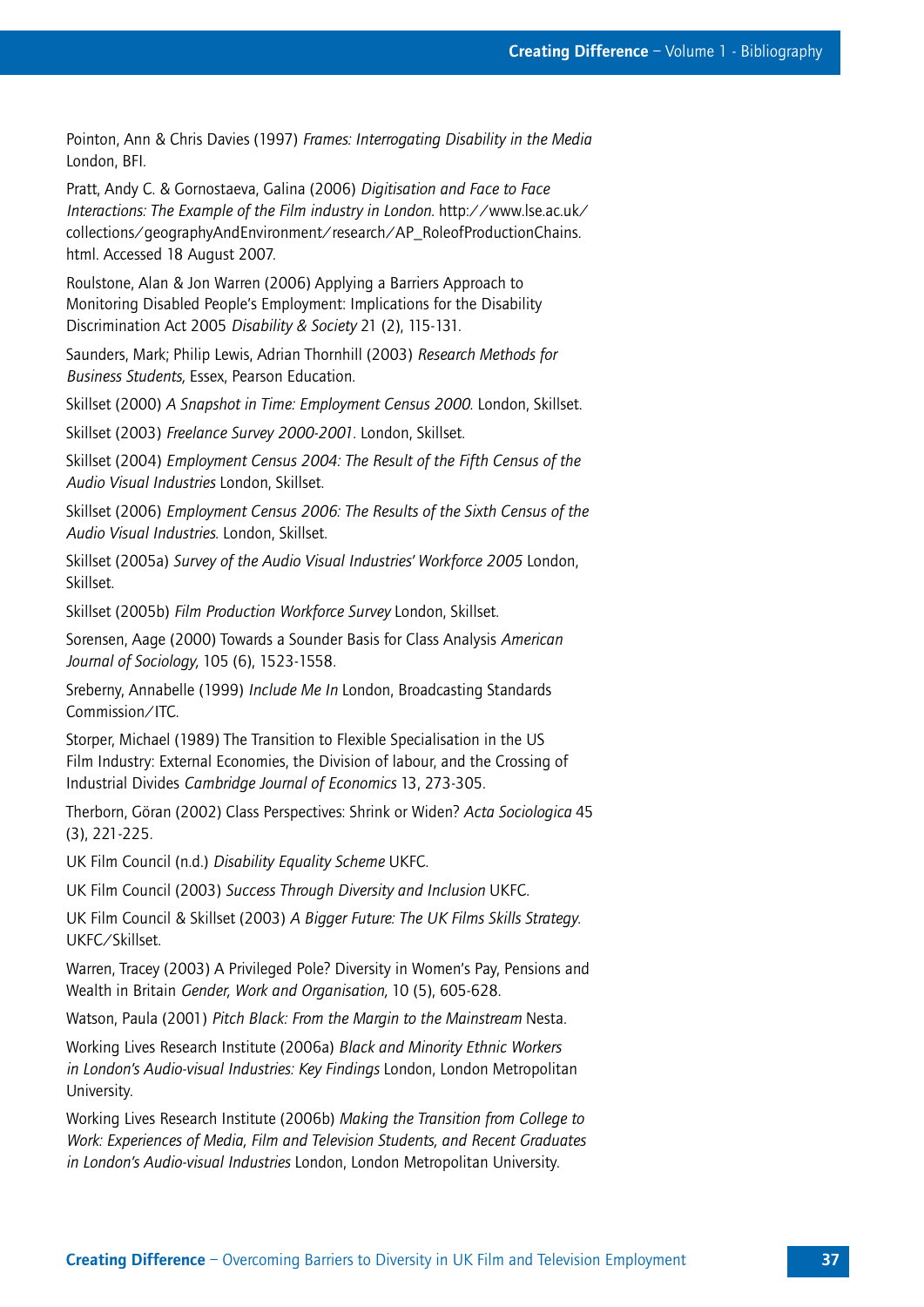Pointon, Ann & Chris Davies (1997) *Frames: Interrogating Disability in the Media* London, BFI.

Pratt, Andy C. & Gornostaeva, Galina (2006) *Digitisation and Face to Face Interactions: The Example of the Film industry in London.* http://www.lse.ac.uk/collections/geographyAndEnvironment/research/AP_RoleofProductionChains.html. Accessed 18 August 2007.

Roulstone, Alan & Jon Warren (2006) Applying a Barriers Approach to Monitoring Disabled People's Employment: Implications for the Disability Discrimination Act 2005 *Disability & Society* 21 (2), 115-131.

Saunders, Mark; Philip Lewis, Adrian Thornhill (2003) *Research Methods for Business Students,* Essex, Pearson Education.

Skillset (2000) *A Snapshot in Time: Employment Census 2000.* London, Skillset.

Skillset (2003) *Freelance Survey 2000-2001*. London, Skillset.

Skillset (2004) *Employment Census 2004: The Result of the Fifth Census of the Audio Visual Industries* London, Skillset.

Skillset (2006) *Employment Census 2006: The Results of the Sixth Census of the Audio Visual Industries.* London, Skillset.

Skillset (2005a) *Survey of the Audio Visual Industries' Workforce 2005* London, Skillset.

Skillset (2005b) *Film Production Workforce Survey* London, Skillset.

Sorensen, Aage (2000) Towards a Sounder Basis for Class Analysis *American Journal of Sociology,* 105 (6), 1523-1558.

Sreberny, Annabelle (1999) *Include Me In* London, Broadcasting Standards Commission/ITC.

Storper, Michael (1989) The Transition to Flexible Specialisation in the US Film Industry: External Economies, the Division of labour, and the Crossing of Industrial Divides *Cambridge Journal of Economics* 13, 273-305.

Therborn, Göran (2002) Class Perspectives: Shrink or Widen? *Acta Sociologica* 45 (3), 221-225.

UK Film Council (n.d.) *Disability Equality Scheme* UKFC.

UK Film Council (2003) *Success Through Diversity and Inclusion* UKFC.

UK Film Council & Skillset (2003) *A Bigger Future: The UK Films Skills Strategy.* UKFC/Skillset.

Warren, Tracey (2003) A Privileged Pole? Diversity in Women's Pay, Pensions and Wealth in Britain *Gender, Work and Organisation,* 10 (5), 605-628.

Watson, Paula (2001) *Pitch Black: From the Margin to the Mainstream* Nesta.

Working Lives Research Institute (2006a) *Black and Minority Ethnic Workers in London's Audio-visual Industries: Key Findings* London, London Metropolitan University.

Working Lives Research Institute (2006b) *Making the Transition from College to Work: Experiences of Media, Film and Television Students, and Recent Graduates in London's Audio-visual Industries* London, London Metropolitan University.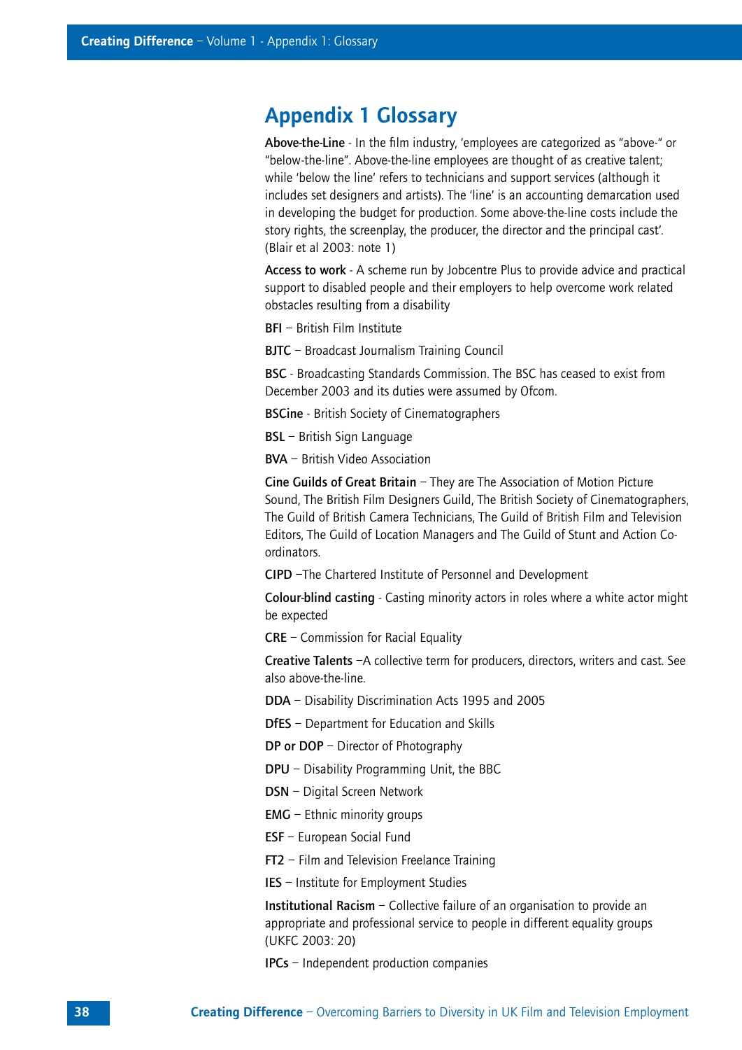# Appendix 1 Glossary

**Above-the-Line** - In the film industry, 'employees are categorized as "above-" or "below-the-line". Above-the-line employees are thought of as creative talent; while 'below the line' refers to technicians and support services (although it includes set designers and artists). The 'line' is an accounting demarcation used in developing the budget for production. Some above-the-line costs include the story rights, the screenplay, the producer, the director and the principal cast'. (Blair et al 2003: note 1)

**Access to work** - A scheme run by Jobcentre Plus to provide advice and practical support to disabled people and their employers to help overcome work related obstacles resulting from a disability

**BFI** – British Film Institute

**BJTC** – Broadcast Journalism Training Council

**BSC** - Broadcasting Standards Commission. The BSC has ceased to exist from December 2003 and its duties were assumed by Ofcom.

**BSCine** - British Society of Cinematographers

**BSL** – British Sign Language

**BVA** – British Video Association

**Cine Guilds of Great Britain** – They are The Association of Motion Picture Sound, The British Film Designers Guild, The British Society of Cinematographers, The Guild of British Camera Technicians, The Guild of British Film and Television Editors, The Guild of Location Managers and The Guild of Stunt and Action Co-ordinators.

**CIPD** –The Chartered Institute of Personnel and Development

**Colour-blind casting** - Casting minority actors in roles where a white actor might be expected

**CRE** – Commission for Racial Equality

**Creative Talents** –A collective term for producers, directors, writers and cast. See also above-the-line.

**DDA** – Disability Discrimination Acts 1995 and 2005

**DfES** – Department for Education and Skills

**DP or DOP** – Director of Photography

**DPU** – Disability Programming Unit, the BBC

**DSN** – Digital Screen Network

**EMG** – Ethnic minority groups

**ESF** – European Social Fund

**FT2** – Film and Television Freelance Training

**IES** – Institute for Employment Studies

**Institutional Racism** – Collective failure of an organisation to provide an appropriate and professional service to people in different equality groups (UKFC 2003: 20)

**IPCs** – Independent production companies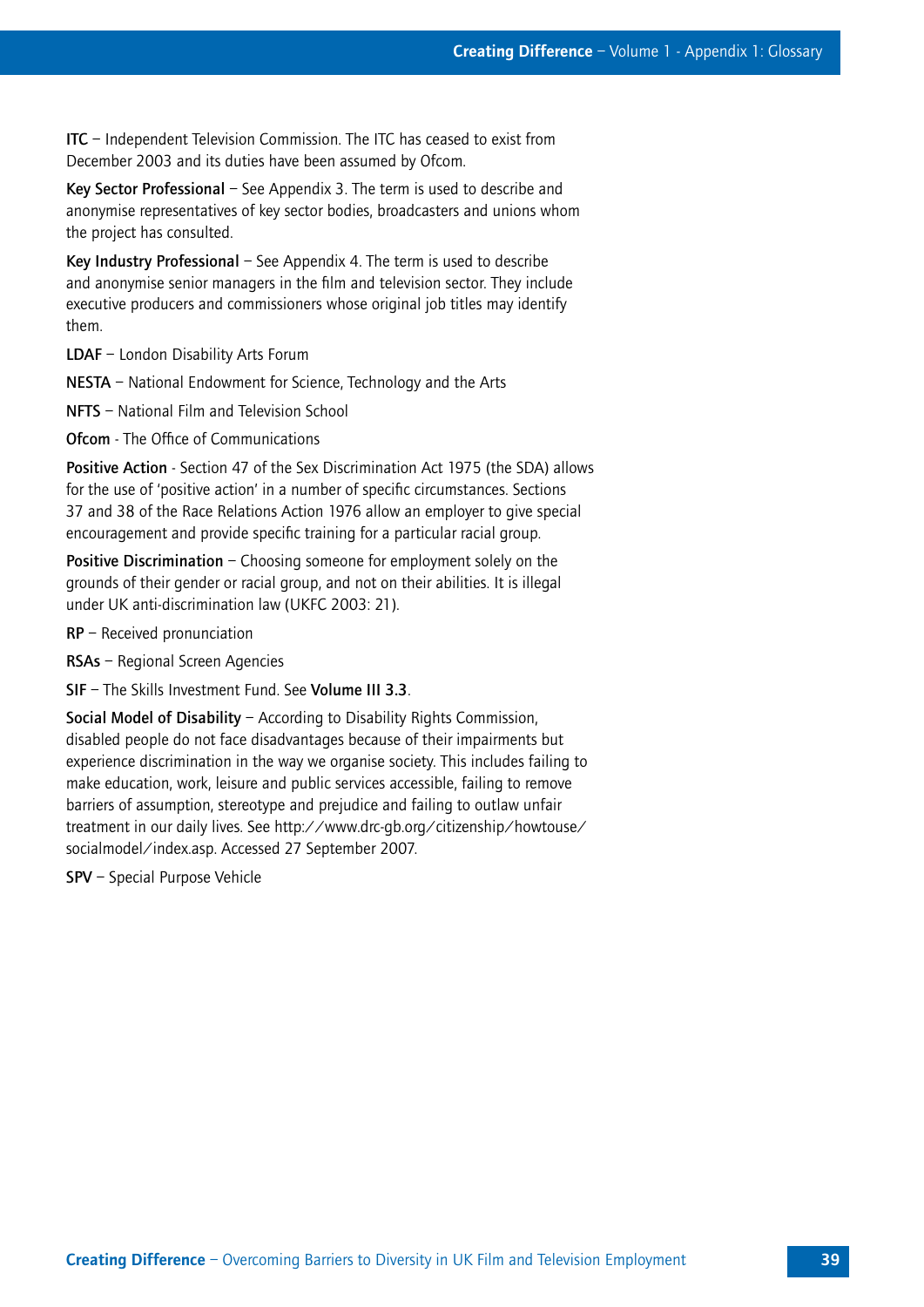**ITC** – Independent Television Commission. The ITC has ceased to exist from December 2003 and its duties have been assumed by Ofcom.

**Key Sector Professional** – See Appendix 3. The term is used to describe and anonymise representatives of key sector bodies, broadcasters and unions whom the project has consulted.

**Key Industry Professional** – See Appendix 4. The term is used to describe and anonymise senior managers in the film and television sector. They include executive producers and commissioners whose original job titles may identify them.

**LDAF** – London Disability Arts Forum

**NESTA** – National Endowment for Science, Technology and the Arts

**NFTS** – National Film and Television School

**Ofcom** - The Office of Communications

**Positive Action** - Section 47 of the Sex Discrimination Act 1975 (the SDA) allows for the use of 'positive action' in a number of specific circumstances. Sections 37 and 38 of the Race Relations Action 1976 allow an employer to give special encouragement and provide specific training for a particular racial group.

**Positive Discrimination** – Choosing someone for employment solely on the grounds of their gender or racial group, and not on their abilities. It is illegal under UK anti-discrimination law (UKFC 2003: 21).

**RP** – Received pronunciation

**RSAs** – Regional Screen Agencies

**SIF** – The Skills Investment Fund. See **Volume III 3.3**.

**Social Model of Disability** – According to Disability Rights Commission, disabled people do not face disadvantages because of their impairments but experience discrimination in the way we organise society. This includes failing to make education, work, leisure and public services accessible, failing to remove barriers of assumption, stereotype and prejudice and failing to outlaw unfair treatment in our daily lives. See http://www.drc-gb.org/citizenship/howtouse/socialmodel/index.asp. Accessed 27 September 2007.

**SPV** – Special Purpose Vehicle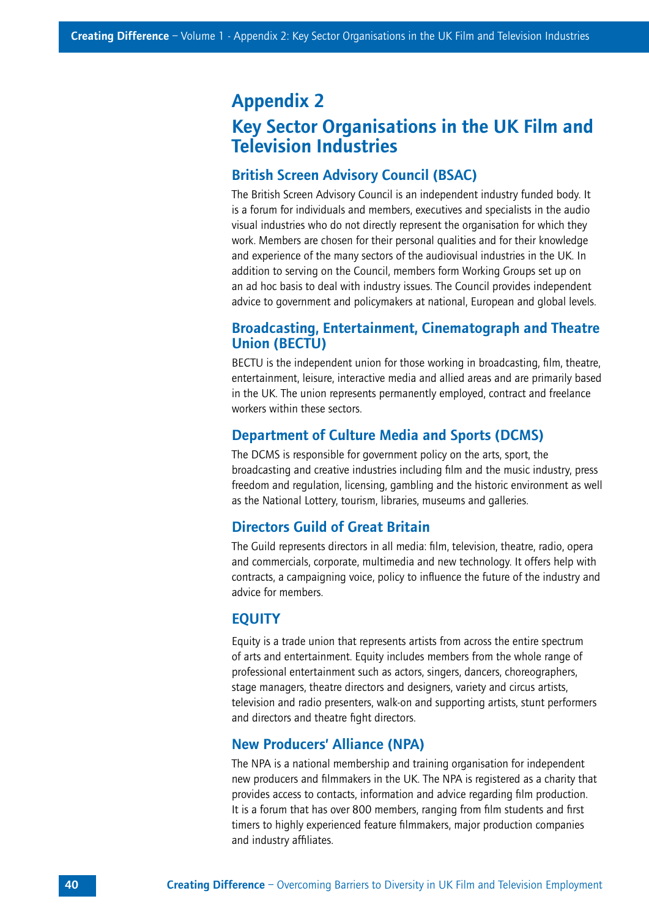# Appendix 2

## Key Sector Organisations in the UK Film and Television Industries

### British Screen Advisory Council (BSAC)

The British Screen Advisory Council is an independent industry funded body. It is a forum for individuals and members, executives and specialists in the audio visual industries who do not directly represent the organisation for which they work. Members are chosen for their personal qualities and for their knowledge and experience of the many sectors of the audiovisual industries in the UK. In addition to serving on the Council, members form Working Groups set up on an ad hoc basis to deal with industry issues. The Council provides independent advice to government and policymakers at national, European and global levels.

### Broadcasting, Entertainment, Cinematograph and Theatre Union (BECTU)

BECTU is the independent union for those working in broadcasting, film, theatre, entertainment, leisure, interactive media and allied areas and are primarily based in the UK. The union represents permanently employed, contract and freelance workers within these sectors.

### Department of Culture Media and Sports (DCMS)

The DCMS is responsible for government policy on the arts, sport, the broadcasting and creative industries including film and the music industry, press freedom and regulation, licensing, gambling and the historic environment as well as the National Lottery, tourism, libraries, museums and galleries.

### Directors Guild of Great Britain

The Guild represents directors in all media: film, television, theatre, radio, opera and commercials, corporate, multimedia and new technology. It offers help with contracts, a campaigning voice, policy to influence the future of the industry and advice for members.

### EQUITY

Equity is a trade union that represents artists from across the entire spectrum of arts and entertainment. Equity includes members from the whole range of professional entertainment such as actors, singers, dancers, choreographers, stage managers, theatre directors and designers, variety and circus artists, television and radio presenters, walk-on and supporting artists, stunt performers and directors and theatre fight directors.

### New Producers' Alliance (NPA)

The NPA is a national membership and training organisation for independent new producers and filmmakers in the UK. The NPA is registered as a charity that provides access to contacts, information and advice regarding film production. It is a forum that has over 800 members, ranging from film students and first timers to highly experienced feature filmmakers, major production companies and industry affiliates.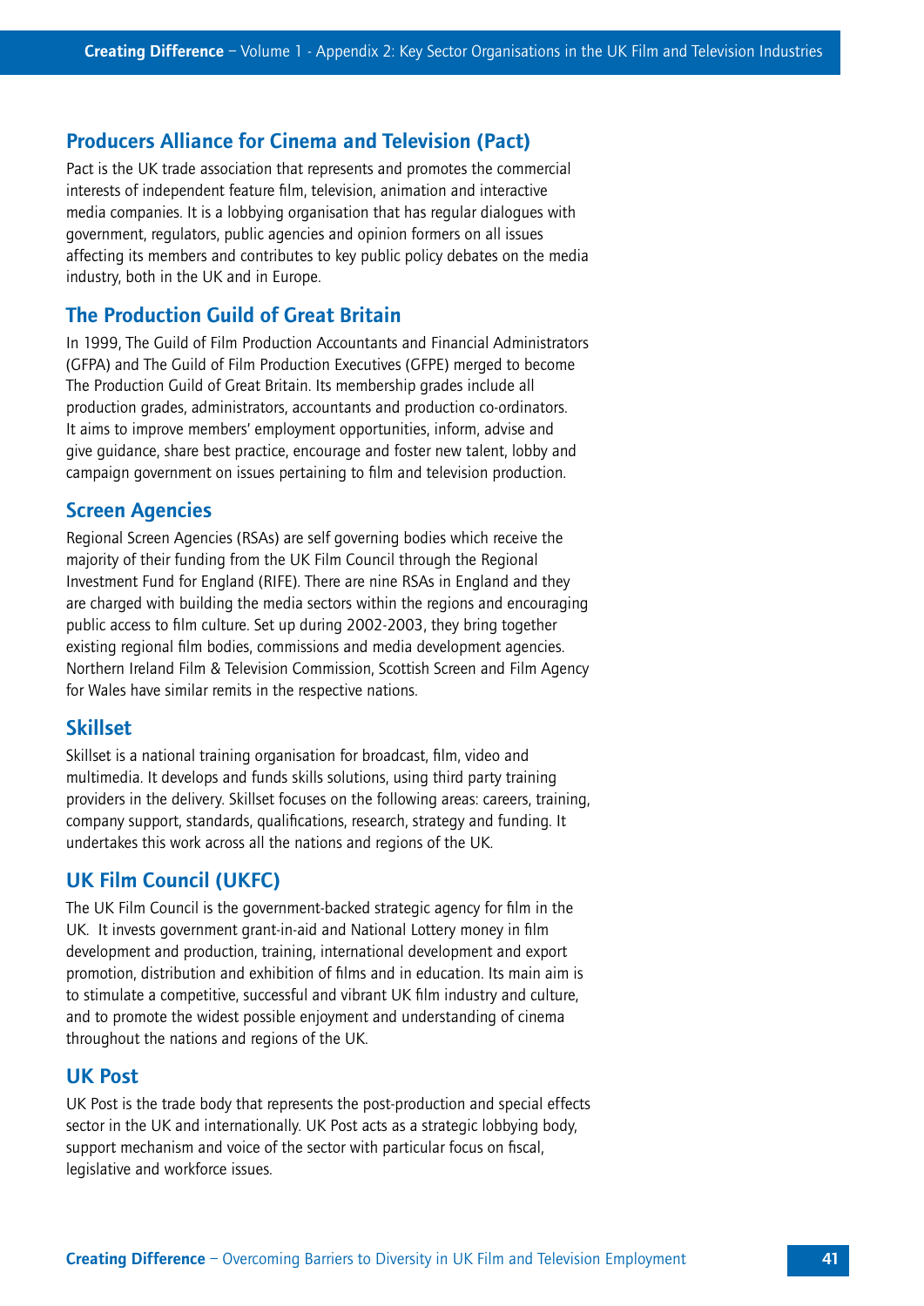## Producers Alliance for Cinema and Television (Pact)

Pact is the UK trade association that represents and promotes the commercial interests of independent feature film, television, animation and interactive media companies. It is a lobbying organisation that has regular dialogues with government, regulators, public agencies and opinion formers on all issues affecting its members and contributes to key public policy debates on the media industry, both in the UK and in Europe.

## The Production Guild of Great Britain

In 1999, The Guild of Film Production Accountants and Financial Administrators (GFPA) and The Guild of Film Production Executives (GFPE) merged to become The Production Guild of Great Britain. Its membership grades include all production grades, administrators, accountants and production co-ordinators. It aims to improve members' employment opportunities, inform, advise and give guidance, share best practice, encourage and foster new talent, lobby and campaign government on issues pertaining to film and television production.

## Screen Agencies

Regional Screen Agencies (RSAs) are self governing bodies which receive the majority of their funding from the UK Film Council through the Regional Investment Fund for England (RIFE). There are nine RSAs in England and they are charged with building the media sectors within the regions and encouraging public access to film culture. Set up during 2002-2003, they bring together existing regional film bodies, commissions and media development agencies. Northern Ireland Film & Television Commission, Scottish Screen and Film Agency for Wales have similar remits in the respective nations.

## Skillset

Skillset is a national training organisation for broadcast, film, video and multimedia. It develops and funds skills solutions, using third party training providers in the delivery. Skillset focuses on the following areas: careers, training, company support, standards, qualifications, research, strategy and funding. It undertakes this work across all the nations and regions of the UK.

## UK Film Council (UKFC)

The UK Film Council is the government-backed strategic agency for film in the UK. It invests government grant-in-aid and National Lottery money in film development and production, training, international development and export promotion, distribution and exhibition of films and in education. Its main aim is to stimulate a competitive, successful and vibrant UK film industry and culture, and to promote the widest possible enjoyment and understanding of cinema throughout the nations and regions of the UK.

## UK Post

UK Post is the trade body that represents the post-production and special effects sector in the UK and internationally. UK Post acts as a strategic lobbying body, support mechanism and voice of the sector with particular focus on fiscal, legislative and workforce issues.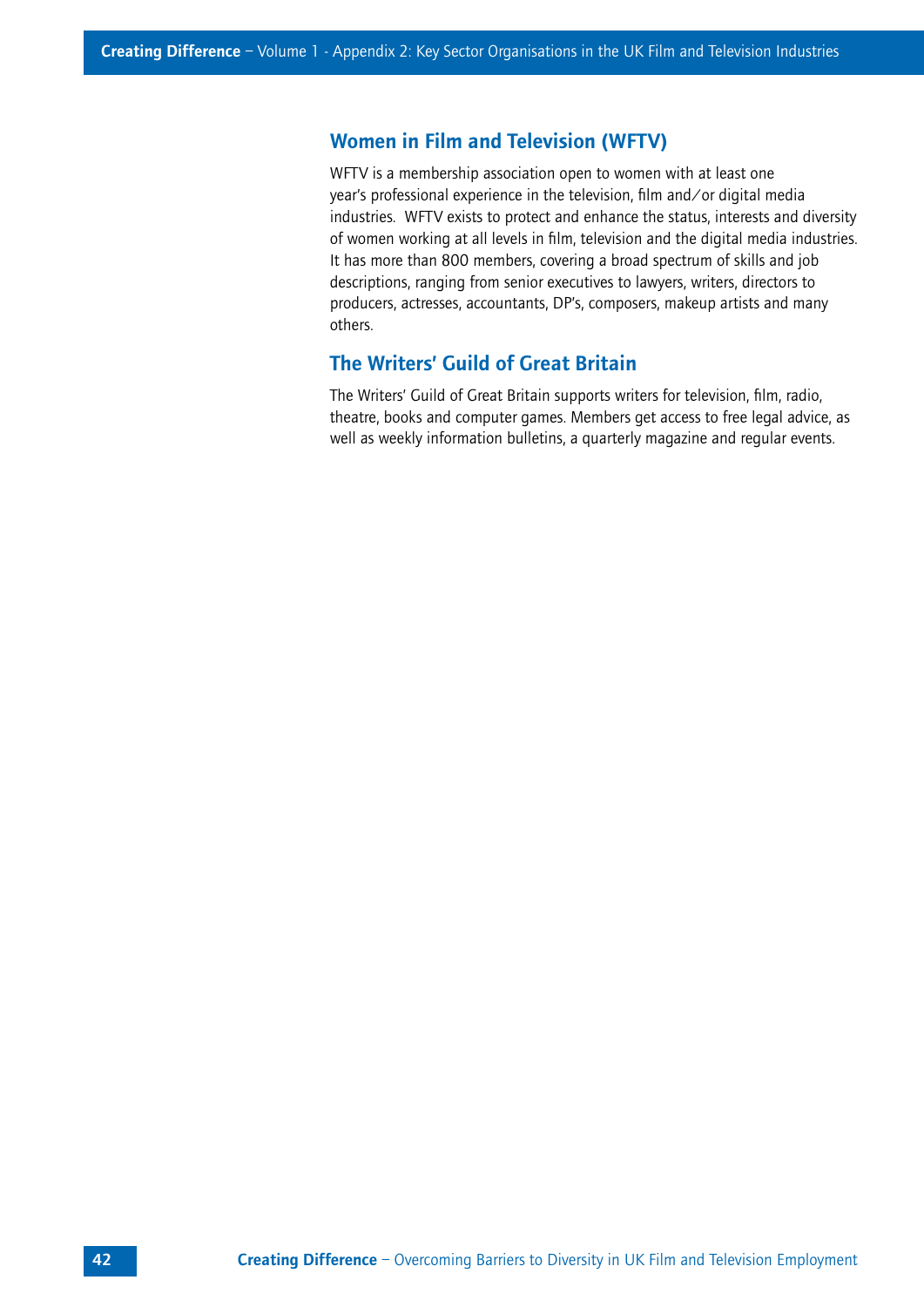## Women in Film and Television (WFTV)

WFTV is a membership association open to women with at least one year's professional experience in the television, film and/or digital media industries. WFTV exists to protect and enhance the status, interests and diversity of women working at all levels in film, television and the digital media industries. It has more than 800 members, covering a broad spectrum of skills and job descriptions, ranging from senior executives to lawyers, writers, directors to producers, actresses, accountants, DP's, composers, makeup artists and many others.

## The Writers' Guild of Great Britain

The Writers' Guild of Great Britain supports writers for television, film, radio, theatre, books and computer games. Members get access to free legal advice, as well as weekly information bulletins, a quarterly magazine and regular events.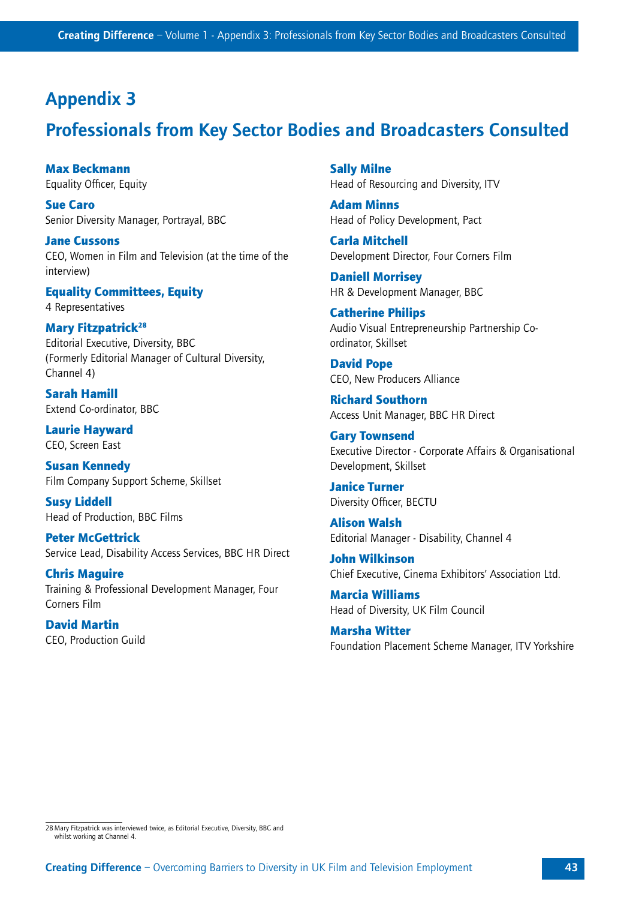# Appendix 3

## Professionals from Key Sector Bodies and Broadcasters Consulted

**Max Beckmann**
Equality Officer, Equity

**Sue Caro**
Senior Diversity Manager, Portrayal, BBC

**Jane Cussons**
CEO, Women in Film and Television (at the time of the interview)

**Equality Committees, Equity**
4 Representatives

**Mary Fitzpatrick**[28]
Editorial Executive, Diversity, BBC
(Formerly Editorial Manager of Cultural Diversity, Channel 4)

**Sarah Hamill**
Extend Co-ordinator, BBC

**Laurie Hayward**
CEO, Screen East

**Susan Kennedy**
Film Company Support Scheme, Skillset

**Susy Liddell**
Head of Production, BBC Films

**Peter McGettrick**
Service Lead, Disability Access Services, BBC HR Direct

**Chris Maguire**
Training & Professional Development Manager, Four Corners Film

**David Martin**
CEO, Production Guild

**Sally Milne**
Head of Resourcing and Diversity, ITV

**Adam Minns**
Head of Policy Development, Pact

**Carla Mitchell**
Development Director, Four Corners Film

**Daniell Morrisey**
HR & Development Manager, BBC

**Catherine Philips**
Audio Visual Entrepreneurship Partnership Co-ordinator, Skillset

**David Pope**
CEO, New Producers Alliance

**Richard Southorn**
Access Unit Manager, BBC HR Direct

**Gary Townsend**
Executive Director - Corporate Affairs & Organisational Development, Skillset

**Janice Turner**
Diversity Officer, BECTU

**Alison Walsh**
Editorial Manager - Disability, Channel 4

**John Wilkinson**
Chief Executive, Cinema Exhibitors' Association Ltd.

**Marcia Williams**
Head of Diversity, UK Film Council

**Marsha Witter**
Foundation Placement Scheme Manager, ITV Yorkshire

---

28 Mary Fitzpatrick was interviewed twice, as Editorial Executive, Diversity, BBC and whilst working at Channel 4.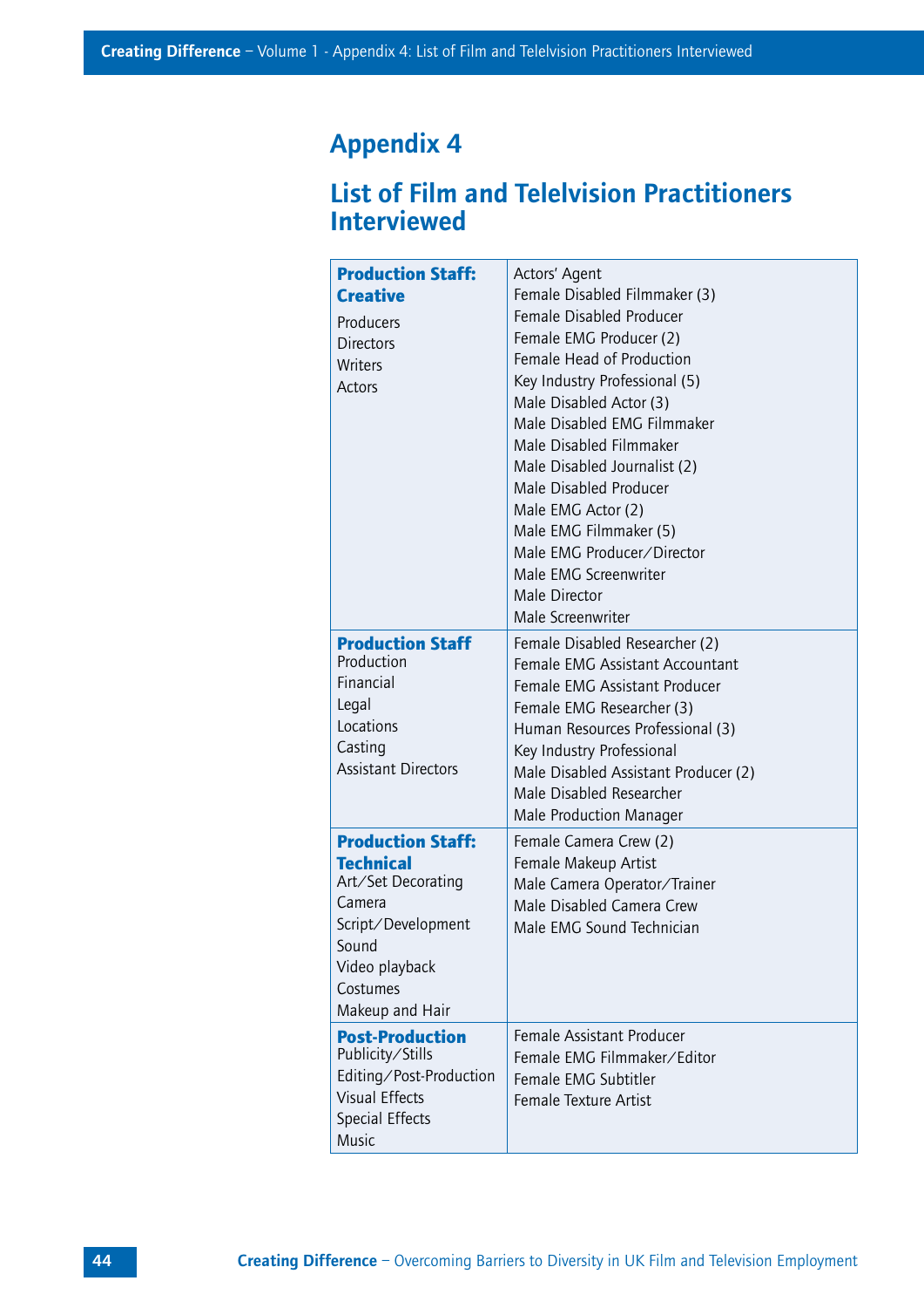# Appendix 4

## List of Film and Television Practitioners Interviewed

| | |
|---|---|
| **Production Staff: Creative**<br>Producers<br>Directors<br>Writers<br>Actors | Actors' Agent<br>Female Disabled Filmmaker (3)<br>Female Disabled Producer<br>Female EMG Producer (2)<br>Female Head of Production<br>Key Industry Professional (5)<br>Male Disabled Actor (3)<br>Male Disabled EMG Filmmaker<br>Male Disabled Filmmaker<br>Male Disabled Journalist (2)<br>Male Disabled Producer<br>Male EMG Actor (2)<br>Male EMG Filmmaker (5)<br>Male EMG Producer/Director<br>Male EMG Screenwriter<br>Male Director<br>Male Screenwriter |
| **Production Staff**<br>Production<br>Financial<br>Legal<br>Locations<br>Casting<br>Assistant Directors | Female Disabled Researcher (2)<br>Female EMG Assistant Accountant<br>Female EMG Assistant Producer<br>Female EMG Researcher (3)<br>Human Resources Professional (3)<br>Key Industry Professional<br>Male Disabled Assistant Producer (2)<br>Male Disabled Researcher<br>Male Production Manager |
| **Production Staff: Technical**<br>Art/Set Decorating<br>Camera<br>Script/Development<br>Sound<br>Video playback<br>Costumes<br>Makeup and Hair | Female Camera Crew (2)<br>Female Makeup Artist<br>Male Camera Operator/Trainer<br>Male Disabled Camera Crew<br>Male EMG Sound Technician |
| **Post-Production**<br>Publicity/Stills<br>Editing/Post-Production<br>Visual Effects<br>Special Effects<br>Music | Female Assistant Producer<br>Female EMG Filmmaker/Editor<br>Female EMG Subtitler<br>Female Texture Artist |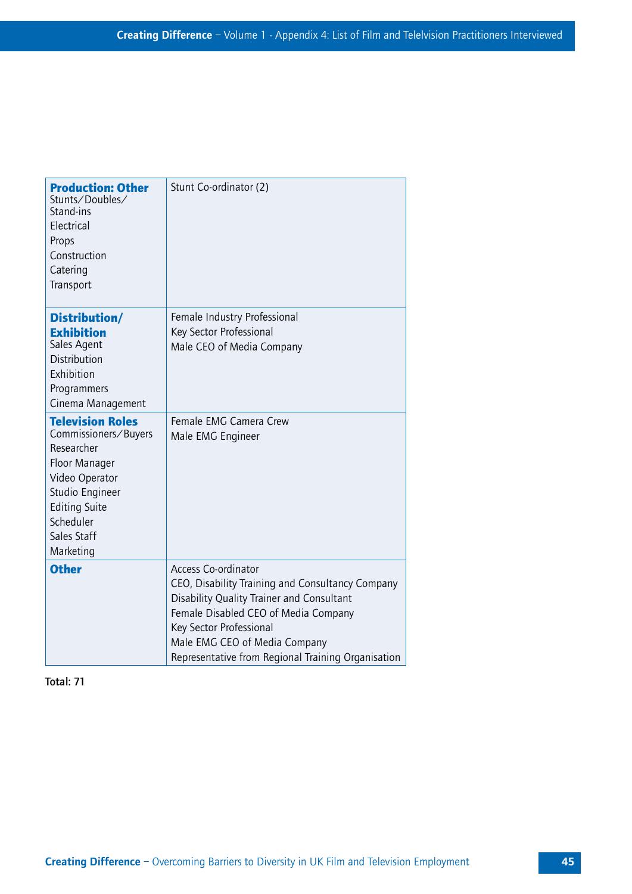| | |
|---|---|
| **Production: Other**<br>Stunts/Doubles/ Stand-ins<br>Electrical<br>Props<br>Construction<br>Catering<br>Transport | Stunt Co-ordinator (2) |
| **Distribution/ Exhibition**<br>Sales Agent<br>Distribution<br>Exhibition<br>Programmers<br>Cinema Management | Female Industry Professional<br>Key Sector Professional<br>Male CEO of Media Company |
| **Television Roles**<br>Commissioners/Buyers<br>Researcher<br>Floor Manager<br>Video Operator<br>Studio Engineer<br>Editing Suite<br>Scheduler<br>Sales Staff<br>Marketing | Female EMG Camera Crew<br>Male EMG Engineer |
| **Other** | Access Co-ordinator<br>CEO, Disability Training and Consultancy Company<br>Disability Quality Trainer and Consultant<br>Female Disabled CEO of Media Company<br>Key Sector Professional<br>Male EMG CEO of Media Company<br>Representative from Regional Training Organisation |

**Total: 71**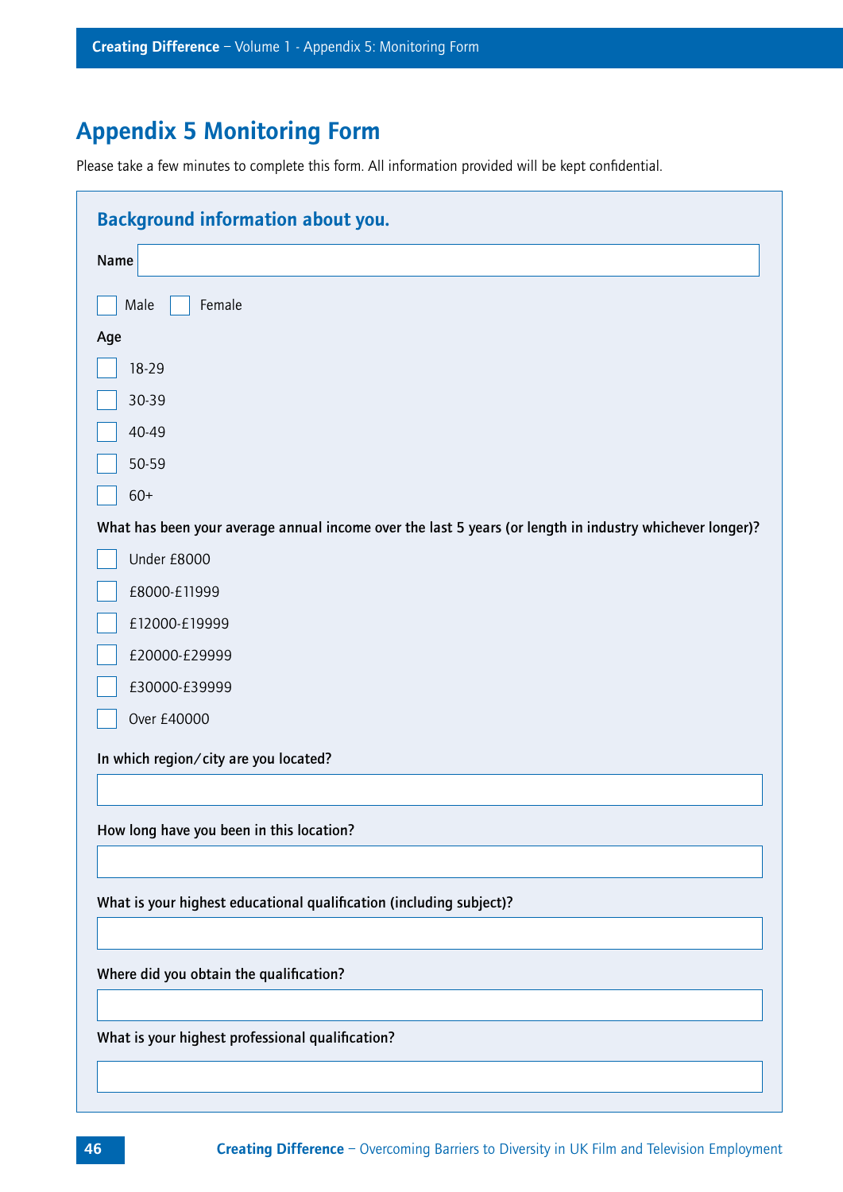# Appendix 5 Monitoring Form

Please take a few minutes to complete this form. All information provided will be kept confidential.

## Background information about you.

**Name**

☐ Male ☐ Female

**Age**

☐ 18-29

☐ 30-39

☐ 40-49

☐ 50-59

☐ 60+

**What has been your average annual income over the last 5 years (or length in industry whichever longer)?**

☐ Under £8000

☐ £8000-£11999

☐ £12000-£19999

☐ £20000-£29999

☐ £30000-£39999

☐ Over £40000

**In which region/city are you located?**

**How long have you been in this location?**

**What is your highest educational qualification (including subject)?**

**Where did you obtain the qualification?**

**What is your highest professional qualification?**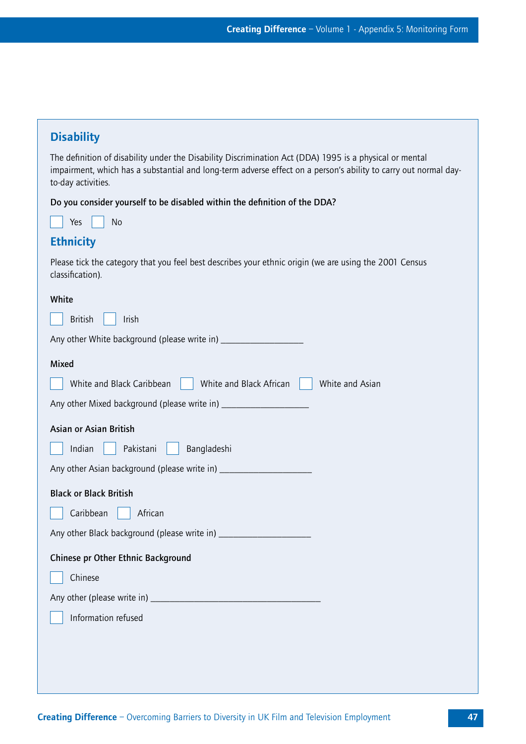## Disability

The definition of disability under the Disability Discrimination Act (DDA) 1995 is a physical or mental impairment, which has a substantial and long-term adverse effect on a person's ability to carry out normal day-to-day activities.

**Do you consider yourself to be disabled within the definition of the DDA?**

☐ Yes ☐ No

## Ethnicity

Please tick the category that you feel best describes your ethnic origin (we are using the 2001 Census classification).

**White**

☐ British ☐ Irish

Any other White background (please write in) ___________________

**Mixed**

☐ White and Black Caribbean ☐ White and Black African ☐ White and Asian

Any other Mixed background (please write in) ___________________

**Asian or Asian British**

☐ Indian ☐ Pakistani ☐ Bangladeshi

Any other Asian background (please write in) ___________________

**Black or Black British**

☐ Caribbean ☐ African

Any other Black background (please write in) ___________________

**Chinese pr Other Ethnic Background**

☐ Chinese

Any other (please write in) ______________________________________

☐ Information refused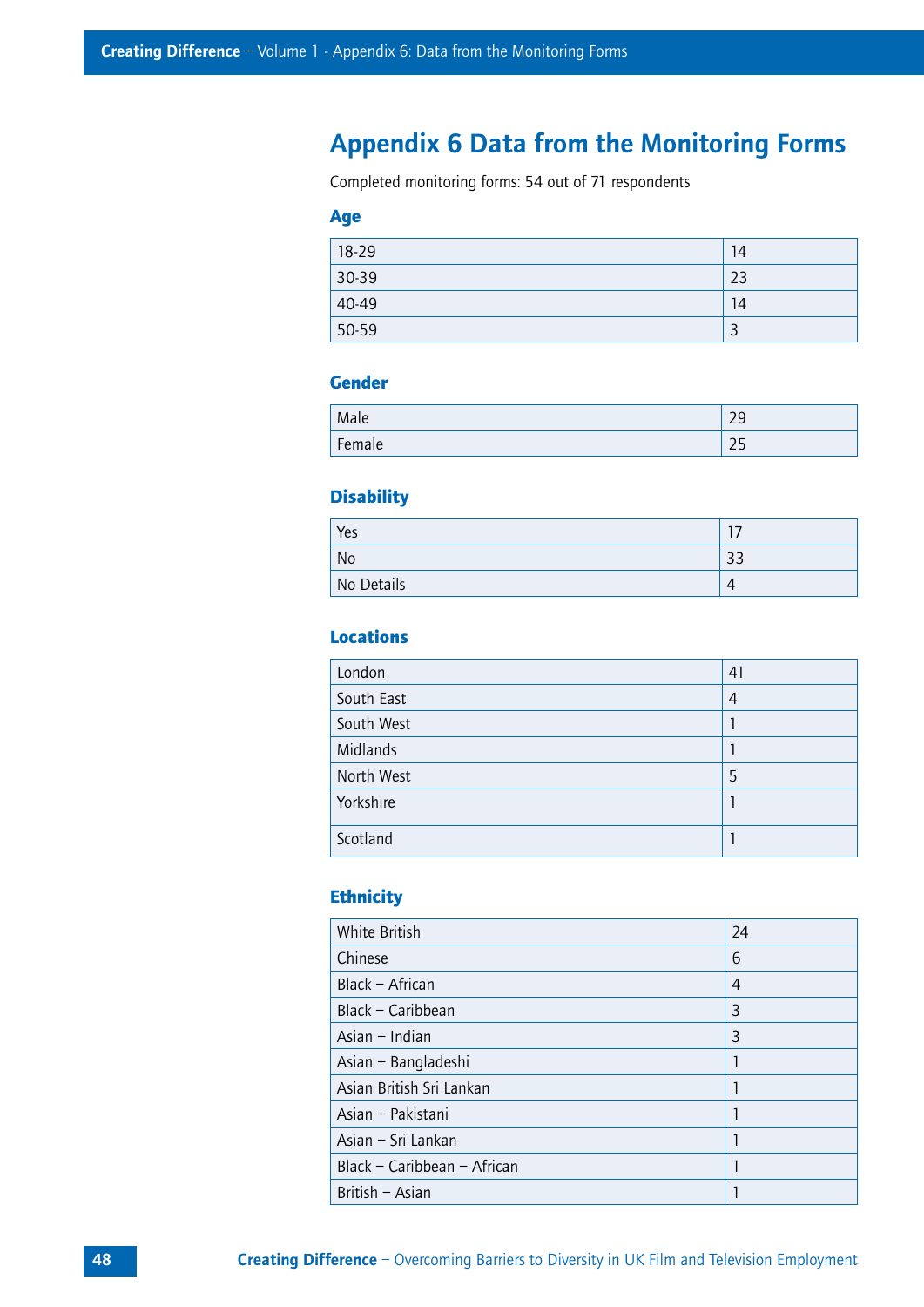# Appendix 6 Data from the Monitoring Forms

Completed monitoring forms: 54 out of 71 respondents

## Age

| | |
|---|---|
| 18-29 | 14 |
| 30-39 | 23 |
| 40-49 | 14 |
| 50-59 | 3 |

## Gender

| | |
|---|---|
| Male | 29 |
| Female | 25 |

## Disability

| | |
|---|---|
| Yes | 17 |
| No | 33 |
| No Details | 4 |

## Locations

| | |
|---|---|
| London | 41 |
| South East | 4 |
| South West | 1 |
| Midlands | 1 |
| North West | 5 |
| Yorkshire | 1 |
| Scotland | 1 |

## Ethnicity

| | |
|---|---|
| White British | 24 |
| Chinese | 6 |
| Black – African | 4 |
| Black – Caribbean | 3 |
| Asian – Indian | 3 |
| Asian – Bangladeshi | 1 |
| Asian British Sri Lankan | 1 |
| Asian – Pakistani | 1 |
| Asian – Sri Lankan | 1 |
| Black – Caribbean – African | 1 |
| British – Asian | 1 |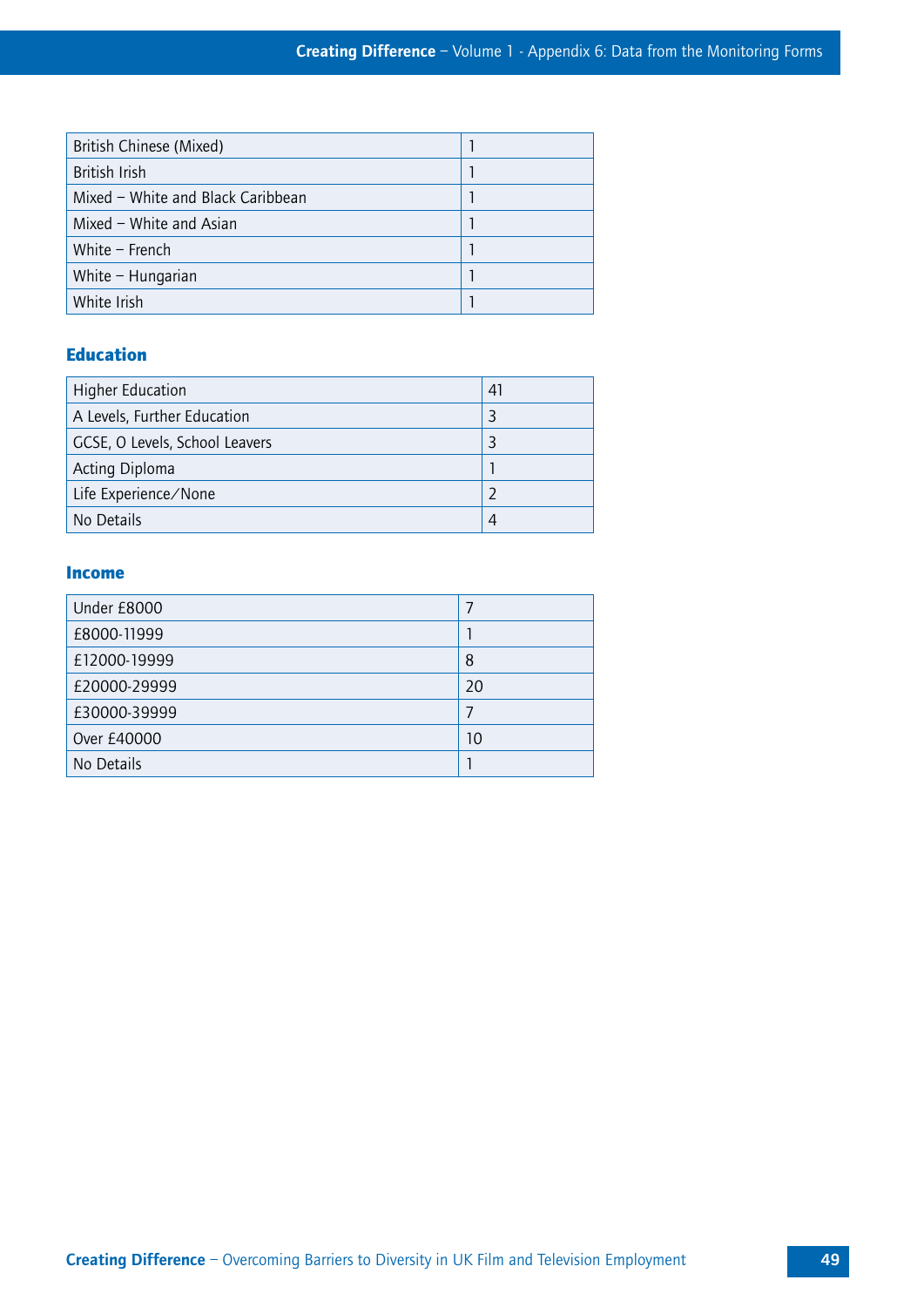| | |
|---|---|
| British Chinese (Mixed) | 1 |
| British Irish | 1 |
| Mixed – White and Black Caribbean | 1 |
| Mixed – White and Asian | 1 |
| White – French | 1 |
| White – Hungarian | 1 |
| White Irish | 1 |

### Education

| | |
|---|---|
| Higher Education | 41 |
| A Levels, Further Education | 3 |
| GCSE, O Levels, School Leavers | 3 |
| Acting Diploma | 1 |
| Life Experience/None | 2 |
| No Details | 4 |

### Income

| | |
|---|---|
| Under £8000 | 7 |
| £8000-11999 | 1 |
| £12000-19999 | 8 |
| £20000-29999 | 20 |
| £30000-39999 | 7 |
| Over £40000 | 10 |
| No Details | 1 |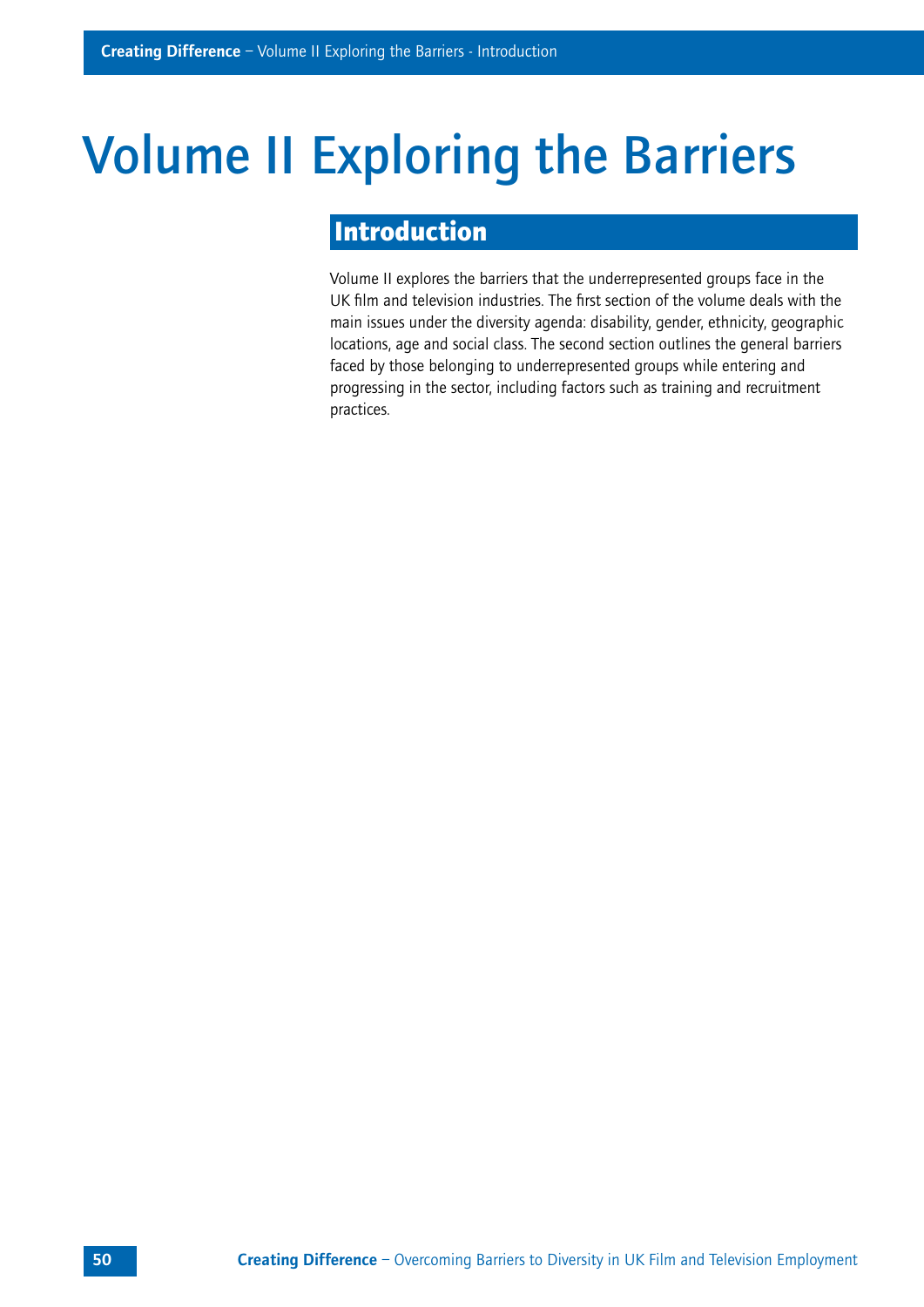# Volume II Exploring the Barriers

## Introduction

Volume II explores the barriers that the underrepresented groups face in the UK film and television industries. The first section of the volume deals with the main issues under the diversity agenda: disability, gender, ethnicity, geographic locations, age and social class. The second section outlines the general barriers faced by those belonging to underrepresented groups while entering and progressing in the sector, including factors such as training and recruitment practices.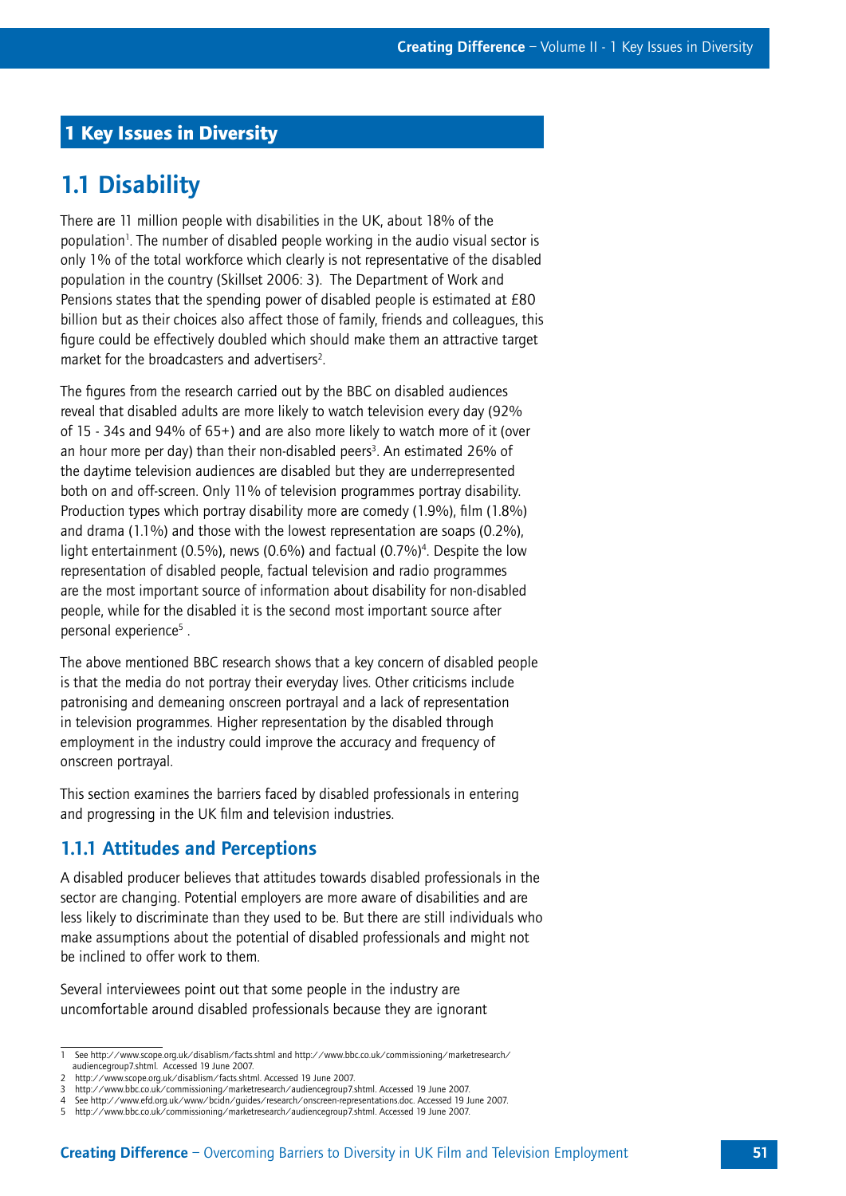# 1 Key Issues in Diversity

## 1.1 Disability

There are 11 million people with disabilities in the UK, about 18% of the population[1]. The number of disabled people working in the audio visual sector is only 1% of the total workforce which clearly is not representative of the disabled population in the country (Skillset 2006: 3). The Department of Work and Pensions states that the spending power of disabled people is estimated at £80 billion but as their choices also affect those of family, friends and colleagues, this figure could be effectively doubled which should make them an attractive target market for the broadcasters and advertisers[2].

The figures from the research carried out by the BBC on disabled audiences reveal that disabled adults are more likely to watch television every day (92% of 15 - 34s and 94% of 65+) and are also more likely to watch more of it (over an hour more per day) than their non-disabled peers[3]. An estimated 26% of the daytime television audiences are disabled but they are underrepresented both on and off-screen. Only 11% of television programmes portray disability. Production types which portray disability more are comedy (1.9%), film (1.8%) and drama (1.1%) and those with the lowest representation are soaps (0.2%), light entertainment (0.5%), news (0.6%) and factual (0.7%)[4]. Despite the low representation of disabled people, factual television and radio programmes are the most important source of information about disability for non-disabled people, while for the disabled it is the second most important source after personal experience[5] .

The above mentioned BBC research shows that a key concern of disabled people is that the media do not portray their everyday lives. Other criticisms include patronising and demeaning onscreen portrayal and a lack of representation in television programmes. Higher representation by the disabled through employment in the industry could improve the accuracy and frequency of onscreen portrayal.

This section examines the barriers faced by disabled professionals in entering and progressing in the UK film and television industries.

### 1.1.1 Attitudes and Perceptions

A disabled producer believes that attitudes towards disabled professionals in the sector are changing. Potential employers are more aware of disabilities and are less likely to discriminate than they used to be. But there are still individuals who make assumptions about the potential of disabled professionals and might not be inclined to offer work to them.

Several interviewees point out that some people in the industry are uncomfortable around disabled professionals because they are ignorant

---

1 See http://www.scope.org.uk/disablism/facts.shtml and http://www.bbc.co.uk/commissioning/marketresearch/audiencegroup7.shtml. Accessed 19 June 2007.
2 http://www.scope.org.uk/disablism/facts.shtml. Accessed 19 June 2007.
3 http://www.bbc.co.uk/commissioning/marketresearch/audiencegroup7.shtml. Accessed 19 June 2007.
4 See http://www.efd.org.uk/www/bcidn/guides/research/onscreen-representations.doc. Accessed 19 June 2007.
5 http://www.bbc.co.uk/commissioning/marketresearch/audiencegroup7.shtml. Accessed 19 June 2007.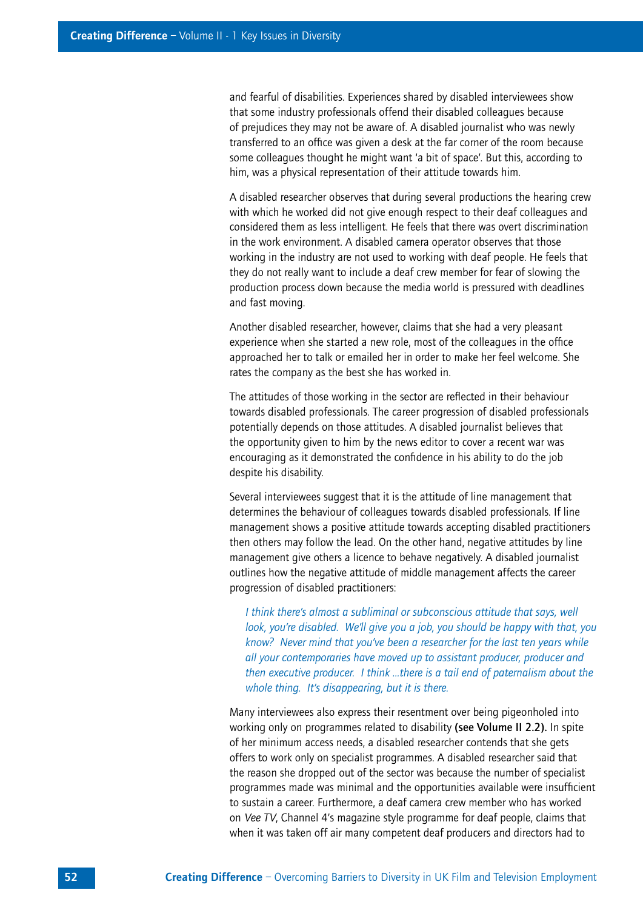and fearful of disabilities. Experiences shared by disabled interviewees show that some industry professionals offend their disabled colleagues because of prejudices they may not be aware of. A disabled journalist who was newly transferred to an office was given a desk at the far corner of the room because some colleagues thought he might want 'a bit of space'. But this, according to him, was a physical representation of their attitude towards him.

A disabled researcher observes that during several productions the hearing crew with which he worked did not give enough respect to their deaf colleagues and considered them as less intelligent. He feels that there was overt discrimination in the work environment. A disabled camera operator observes that those working in the industry are not used to working with deaf people. He feels that they do not really want to include a deaf crew member for fear of slowing the production process down because the media world is pressured with deadlines and fast moving.

Another disabled researcher, however, claims that she had a very pleasant experience when she started a new role, most of the colleagues in the office approached her to talk or emailed her in order to make her feel welcome. She rates the company as the best she has worked in.

The attitudes of those working in the sector are reflected in their behaviour towards disabled professionals. The career progression of disabled professionals potentially depends on those attitudes. A disabled journalist believes that the opportunity given to him by the news editor to cover a recent war was encouraging as it demonstrated the confidence in his ability to do the job despite his disability.

Several interviewees suggest that it is the attitude of line management that determines the behaviour of colleagues towards disabled professionals. If line management shows a positive attitude towards accepting disabled practitioners then others may follow the lead. On the other hand, negative attitudes by line management give others a licence to behave negatively. A disabled journalist outlines how the negative attitude of middle management affects the career progression of disabled practitioners:

> *I think there's almost a subliminal or subconscious attitude that says, well look, you're disabled. We'll give you a job, you should be happy with that, you know? Never mind that you've been a researcher for the last ten years while all your contemporaries have moved up to assistant producer, producer and then executive producer. I think ...there is a tail end of paternalism about the whole thing. It's disappearing, but it is there.*

Many interviewees also express their resentment over being pigeonholed into working only on programmes related to disability **(see Volume II 2.2).** In spite of her minimum access needs, a disabled researcher contends that she gets offers to work only on specialist programmes. A disabled researcher said that the reason she dropped out of the sector was because the number of specialist programmes made was minimal and the opportunities available were insufficient to sustain a career. Furthermore, a deaf camera crew member who has worked on *Vee TV*, Channel 4's magazine style programme for deaf people, claims that when it was taken off air many competent deaf producers and directors had to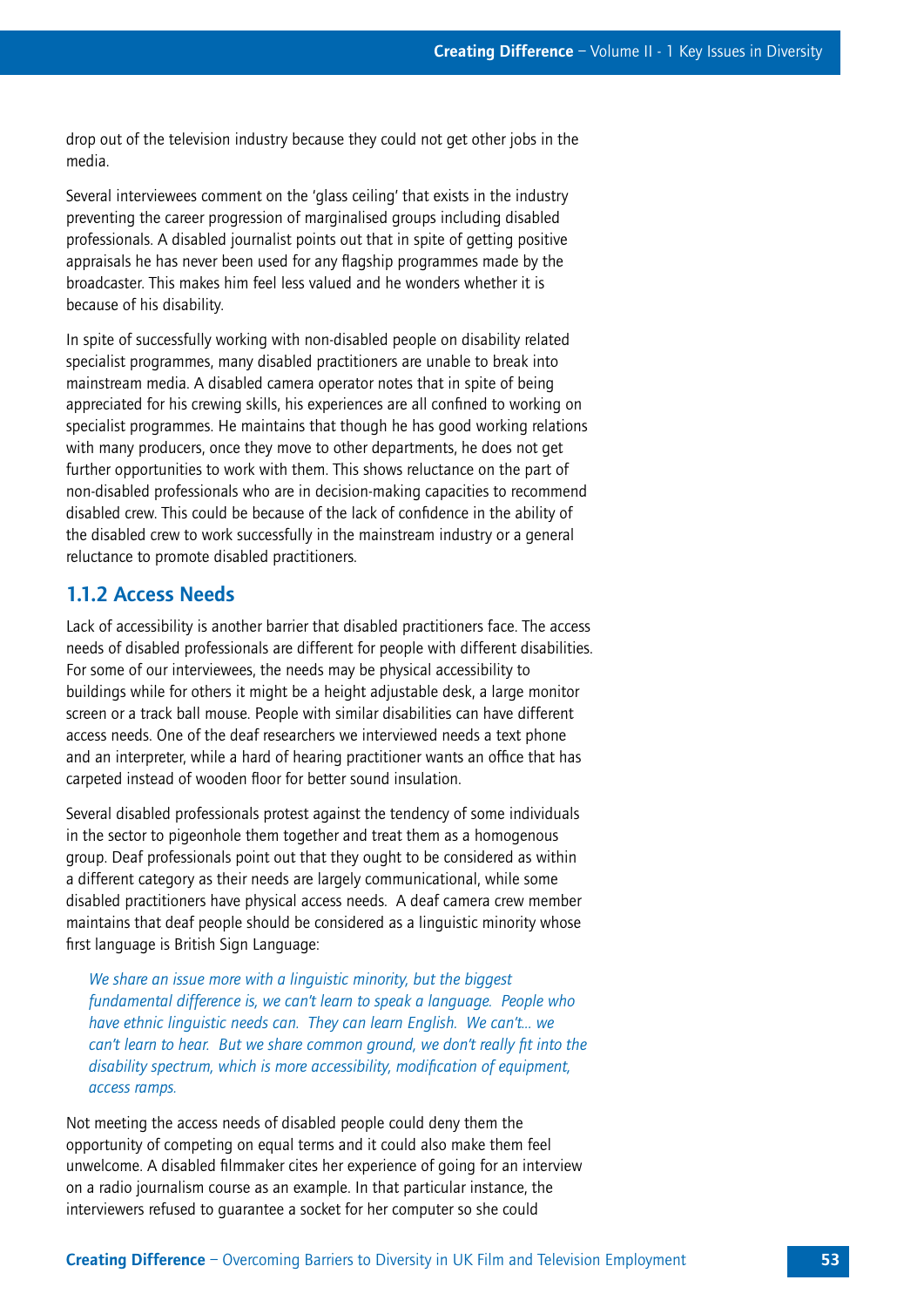drop out of the television industry because they could not get other jobs in the media.

Several interviewees comment on the 'glass ceiling' that exists in the industry preventing the career progression of marginalised groups including disabled professionals. A disabled journalist points out that in spite of getting positive appraisals he has never been used for any flagship programmes made by the broadcaster. This makes him feel less valued and he wonders whether it is because of his disability.

In spite of successfully working with non-disabled people on disability related specialist programmes, many disabled practitioners are unable to break into mainstream media. A disabled camera operator notes that in spite of being appreciated for his crewing skills, his experiences are all confined to working on specialist programmes. He maintains that though he has good working relations with many producers, once they move to other departments, he does not get further opportunities to work with them. This shows reluctance on the part of non-disabled professionals who are in decision-making capacities to recommend disabled crew. This could be because of the lack of confidence in the ability of the disabled crew to work successfully in the mainstream industry or a general reluctance to promote disabled practitioners.

### 1.1.2 Access Needs

Lack of accessibility is another barrier that disabled practitioners face. The access needs of disabled professionals are different for people with different disabilities. For some of our interviewees, the needs may be physical accessibility to buildings while for others it might be a height adjustable desk, a large monitor screen or a track ball mouse. People with similar disabilities can have different access needs. One of the deaf researchers we interviewed needs a text phone and an interpreter, while a hard of hearing practitioner wants an office that has carpeted instead of wooden floor for better sound insulation.

Several disabled professionals protest against the tendency of some individuals in the sector to pigeonhole them together and treat them as a homogenous group. Deaf professionals point out that they ought to be considered as within a different category as their needs are largely communicational, while some disabled practitioners have physical access needs. A deaf camera crew member maintains that deaf people should be considered as a linguistic minority whose first language is British Sign Language:

> *We share an issue more with a linguistic minority, but the biggest fundamental difference is, we can't learn to speak a language. People who have ethnic linguistic needs can. They can learn English. We can't... we can't learn to hear. But we share common ground, we don't really fit into the disability spectrum, which is more accessibility, modification of equipment, access ramps.*

Not meeting the access needs of disabled people could deny them the opportunity of competing on equal terms and it could also make them feel unwelcome. A disabled filmmaker cites her experience of going for an interview on a radio journalism course as an example. In that particular instance, the interviewers refused to guarantee a socket for her computer so she could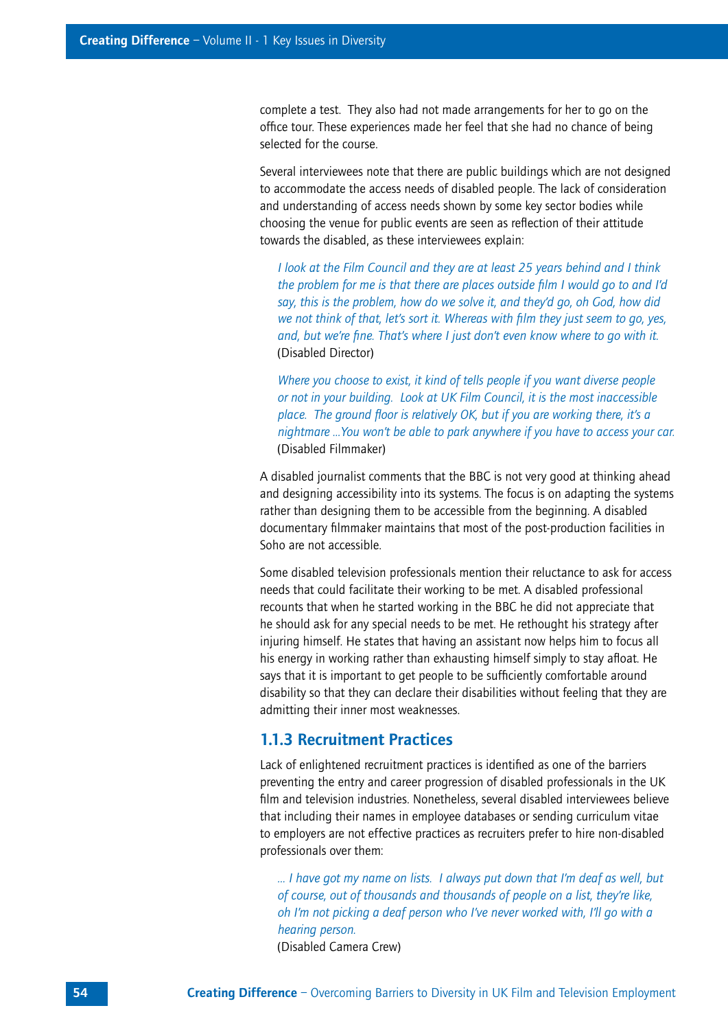complete a test. They also had not made arrangements for her to go on the office tour. These experiences made her feel that she had no chance of being selected for the course.

Several interviewees note that there are public buildings which are not designed to accommodate the access needs of disabled people. The lack of consideration and understanding of access needs shown by some key sector bodies while choosing the venue for public events are seen as reflection of their attitude towards the disabled, as these interviewees explain:

> *I look at the Film Council and they are at least 25 years behind and I think the problem for me is that there are places outside film I would go to and I'd say, this is the problem, how do we solve it, and they'd go, oh God, how did we not think of that, let's sort it. Whereas with film they just seem to go, yes, and, but we're fine. That's where I just don't even know where to go with it.*
> (Disabled Director)

> *Where you choose to exist, it kind of tells people if you want diverse people or not in your building. Look at UK Film Council, it is the most inaccessible place. The ground floor is relatively OK, but if you are working there, it's a nightmare ...You won't be able to park anywhere if you have to access your car.*
> (Disabled Filmmaker)

A disabled journalist comments that the BBC is not very good at thinking ahead and designing accessibility into its systems. The focus is on adapting the systems rather than designing them to be accessible from the beginning. A disabled documentary filmmaker maintains that most of the post-production facilities in Soho are not accessible.

Some disabled television professionals mention their reluctance to ask for access needs that could facilitate their working to be met. A disabled professional recounts that when he started working in the BBC he did not appreciate that he should ask for any special needs to be met. He rethought his strategy after injuring himself. He states that having an assistant now helps him to focus all his energy in working rather than exhausting himself simply to stay afloat. He says that it is important to get people to be sufficiently comfortable around disability so that they can declare their disabilities without feeling that they are admitting their inner most weaknesses.

### 1.1.3 Recruitment Practices

Lack of enlightened recruitment practices is identified as one of the barriers preventing the entry and career progression of disabled professionals in the UK film and television industries. Nonetheless, several disabled interviewees believe that including their names in employee databases or sending curriculum vitae to employers are not effective practices as recruiters prefer to hire non-disabled professionals over them:

> *... I have got my name on lists. I always put down that I'm deaf as well, but of course, out of thousands and thousands of people on a list, they're like, oh I'm not picking a deaf person who I've never worked with, I'll go with a hearing person.*
> (Disabled Camera Crew)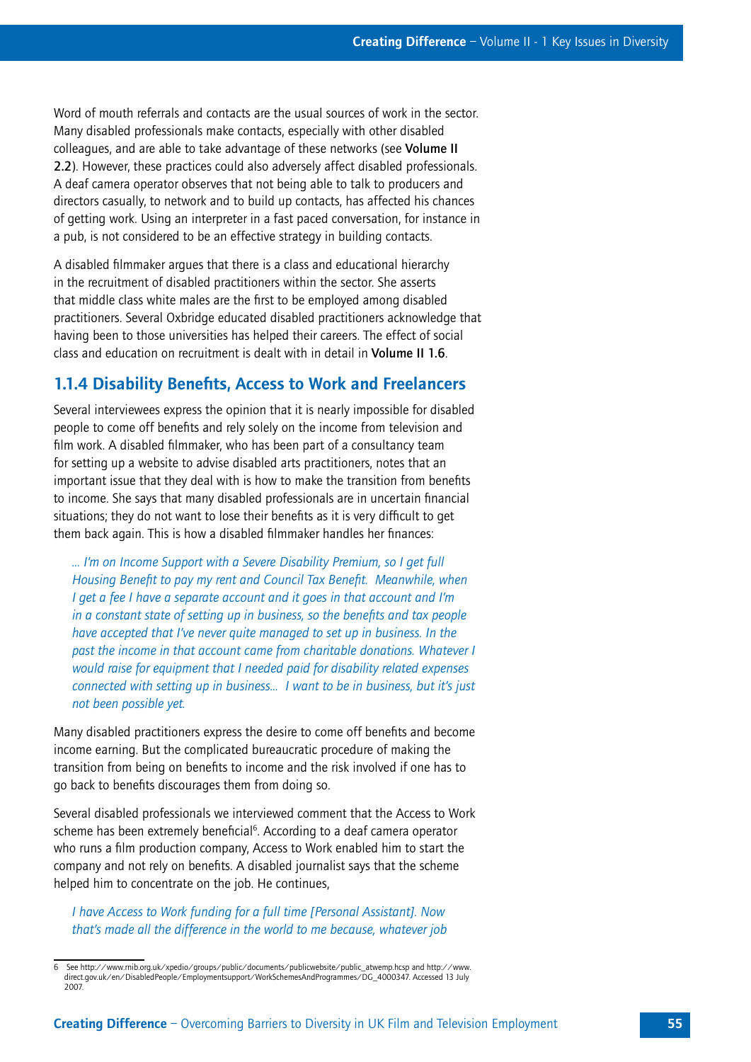Word of mouth referrals and contacts are the usual sources of work in the sector. Many disabled professionals make contacts, especially with other disabled colleagues, and are able to take advantage of these networks (see **Volume II 2.2**). However, these practices could also adversely affect disabled professionals. A deaf camera operator observes that not being able to talk to producers and directors casually, to network and to build up contacts, has affected his chances of getting work. Using an interpreter in a fast paced conversation, for instance in a pub, is not considered to be an effective strategy in building contacts.

A disabled filmmaker argues that there is a class and educational hierarchy in the recruitment of disabled practitioners within the sector. She asserts that middle class white males are the first to be employed among disabled practitioners. Several Oxbridge educated disabled practitioners acknowledge that having been to those universities has helped their careers. The effect of social class and education on recruitment is dealt with in detail in **Volume II 1.6**.

## 1.1.4 Disability Benefits, Access to Work and Freelancers

Several interviewees express the opinion that it is nearly impossible for disabled people to come off benefits and rely solely on the income from television and film work. A disabled filmmaker, who has been part of a consultancy team for setting up a website to advise disabled arts practitioners, notes that an important issue that they deal with is how to make the transition from benefits to income. She says that many disabled professionals are in uncertain financial situations; they do not want to lose their benefits as it is very difficult to get them back again. This is how a disabled filmmaker handles her finances:

> *... I'm on Income Support with a Severe Disability Premium, so I get full Housing Benefit to pay my rent and Council Tax Benefit. Meanwhile, when I get a fee I have a separate account and it goes in that account and I'm in a constant state of setting up in business, so the benefits and tax people have accepted that I've never quite managed to set up in business. In the past the income in that account came from charitable donations. Whatever I would raise for equipment that I needed paid for disability related expenses connected with setting up in business... I want to be in business, but it's just not been possible yet.*

Many disabled practitioners express the desire to come off benefits and become income earning. But the complicated bureaucratic procedure of making the transition from being on benefits to income and the risk involved if one has to go back to benefits discourages them from doing so.

Several disabled professionals we interviewed comment that the Access to Work scheme has been extremely beneficial[6]. According to a deaf camera operator who runs a film production company, Access to Work enabled him to start the company and not rely on benefits. A disabled journalist says that the scheme helped him to concentrate on the job. He continues,

> *I have Access to Work funding for a full time [Personal Assistant]. Now that's made all the difference in the world to me because, whatever job*

---

6 See http://www.rnib.org.uk/xpedio/groups/public/documents/publicwebsite/public_atwemp.hcsp and http://www.direct.gov.uk/en/DisabledPeople/Employmentsupport/WorkSchemesAndProgrammes/DG_4000347. Accessed 13 July 2007.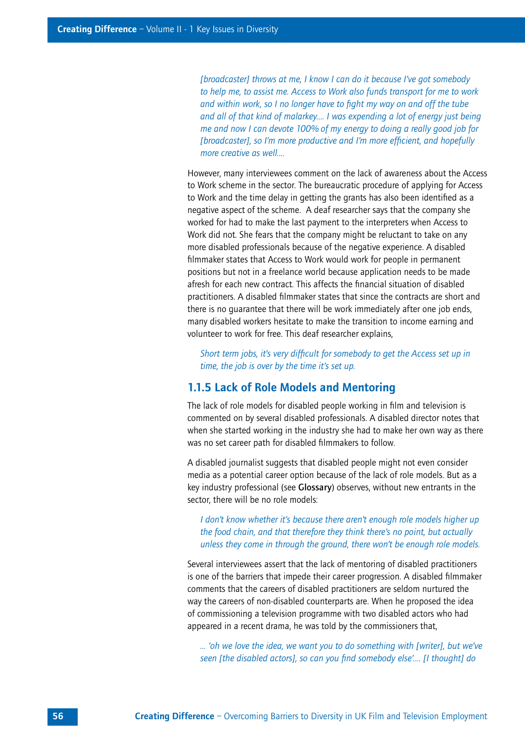*[broadcaster] throws at me, I know I can do it because I've got somebody to help me, to assist me. Access to Work also funds transport for me to work and within work, so I no longer have to fight my way on and off the tube and all of that kind of malarkey.... I was expending a lot of energy just being me and now I can devote 100% of my energy to doing a really good job for [broadcaster], so I'm more productive and I'm more efficient, and hopefully more creative as well....*

However, many interviewees comment on the lack of awareness about the Access to Work scheme in the sector. The bureaucratic procedure of applying for Access to Work and the time delay in getting the grants has also been identified as a negative aspect of the scheme. A deaf researcher says that the company she worked for had to make the last payment to the interpreters when Access to Work did not. She fears that the company might be reluctant to take on any more disabled professionals because of the negative experience. A disabled filmmaker states that Access to Work would work for people in permanent positions but not in a freelance world because application needs to be made afresh for each new contract. This affects the financial situation of disabled practitioners. A disabled filmmaker states that since the contracts are short and there is no guarantee that there will be work immediately after one job ends, many disabled workers hesitate to make the transition to income earning and volunteer to work for free. This deaf researcher explains,

*Short term jobs, it's very difficult for somebody to get the Access set up in time, the job is over by the time it's set up.*

### 1.1.5 Lack of Role Models and Mentoring

The lack of role models for disabled people working in film and television is commented on by several disabled professionals. A disabled director notes that when she started working in the industry she had to make her own way as there was no set career path for disabled filmmakers to follow.

A disabled journalist suggests that disabled people might not even consider media as a potential career option because of the lack of role models. But as a key industry professional (see **Glossary**) observes, without new entrants in the sector, there will be no role models:

*I don't know whether it's because there aren't enough role models higher up the food chain, and that therefore they think there's no point, but actually unless they come in through the ground, there won't be enough role models.*

Several interviewees assert that the lack of mentoring of disabled practitioners is one of the barriers that impede their career progression. A disabled filmmaker comments that the careers of disabled practitioners are seldom nurtured the way the careers of non-disabled counterparts are. When he proposed the idea of commissioning a television programme with two disabled actors who had appeared in a recent drama, he was told by the commissioners that,

*... 'oh we love the idea, we want you to do something with [writer], but we've seen [the disabled actors], so can you find somebody else'.... [I thought] do*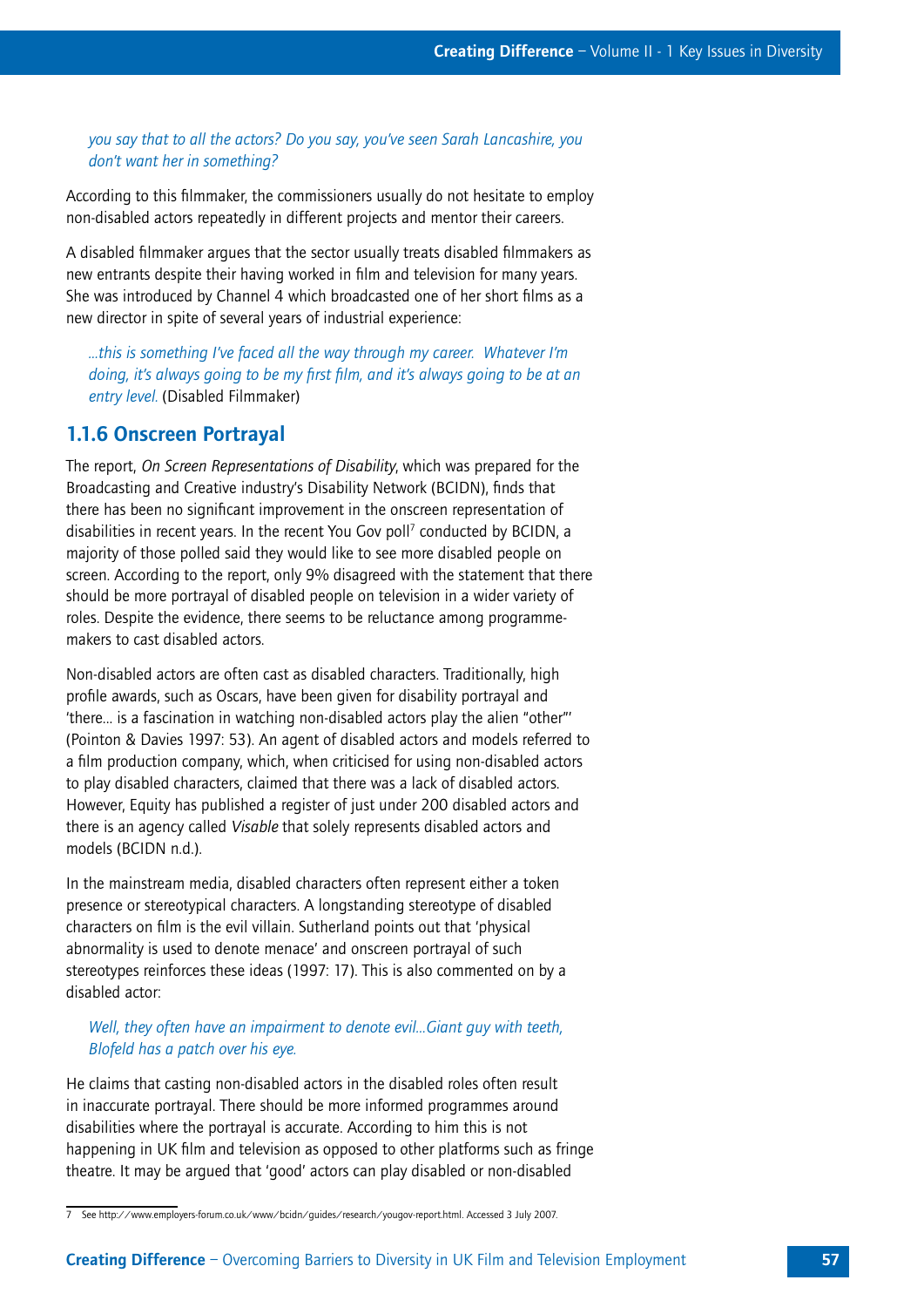*you say that to all the actors? Do you say, you've seen Sarah Lancashire, you don't want her in something?*

According to this filmmaker, the commissioners usually do not hesitate to employ non-disabled actors repeatedly in different projects and mentor their careers.

A disabled filmmaker argues that the sector usually treats disabled filmmakers as new entrants despite their having worked in film and television for many years. She was introduced by Channel 4 which broadcasted one of her short films as a new director in spite of several years of industrial experience:

> *...this is something I've faced all the way through my career. Whatever I'm doing, it's always going to be my first film, and it's always going to be at an entry level.* (Disabled Filmmaker)

## 1.1.6 Onscreen Portrayal

The report, *On Screen Representations of Disability*, which was prepared for the Broadcasting and Creative industry's Disability Network (BCIDN), finds that there has been no significant improvement in the onscreen representation of disabilities in recent years. In the recent You Gov poll[7] conducted by BCIDN, a majority of those polled said they would like to see more disabled people on screen. According to the report, only 9% disagreed with the statement that there should be more portrayal of disabled people on television in a wider variety of roles. Despite the evidence, there seems to be reluctance among programme-makers to cast disabled actors.

Non-disabled actors are often cast as disabled characters. Traditionally, high profile awards, such as Oscars, have been given for disability portrayal and 'there... is a fascination in watching non-disabled actors play the alien "other"' (Pointon & Davies 1997: 53). An agent of disabled actors and models referred to a film production company, which, when criticised for using non-disabled actors to play disabled characters, claimed that there was a lack of disabled actors. However, Equity has published a register of just under 200 disabled actors and there is an agency called *Visable* that solely represents disabled actors and models (BCIDN n.d.).

In the mainstream media, disabled characters often represent either a token presence or stereotypical characters. A longstanding stereotype of disabled characters on film is the evil villain. Sutherland points out that 'physical abnormality is used to denote menace' and onscreen portrayal of such stereotypes reinforces these ideas (1997: 17). This is also commented on by a disabled actor:

> *Well, they often have an impairment to denote evil...Giant guy with teeth, Blofeld has a patch over his eye.*

He claims that casting non-disabled actors in the disabled roles often result in inaccurate portrayal. There should be more informed programmes around disabilities where the portrayal is accurate. According to him this is not happening in UK film and television as opposed to other platforms such as fringe theatre. It may be argued that 'good' actors can play disabled or non-disabled

---

7 See http://www.employers-forum.co.uk/www/bcidn/guides/research/yougov-report.html. Accessed 3 July 2007.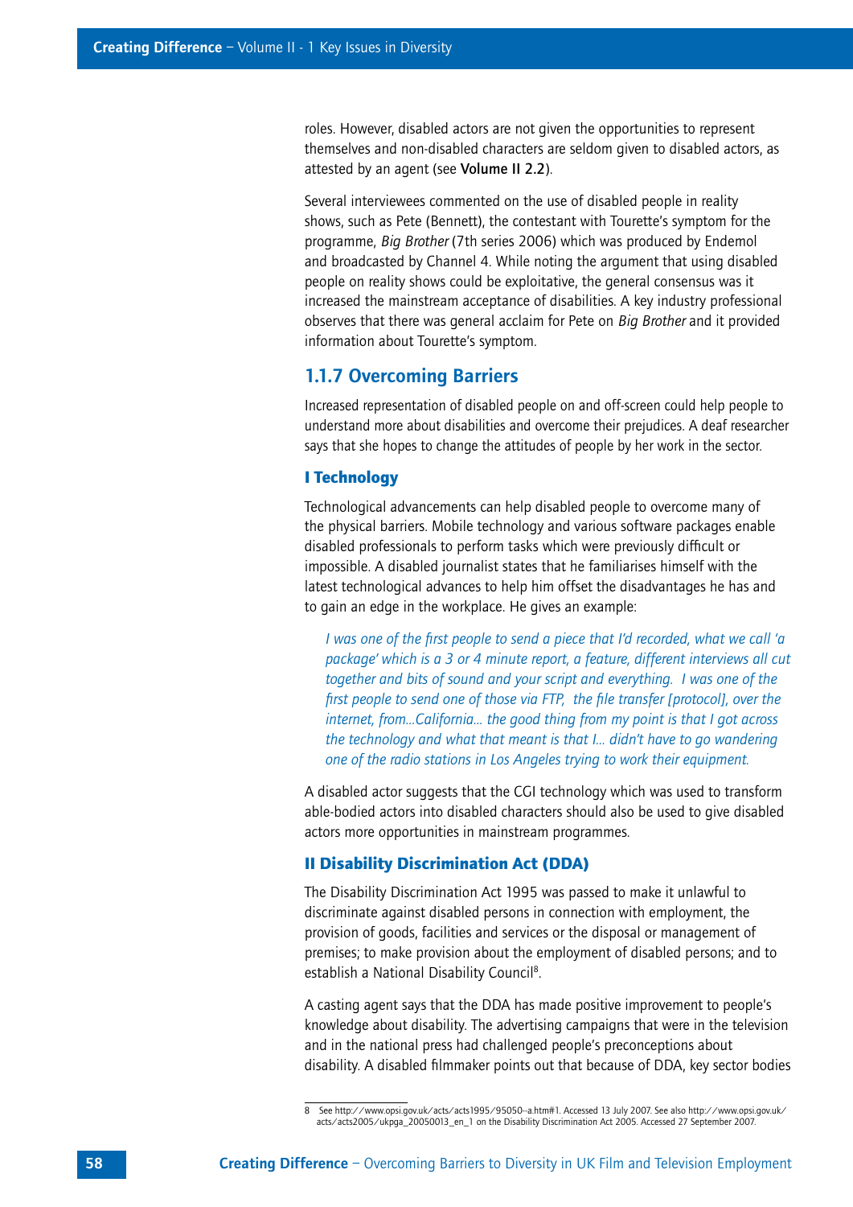roles. However, disabled actors are not given the opportunities to represent themselves and non-disabled characters are seldom given to disabled actors, as attested by an agent (see **Volume II 2.2**).

Several interviewees commented on the use of disabled people in reality shows, such as Pete (Bennett), the contestant with Tourette's symptom for the programme, *Big Brother* (7th series 2006) which was produced by Endemol and broadcasted by Channel 4. While noting the argument that using disabled people on reality shows could be exploitative, the general consensus was it increased the mainstream acceptance of disabilities. A key industry professional observes that there was general acclaim for Pete on *Big Brother* and it provided information about Tourette's symptom.

## 1.1.7 Overcoming Barriers

Increased representation of disabled people on and off-screen could help people to understand more about disabilities and overcome their prejudices. A deaf researcher says that she hopes to change the attitudes of people by her work in the sector.

### I Technology

Technological advancements can help disabled people to overcome many of the physical barriers. Mobile technology and various software packages enable disabled professionals to perform tasks which were previously difficult or impossible. A disabled journalist states that he familiarises himself with the latest technological advances to help him offset the disadvantages he has and to gain an edge in the workplace. He gives an example:

> *I was one of the first people to send a piece that I'd recorded, what we call 'a package' which is a 3 or 4 minute report, a feature, different interviews all cut together and bits of sound and your script and everything. I was one of the first people to send one of those via FTP, the file transfer [protocol], over the internet, from...California... the good thing from my point is that I got across the technology and what that meant is that I... didn't have to go wandering one of the radio stations in Los Angeles trying to work their equipment.*

A disabled actor suggests that the CGI technology which was used to transform able-bodied actors into disabled characters should also be used to give disabled actors more opportunities in mainstream programmes.

### II Disability Discrimination Act (DDA)

The Disability Discrimination Act 1995 was passed to make it unlawful to discriminate against disabled persons in connection with employment, the provision of goods, facilities and services or the disposal or management of premises; to make provision about the employment of disabled persons; and to establish a National Disability Council[8].

A casting agent says that the DDA has made positive improvement to people's knowledge about disability. The advertising campaigns that were in the television and in the national press had challenged people's preconceptions about disability. A disabled filmmaker points out that because of DDA, key sector bodies

---

8 See http://www.opsi.gov.uk/acts/acts1995/95050--a.htm#1. Accessed 13 July 2007. See also http://www.opsi.gov.uk/acts/acts2005/ukpga_20050013_en_1 on the Disability Discrimination Act 2005. Accessed 27 September 2007.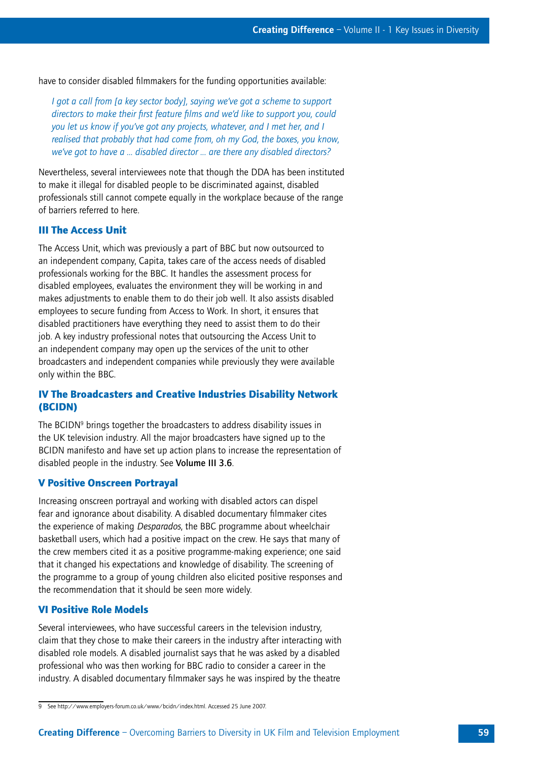have to consider disabled filmmakers for the funding opportunities available:

> *I got a call from [a key sector body], saying we've got a scheme to support directors to make their first feature films and we'd like to support you, could you let us know if you've got any projects, whatever, and I met her, and I realised that probably that had come from, oh my God, the boxes, you know, we've got to have a ... disabled director ... are there any disabled directors?*

Nevertheless, several interviewees note that though the DDA has been instituted to make it illegal for disabled people to be discriminated against, disabled professionals still cannot compete equally in the workplace because of the range of barriers referred to here.

### III The Access Unit

The Access Unit, which was previously a part of BBC but now outsourced to an independent company, Capita, takes care of the access needs of disabled professionals working for the BBC. It handles the assessment process for disabled employees, evaluates the environment they will be working in and makes adjustments to enable them to do their job well. It also assists disabled employees to secure funding from Access to Work. In short, it ensures that disabled practitioners have everything they need to assist them to do their job. A key industry professional notes that outsourcing the Access Unit to an independent company may open up the services of the unit to other broadcasters and independent companies while previously they were available only within the BBC.

### IV The Broadcasters and Creative Industries Disability Network (BCIDN)

The BCIDN[9] brings together the broadcasters to address disability issues in the UK television industry. All the major broadcasters have signed up to the BCIDN manifesto and have set up action plans to increase the representation of disabled people in the industry. See Volume III 3.6.

### V Positive Onscreen Portrayal

Increasing onscreen portrayal and working with disabled actors can dispel fear and ignorance about disability. A disabled documentary filmmaker cites the experience of making *Desparados*, the BBC programme about wheelchair basketball users, which had a positive impact on the crew. He says that many of the crew members cited it as a positive programme-making experience; one said that it changed his expectations and knowledge of disability. The screening of the programme to a group of young children also elicited positive responses and the recommendation that it should be seen more widely.

### VI Positive Role Models

Several interviewees, who have successful careers in the television industry, claim that they chose to make their careers in the industry after interacting with disabled role models. A disabled journalist says that he was asked by a disabled professional who was then working for BBC radio to consider a career in the industry. A disabled documentary filmmaker says he was inspired by the theatre

---

9 See http://www.employers-forum.co.uk/www/bcidn/index.html. Accessed 25 June 2007.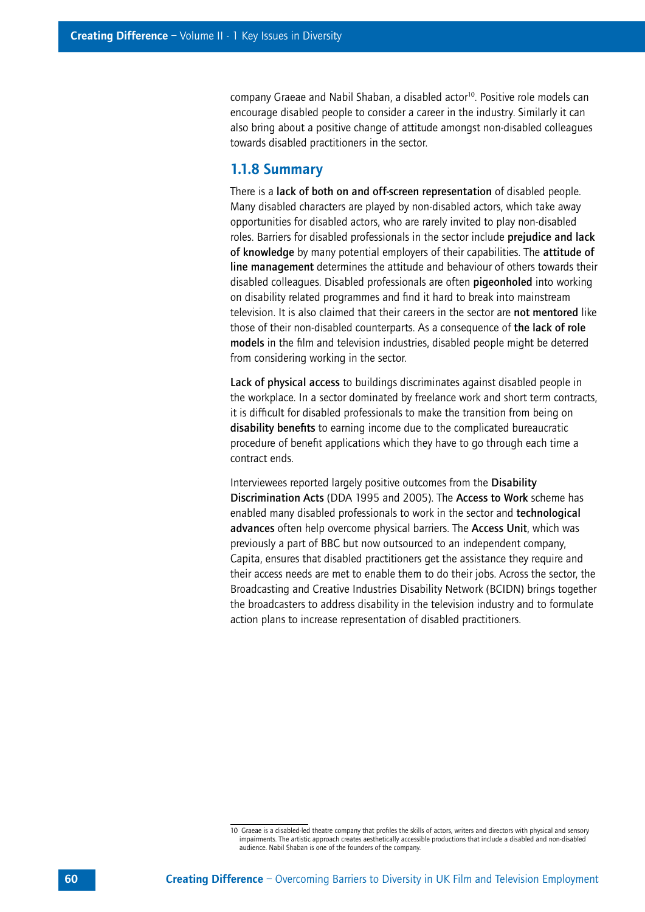company Graeae and Nabil Shaban, a disabled actor[10]. Positive role models can encourage disabled people to consider a career in the industry. Similarly it can also bring about a positive change of attitude amongst non-disabled colleagues towards disabled practitioners in the sector.

### 1.1.8 Summary

There is a **lack of both on and off-screen representation** of disabled people. Many disabled characters are played by non-disabled actors, which take away opportunities for disabled actors, who are rarely invited to play non-disabled roles. Barriers for disabled professionals in the sector include **prejudice and lack of knowledge** by many potential employers of their capabilities. The **attitude of line management** determines the attitude and behaviour of others towards their disabled colleagues. Disabled professionals are often **pigeonholed** into working on disability related programmes and find it hard to break into mainstream television. It is also claimed that their careers in the sector are **not mentored** like those of their non-disabled counterparts. As a consequence of **the lack of role models** in the film and television industries, disabled people might be deterred from considering working in the sector.

**Lack of physical access** to buildings discriminates against disabled people in the workplace. In a sector dominated by freelance work and short term contracts, it is difficult for disabled professionals to make the transition from being on **disability benefits** to earning income due to the complicated bureaucratic procedure of benefit applications which they have to go through each time a contract ends.

Interviewees reported largely positive outcomes from the **Disability Discrimination Acts** (DDA 1995 and 2005). The **Access to Work** scheme has enabled many disabled professionals to work in the sector and **technological advances** often help overcome physical barriers. The **Access Unit**, which was previously a part of BBC but now outsourced to an independent company, Capita, ensures that disabled practitioners get the assistance they require and their access needs are met to enable them to do their jobs. Across the sector, the Broadcasting and Creative Industries Disability Network (BCIDN) brings together the broadcasters to address disability in the television industry and to formulate action plans to increase representation of disabled practitioners.

---

10 Graeae is a disabled-led theatre company that profiles the skills of actors, writers and directors with physical and sensory impairments. The artistic approach creates aesthetically accessible productions that include a disabled and non-disabled audience. Nabil Shaban is one of the founders of the company.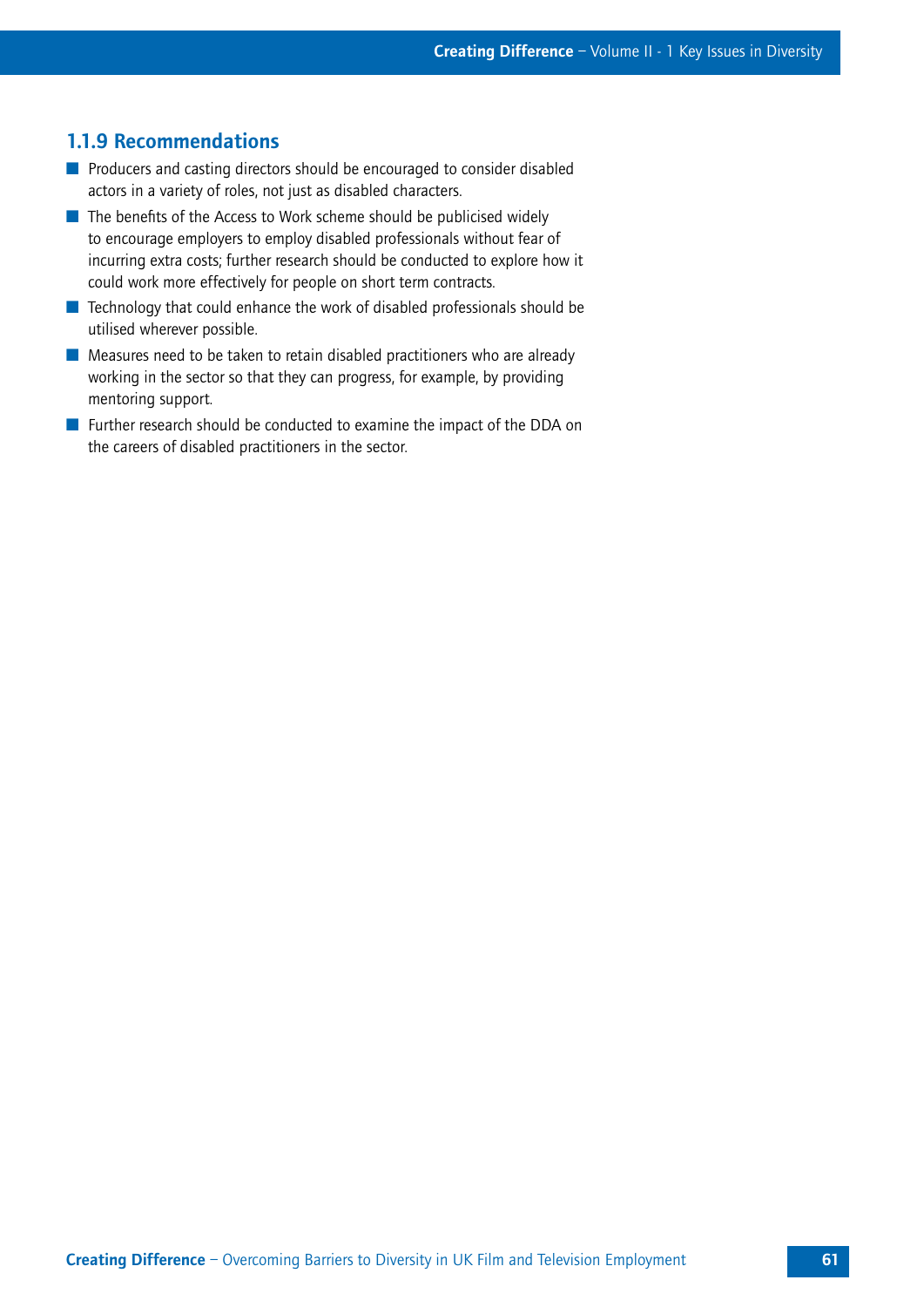### 1.1.9 Recommendations

- Producers and casting directors should be encouraged to consider disabled actors in a variety of roles, not just as disabled characters.
- The benefits of the Access to Work scheme should be publicised widely to encourage employers to employ disabled professionals without fear of incurring extra costs; further research should be conducted to explore how it could work more effectively for people on short term contracts.
- Technology that could enhance the work of disabled professionals should be utilised wherever possible.
- Measures need to be taken to retain disabled practitioners who are already working in the sector so that they can progress, for example, by providing mentoring support.
- Further research should be conducted to examine the impact of the DDA on the careers of disabled practitioners in the sector.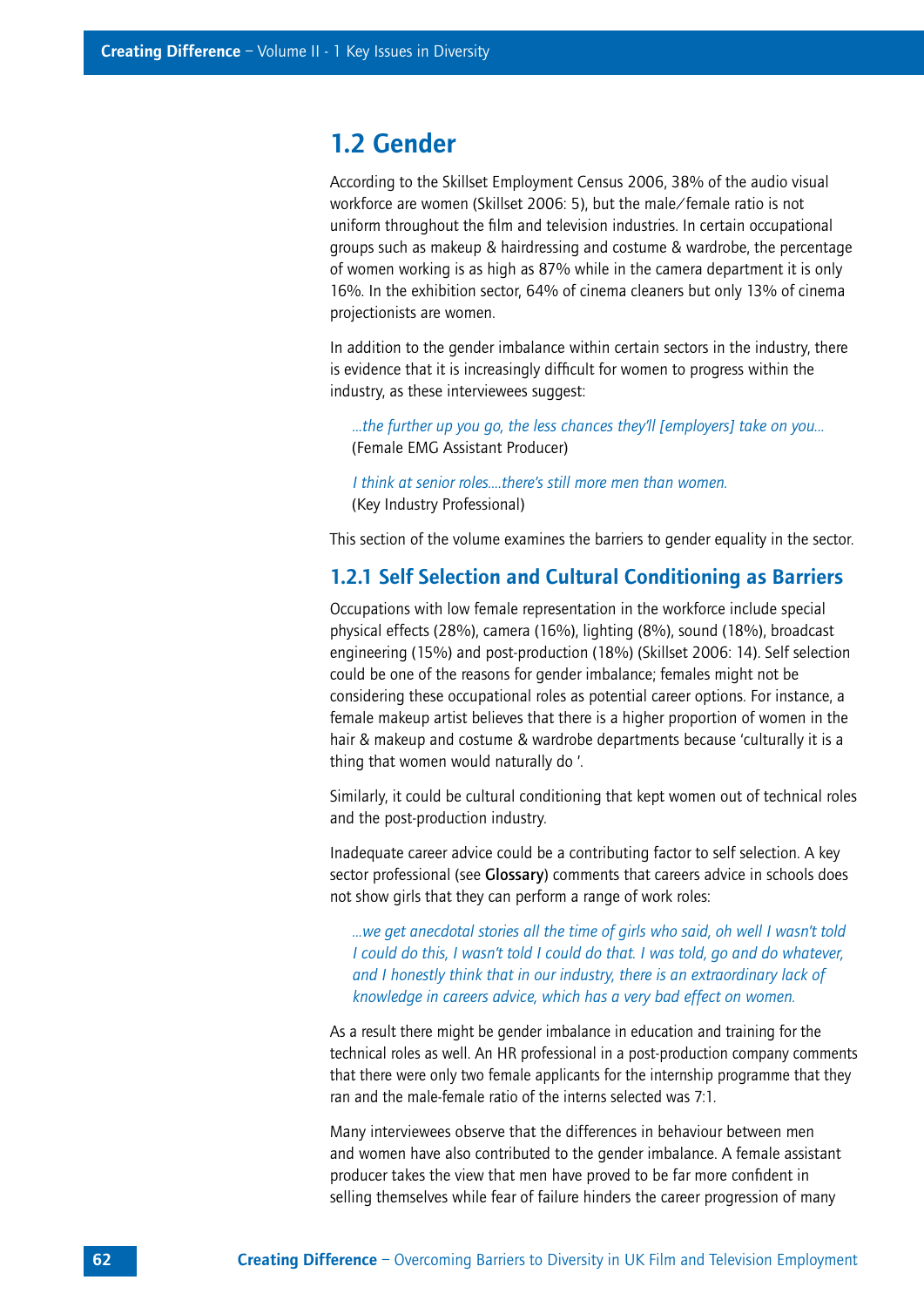## 1.2 Gender

According to the Skillset Employment Census 2006, 38% of the audio visual workforce are women (Skillset 2006: 5), but the male/female ratio is not uniform throughout the film and television industries. In certain occupational groups such as makeup & hairdressing and costume & wardrobe, the percentage of women working is as high as 87% while in the camera department it is only 16%. In the exhibition sector, 64% of cinema cleaners but only 13% of cinema projectionists are women.

In addition to the gender imbalance within certain sectors in the industry, there is evidence that it is increasingly difficult for women to progress within the industry, as these interviewees suggest:

> *...the further up you go, the less chances they'll [employers] take on you...*
> (Female EMG Assistant Producer)

> *I think at senior roles....there's still more men than women.*
> (Key Industry Professional)

This section of the volume examines the barriers to gender equality in the sector.

### 1.2.1 Self Selection and Cultural Conditioning as Barriers

Occupations with low female representation in the workforce include special physical effects (28%), camera (16%), lighting (8%), sound (18%), broadcast engineering (15%) and post-production (18%) (Skillset 2006: 14). Self selection could be one of the reasons for gender imbalance; females might not be considering these occupational roles as potential career options. For instance, a female makeup artist believes that there is a higher proportion of women in the hair & makeup and costume & wardrobe departments because 'culturally it is a thing that women would naturally do '.

Similarly, it could be cultural conditioning that kept women out of technical roles and the post-production industry.

Inadequate career advice could be a contributing factor to self selection. A key sector professional (see **Glossary**) comments that careers advice in schools does not show girls that they can perform a range of work roles:

> *...we get anecdotal stories all the time of girls who said, oh well I wasn't told I could do this, I wasn't told I could do that. I was told, go and do whatever, and I honestly think that in our industry, there is an extraordinary lack of knowledge in careers advice, which has a very bad effect on women.*

As a result there might be gender imbalance in education and training for the technical roles as well. An HR professional in a post-production company comments that there were only two female applicants for the internship programme that they ran and the male-female ratio of the interns selected was 7:1.

Many interviewees observe that the differences in behaviour between men and women have also contributed to the gender imbalance. A female assistant producer takes the view that men have proved to be far more confident in selling themselves while fear of failure hinders the career progression of many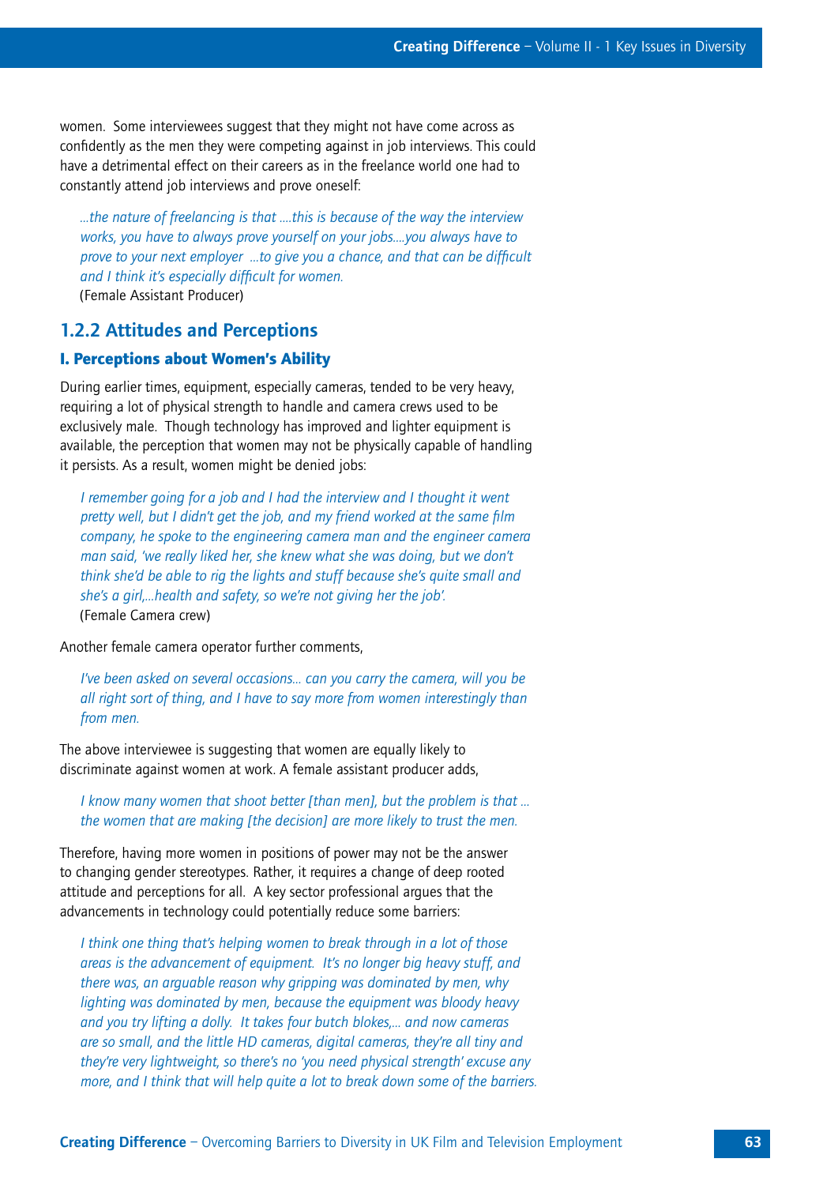women. Some interviewees suggest that they might not have come across as confidently as the men they were competing against in job interviews. This could have a detrimental effect on their careers as in the freelance world one had to constantly attend job interviews and prove oneself:

> *...the nature of freelancing is that ....this is because of the way the interview works, you have to always prove yourself on your jobs....you always have to prove to your next employer ...to give you a chance, and that can be difficult and I think it's especially difficult for women.*
> (Female Assistant Producer)

## 1.2.2 Attitudes and Perceptions

### I. Perceptions about Women's Ability

During earlier times, equipment, especially cameras, tended to be very heavy, requiring a lot of physical strength to handle and camera crews used to be exclusively male. Though technology has improved and lighter equipment is available, the perception that women may not be physically capable of handling it persists. As a result, women might be denied jobs:

> *I remember going for a job and I had the interview and I thought it went pretty well, but I didn't get the job, and my friend worked at the same film company, he spoke to the engineering camera man and the engineer camera man said, 'we really liked her, she knew what she was doing, but we don't think she'd be able to rig the lights and stuff because she's quite small and she's a girl,...health and safety, so we're not giving her the job'.*
> (Female Camera crew)

Another female camera operator further comments,

> *I've been asked on several occasions... can you carry the camera, will you be all right sort of thing, and I have to say more from women interestingly than from men.*

The above interviewee is suggesting that women are equally likely to discriminate against women at work. A female assistant producer adds,

> *I know many women that shoot better [than men], but the problem is that ... the women that are making [the decision] are more likely to trust the men.*

Therefore, having more women in positions of power may not be the answer to changing gender stereotypes. Rather, it requires a change of deep rooted attitude and perceptions for all. A key sector professional argues that the advancements in technology could potentially reduce some barriers:

> *I think one thing that's helping women to break through in a lot of those areas is the advancement of equipment. It's no longer big heavy stuff, and there was, an arguable reason why gripping was dominated by men, why lighting was dominated by men, because the equipment was bloody heavy and you try lifting a dolly. It takes four butch blokes,... and now cameras are so small, and the little HD cameras, digital cameras, they're all tiny and they're very lightweight, so there's no 'you need physical strength' excuse any more, and I think that will help quite a lot to break down some of the barriers.*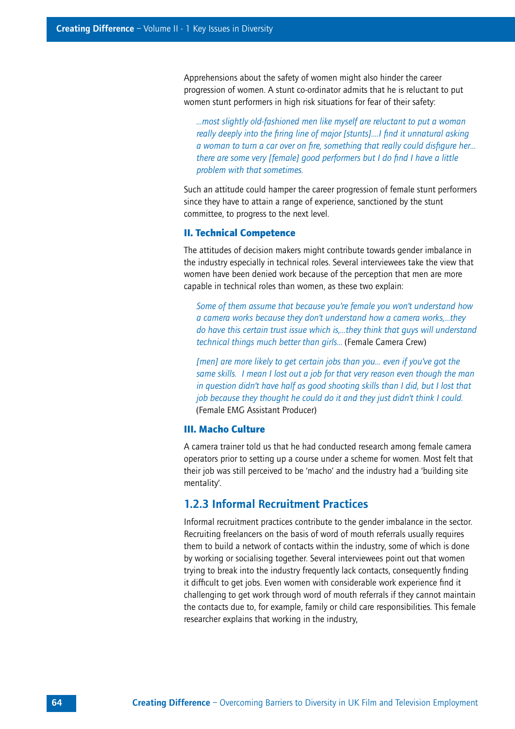Apprehensions about the safety of women might also hinder the career progression of women. A stunt co-ordinator admits that he is reluctant to put women stunt performers in high risk situations for fear of their safety:

> *...most slightly old-fashioned men like myself are reluctant to put a woman really deeply into the firing line of major [stunts]....I find it unnatural asking a woman to turn a car over on fire, something that really could disfigure her... there are some very [female] good performers but I do find I have a little problem with that sometimes.*

Such an attitude could hamper the career progression of female stunt performers since they have to attain a range of experience, sanctioned by the stunt committee, to progress to the next level.

#### II. Technical Competence

The attitudes of decision makers might contribute towards gender imbalance in the industry especially in technical roles. Several interviewees take the view that women have been denied work because of the perception that men are more capable in technical roles than women, as these two explain:

> *Some of them assume that because you're female you won't understand how a camera works because they don't understand how a camera works,...they do have this certain trust issue which is,...they think that guys will understand technical things much better than girls...* (Female Camera Crew)

> *[men] are more likely to get certain jobs than you... even if you've got the same skills. I mean I lost out a job for that very reason even though the man in question didn't have half as good shooting skills than I did, but I lost that job because they thought he could do it and they just didn't think I could.* (Female EMG Assistant Producer)

#### III. Macho Culture

A camera trainer told us that he had conducted research among female camera operators prior to setting up a course under a scheme for women. Most felt that their job was still perceived to be 'macho' and the industry had a 'building site mentality'.

### 1.2.3 Informal Recruitment Practices

Informal recruitment practices contribute to the gender imbalance in the sector. Recruiting freelancers on the basis of word of mouth referrals usually requires them to build a network of contacts within the industry, some of which is done by working or socialising together. Several interviewees point out that women trying to break into the industry frequently lack contacts, consequently finding it difficult to get jobs. Even women with considerable work experience find it challenging to get work through word of mouth referrals if they cannot maintain the contacts due to, for example, family or child care responsibilities. This female researcher explains that working in the industry,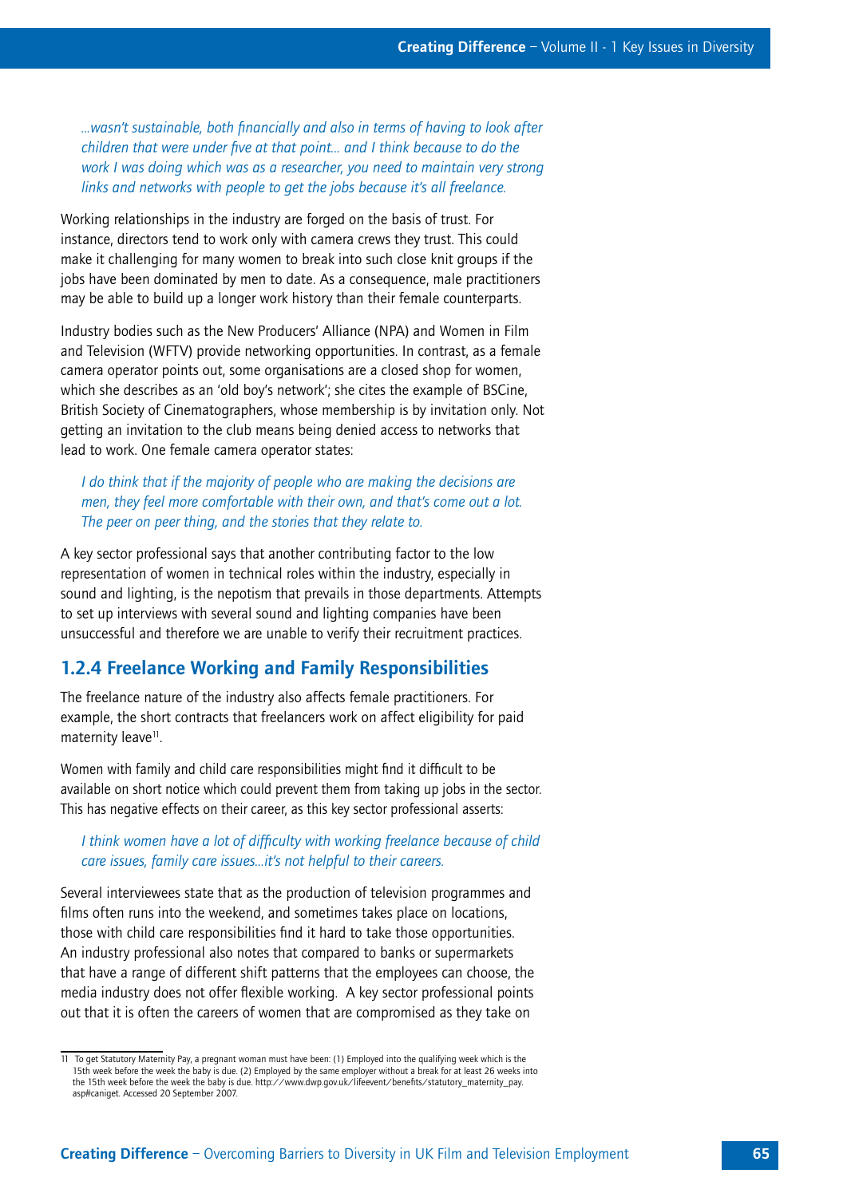*...wasn't sustainable, both financially and also in terms of having to look after children that were under five at that point... and I think because to do the work I was doing which was as a researcher, you need to maintain very strong links and networks with people to get the jobs because it's all freelance.*

Working relationships in the industry are forged on the basis of trust. For instance, directors tend to work only with camera crews they trust. This could make it challenging for many women to break into such close knit groups if the jobs have been dominated by men to date. As a consequence, male practitioners may be able to build up a longer work history than their female counterparts.

Industry bodies such as the New Producers' Alliance (NPA) and Women in Film and Television (WFTV) provide networking opportunities. In contrast, as a female camera operator points out, some organisations are a closed shop for women, which she describes as an 'old boy's network'; she cites the example of BSCine, British Society of Cinematographers, whose membership is by invitation only. Not getting an invitation to the club means being denied access to networks that lead to work. One female camera operator states:

*I do think that if the majority of people who are making the decisions are men, they feel more comfortable with their own, and that's come out a lot. The peer on peer thing, and the stories that they relate to.*

A key sector professional says that another contributing factor to the low representation of women in technical roles within the industry, especially in sound and lighting, is the nepotism that prevails in those departments. Attempts to set up interviews with several sound and lighting companies have been unsuccessful and therefore we are unable to verify their recruitment practices.

### 1.2.4 Freelance Working and Family Responsibilities

The freelance nature of the industry also affects female practitioners. For example, the short contracts that freelancers work on affect eligibility for paid maternity leave[11].

Women with family and child care responsibilities might find it difficult to be available on short notice which could prevent them from taking up jobs in the sector. This has negative effects on their career, as this key sector professional asserts:

*I think women have a lot of difficulty with working freelance because of child care issues, family care issues...it's not helpful to their careers.*

Several interviewees state that as the production of television programmes and films often runs into the weekend, and sometimes takes place on locations, those with child care responsibilities find it hard to take those opportunities. An industry professional also notes that compared to banks or supermarkets that have a range of different shift patterns that the employees can choose, the media industry does not offer flexible working. A key sector professional points out that it is often the careers of women that are compromised as they take on

---

11 To get Statutory Maternity Pay, a pregnant woman must have been: (1) Employed into the qualifying week which is the 15th week before the week the baby is due. (2) Employed by the same employer without a break for at least 26 weeks into the 15th week before the week the baby is due. http://www.dwp.gov.uk/lifeevent/benefits/statutory_maternity_pay.asp#caniget. Accessed 20 September 2007.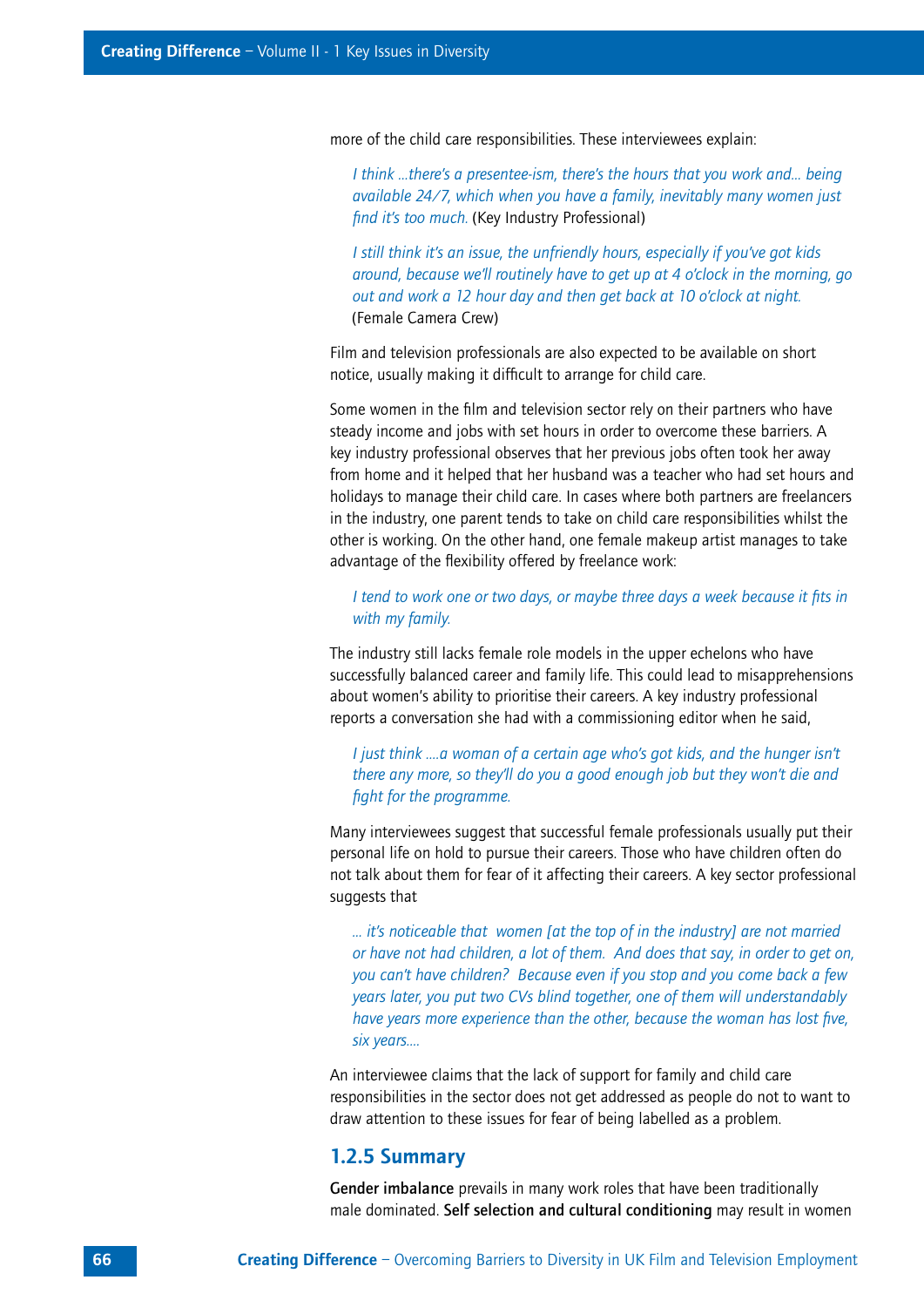more of the child care responsibilities. These interviewees explain:

> *I think ...there's a presentee-ism, there's the hours that you work and... being available 24/7, which when you have a family, inevitably many women just find it's too much.* (Key Industry Professional)

> *I still think it's an issue, the unfriendly hours, especially if you've got kids around, because we'll routinely have to get up at 4 o'clock in the morning, go out and work a 12 hour day and then get back at 10 o'clock at night.* (Female Camera Crew)

Film and television professionals are also expected to be available on short notice, usually making it difficult to arrange for child care.

Some women in the film and television sector rely on their partners who have steady income and jobs with set hours in order to overcome these barriers. A key industry professional observes that her previous jobs often took her away from home and it helped that her husband was a teacher who had set hours and holidays to manage their child care. In cases where both partners are freelancers in the industry, one parent tends to take on child care responsibilities whilst the other is working. On the other hand, one female makeup artist manages to take advantage of the flexibility offered by freelance work:

> *I tend to work one or two days, or maybe three days a week because it fits in with my family.*

The industry still lacks female role models in the upper echelons who have successfully balanced career and family life. This could lead to misapprehensions about women's ability to prioritise their careers. A key industry professional reports a conversation she had with a commissioning editor when he said,

> *I just think ....a woman of a certain age who's got kids, and the hunger isn't there any more, so they'll do you a good enough job but they won't die and fight for the programme.*

Many interviewees suggest that successful female professionals usually put their personal life on hold to pursue their careers. Those who have children often do not talk about them for fear of it affecting their careers. A key sector professional suggests that

> *... it's noticeable that women [at the top of in the industry] are not married or have not had children, a lot of them. And does that say, in order to get on, you can't have children? Because even if you stop and you come back a few years later, you put two CVs blind together, one of them will understandably have years more experience than the other, because the woman has lost five, six years....*

An interviewee claims that the lack of support for family and child care responsibilities in the sector does not get addressed as people do not to want to draw attention to these issues for fear of being labelled as a problem.

### 1.2.5 Summary

**Gender imbalance** prevails in many work roles that have been traditionally male dominated. **Self selection and cultural conditioning** may result in women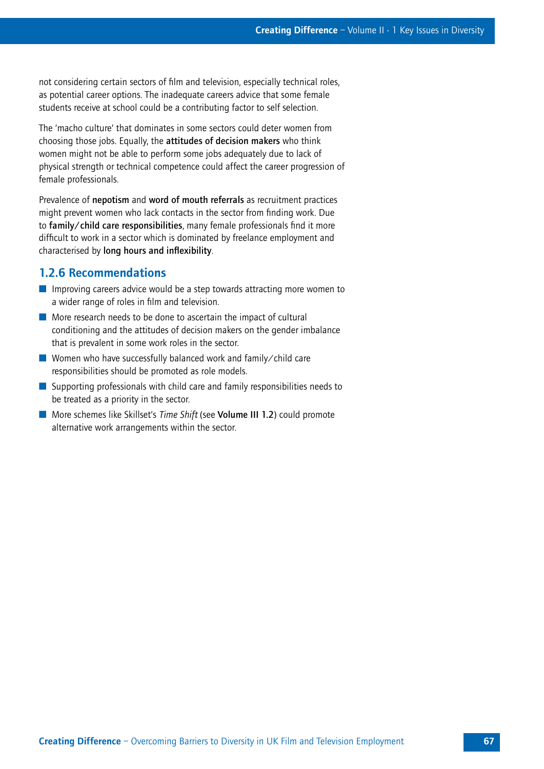not considering certain sectors of film and television, especially technical roles, as potential career options. The inadequate careers advice that some female students receive at school could be a contributing factor to self selection.

The 'macho culture' that dominates in some sectors could deter women from choosing those jobs. Equally, the **attitudes of decision makers** who think women might not be able to perform some jobs adequately due to lack of physical strength or technical competence could affect the career progression of female professionals.

Prevalence of **nepotism** and **word of mouth referrals** as recruitment practices might prevent women who lack contacts in the sector from finding work. Due to **family/child care responsibilities**, many female professionals find it more difficult to work in a sector which is dominated by freelance employment and characterised by **long hours and inflexibility**.

### 1.2.6 Recommendations

- Improving careers advice would be a step towards attracting more women to a wider range of roles in film and television.
- More research needs to be done to ascertain the impact of cultural conditioning and the attitudes of decision makers on the gender imbalance that is prevalent in some work roles in the sector.
- Women who have successfully balanced work and family/child care responsibilities should be promoted as role models.
- Supporting professionals with child care and family responsibilities needs to be treated as a priority in the sector.
- More schemes like Skillset's *Time Shift* (see **Volume III 1.2**) could promote alternative work arrangements within the sector.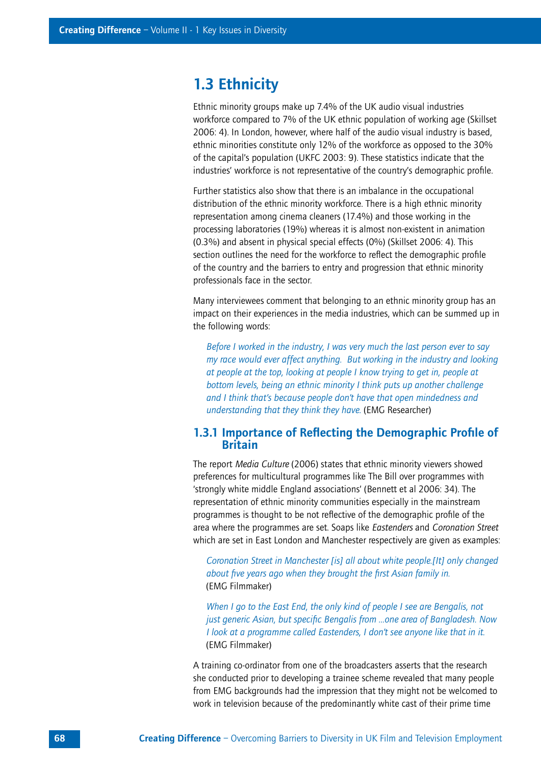## 1.3 Ethnicity

Ethnic minority groups make up 7.4% of the UK audio visual industries workforce compared to 7% of the UK ethnic population of working age (Skillset 2006: 4). In London, however, where half of the audio visual industry is based, ethnic minorities constitute only 12% of the workforce as opposed to the 30% of the capital's population (UKFC 2003: 9). These statistics indicate that the industries' workforce is not representative of the country's demographic profile.

Further statistics also show that there is an imbalance in the occupational distribution of the ethnic minority workforce. There is a high ethnic minority representation among cinema cleaners (17.4%) and those working in the processing laboratories (19%) whereas it is almost non-existent in animation (0.3%) and absent in physical special effects (0%) (Skillset 2006: 4). This section outlines the need for the workforce to reflect the demographic profile of the country and the barriers to entry and progression that ethnic minority professionals face in the sector.

Many interviewees comment that belonging to an ethnic minority group has an impact on their experiences in the media industries, which can be summed up in the following words:

> *Before I worked in the industry, I was very much the last person ever to say my race would ever affect anything. But working in the industry and looking at people at the top, looking at people I know trying to get in, people at bottom levels, being an ethnic minority I think puts up another challenge and I think that's because people don't have that open mindedness and understanding that they think they have.* (EMG Researcher)

### 1.3.1 Importance of Reflecting the Demographic Profile of Britain

The report *Media Culture* (2006) states that ethnic minority viewers showed preferences for multicultural programmes like The Bill over programmes with 'strongly white middle England associations' (Bennett et al 2006: 34). The representation of ethnic minority communities especially in the mainstream programmes is thought to be not reflective of the demographic profile of the area where the programmes are set. Soaps like *Eastenders* and *Coronation Street* which are set in East London and Manchester respectively are given as examples:

> *Coronation Street in Manchester [is] all about white people.[It] only changed about five years ago when they brought the first Asian family in.*
> (EMG Filmmaker)

> *When I go to the East End, the only kind of people I see are Bengalis, not just generic Asian, but specific Bengalis from ...one area of Bangladesh. Now I look at a programme called Eastenders, I don't see anyone like that in it.*
> (EMG Filmmaker)

A training co-ordinator from one of the broadcasters asserts that the research she conducted prior to developing a trainee scheme revealed that many people from EMG backgrounds had the impression that they might not be welcomed to work in television because of the predominantly white cast of their prime time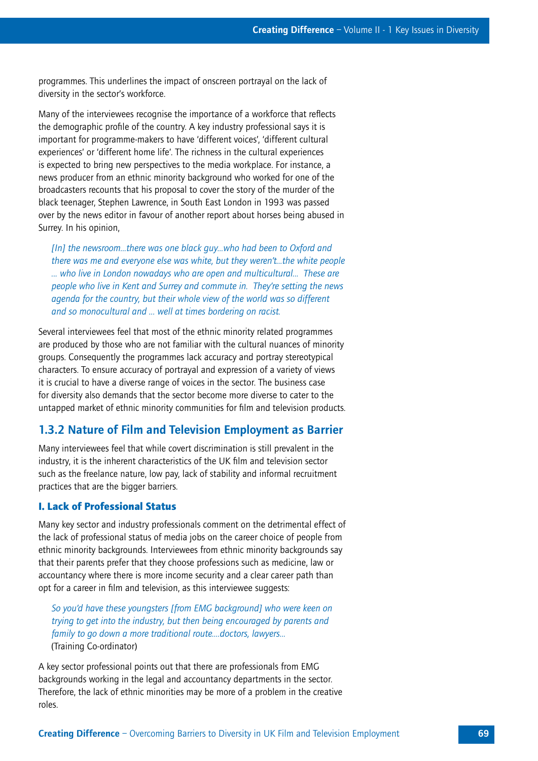programmes. This underlines the impact of onscreen portrayal on the lack of diversity in the sector's workforce.

Many of the interviewees recognise the importance of a workforce that reflects the demographic profile of the country. A key industry professional says it is important for programme-makers to have 'different voices', 'different cultural experiences' or 'different home life'. The richness in the cultural experiences is expected to bring new perspectives to the media workplace. For instance, a news producer from an ethnic minority background who worked for one of the broadcasters recounts that his proposal to cover the story of the murder of the black teenager, Stephen Lawrence, in South East London in 1993 was passed over by the news editor in favour of another report about horses being abused in Surrey. In his opinion,

> *[In] the newsroom...there was one black guy...who had been to Oxford and there was me and everyone else was white, but they weren't...the white people ... who live in London nowadays who are open and multicultural... These are people who live in Kent and Surrey and commute in. They're setting the news agenda for the country, but their whole view of the world was so different and so monocultural and ... well at times bordering on racist.*

Several interviewees feel that most of the ethnic minority related programmes are produced by those who are not familiar with the cultural nuances of minority groups. Consequently the programmes lack accuracy and portray stereotypical characters. To ensure accuracy of portrayal and expression of a variety of views it is crucial to have a diverse range of voices in the sector. The business case for diversity also demands that the sector become more diverse to cater to the untapped market of ethnic minority communities for film and television products.

### 1.3.2 Nature of Film and Television Employment as Barrier

Many interviewees feel that while covert discrimination is still prevalent in the industry, it is the inherent characteristics of the UK film and television sector such as the freelance nature, low pay, lack of stability and informal recruitment practices that are the bigger barriers.

#### I. Lack of Professional Status

Many key sector and industry professionals comment on the detrimental effect of the lack of professional status of media jobs on the career choice of people from ethnic minority backgrounds. Interviewees from ethnic minority backgrounds say that their parents prefer that they choose professions such as medicine, law or accountancy where there is more income security and a clear career path than opt for a career in film and television, as this interviewee suggests:

> *So you'd have these youngsters [from EMG background] who were keen on trying to get into the industry, but then being encouraged by parents and family to go down a more traditional route....doctors, lawyers...*
> (Training Co-ordinator)

A key sector professional points out that there are professionals from EMG backgrounds working in the legal and accountancy departments in the sector. Therefore, the lack of ethnic minorities may be more of a problem in the creative roles.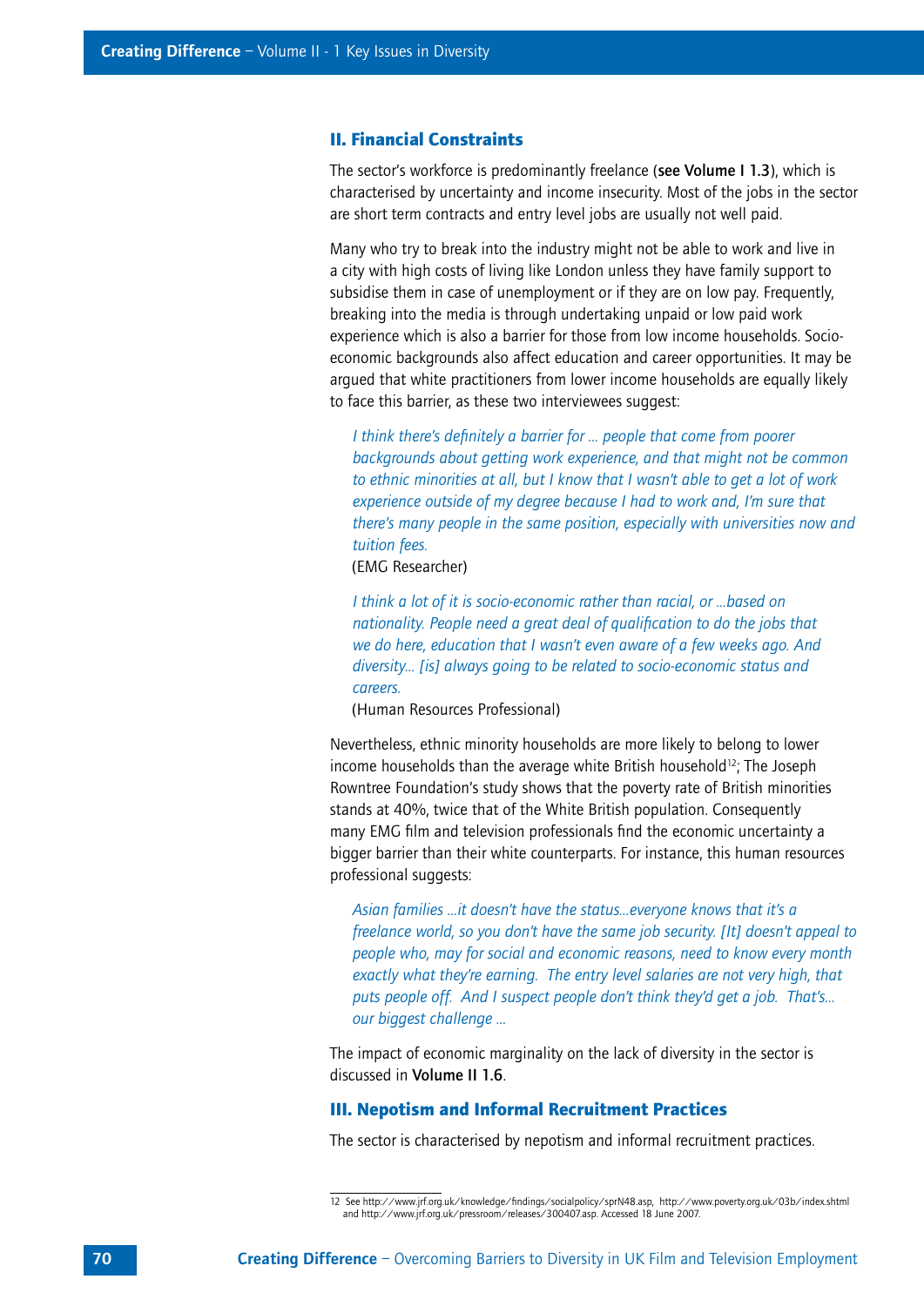## II. Financial Constraints

The sector's workforce is predominantly freelance (**see Volume I 1.3**), which is characterised by uncertainty and income insecurity. Most of the jobs in the sector are short term contracts and entry level jobs are usually not well paid.

Many who try to break into the industry might not be able to work and live in a city with high costs of living like London unless they have family support to subsidise them in case of unemployment or if they are on low pay. Frequently, breaking into the media is through undertaking unpaid or low paid work experience which is also a barrier for those from low income households. Socio-economic backgrounds also affect education and career opportunities. It may be argued that white practitioners from lower income households are equally likely to face this barrier, as these two interviewees suggest:

> *I think there's definitely a barrier for ... people that come from poorer backgrounds about getting work experience, and that might not be common to ethnic minorities at all, but I know that I wasn't able to get a lot of work experience outside of my degree because I had to work and, I'm sure that there's many people in the same position, especially with universities now and tuition fees.*
> (EMG Researcher)

> *I think a lot of it is socio-economic rather than racial, or ...based on nationality. People need a great deal of qualification to do the jobs that we do here, education that I wasn't even aware of a few weeks ago. And diversity... [is] always going to be related to socio-economic status and careers.*
> (Human Resources Professional)

Nevertheless, ethnic minority households are more likely to belong to lower income households than the average white British household[12]; The Joseph Rowntree Foundation's study shows that the poverty rate of British minorities stands at 40%, twice that of the White British population. Consequently many EMG film and television professionals find the economic uncertainty a bigger barrier than their white counterparts. For instance, this human resources professional suggests:

> *Asian families ...it doesn't have the status...everyone knows that it's a freelance world, so you don't have the same job security. [It] doesn't appeal to people who, may for social and economic reasons, need to know every month exactly what they're earning. The entry level salaries are not very high, that puts people off. And I suspect people don't think they'd get a job. That's... our biggest challenge ...*

The impact of economic marginality on the lack of diversity in the sector is discussed in **Volume II 1.6**.

## III. Nepotism and Informal Recruitment Practices

The sector is characterised by nepotism and informal recruitment practices.

---

12 See http://www.jrf.org.uk/knowledge/findings/socialpolicy/sprN48.asp, http://www.poverty.org.uk/03b/index.shtml and http://www.jrf.org.uk/pressroom/releases/300407.asp. Accessed 18 June 2007.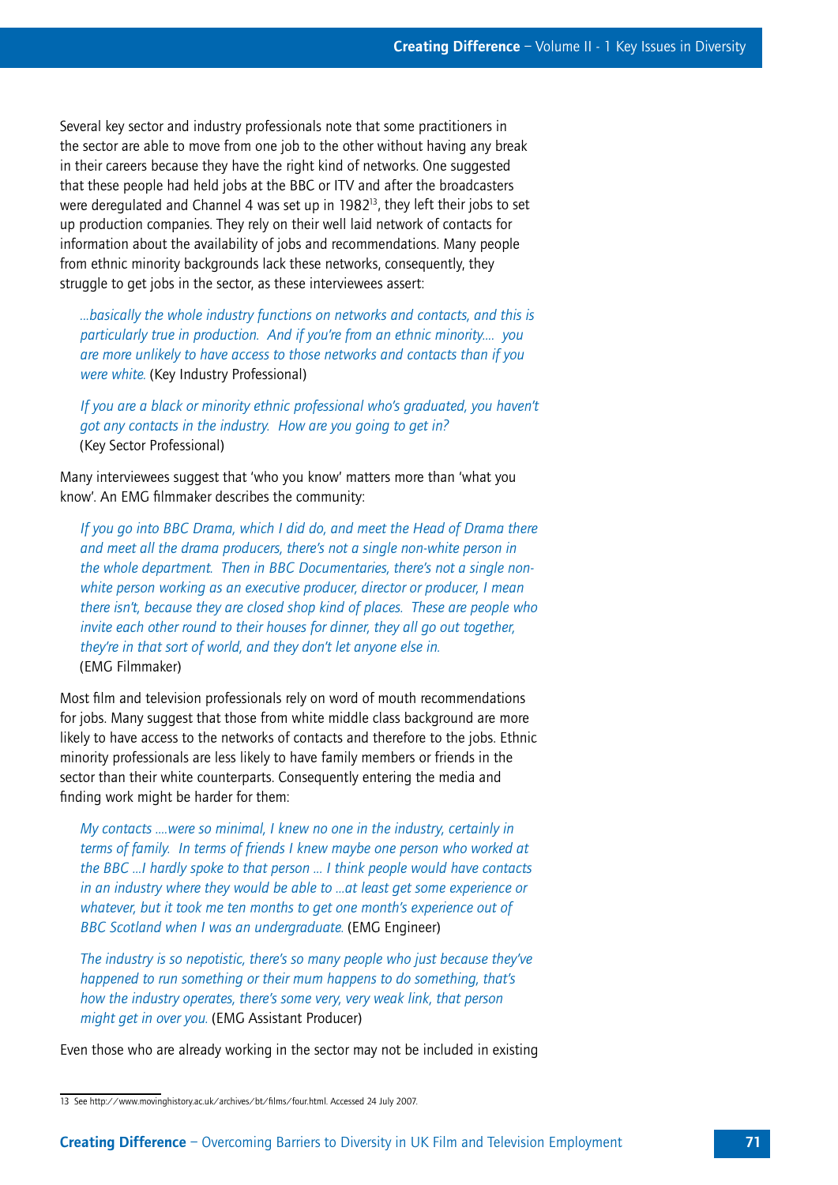Several key sector and industry professionals note that some practitioners in the sector are able to move from one job to the other without having any break in their careers because they have the right kind of networks. One suggested that these people had held jobs at the BBC or ITV and after the broadcasters were deregulated and Channel 4 was set up in 1982[13], they left their jobs to set up production companies. They rely on their well laid network of contacts for information about the availability of jobs and recommendations. Many people from ethnic minority backgrounds lack these networks, consequently, they struggle to get jobs in the sector, as these interviewees assert:

> *...basically the whole industry functions on networks and contacts, and this is particularly true in production. And if you're from an ethnic minority.... you are more unlikely to have access to those networks and contacts than if you were white.* (Key Industry Professional)

> *If you are a black or minority ethnic professional who's graduated, you haven't got any contacts in the industry. How are you going to get in?* (Key Sector Professional)

Many interviewees suggest that 'who you know' matters more than 'what you know'. An EMG filmmaker describes the community:

> *If you go into BBC Drama, which I did do, and meet the Head of Drama there and meet all the drama producers, there's not a single non-white person in the whole department. Then in BBC Documentaries, there's not a single non-white person working as an executive producer, director or producer, I mean there isn't, because they are closed shop kind of places. These are people who invite each other round to their houses for dinner, they all go out together, they're in that sort of world, and they don't let anyone else in.* (EMG Filmmaker)

Most film and television professionals rely on word of mouth recommendations for jobs. Many suggest that those from white middle class background are more likely to have access to the networks of contacts and therefore to the jobs. Ethnic minority professionals are less likely to have family members or friends in the sector than their white counterparts. Consequently entering the media and finding work might be harder for them:

> *My contacts ....were so minimal, I knew no one in the industry, certainly in terms of family. In terms of friends I knew maybe one person who worked at the BBC ...I hardly spoke to that person ... I think people would have contacts in an industry where they would be able to ...at least get some experience or whatever, but it took me ten months to get one month's experience out of BBC Scotland when I was an undergraduate.* (EMG Engineer)

> *The industry is so nepotistic, there's so many people who just because they've happened to run something or their mum happens to do something, that's how the industry operates, there's some very, very weak link, that person might get in over you.* (EMG Assistant Producer)

Even those who are already working in the sector may not be included in existing

---

13 See http://www.movinghistory.ac.uk/archives/bt/films/four.html. Accessed 24 July 2007.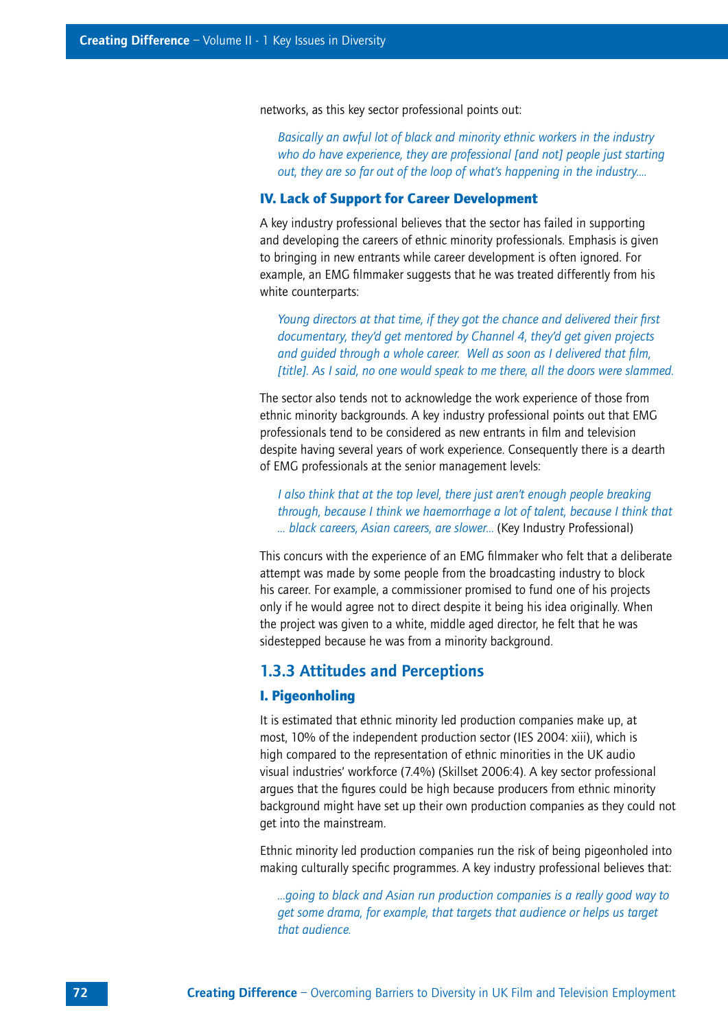networks, as this key sector professional points out:

> *Basically an awful lot of black and minority ethnic workers in the industry who do have experience, they are professional [and not] people just starting out, they are so far out of the loop of what's happening in the industry....*

#### IV. Lack of Support for Career Development

A key industry professional believes that the sector has failed in supporting and developing the careers of ethnic minority professionals. Emphasis is given to bringing in new entrants while career development is often ignored. For example, an EMG filmmaker suggests that he was treated differently from his white counterparts:

> *Young directors at that time, if they got the chance and delivered their first documentary, they'd get mentored by Channel 4, they'd get given projects and guided through a whole career. Well as soon as I delivered that film, [title]. As I said, no one would speak to me there, all the doors were slammed.*

The sector also tends not to acknowledge the work experience of those from ethnic minority backgrounds. A key industry professional points out that EMG professionals tend to be considered as new entrants in film and television despite having several years of work experience. Consequently there is a dearth of EMG professionals at the senior management levels:

> *I also think that at the top level, there just aren't enough people breaking through, because I think we haemorrhage a lot of talent, because I think that ... black careers, Asian careers, are slower...* (Key Industry Professional)

This concurs with the experience of an EMG filmmaker who felt that a deliberate attempt was made by some people from the broadcasting industry to block his career. For example, a commissioner promised to fund one of his projects only if he would agree not to direct despite it being his idea originally. When the project was given to a white, middle aged director, he felt that he was sidestepped because he was from a minority background.

### 1.3.3 Attitudes and Perceptions

#### I. Pigeonholing

It is estimated that ethnic minority led production companies make up, at most, 10% of the independent production sector (IES 2004: xiii), which is high compared to the representation of ethnic minorities in the UK audio visual industries' workforce (7.4%) (Skillset 2006:4). A key sector professional argues that the figures could be high because producers from ethnic minority background might have set up their own production companies as they could not get into the mainstream.

Ethnic minority led production companies run the risk of being pigeonholed into making culturally specific programmes. A key industry professional believes that:

> *...going to black and Asian run production companies is a really good way to get some drama, for example, that targets that audience or helps us target that audience.*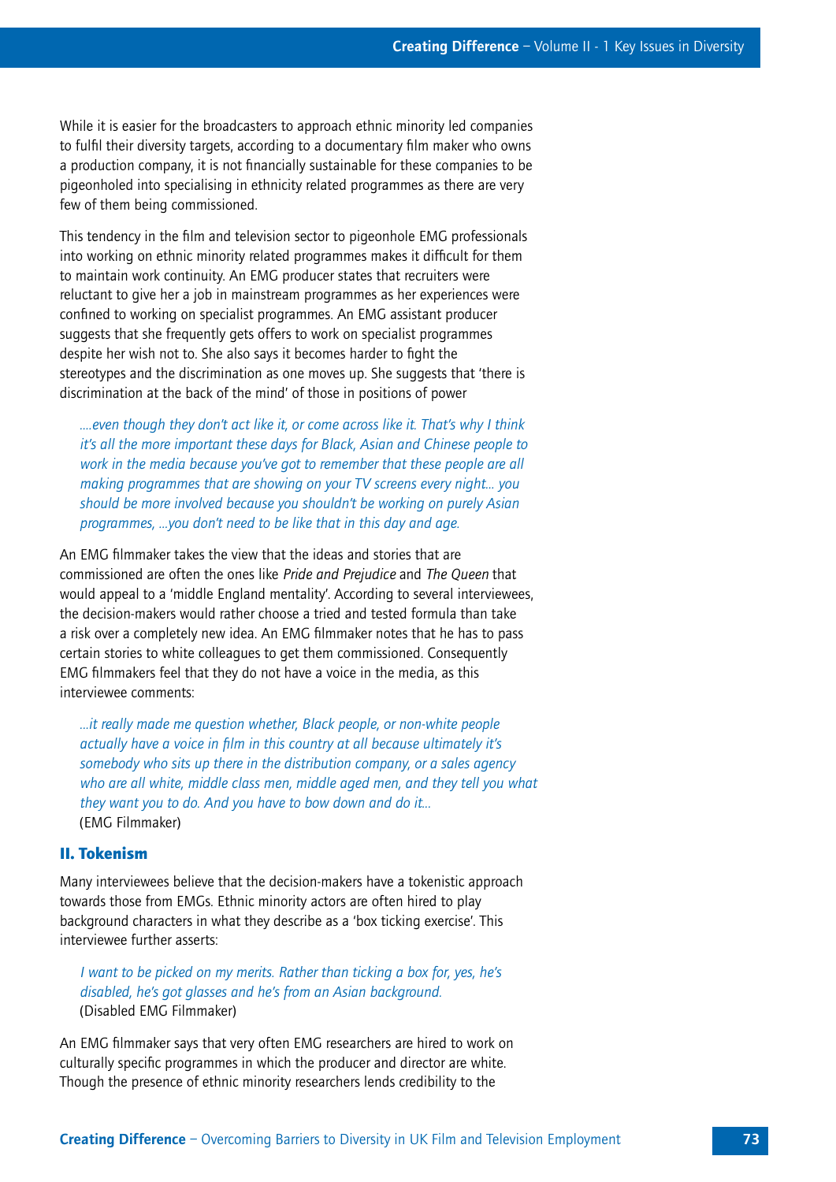While it is easier for the broadcasters to approach ethnic minority led companies to fulfil their diversity targets, according to a documentary film maker who owns a production company, it is not financially sustainable for these companies to be pigeonholed into specialising in ethnicity related programmes as there are very few of them being commissioned.

This tendency in the film and television sector to pigeonhole EMG professionals into working on ethnic minority related programmes makes it difficult for them to maintain work continuity. An EMG producer states that recruiters were reluctant to give her a job in mainstream programmes as her experiences were confined to working on specialist programmes. An EMG assistant producer suggests that she frequently gets offers to work on specialist programmes despite her wish not to. She also says it becomes harder to fight the stereotypes and the discrimination as one moves up. She suggests that 'there is discrimination at the back of the mind' of those in positions of power

> *....even though they don't act like it, or come across like it. That's why I think it's all the more important these days for Black, Asian and Chinese people to work in the media because you've got to remember that these people are all making programmes that are showing on your TV screens every night... you should be more involved because you shouldn't be working on purely Asian programmes, ...you don't need to be like that in this day and age.*

An EMG filmmaker takes the view that the ideas and stories that are commissioned are often the ones like *Pride and Prejudice* and *The Queen* that would appeal to a 'middle England mentality'. According to several interviewees, the decision-makers would rather choose a tried and tested formula than take a risk over a completely new idea. An EMG filmmaker notes that he has to pass certain stories to white colleagues to get them commissioned. Consequently EMG filmmakers feel that they do not have a voice in the media, as this interviewee comments:

> *...it really made me question whether, Black people, or non-white people actually have a voice in film in this country at all because ultimately it's somebody who sits up there in the distribution company, or a sales agency who are all white, middle class men, middle aged men, and they tell you what they want you to do. And you have to bow down and do it...*
> (EMG Filmmaker)

## II. Tokenism

Many interviewees believe that the decision-makers have a tokenistic approach towards those from EMGs. Ethnic minority actors are often hired to play background characters in what they describe as a 'box ticking exercise'. This interviewee further asserts:

> *I want to be picked on my merits. Rather than ticking a box for, yes, he's disabled, he's got glasses and he's from an Asian background.*
> (Disabled EMG Filmmaker)

An EMG filmmaker says that very often EMG researchers are hired to work on culturally specific programmes in which the producer and director are white. Though the presence of ethnic minority researchers lends credibility to the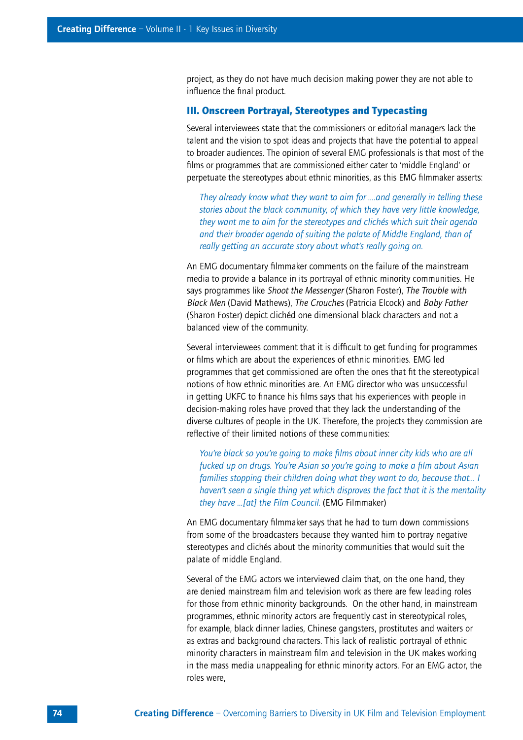project, as they do not have much decision making power they are not able to influence the final product.

### III. Onscreen Portrayal, Stereotypes and Typecasting

Several interviewees state that the commissioners or editorial managers lack the talent and the vision to spot ideas and projects that have the potential to appeal to broader audiences. The opinion of several EMG professionals is that most of the films or programmes that are commissioned either cater to 'middle England' or perpetuate the stereotypes about ethnic minorities, as this EMG filmmaker asserts:

> *They already know what they want to aim for ....and generally in telling these stories about the black community, of which they have very little knowledge, they want me to aim for the stereotypes and clichés which suit their agenda and their broader agenda of suiting the palate of Middle England, than of really getting an accurate story about what's really going on.*

An EMG documentary filmmaker comments on the failure of the mainstream media to provide a balance in its portrayal of ethnic minority communities. He says programmes like *Shoot the Messenger* (Sharon Foster), *The Trouble with Black Men* (David Mathews), *The Crouches* (Patricia Elcock) and *Baby Father* (Sharon Foster) depict clichéd one dimensional black characters and not a balanced view of the community.

Several interviewees comment that it is difficult to get funding for programmes or films which are about the experiences of ethnic minorities. EMG led programmes that get commissioned are often the ones that fit the stereotypical notions of how ethnic minorities are. An EMG director who was unsuccessful in getting UKFC to finance his films says that his experiences with people in decision-making roles have proved that they lack the understanding of the diverse cultures of people in the UK. Therefore, the projects they commission are reflective of their limited notions of these communities:

> *You're black so you're going to make films about inner city kids who are all fucked up on drugs. You're Asian so you're going to make a film about Asian families stopping their children doing what they want to do, because that... I haven't seen a single thing yet which disproves the fact that it is the mentality they have ...[at] the Film Council.* (EMG Filmmaker)

An EMG documentary filmmaker says that he had to turn down commissions from some of the broadcasters because they wanted him to portray negative stereotypes and clichés about the minority communities that would suit the palate of middle England.

Several of the EMG actors we interviewed claim that, on the one hand, they are denied mainstream film and television work as there are few leading roles for those from ethnic minority backgrounds. On the other hand, in mainstream programmes, ethnic minority actors are frequently cast in stereotypical roles, for example, black dinner ladies, Chinese gangsters, prostitutes and waiters or as extras and background characters. This lack of realistic portrayal of ethnic minority characters in mainstream film and television in the UK makes working in the mass media unappealing for ethnic minority actors. For an EMG actor, the roles were,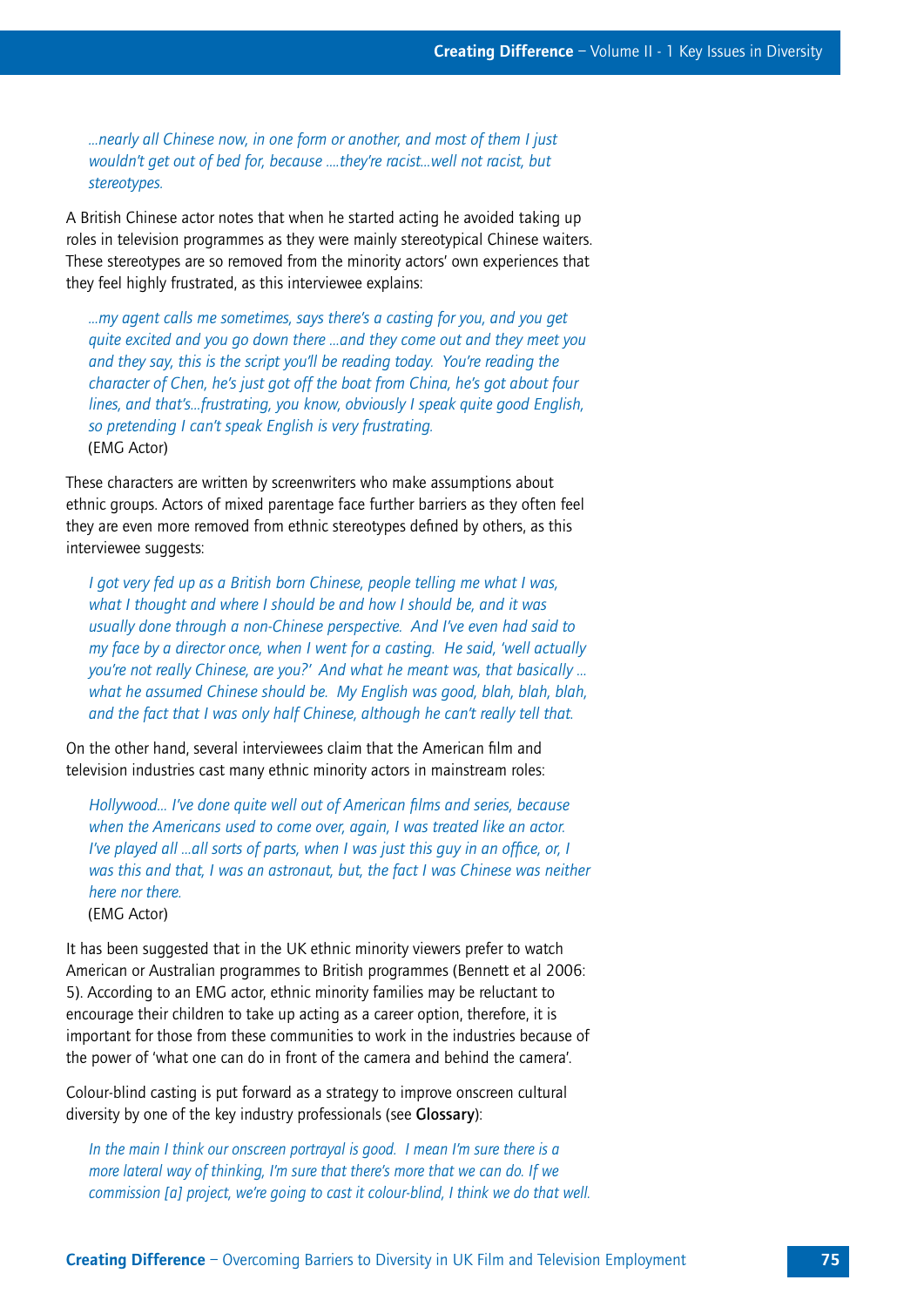*...nearly all Chinese now, in one form or another, and most of them I just wouldn't get out of bed for, because ....they're racist...well not racist, but stereotypes.*

A British Chinese actor notes that when he started acting he avoided taking up roles in television programmes as they were mainly stereotypical Chinese waiters. These stereotypes are so removed from the minority actors' own experiences that they feel highly frustrated, as this interviewee explains:

> *...my agent calls me sometimes, says there's a casting for you, and you get quite excited and you go down there ...and they come out and they meet you and they say, this is the script you'll be reading today. You're reading the character of Chen, he's just got off the boat from China, he's got about four lines, and that's...frustrating, you know, obviously I speak quite good English, so pretending I can't speak English is very frustrating.*
> (EMG Actor)

These characters are written by screenwriters who make assumptions about ethnic groups. Actors of mixed parentage face further barriers as they often feel they are even more removed from ethnic stereotypes defined by others, as this interviewee suggests:

> *I got very fed up as a British born Chinese, people telling me what I was, what I thought and where I should be and how I should be, and it was usually done through a non-Chinese perspective. And I've even had said to my face by a director once, when I went for a casting. He said, 'well actually you're not really Chinese, are you?' And what he meant was, that basically ... what he assumed Chinese should be. My English was good, blah, blah, blah, and the fact that I was only half Chinese, although he can't really tell that.*

On the other hand, several interviewees claim that the American film and television industries cast many ethnic minority actors in mainstream roles:

> *Hollywood... I've done quite well out of American films and series, because when the Americans used to come over, again, I was treated like an actor. I've played all ...all sorts of parts, when I was just this guy in an office, or, I was this and that, I was an astronaut, but, the fact I was Chinese was neither here nor there.*
> (EMG Actor)

It has been suggested that in the UK ethnic minority viewers prefer to watch American or Australian programmes to British programmes (Bennett et al 2006: 5). According to an EMG actor, ethnic minority families may be reluctant to encourage their children to take up acting as a career option, therefore, it is important for those from these communities to work in the industries because of the power of 'what one can do in front of the camera and behind the camera'.

Colour-blind casting is put forward as a strategy to improve onscreen cultural diversity by one of the key industry professionals (see **Glossary**):

> *In the main I think our onscreen portrayal is good. I mean I'm sure there is a more lateral way of thinking, I'm sure that there's more that we can do. If we commission [a] project, we're going to cast it colour-blind, I think we do that well.*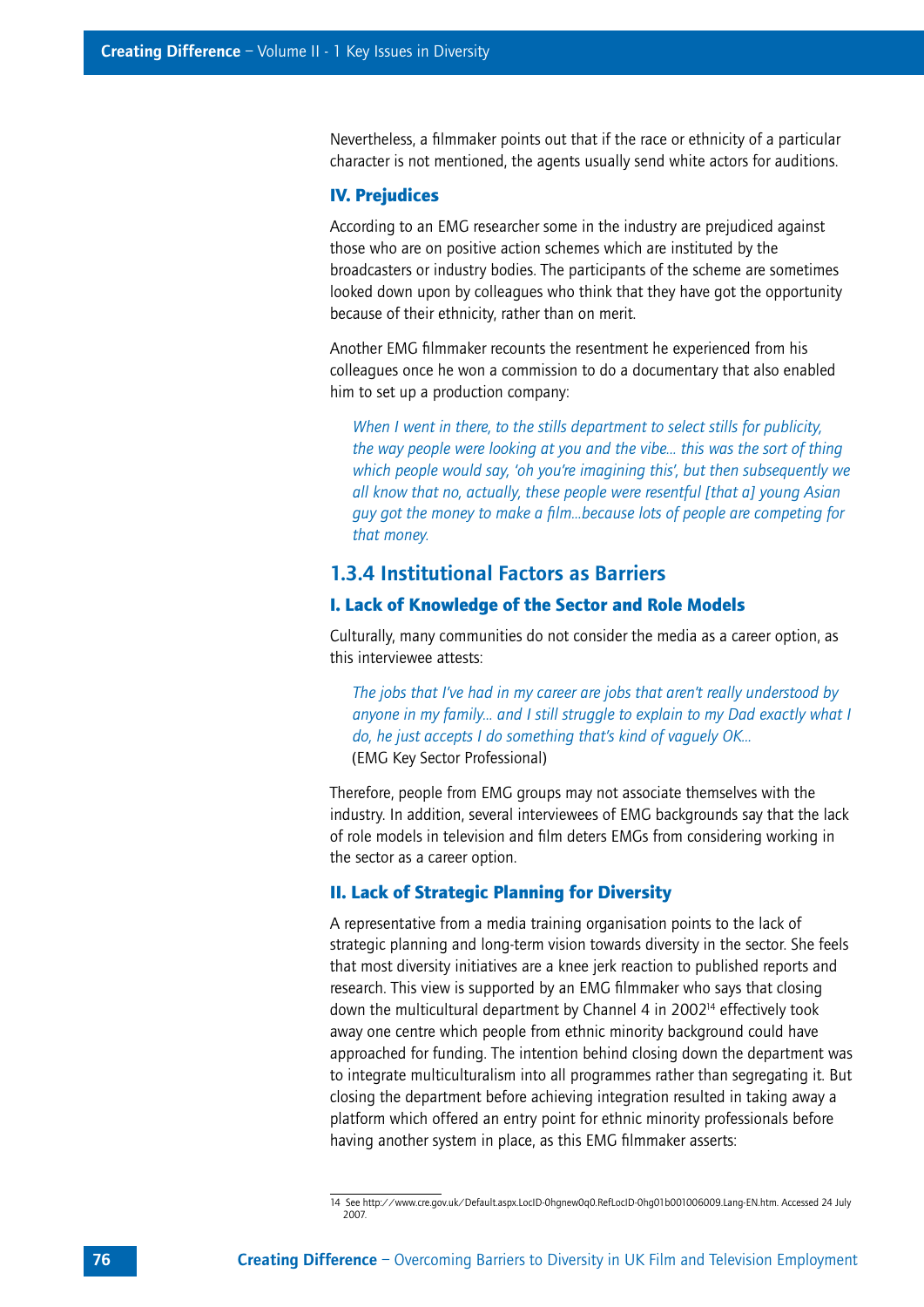Nevertheless, a filmmaker points out that if the race or ethnicity of a particular character is not mentioned, the agents usually send white actors for auditions.

#### IV. Prejudices

According to an EMG researcher some in the industry are prejudiced against those who are on positive action schemes which are instituted by the broadcasters or industry bodies. The participants of the scheme are sometimes looked down upon by colleagues who think that they have got the opportunity because of their ethnicity, rather than on merit.

Another EMG filmmaker recounts the resentment he experienced from his colleagues once he won a commission to do a documentary that also enabled him to set up a production company:

> *When I went in there, to the stills department to select stills for publicity, the way people were looking at you and the vibe... this was the sort of thing which people would say, 'oh you're imagining this', but then subsequently we all know that no, actually, these people were resentful [that a] young Asian guy got the money to make a film...because lots of people are competing for that money.*

### 1.3.4 Institutional Factors as Barriers

#### I. Lack of Knowledge of the Sector and Role Models

Culturally, many communities do not consider the media as a career option, as this interviewee attests:

> *The jobs that I've had in my career are jobs that aren't really understood by anyone in my family... and I still struggle to explain to my Dad exactly what I do, he just accepts I do something that's kind of vaguely OK...*
> (EMG Key Sector Professional)

Therefore, people from EMG groups may not associate themselves with the industry. In addition, several interviewees of EMG backgrounds say that the lack of role models in television and film deters EMGs from considering working in the sector as a career option.

#### II. Lack of Strategic Planning for Diversity

A representative from a media training organisation points to the lack of strategic planning and long-term vision towards diversity in the sector. She feels that most diversity initiatives are a knee jerk reaction to published reports and research. This view is supported by an EMG filmmaker who says that closing down the multicultural department by Channel 4 in 2002[14] effectively took away one centre which people from ethnic minority background could have approached for funding. The intention behind closing down the department was to integrate multiculturalism into all programmes rather than segregating it. But closing the department before achieving integration resulted in taking away a platform which offered an entry point for ethnic minority professionals before having another system in place, as this EMG filmmaker asserts:

---

14 See http://www.cre.gov.uk/Default.aspx.LocID-0hgnew0q0.RefLocID-0hg01b001006009.Lang-EN.htm. Accessed 24 July 2007.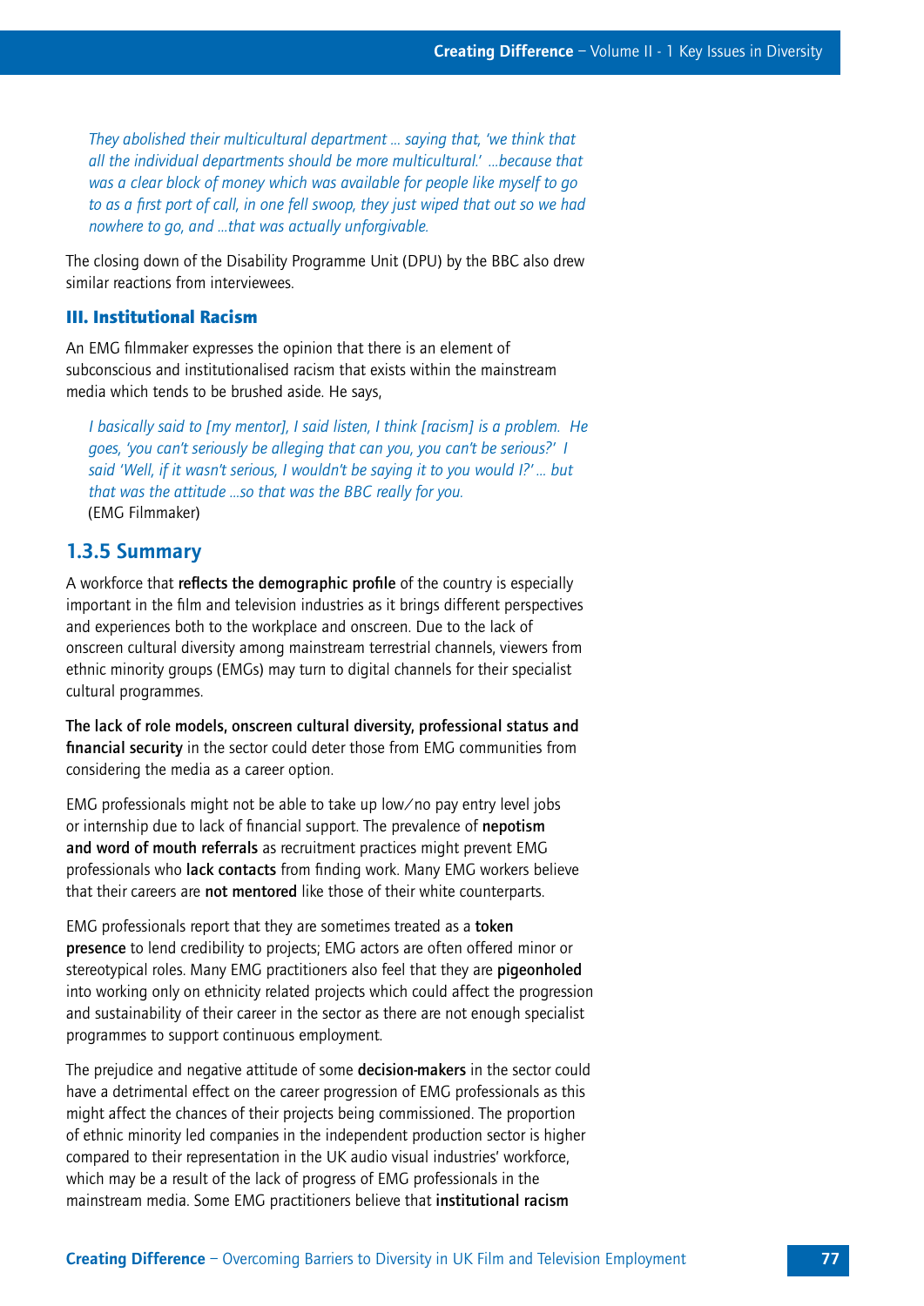*They abolished their multicultural department ... saying that, 'we think that all the individual departments should be more multicultural.' ...because that was a clear block of money which was available for people like myself to go to as a first port of call, in one fell swoop, they just wiped that out so we had nowhere to go, and ...that was actually unforgivable.*

The closing down of the Disability Programme Unit (DPU) by the BBC also drew similar reactions from interviewees.

### III. Institutional Racism

An EMG filmmaker expresses the opinion that there is an element of subconscious and institutionalised racism that exists within the mainstream media which tends to be brushed aside. He says,

*I basically said to [my mentor], I said listen, I think [racism] is a problem. He goes, 'you can't seriously be alleging that can you, you can't be serious?' I said 'Well, if it wasn't serious, I wouldn't be saying it to you would I?' ... but that was the attitude ...so that was the BBC really for you.*
(EMG Filmmaker)

## 1.3.5 Summary

A workforce that **reflects the demographic profile** of the country is especially important in the film and television industries as it brings different perspectives and experiences both to the workplace and onscreen. Due to the lack of onscreen cultural diversity among mainstream terrestrial channels, viewers from ethnic minority groups (EMGs) may turn to digital channels for their specialist cultural programmes.

**The lack of role models, onscreen cultural diversity, professional status and financial security** in the sector could deter those from EMG communities from considering the media as a career option.

EMG professionals might not be able to take up low/no pay entry level jobs or internship due to lack of financial support. The prevalence of **nepotism and word of mouth referrals** as recruitment practices might prevent EMG professionals who **lack contacts** from finding work. Many EMG workers believe that their careers are **not mentored** like those of their white counterparts.

EMG professionals report that they are sometimes treated as a **token presence** to lend credibility to projects; EMG actors are often offered minor or stereotypical roles. Many EMG practitioners also feel that they are **pigeonholed** into working only on ethnicity related projects which could affect the progression and sustainability of their career in the sector as there are not enough specialist programmes to support continuous employment.

The prejudice and negative attitude of some **decision-makers** in the sector could have a detrimental effect on the career progression of EMG professionals as this might affect the chances of their projects being commissioned. The proportion of ethnic minority led companies in the independent production sector is higher compared to their representation in the UK audio visual industries' workforce, which may be a result of the lack of progress of EMG professionals in the mainstream media. Some EMG practitioners believe that **institutional racism**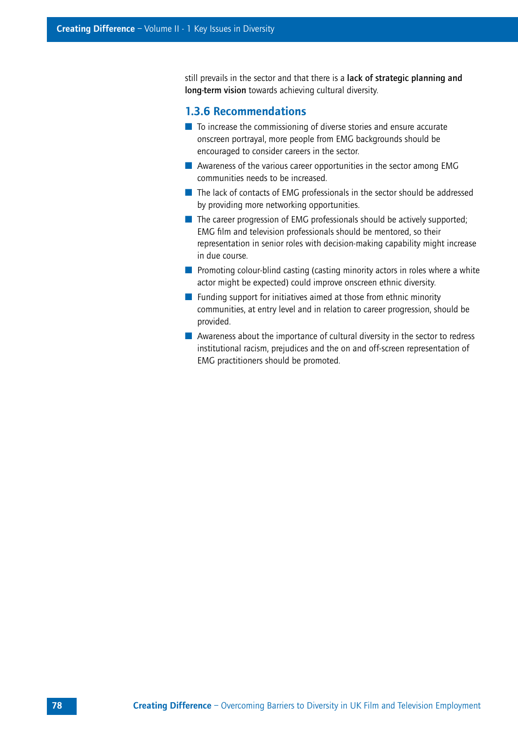still prevails in the sector and that there is a **lack of strategic planning and long-term vision** towards achieving cultural diversity.

### 1.3.6 Recommendations

- To increase the commissioning of diverse stories and ensure accurate onscreen portrayal, more people from EMG backgrounds should be encouraged to consider careers in the sector.
- Awareness of the various career opportunities in the sector among EMG communities needs to be increased.
- The lack of contacts of EMG professionals in the sector should be addressed by providing more networking opportunities.
- The career progression of EMG professionals should be actively supported; EMG film and television professionals should be mentored, so their representation in senior roles with decision-making capability might increase in due course.
- Promoting colour-blind casting (casting minority actors in roles where a white actor might be expected) could improve onscreen ethnic diversity.
- Funding support for initiatives aimed at those from ethnic minority communities, at entry level and in relation to career progression, should be provided.
- Awareness about the importance of cultural diversity in the sector to redress institutional racism, prejudices and the on and off-screen representation of EMG practitioners should be promoted.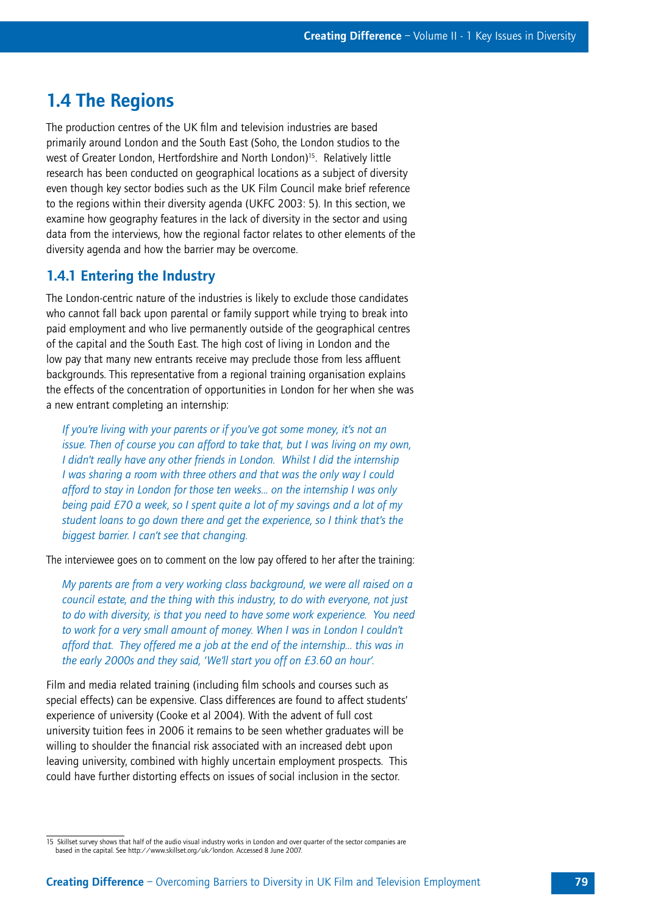## 1.4 The Regions

The production centres of the UK film and television industries are based primarily around London and the South East (Soho, the London studios to the west of Greater London, Hertfordshire and North London)[15]. Relatively little research has been conducted on geographical locations as a subject of diversity even though key sector bodies such as the UK Film Council make brief reference to the regions within their diversity agenda (UKFC 2003: 5). In this section, we examine how geography features in the lack of diversity in the sector and using data from the interviews, how the regional factor relates to other elements of the diversity agenda and how the barrier may be overcome.

### 1.4.1 Entering the Industry

The London-centric nature of the industries is likely to exclude those candidates who cannot fall back upon parental or family support while trying to break into paid employment and who live permanently outside of the geographical centres of the capital and the South East. The high cost of living in London and the low pay that many new entrants receive may preclude those from less affluent backgrounds. This representative from a regional training organisation explains the effects of the concentration of opportunities in London for her when she was a new entrant completing an internship:

> *If you're living with your parents or if you've got some money, it's not an issue. Then of course you can afford to take that, but I was living on my own, I didn't really have any other friends in London. Whilst I did the internship I was sharing a room with three others and that was the only way I could afford to stay in London for those ten weeks... on the internship I was only being paid £70 a week, so I spent quite a lot of my savings and a lot of my student loans to go down there and get the experience, so I think that's the biggest barrier. I can't see that changing.*

The interviewee goes on to comment on the low pay offered to her after the training:

> *My parents are from a very working class background, we were all raised on a council estate, and the thing with this industry, to do with everyone, not just to do with diversity, is that you need to have some work experience. You need to work for a very small amount of money. When I was in London I couldn't afford that. They offered me a job at the end of the internship... this was in the early 2000s and they said, 'We'll start you off on £3.60 an hour'.*

Film and media related training (including film schools and courses such as special effects) can be expensive. Class differences are found to affect students' experience of university (Cooke et al 2004). With the advent of full cost university tuition fees in 2006 it remains to be seen whether graduates will be willing to shoulder the financial risk associated with an increased debt upon leaving university, combined with highly uncertain employment prospects. This could have further distorting effects on issues of social inclusion in the sector.

---

15 Skillset survey shows that half of the audio visual industry works in London and over quarter of the sector companies are based in the capital. See http://www.skillset.org/uk/london. Accessed 8 June 2007.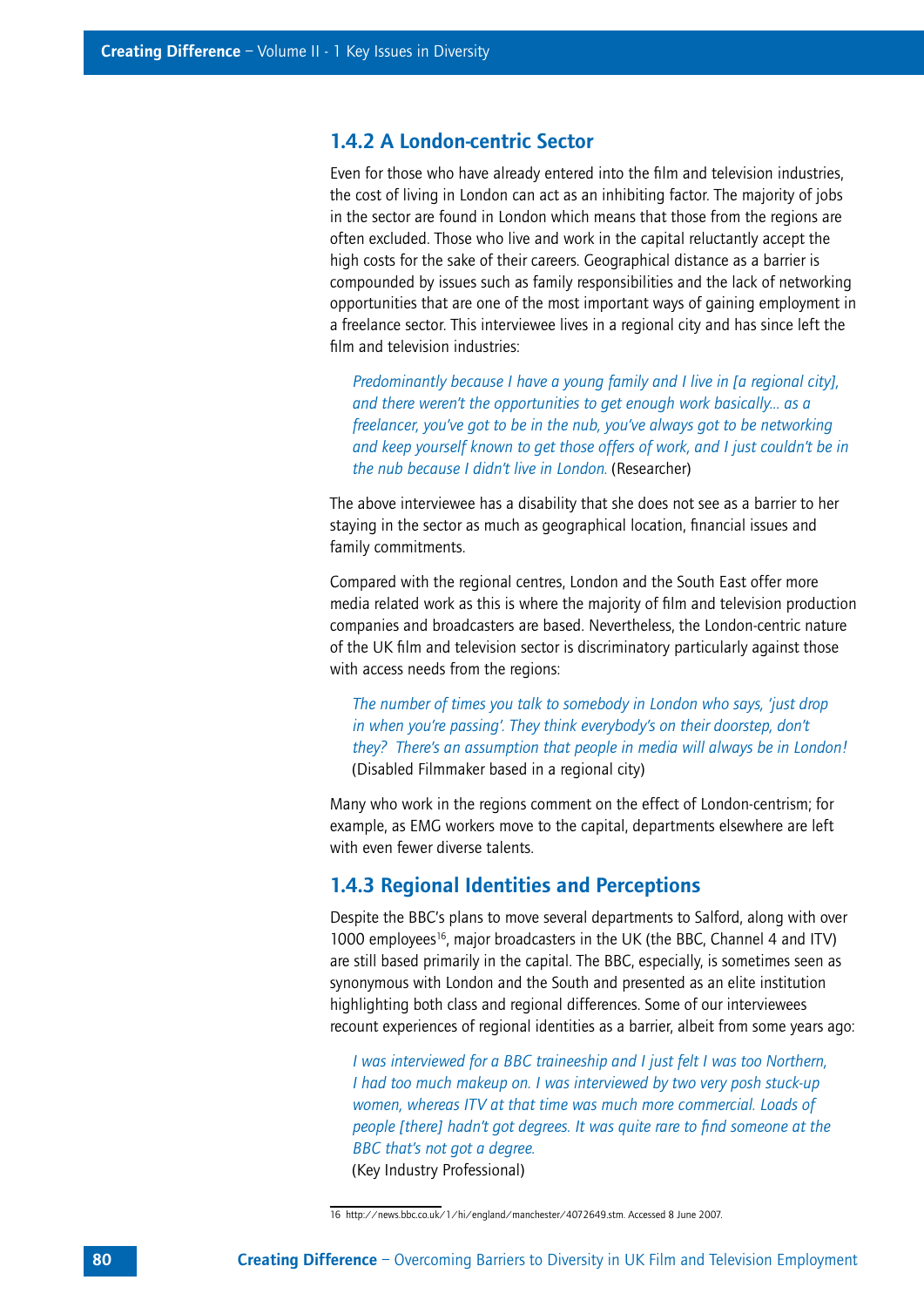### 1.4.2 A London-centric Sector

Even for those who have already entered into the film and television industries, the cost of living in London can act as an inhibiting factor. The majority of jobs in the sector are found in London which means that those from the regions are often excluded. Those who live and work in the capital reluctantly accept the high costs for the sake of their careers. Geographical distance as a barrier is compounded by issues such as family responsibilities and the lack of networking opportunities that are one of the most important ways of gaining employment in a freelance sector. This interviewee lives in a regional city and has since left the film and television industries:

> *Predominantly because I have a young family and I live in [a regional city], and there weren't the opportunities to get enough work basically... as a freelancer, you've got to be in the nub, you've always got to be networking and keep yourself known to get those offers of work, and I just couldn't be in the nub because I didn't live in London.* (Researcher)

The above interviewee has a disability that she does not see as a barrier to her staying in the sector as much as geographical location, financial issues and family commitments.

Compared with the regional centres, London and the South East offer more media related work as this is where the majority of film and television production companies and broadcasters are based. Nevertheless, the London-centric nature of the UK film and television sector is discriminatory particularly against those with access needs from the regions:

> *The number of times you talk to somebody in London who says, 'just drop in when you're passing'. They think everybody's on their doorstep, don't they? There's an assumption that people in media will always be in London!*
> (Disabled Filmmaker based in a regional city)

Many who work in the regions comment on the effect of London-centrism; for example, as EMG workers move to the capital, departments elsewhere are left with even fewer diverse talents.

### 1.4.3 Regional Identities and Perceptions

Despite the BBC's plans to move several departments to Salford, along with over 1000 employees[16], major broadcasters in the UK (the BBC, Channel 4 and ITV) are still based primarily in the capital. The BBC, especially, is sometimes seen as synonymous with London and the South and presented as an elite institution highlighting both class and regional differences. Some of our interviewees recount experiences of regional identities as a barrier, albeit from some years ago:

> *I was interviewed for a BBC traineeship and I just felt I was too Northern, I had too much makeup on. I was interviewed by two very posh stuck-up women, whereas ITV at that time was much more commercial. Loads of people [there] hadn't got degrees. It was quite rare to find someone at the BBC that's not got a degree.*
> (Key Industry Professional)

16 http://news.bbc.co.uk/1/hi/england/manchester/4072649.stm. Accessed 8 June 2007.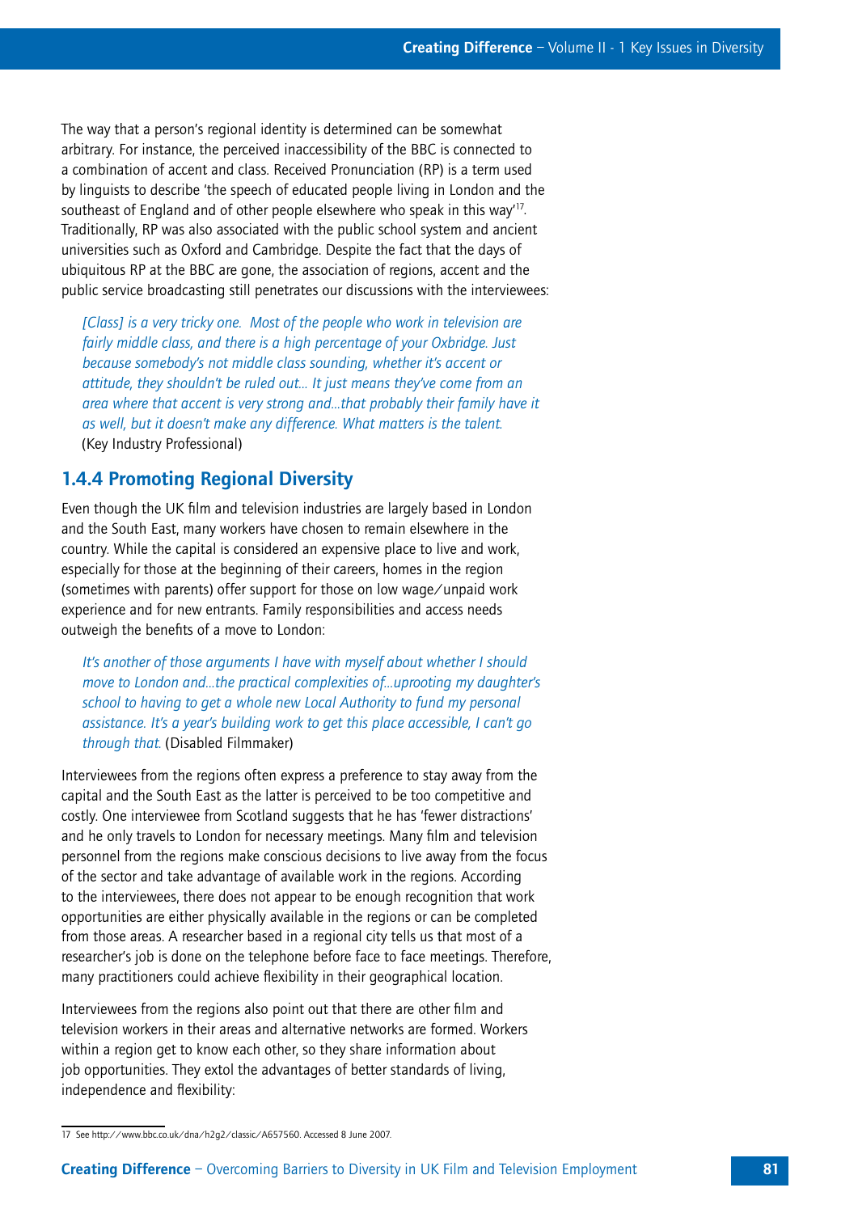The way that a person's regional identity is determined can be somewhat arbitrary. For instance, the perceived inaccessibility of the BBC is connected to a combination of accent and class. Received Pronunciation (RP) is a term used by linguists to describe 'the speech of educated people living in London and the southeast of England and of other people elsewhere who speak in this way'[17]. Traditionally, RP was also associated with the public school system and ancient universities such as Oxford and Cambridge. Despite the fact that the days of ubiquitous RP at the BBC are gone, the association of regions, accent and the public service broadcasting still penetrates our discussions with the interviewees:

> *[Class] is a very tricky one. Most of the people who work in television are fairly middle class, and there is a high percentage of your Oxbridge. Just because somebody's not middle class sounding, whether it's accent or attitude, they shouldn't be ruled out... It just means they've come from an area where that accent is very strong and...that probably their family have it as well, but it doesn't make any difference. What matters is the talent.*
> (Key Industry Professional)

### 1.4.4 Promoting Regional Diversity

Even though the UK film and television industries are largely based in London and the South East, many workers have chosen to remain elsewhere in the country. While the capital is considered an expensive place to live and work, especially for those at the beginning of their careers, homes in the region (sometimes with parents) offer support for those on low wage/unpaid work experience and for new entrants. Family responsibilities and access needs outweigh the benefits of a move to London:

> *It's another of those arguments I have with myself about whether I should move to London and...the practical complexities of...uprooting my daughter's school to having to get a whole new Local Authority to fund my personal assistance. It's a year's building work to get this place accessible, I can't go through that.* (Disabled Filmmaker)

Interviewees from the regions often express a preference to stay away from the capital and the South East as the latter is perceived to be too competitive and costly. One interviewee from Scotland suggests that he has 'fewer distractions' and he only travels to London for necessary meetings. Many film and television personnel from the regions make conscious decisions to live away from the focus of the sector and take advantage of available work in the regions. According to the interviewees, there does not appear to be enough recognition that work opportunities are either physically available in the regions or can be completed from those areas. A researcher based in a regional city tells us that most of a researcher's job is done on the telephone before face to face meetings. Therefore, many practitioners could achieve flexibility in their geographical location.

Interviewees from the regions also point out that there are other film and television workers in their areas and alternative networks are formed. Workers within a region get to know each other, so they share information about job opportunities. They extol the advantages of better standards of living, independence and flexibility:

---

17 See http://www.bbc.co.uk/dna/h2g2/classic/A657560. Accessed 8 June 2007.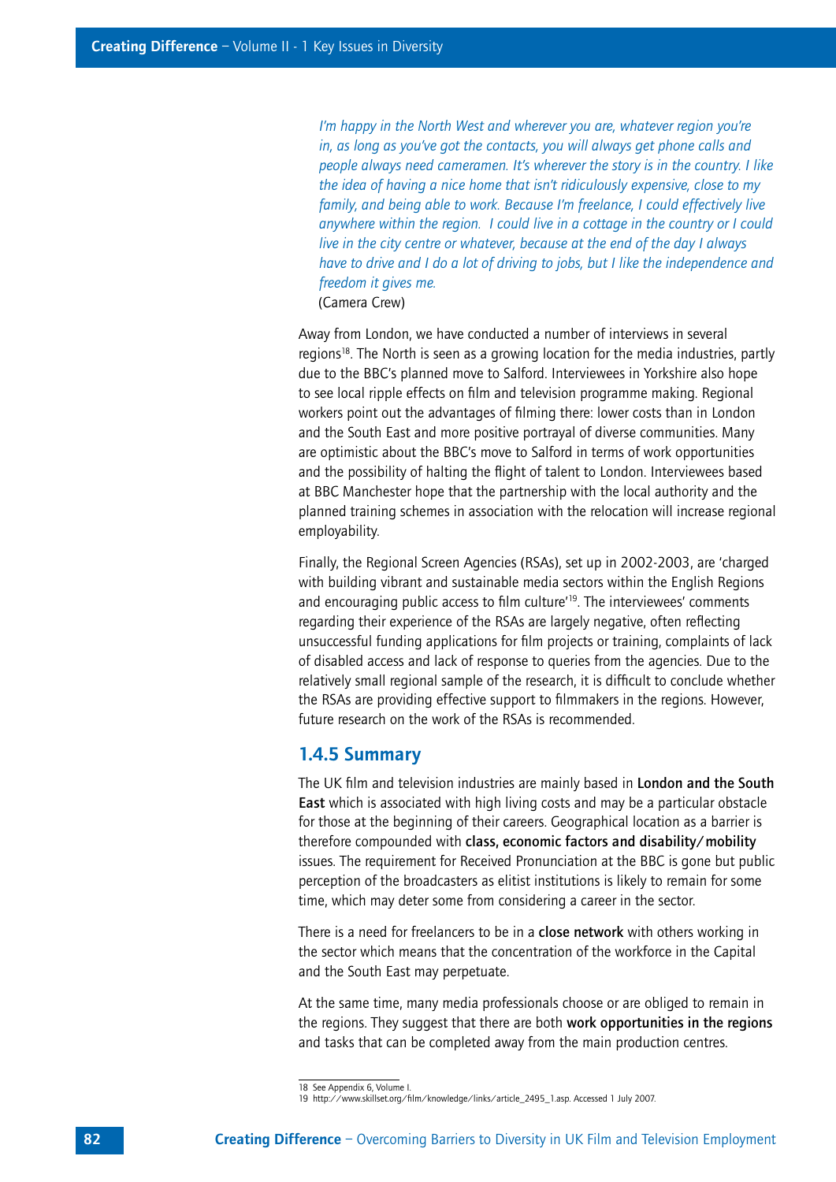*I'm happy in the North West and wherever you are, whatever region you're in, as long as you've got the contacts, you will always get phone calls and people always need cameramen. It's wherever the story is in the country. I like the idea of having a nice home that isn't ridiculously expensive, close to my family, and being able to work. Because I'm freelance, I could effectively live anywhere within the region. I could live in a cottage in the country or I could live in the city centre or whatever, because at the end of the day I always have to drive and I do a lot of driving to jobs, but I like the independence and freedom it gives me.*
(Camera Crew)

Away from London, we have conducted a number of interviews in several regions[18]. The North is seen as a growing location for the media industries, partly due to the BBC's planned move to Salford. Interviewees in Yorkshire also hope to see local ripple effects on film and television programme making. Regional workers point out the advantages of filming there: lower costs than in London and the South East and more positive portrayal of diverse communities. Many are optimistic about the BBC's move to Salford in terms of work opportunities and the possibility of halting the flight of talent to London. Interviewees based at BBC Manchester hope that the partnership with the local authority and the planned training schemes in association with the relocation will increase regional employability.

Finally, the Regional Screen Agencies (RSAs), set up in 2002-2003, are 'charged with building vibrant and sustainable media sectors within the English Regions and encouraging public access to film culture'[19]. The interviewees' comments regarding their experience of the RSAs are largely negative, often reflecting unsuccessful funding applications for film projects or training, complaints of lack of disabled access and lack of response to queries from the agencies. Due to the relatively small regional sample of the research, it is difficult to conclude whether the RSAs are providing effective support to filmmakers in the regions. However, future research on the work of the RSAs is recommended.

### 1.4.5 Summary

The UK film and television industries are mainly based in **London and the South East** which is associated with high living costs and may be a particular obstacle for those at the beginning of their careers. Geographical location as a barrier is therefore compounded with **class, economic factors and disability/mobility** issues. The requirement for Received Pronunciation at the BBC is gone but public perception of the broadcasters as elitist institutions is likely to remain for some time, which may deter some from considering a career in the sector.

There is a need for freelancers to be in a **close network** with others working in the sector which means that the concentration of the workforce in the Capital and the South East may perpetuate.

At the same time, many media professionals choose or are obliged to remain in the regions. They suggest that there are both **work opportunities in the regions** and tasks that can be completed away from the main production centres.

18 See Appendix 6, Volume I.
19 http://www.skillset.org/film/knowledge/links/article_2495_1.asp. Accessed 1 July 2007.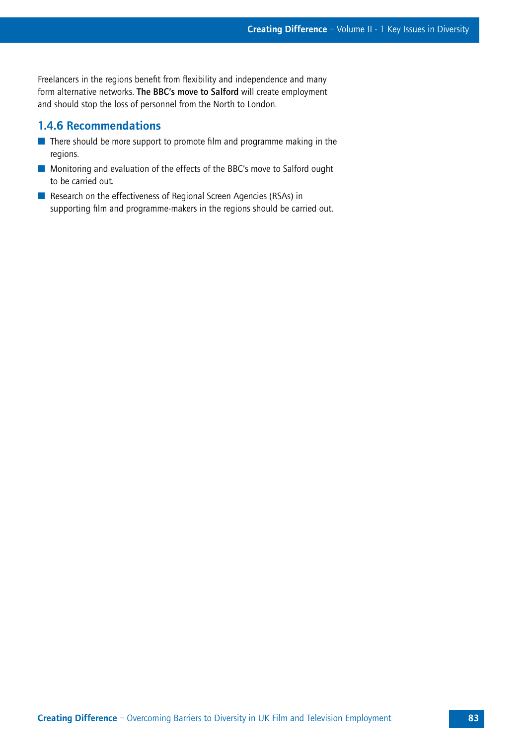Freelancers in the regions benefit from flexibility and independence and many form alternative networks. **The BBC's move to Salford** will create employment and should stop the loss of personnel from the North to London.

### 1.4.6 Recommendations

- There should be more support to promote film and programme making in the regions.
- Monitoring and evaluation of the effects of the BBC's move to Salford ought to be carried out.
- Research on the effectiveness of Regional Screen Agencies (RSAs) in supporting film and programme-makers in the regions should be carried out.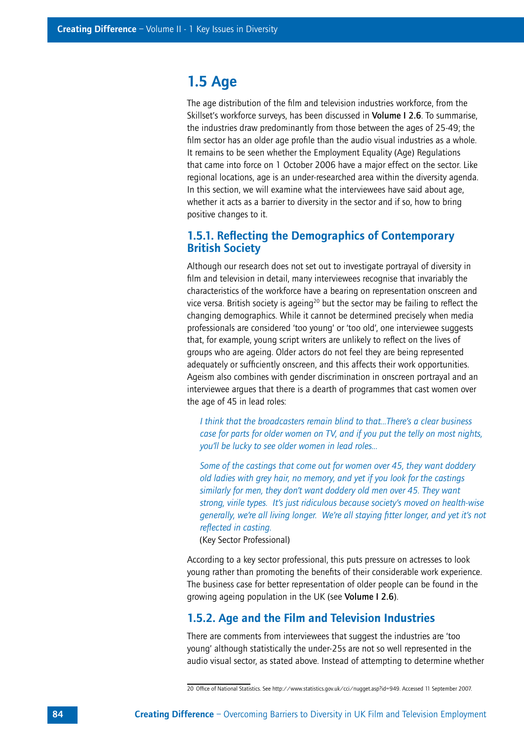## 1.5 Age

The age distribution of the film and television industries workforce, from the Skillset's workforce surveys, has been discussed in **Volume I 2.6**. To summarise, the industries draw predominantly from those between the ages of 25-49; the film sector has an older age profile than the audio visual industries as a whole. It remains to be seen whether the Employment Equality (Age) Regulations that came into force on 1 October 2006 have a major effect on the sector. Like regional locations, age is an under-researched area within the diversity agenda. In this section, we will examine what the interviewees have said about age, whether it acts as a barrier to diversity in the sector and if so, how to bring positive changes to it.

### 1.5.1. Reflecting the Demographics of Contemporary British Society

Although our research does not set out to investigate portrayal of diversity in film and television in detail, many interviewees recognise that invariably the characteristics of the workforce have a bearing on representation onscreen and vice versa. British society is ageing[20] but the sector may be failing to reflect the changing demographics. While it cannot be determined precisely when media professionals are considered 'too young' or 'too old', one interviewee suggests that, for example, young script writers are unlikely to reflect on the lives of groups who are ageing. Older actors do not feel they are being represented adequately or sufficiently onscreen, and this affects their work opportunities. Ageism also combines with gender discrimination in onscreen portrayal and an interviewee argues that there is a dearth of programmes that cast women over the age of 45 in lead roles:

> *I think that the broadcasters remain blind to that...There's a clear business case for parts for older women on TV, and if you put the telly on most nights, you'll be lucky to see older women in lead roles...*
>
> *Some of the castings that come out for women over 45, they want doddery old ladies with grey hair, no memory, and yet if you look for the castings similarly for men, they don't want doddery old men over 45. They want strong, virile types. It's just ridiculous because society's moved on health-wise generally, we're all living longer. We're all staying fitter longer, and yet it's not reflected in casting.*
>
> (Key Sector Professional)

According to a key sector professional, this puts pressure on actresses to look young rather than promoting the benefits of their considerable work experience. The business case for better representation of older people can be found in the growing ageing population in the UK (see **Volume I 2.6**).

### 1.5.2. Age and the Film and Television Industries

There are comments from interviewees that suggest the industries are 'too young' although statistically the under-25s are not so well represented in the audio visual sector, as stated above. Instead of attempting to determine whether

---

20 Office of National Statistics. See http://www.statistics.gov.uk/cci/nugget.asp?id=949. Accessed 11 September 2007.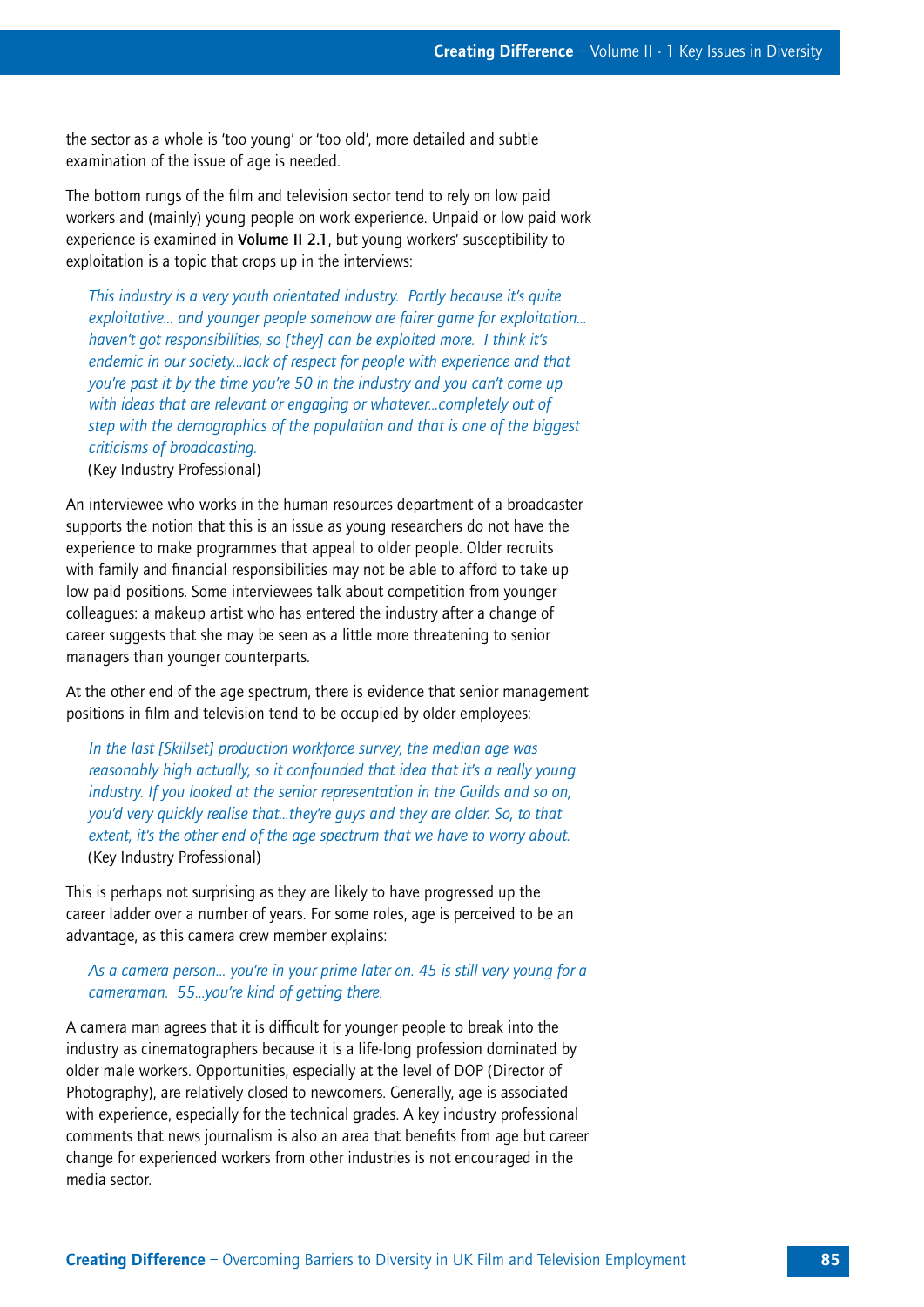the sector as a whole is 'too young' or 'too old', more detailed and subtle examination of the issue of age is needed.

The bottom rungs of the film and television sector tend to rely on low paid workers and (mainly) young people on work experience. Unpaid or low paid work experience is examined in **Volume II 2.1**, but young workers' susceptibility to exploitation is a topic that crops up in the interviews:

> *This industry is a very youth orientated industry. Partly because it's quite exploitative... and younger people somehow are fairer game for exploitation... haven't got responsibilities, so [they] can be exploited more. I think it's endemic in our society...lack of respect for people with experience and that you're past it by the time you're 50 in the industry and you can't come up with ideas that are relevant or engaging or whatever...completely out of step with the demographics of the population and that is one of the biggest criticisms of broadcasting.*
> (Key Industry Professional)

An interviewee who works in the human resources department of a broadcaster supports the notion that this is an issue as young researchers do not have the experience to make programmes that appeal to older people. Older recruits with family and financial responsibilities may not be able to afford to take up low paid positions. Some interviewees talk about competition from younger colleagues: a makeup artist who has entered the industry after a change of career suggests that she may be seen as a little more threatening to senior managers than younger counterparts.

At the other end of the age spectrum, there is evidence that senior management positions in film and television tend to be occupied by older employees:

> *In the last [Skillset] production workforce survey, the median age was reasonably high actually, so it confounded that idea that it's a really young industry. If you looked at the senior representation in the Guilds and so on, you'd very quickly realise that...they're guys and they are older. So, to that extent, it's the other end of the age spectrum that we have to worry about.*
> (Key Industry Professional)

This is perhaps not surprising as they are likely to have progressed up the career ladder over a number of years. For some roles, age is perceived to be an advantage, as this camera crew member explains:

> *As a camera person... you're in your prime later on. 45 is still very young for a cameraman. 55...you're kind of getting there.*

A camera man agrees that it is difficult for younger people to break into the industry as cinematographers because it is a life-long profession dominated by older male workers. Opportunities, especially at the level of DOP (Director of Photography), are relatively closed to newcomers. Generally, age is associated with experience, especially for the technical grades. A key industry professional comments that news journalism is also an area that benefits from age but career change for experienced workers from other industries is not encouraged in the media sector.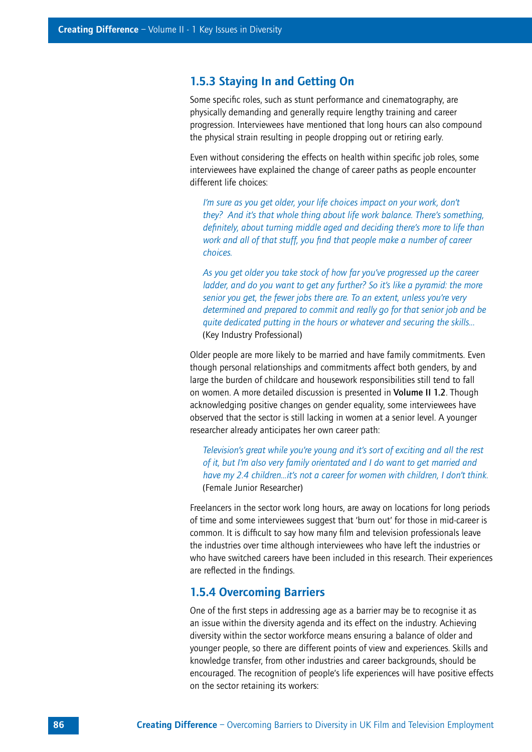### 1.5.3 Staying In and Getting On

Some specific roles, such as stunt performance and cinematography, are physically demanding and generally require lengthy training and career progression. Interviewees have mentioned that long hours can also compound the physical strain resulting in people dropping out or retiring early.

Even without considering the effects on health within specific job roles, some interviewees have explained the change of career paths as people encounter different life choices:

> *I'm sure as you get older, your life choices impact on your work, don't they? And it's that whole thing about life work balance. There's something, definitely, about turning middle aged and deciding there's more to life than work and all of that stuff, you find that people make a number of career choices.*
>
> *As you get older you take stock of how far you've progressed up the career ladder, and do you want to get any further? So it's like a pyramid: the more senior you get, the fewer jobs there are. To an extent, unless you're very determined and prepared to commit and really go for that senior job and be quite dedicated putting in the hours or whatever and securing the skills...*
> (Key Industry Professional)

Older people are more likely to be married and have family commitments. Even though personal relationships and commitments affect both genders, by and large the burden of childcare and housework responsibilities still tend to fall on women. A more detailed discussion is presented in **Volume II 1.2**. Though acknowledging positive changes on gender equality, some interviewees have observed that the sector is still lacking in women at a senior level. A younger researcher already anticipates her own career path:

> *Television's great while you're young and it's sort of exciting and all the rest of it, but I'm also very family orientated and I do want to get married and have my 2.4 children...it's not a career for women with children, I don't think.*
> (Female Junior Researcher)

Freelancers in the sector work long hours, are away on locations for long periods of time and some interviewees suggest that 'burn out' for those in mid-career is common. It is difficult to say how many film and television professionals leave the industries over time although interviewees who have left the industries or who have switched careers have been included in this research. Their experiences are reflected in the findings.

### 1.5.4 Overcoming Barriers

One of the first steps in addressing age as a barrier may be to recognise it as an issue within the diversity agenda and its effect on the industry. Achieving diversity within the sector workforce means ensuring a balance of older and younger people, so there are different points of view and experiences. Skills and knowledge transfer, from other industries and career backgrounds, should be encouraged. The recognition of people's life experiences will have positive effects on the sector retaining its workers: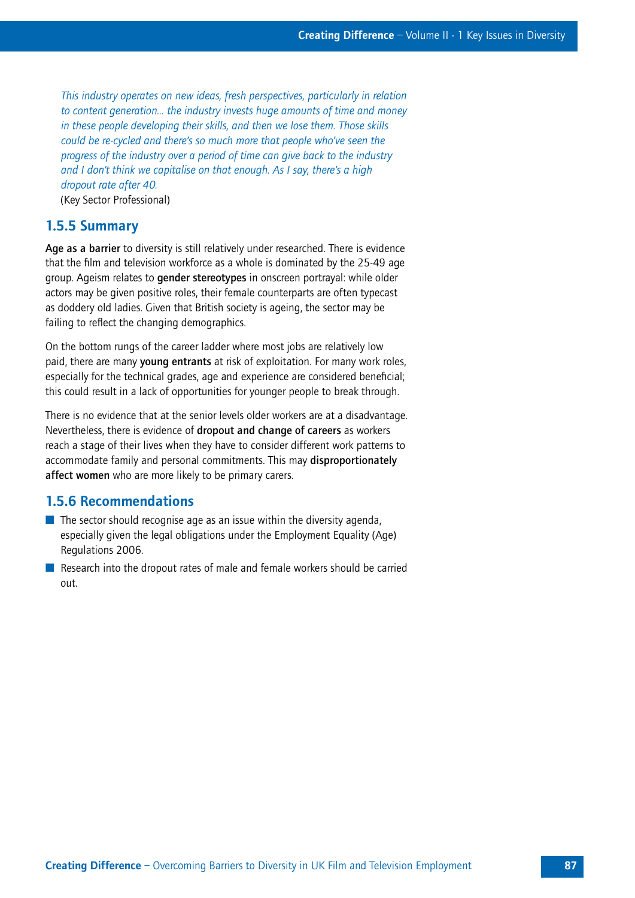*This industry operates on new ideas, fresh perspectives, particularly in relation to content generation... the industry invests huge amounts of time and money in these people developing their skills, and then we lose them. Those skills could be re-cycled and there's so much more that people who've seen the progress of the industry over a period of time can give back to the industry and I don't think we capitalise on that enough. As I say, there's a high dropout rate after 40.*

(Key Sector Professional)

### 1.5.5 Summary

**Age as a barrier** to diversity is still relatively under researched. There is evidence that the film and television workforce as a whole is dominated by the 25-49 age group. Ageism relates to **gender stereotypes** in onscreen portrayal: while older actors may be given positive roles, their female counterparts are often typecast as doddery old ladies. Given that British society is ageing, the sector may be failing to reflect the changing demographics.

On the bottom rungs of the career ladder where most jobs are relatively low paid, there are many **young entrants** at risk of exploitation. For many work roles, especially for the technical grades, age and experience are considered beneficial; this could result in a lack of opportunities for younger people to break through.

There is no evidence that at the senior levels older workers are at a disadvantage. Nevertheless, there is evidence of **dropout and change of careers** as workers reach a stage of their lives when they have to consider different work patterns to accommodate family and personal commitments. This may **disproportionately affect women** who are more likely to be primary carers.

### 1.5.6 Recommendations

- The sector should recognise age as an issue within the diversity agenda, especially given the legal obligations under the Employment Equality (Age) Regulations 2006.
- Research into the dropout rates of male and female workers should be carried out.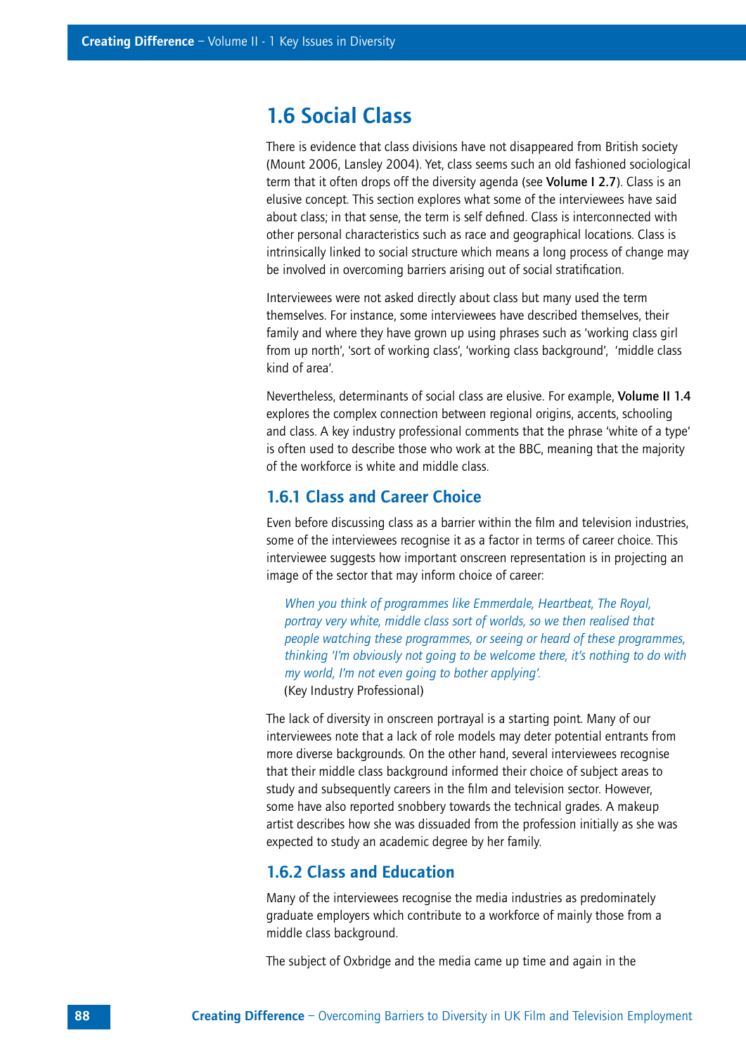## 1.6 Social Class

There is evidence that class divisions have not disappeared from British society (Mount 2006, Lansley 2004). Yet, class seems such an old fashioned sociological term that it often drops off the diversity agenda (see **Volume I 2.7**). Class is an elusive concept. This section explores what some of the interviewees have said about class; in that sense, the term is self defined. Class is interconnected with other personal characteristics such as race and geographical locations. Class is intrinsically linked to social structure which means a long process of change may be involved in overcoming barriers arising out of social stratification.

Interviewees were not asked directly about class but many used the term themselves. For instance, some interviewees have described themselves, their family and where they have grown up using phrases such as 'working class girl from up north', 'sort of working class', 'working class background', 'middle class kind of area'.

Nevertheless, determinants of social class are elusive. For example, **Volume II 1.4** explores the complex connection between regional origins, accents, schooling and class. A key industry professional comments that the phrase 'white of a type' is often used to describe those who work at the BBC, meaning that the majority of the workforce is white and middle class.

### 1.6.1 Class and Career Choice

Even before discussing class as a barrier within the film and television industries, some of the interviewees recognise it as a factor in terms of career choice. This interviewee suggests how important onscreen representation is in projecting an image of the sector that may inform choice of career:

> *When you think of programmes like Emmerdale, Heartbeat, The Royal, portray very white, middle class sort of worlds, so we then realised that people watching these programmes, or seeing or heard of these programmes, thinking 'I'm obviously not going to be welcome there, it's nothing to do with my world, I'm not even going to bother applying'.*
> (Key Industry Professional)

The lack of diversity in onscreen portrayal is a starting point. Many of our interviewees note that a lack of role models may deter potential entrants from more diverse backgrounds. On the other hand, several interviewees recognise that their middle class background informed their choice of subject areas to study and subsequently careers in the film and television sector. However, some have also reported snobbery towards the technical grades. A makeup artist describes how she was dissuaded from the profession initially as she was expected to study an academic degree by her family.

### 1.6.2 Class and Education

Many of the interviewees recognise the media industries as predominately graduate employers which contribute to a workforce of mainly those from a middle class background.

The subject of Oxbridge and the media came up time and again in the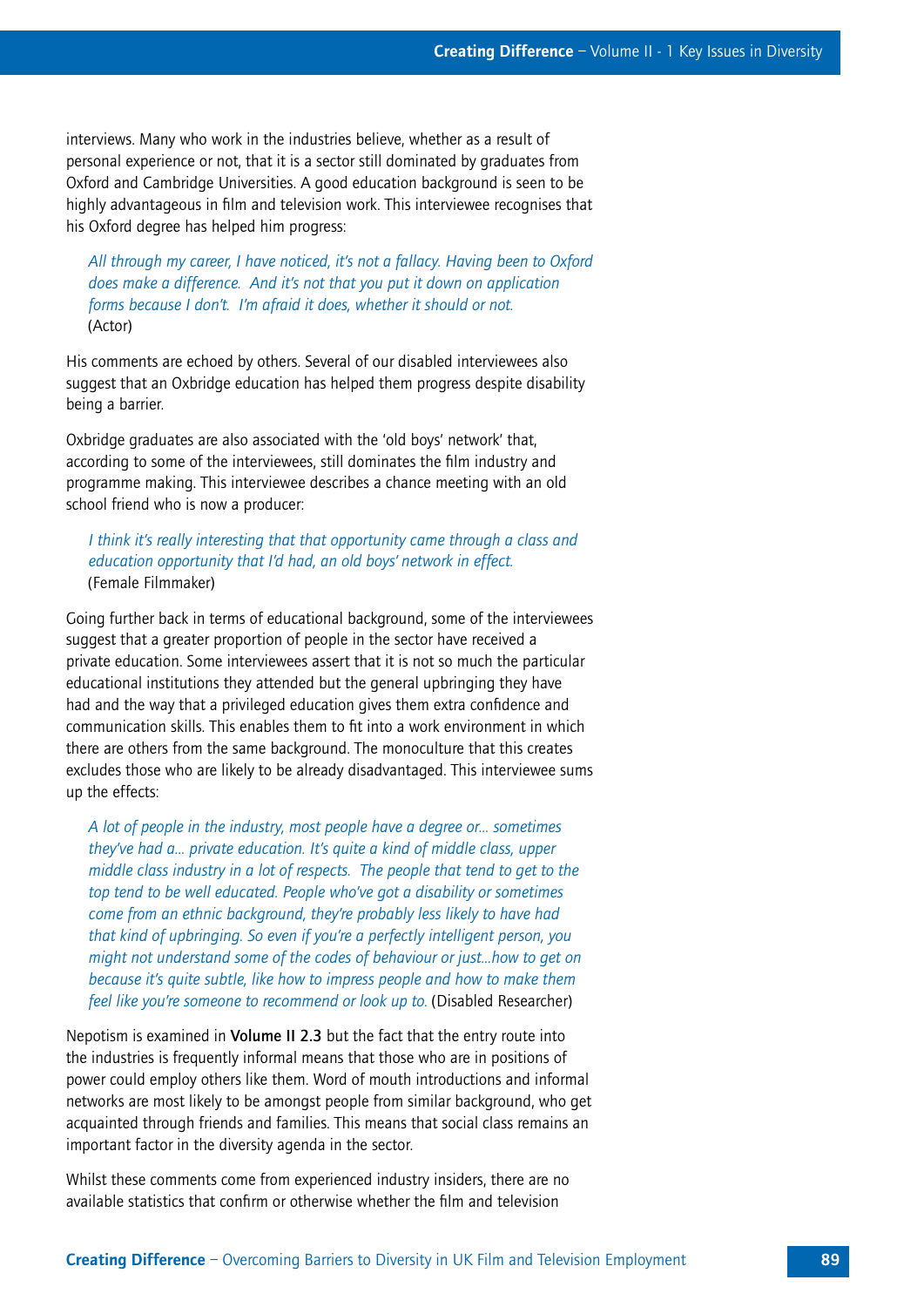interviews. Many who work in the industries believe, whether as a result of personal experience or not, that it is a sector still dominated by graduates from Oxford and Cambridge Universities. A good education background is seen to be highly advantageous in film and television work. This interviewee recognises that his Oxford degree has helped him progress:

> *All through my career, I have noticed, it's not a fallacy. Having been to Oxford does make a difference. And it's not that you put it down on application forms because I don't. I'm afraid it does, whether it should or not.*
> (Actor)

His comments are echoed by others. Several of our disabled interviewees also suggest that an Oxbridge education has helped them progress despite disability being a barrier.

Oxbridge graduates are also associated with the 'old boys' network' that, according to some of the interviewees, still dominates the film industry and programme making. This interviewee describes a chance meeting with an old school friend who is now a producer:

> *I think it's really interesting that that opportunity came through a class and education opportunity that I'd had, an old boys' network in effect.*
> (Female Filmmaker)

Going further back in terms of educational background, some of the interviewees suggest that a greater proportion of people in the sector have received a private education. Some interviewees assert that it is not so much the particular educational institutions they attended but the general upbringing they have had and the way that a privileged education gives them extra confidence and communication skills. This enables them to fit into a work environment in which there are others from the same background. The monoculture that this creates excludes those who are likely to be already disadvantaged. This interviewee sums up the effects:

> *A lot of people in the industry, most people have a degree or... sometimes they've had a... private education. It's quite a kind of middle class, upper middle class industry in a lot of respects. The people that tend to get to the top tend to be well educated. People who've got a disability or sometimes come from an ethnic background, they're probably less likely to have had that kind of upbringing. So even if you're a perfectly intelligent person, you might not understand some of the codes of behaviour or just...how to get on because it's quite subtle, like how to impress people and how to make them feel like you're someone to recommend or look up to.* (Disabled Researcher)

Nepotism is examined in **Volume II 2.3** but the fact that the entry route into the industries is frequently informal means that those who are in positions of power could employ others like them. Word of mouth introductions and informal networks are most likely to be amongst people from similar background, who get acquainted through friends and families. This means that social class remains an important factor in the diversity agenda in the sector.

Whilst these comments come from experienced industry insiders, there are no available statistics that confirm or otherwise whether the film and television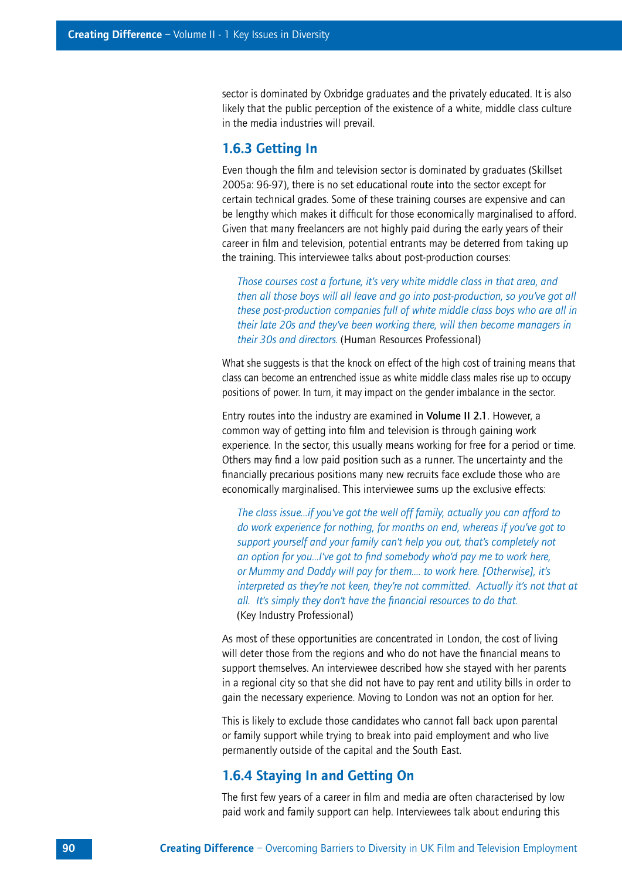sector is dominated by Oxbridge graduates and the privately educated. It is also likely that the public perception of the existence of a white, middle class culture in the media industries will prevail.

### 1.6.3 Getting In

Even though the film and television sector is dominated by graduates (Skillset 2005a: 96-97), there is no set educational route into the sector except for certain technical grades. Some of these training courses are expensive and can be lengthy which makes it difficult for those economically marginalised to afford. Given that many freelancers are not highly paid during the early years of their career in film and television, potential entrants may be deterred from taking up the training. This interviewee talks about post-production courses:

> *Those courses cost a fortune, it's very white middle class in that area, and then all those boys will all leave and go into post-production, so you've got all these post-production companies full of white middle class boys who are all in their late 20s and they've been working there, will then become managers in their 30s and directors.* (Human Resources Professional)

What she suggests is that the knock on effect of the high cost of training means that class can become an entrenched issue as white middle class males rise up to occupy positions of power. In turn, it may impact on the gender imbalance in the sector.

Entry routes into the industry are examined in **Volume II 2.1**. However, a common way of getting into film and television is through gaining work experience. In the sector, this usually means working for free for a period or time. Others may find a low paid position such as a runner. The uncertainty and the financially precarious positions many new recruits face exclude those who are economically marginalised. This interviewee sums up the exclusive effects:

> *The class issue...if you've got the well off family, actually you can afford to do work experience for nothing, for months on end, whereas if you've got to support yourself and your family can't help you out, that's completely not an option for you...I've got to find somebody who'd pay me to work here, or Mummy and Daddy will pay for them.... to work here. [Otherwise], it's interpreted as they're not keen, they're not committed. Actually it's not that at all. It's simply they don't have the financial resources to do that.*
> (Key Industry Professional)

As most of these opportunities are concentrated in London, the cost of living will deter those from the regions and who do not have the financial means to support themselves. An interviewee described how she stayed with her parents in a regional city so that she did not have to pay rent and utility bills in order to gain the necessary experience. Moving to London was not an option for her.

This is likely to exclude those candidates who cannot fall back upon parental or family support while trying to break into paid employment and who live permanently outside of the capital and the South East.

### 1.6.4 Staying In and Getting On

The first few years of a career in film and media are often characterised by low paid work and family support can help. Interviewees talk about enduring this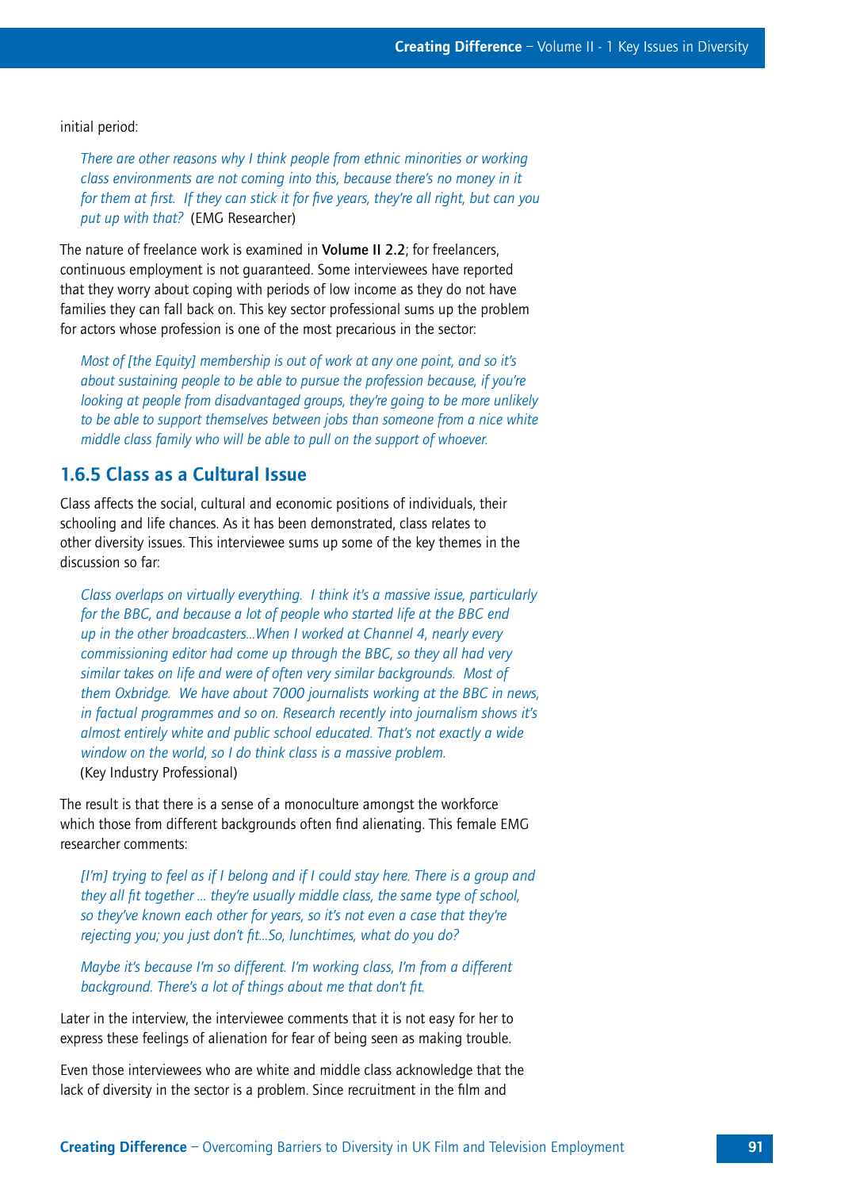initial period:

> *There are other reasons why I think people from ethnic minorities or working class environments are not coming into this, because there's no money in it for them at first. If they can stick it for five years, they're all right, but can you put up with that?* (EMG Researcher)

The nature of freelance work is examined in **Volume II 2.2**; for freelancers, continuous employment is not guaranteed. Some interviewees have reported that they worry about coping with periods of low income as they do not have families they can fall back on. This key sector professional sums up the problem for actors whose profession is one of the most precarious in the sector:

> *Most of [the Equity] membership is out of work at any one point, and so it's about sustaining people to be able to pursue the profession because, if you're looking at people from disadvantaged groups, they're going to be more unlikely to be able to support themselves between jobs than someone from a nice white middle class family who will be able to pull on the support of whoever.*

### 1.6.5 Class as a Cultural Issue

Class affects the social, cultural and economic positions of individuals, their schooling and life chances. As it has been demonstrated, class relates to other diversity issues. This interviewee sums up some of the key themes in the discussion so far:

> *Class overlaps on virtually everything. I think it's a massive issue, particularly for the BBC, and because a lot of people who started life at the BBC end up in the other broadcasters...When I worked at Channel 4, nearly every commissioning editor had come up through the BBC, so they all had very similar takes on life and were of often very similar backgrounds. Most of them Oxbridge. We have about 7000 journalists working at the BBC in news, in factual programmes and so on. Research recently into journalism shows it's almost entirely white and public school educated. That's not exactly a wide window on the world, so I do think class is a massive problem.*
> (Key Industry Professional)

The result is that there is a sense of a monoculture amongst the workforce which those from different backgrounds often find alienating. This female EMG researcher comments:

> *[I'm] trying to feel as if I belong and if I could stay here. There is a group and they all fit together ... they're usually middle class, the same type of school, so they've known each other for years, so it's not even a case that they're rejecting you; you just don't fit...So, lunchtimes, what do you do?*
>
> *Maybe it's because I'm so different. I'm working class, I'm from a different background. There's a lot of things about me that don't fit.*

Later in the interview, the interviewee comments that it is not easy for her to express these feelings of alienation for fear of being seen as making trouble.

Even those interviewees who are white and middle class acknowledge that the lack of diversity in the sector is a problem. Since recruitment in the film and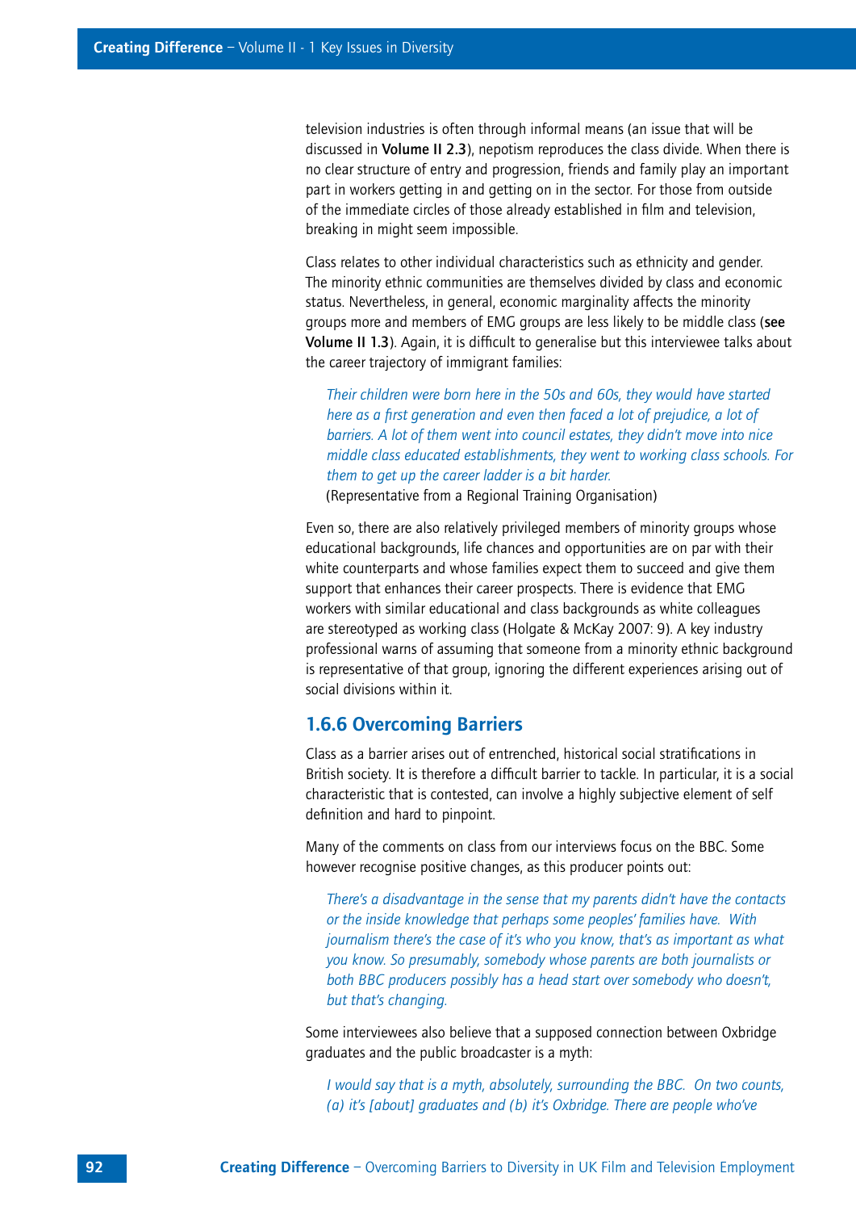television industries is often through informal means (an issue that will be discussed in **Volume II 2.3**), nepotism reproduces the class divide. When there is no clear structure of entry and progression, friends and family play an important part in workers getting in and getting on in the sector. For those from outside of the immediate circles of those already established in film and television, breaking in might seem impossible.

Class relates to other individual characteristics such as ethnicity and gender. The minority ethnic communities are themselves divided by class and economic status. Nevertheless, in general, economic marginality affects the minority groups more and members of EMG groups are less likely to be middle class (**see Volume II 1.3**). Again, it is difficult to generalise but this interviewee talks about the career trajectory of immigrant families:

> *Their children were born here in the 50s and 60s, they would have started here as a first generation and even then faced a lot of prejudice, a lot of barriers. A lot of them went into council estates, they didn't move into nice middle class educated establishments, they went to working class schools. For them to get up the career ladder is a bit harder.*
> (Representative from a Regional Training Organisation)

Even so, there are also relatively privileged members of minority groups whose educational backgrounds, life chances and opportunities are on par with their white counterparts and whose families expect them to succeed and give them support that enhances their career prospects. There is evidence that EMG workers with similar educational and class backgrounds as white colleagues are stereotyped as working class (Holgate & McKay 2007: 9). A key industry professional warns of assuming that someone from a minority ethnic background is representative of that group, ignoring the different experiences arising out of social divisions within it.

### 1.6.6 Overcoming Barriers

Class as a barrier arises out of entrenched, historical social stratifications in British society. It is therefore a difficult barrier to tackle. In particular, it is a social characteristic that is contested, can involve a highly subjective element of self definition and hard to pinpoint.

Many of the comments on class from our interviews focus on the BBC. Some however recognise positive changes, as this producer points out:

> *There's a disadvantage in the sense that my parents didn't have the contacts or the inside knowledge that perhaps some peoples' families have. With journalism there's the case of it's who you know, that's as important as what you know. So presumably, somebody whose parents are both journalists or both BBC producers possibly has a head start over somebody who doesn't, but that's changing.*

Some interviewees also believe that a supposed connection between Oxbridge graduates and the public broadcaster is a myth:

> *I would say that is a myth, absolutely, surrounding the BBC. On two counts, (a) it's [about] graduates and (b) it's Oxbridge. There are people who've*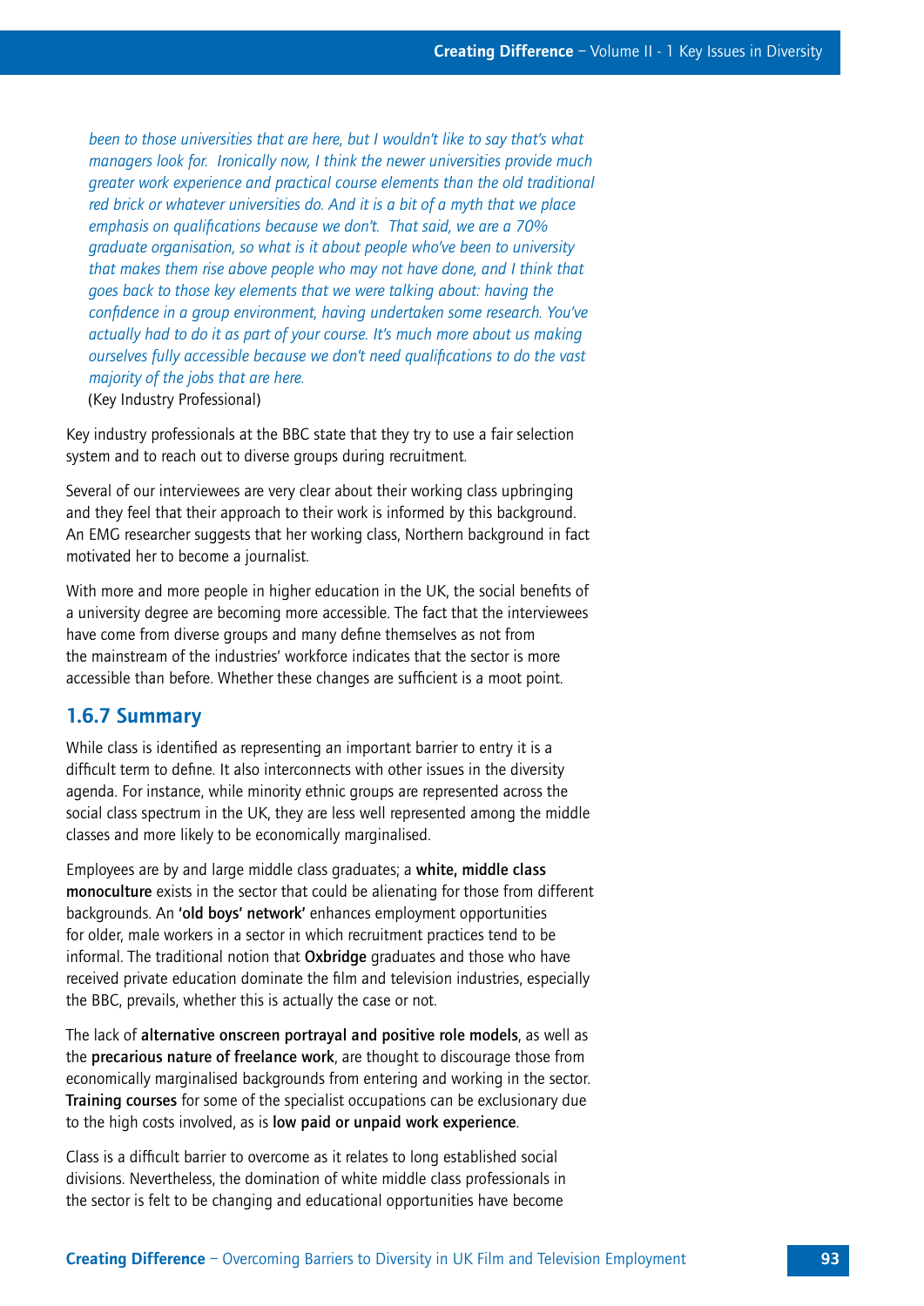*been to those universities that are here, but I wouldn't like to say that's what managers look for. Ironically now, I think the newer universities provide much greater work experience and practical course elements than the old traditional red brick or whatever universities do. And it is a bit of a myth that we place emphasis on qualifications because we don't. That said, we are a 70% graduate organisation, so what is it about people who've been to university that makes them rise above people who may not have done, and I think that goes back to those key elements that we were talking about: having the confidence in a group environment, having undertaken some research. You've actually had to do it as part of your course. It's much more about us making ourselves fully accessible because we don't need qualifications to do the vast majority of the jobs that are here.*
(Key Industry Professional)

Key industry professionals at the BBC state that they try to use a fair selection system and to reach out to diverse groups during recruitment.

Several of our interviewees are very clear about their working class upbringing and they feel that their approach to their work is informed by this background. An EMG researcher suggests that her working class, Northern background in fact motivated her to become a journalist.

With more and more people in higher education in the UK, the social benefits of a university degree are becoming more accessible. The fact that the interviewees have come from diverse groups and many define themselves as not from the mainstream of the industries' workforce indicates that the sector is more accessible than before. Whether these changes are sufficient is a moot point.

### 1.6.7 Summary

While class is identified as representing an important barrier to entry it is a difficult term to define. It also interconnects with other issues in the diversity agenda. For instance, while minority ethnic groups are represented across the social class spectrum in the UK, they are less well represented among the middle classes and more likely to be economically marginalised.

Employees are by and large middle class graduates; a **white, middle class monoculture** exists in the sector that could be alienating for those from different backgrounds. An **'old boys' network'** enhances employment opportunities for older, male workers in a sector in which recruitment practices tend to be informal. The traditional notion that **Oxbridge** graduates and those who have received private education dominate the film and television industries, especially the BBC, prevails, whether this is actually the case or not.

The lack of **alternative onscreen portrayal and positive role models**, as well as the **precarious nature of freelance work**, are thought to discourage those from economically marginalised backgrounds from entering and working in the sector. **Training courses** for some of the specialist occupations can be exclusionary due to the high costs involved, as is **low paid or unpaid work experience**.

Class is a difficult barrier to overcome as it relates to long established social divisions. Nevertheless, the domination of white middle class professionals in the sector is felt to be changing and educational opportunities have become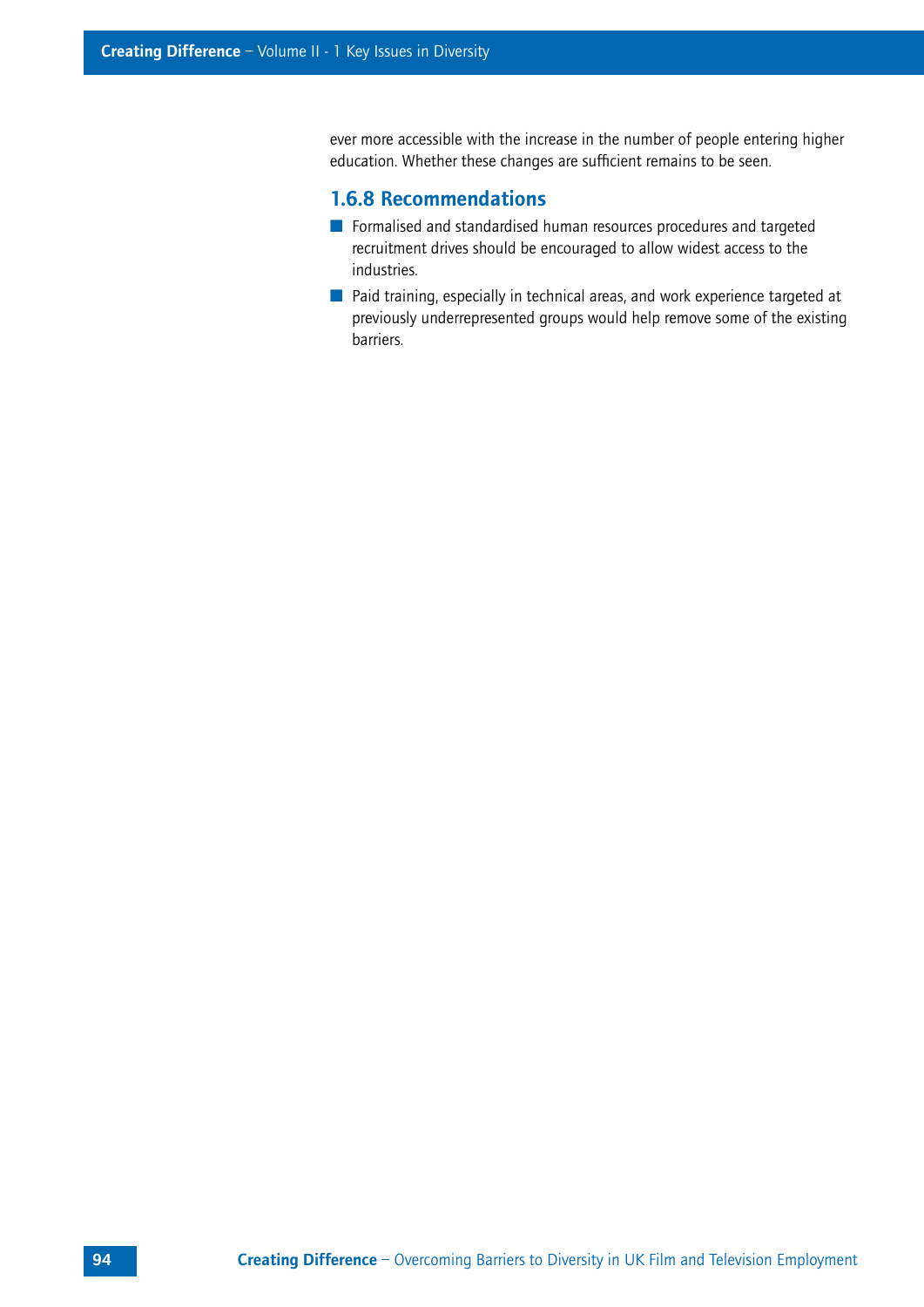ever more accessible with the increase in the number of people entering higher education. Whether these changes are sufficient remains to be seen.

### 1.6.8 Recommendations

- Formalised and standardised human resources procedures and targeted recruitment drives should be encouraged to allow widest access to the industries.
- Paid training, especially in technical areas, and work experience targeted at previously underrepresented groups would help remove some of the existing barriers.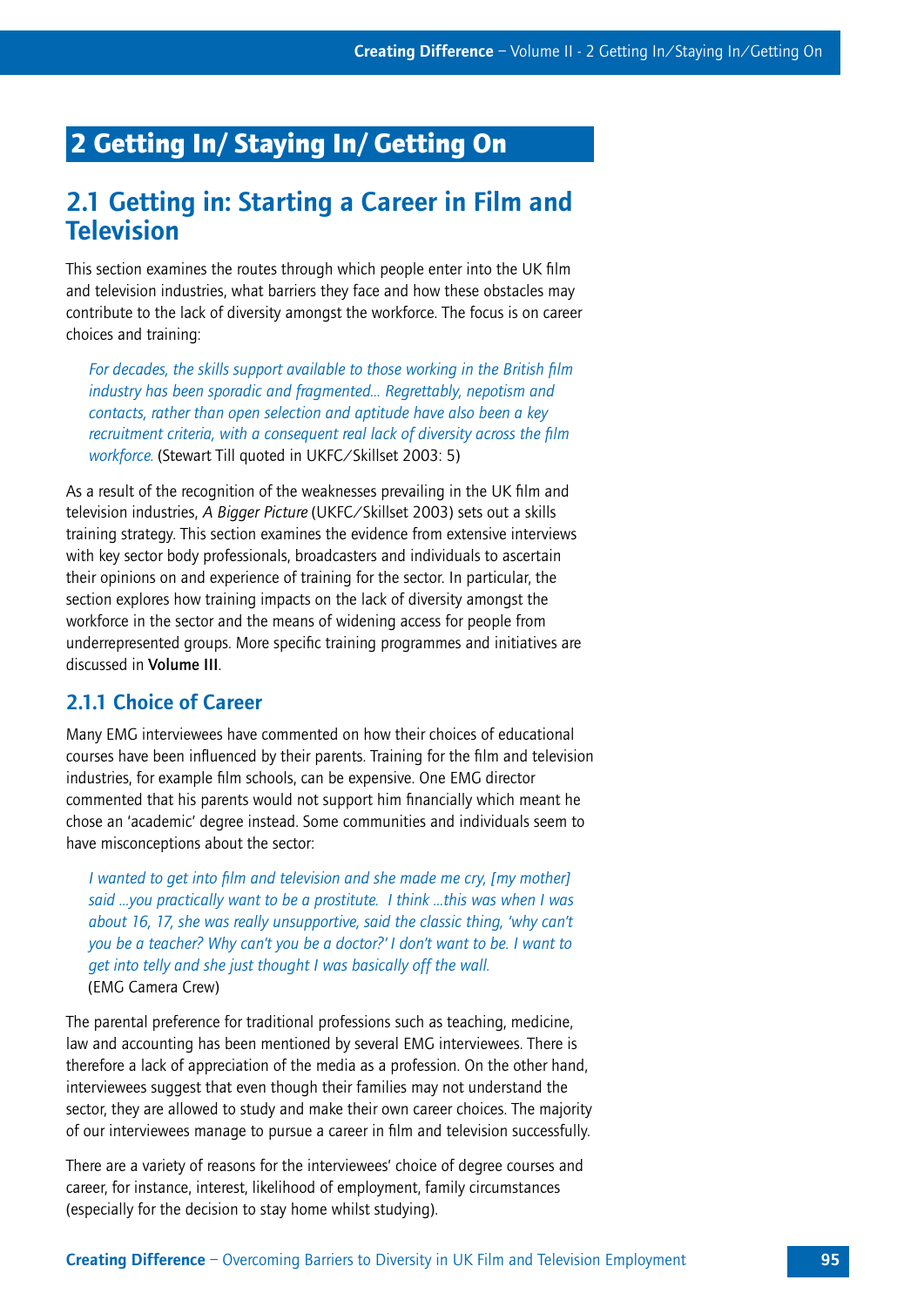# 2 Getting In/ Staying In/ Getting On

## 2.1 Getting in: Starting a Career in Film and Television

This section examines the routes through which people enter into the UK film and television industries, what barriers they face and how these obstacles may contribute to the lack of diversity amongst the workforce. The focus is on career choices and training:

> *For decades, the skills support available to those working in the British film industry has been sporadic and fragmented... Regrettably, nepotism and contacts, rather than open selection and aptitude have also been a key recruitment criteria, with a consequent real lack of diversity across the film workforce.* (Stewart Till quoted in UKFC/Skillset 2003: 5)

As a result of the recognition of the weaknesses prevailing in the UK film and television industries, *A Bigger Picture* (UKFC/Skillset 2003) sets out a skills training strategy. This section examines the evidence from extensive interviews with key sector body professionals, broadcasters and individuals to ascertain their opinions on and experience of training for the sector. In particular, the section explores how training impacts on the lack of diversity amongst the workforce in the sector and the means of widening access for people from underrepresented groups. More specific training programmes and initiatives are discussed in **Volume III**.

### 2.1.1 Choice of Career

Many EMG interviewees have commented on how their choices of educational courses have been influenced by their parents. Training for the film and television industries, for example film schools, can be expensive. One EMG director commented that his parents would not support him financially which meant he chose an 'academic' degree instead. Some communities and individuals seem to have misconceptions about the sector:

> *I wanted to get into film and television and she made me cry, [my mother] said ...you practically want to be a prostitute. I think ...this was when I was about 16, 17, she was really unsupportive, said the classic thing, 'why can't you be a teacher? Why can't you be a doctor?' I don't want to be. I want to get into telly and she just thought I was basically off the wall.*
> (EMG Camera Crew)

The parental preference for traditional professions such as teaching, medicine, law and accounting has been mentioned by several EMG interviewees. There is therefore a lack of appreciation of the media as a profession. On the other hand, interviewees suggest that even though their families may not understand the sector, they are allowed to study and make their own career choices. The majority of our interviewees manage to pursue a career in film and television successfully.

There are a variety of reasons for the interviewees' choice of degree courses and career, for instance, interest, likelihood of employment, family circumstances (especially for the decision to stay home whilst studying).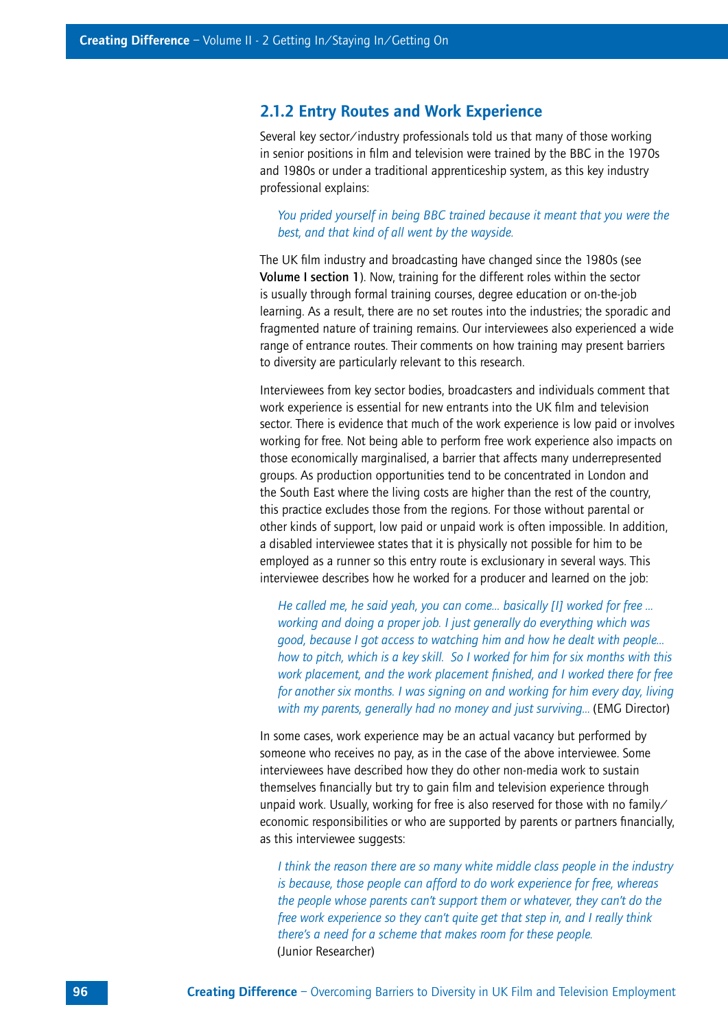### 2.1.2 Entry Routes and Work Experience

Several key sector/industry professionals told us that many of those working in senior positions in film and television were trained by the BBC in the 1970s and 1980s or under a traditional apprenticeship system, as this key industry professional explains:

> *You prided yourself in being BBC trained because it meant that you were the best, and that kind of all went by the wayside.*

The UK film industry and broadcasting have changed since the 1980s (see **Volume I section 1**). Now, training for the different roles within the sector is usually through formal training courses, degree education or on-the-job learning. As a result, there are no set routes into the industries; the sporadic and fragmented nature of training remains. Our interviewees also experienced a wide range of entrance routes. Their comments on how training may present barriers to diversity are particularly relevant to this research.

Interviewees from key sector bodies, broadcasters and individuals comment that work experience is essential for new entrants into the UK film and television sector. There is evidence that much of the work experience is low paid or involves working for free. Not being able to perform free work experience also impacts on those economically marginalised, a barrier that affects many underrepresented groups. As production opportunities tend to be concentrated in London and the South East where the living costs are higher than the rest of the country, this practice excludes those from the regions. For those without parental or other kinds of support, low paid or unpaid work is often impossible. In addition, a disabled interviewee states that it is physically not possible for him to be employed as a runner so this entry route is exclusionary in several ways. This interviewee describes how he worked for a producer and learned on the job:

> *He called me, he said yeah, you can come... basically [I] worked for free ... working and doing a proper job. I just generally do everything which was good, because I got access to watching him and how he dealt with people... how to pitch, which is a key skill. So I worked for him for six months with this work placement, and the work placement finished, and I worked there for free for another six months. I was signing on and working for him every day, living with my parents, generally had no money and just surviving...* (EMG Director)

In some cases, work experience may be an actual vacancy but performed by someone who receives no pay, as in the case of the above interviewee. Some interviewees have described how they do other non-media work to sustain themselves financially but try to gain film and television experience through unpaid work. Usually, working for free is also reserved for those with no family/economic responsibilities or who are supported by parents or partners financially, as this interviewee suggests:

> *I think the reason there are so many white middle class people in the industry is because, those people can afford to do work experience for free, whereas the people whose parents can't support them or whatever, they can't do the free work experience so they can't quite get that step in, and I really think there's a need for a scheme that makes room for these people.*
> (Junior Researcher)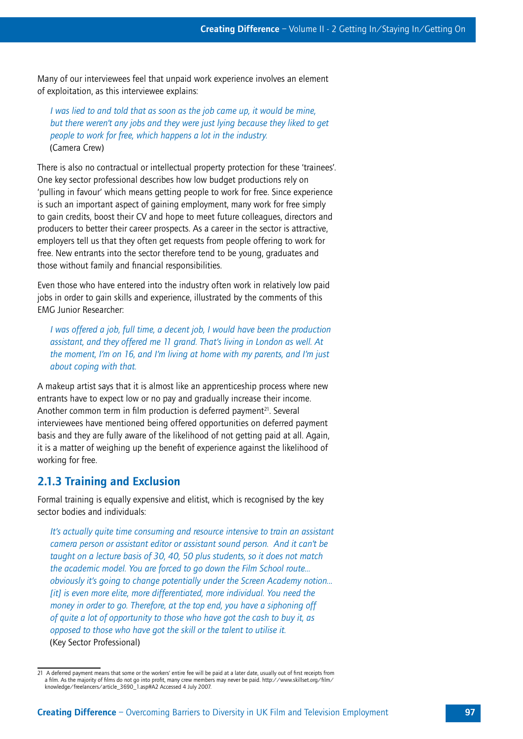Many of our interviewees feel that unpaid work experience involves an element of exploitation, as this interviewee explains:

> *I was lied to and told that as soon as the job came up, it would be mine, but there weren't any jobs and they were just lying because they liked to get people to work for free, which happens a lot in the industry.*
> (Camera Crew)

There is also no contractual or intellectual property protection for these 'trainees'. One key sector professional describes how low budget productions rely on 'pulling in favour' which means getting people to work for free. Since experience is such an important aspect of gaining employment, many work for free simply to gain credits, boost their CV and hope to meet future colleagues, directors and producers to better their career prospects. As a career in the sector is attractive, employers tell us that they often get requests from people offering to work for free. New entrants into the sector therefore tend to be young, graduates and those without family and financial responsibilities.

Even those who have entered into the industry often work in relatively low paid jobs in order to gain skills and experience, illustrated by the comments of this EMG Junior Researcher:

> *I was offered a job, full time, a decent job, I would have been the production assistant, and they offered me 11 grand. That's living in London as well. At the moment, I'm on 16, and I'm living at home with my parents, and I'm just about coping with that.*

A makeup artist says that it is almost like an apprenticeship process where new entrants have to expect low or no pay and gradually increase their income. Another common term in film production is deferred payment[21]. Several interviewees have mentioned being offered opportunities on deferred payment basis and they are fully aware of the likelihood of not getting paid at all. Again, it is a matter of weighing up the benefit of experience against the likelihood of working for free.

### 2.1.3 Training and Exclusion

Formal training is equally expensive and elitist, which is recognised by the key sector bodies and individuals:

> *It's actually quite time consuming and resource intensive to train an assistant camera person or assistant editor or assistant sound person. And it can't be taught on a lecture basis of 30, 40, 50 plus students, so it does not match the academic model. You are forced to go down the Film School route... obviously it's going to change potentially under the Screen Academy notion... [it] is even more elite, more differentiated, more individual. You need the money in order to go. Therefore, at the top end, you have a siphoning off of quite a lot of opportunity to those who have got the cash to buy it, as opposed to those who have got the skill or the talent to utilise it.*
> (Key Sector Professional)

---

21 A deferred payment means that some or the workers' entire fee will be paid at a later date, usually out of first receipts from a film. As the majority of films do not go into profit, many crew members may never be paid. http://www.skillset.org/film/knowledge/freelancers/article_3690_1.asp#A2 Accessed 4 July 2007.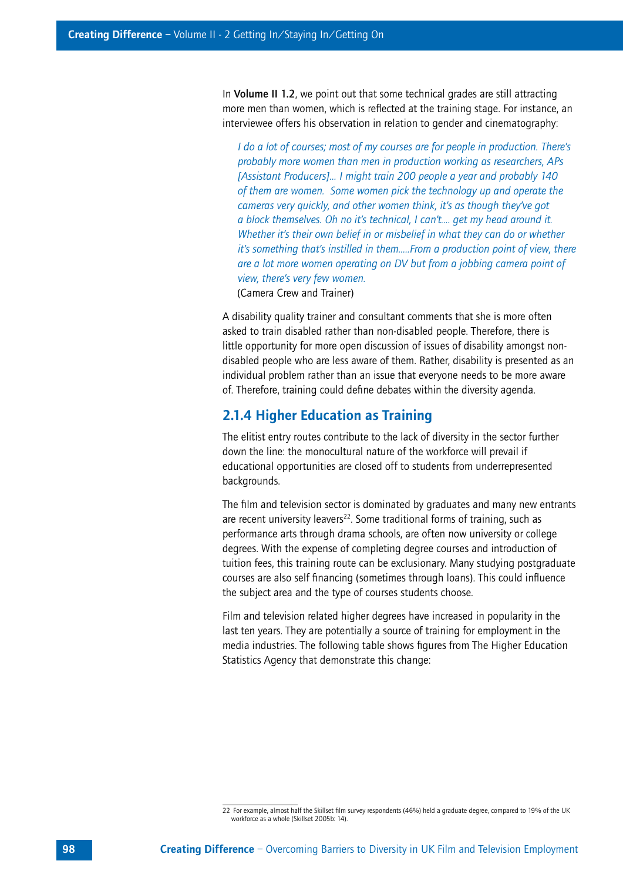In **Volume II 1.2**, we point out that some technical grades are still attracting more men than women, which is reflected at the training stage. For instance, an interviewee offers his observation in relation to gender and cinematography:

> *I do a lot of courses; most of my courses are for people in production. There's probably more women than men in production working as researchers, APs [Assistant Producers]... I might train 200 people a year and probably 140 of them are women. Some women pick the technology up and operate the cameras very quickly, and other women think, it's as though they've got a block themselves. Oh no it's technical, I can't.... get my head around it. Whether it's their own belief in or misbelief in what they can do or whether it's something that's instilled in them.....From a production point of view, there are a lot more women operating on DV but from a jobbing camera point of view, there's very few women.*
> (Camera Crew and Trainer)

A disability quality trainer and consultant comments that she is more often asked to train disabled rather than non-disabled people. Therefore, there is little opportunity for more open discussion of issues of disability amongst non-disabled people who are less aware of them. Rather, disability is presented as an individual problem rather than an issue that everyone needs to be more aware of. Therefore, training could define debates within the diversity agenda.

### 2.1.4 Higher Education as Training

The elitist entry routes contribute to the lack of diversity in the sector further down the line: the monocultural nature of the workforce will prevail if educational opportunities are closed off to students from underrepresented backgrounds.

The film and television sector is dominated by graduates and many new entrants are recent university leavers[22]. Some traditional forms of training, such as performance arts through drama schools, are often now university or college degrees. With the expense of completing degree courses and introduction of tuition fees, this training route can be exclusionary. Many studying postgraduate courses are also self financing (sometimes through loans). This could influence the subject area and the type of courses students choose.

Film and television related higher degrees have increased in popularity in the last ten years. They are potentially a source of training for employment in the media industries. The following table shows figures from The Higher Education Statistics Agency that demonstrate this change:

---

22 For example, almost half the Skillset film survey respondents (46%) held a graduate degree, compared to 19% of the UK workforce as a whole (Skillset 2005b: 14).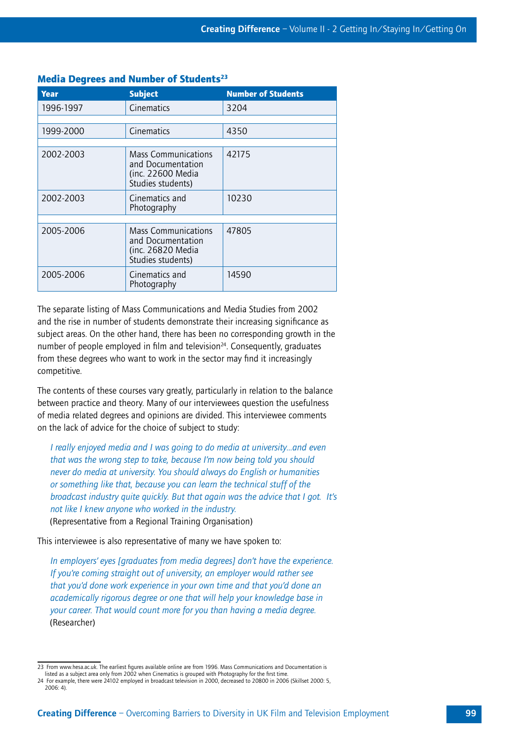### Media Degrees and Number of Students[23]

| Year | Subject | Number of Students |
|---|---|---|
| 1996-1997 | Cinematics | 3204 |
| | | |
| 1999-2000 | Cinematics | 4350 |
| | | |
| 2002-2003 | Mass Communications and Documentation (inc. 22600 Media Studies students) | 42175 |
| 2002-2003 | Cinematics and Photography | 10230 |
| | | |
| 2005-2006 | Mass Communications and Documentation (inc. 26820 Media Studies students) | 47805 |
| 2005-2006 | Cinematics and Photography | 14590 |

The separate listing of Mass Communications and Media Studies from 2002 and the rise in number of students demonstrate their increasing significance as subject areas. On the other hand, there has been no corresponding growth in the number of people employed in film and television[24]. Consequently, graduates from these degrees who want to work in the sector may find it increasingly competitive.

The contents of these courses vary greatly, particularly in relation to the balance between practice and theory. Many of our interviewees question the usefulness of media related degrees and opinions are divided. This interviewee comments on the lack of advice for the choice of subject to study:

> *I really enjoyed media and I was going to do media at university...and even that was the wrong step to take, because I'm now being told you should never do media at university. You should always do English or humanities or something like that, because you can learn the technical stuff of the broadcast industry quite quickly. But that again was the advice that I got. It's not like I knew anyone who worked in the industry.*
> (Representative from a Regional Training Organisation)

This interviewee is also representative of many we have spoken to:

> *In employers' eyes [graduates from media degrees] don't have the experience. If you're coming straight out of university, an employer would rather see that you'd done work experience in your own time and that you'd done an academically rigorous degree or one that will help your knowledge base in your career. That would count more for you than having a media degree.*
> (Researcher)

---

23 From www.hesa.ac.uk. The earliest figures available online are from 1996. Mass Communications and Documentation is listed as a subject area only from 2002 when Cinematics is grouped with Photography for the first time.

24 For example, there were 24102 employed in broadcast television in 2000, decreased to 20800 in 2006 (Skillset 2000: 5, 2006: 4).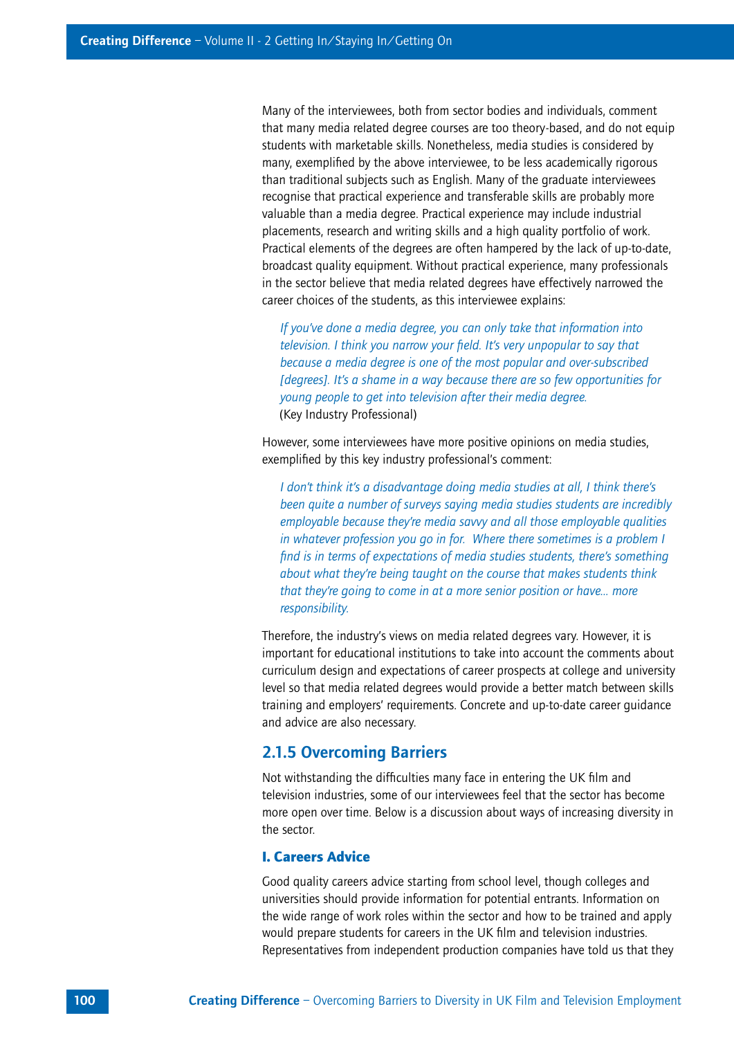Many of the interviewees, both from sector bodies and individuals, comment that many media related degree courses are too theory-based, and do not equip students with marketable skills. Nonetheless, media studies is considered by many, exemplified by the above interviewee, to be less academically rigorous than traditional subjects such as English. Many of the graduate interviewees recognise that practical experience and transferable skills are probably more valuable than a media degree. Practical experience may include industrial placements, research and writing skills and a high quality portfolio of work. Practical elements of the degrees are often hampered by the lack of up-to-date, broadcast quality equipment. Without practical experience, many professionals in the sector believe that media related degrees have effectively narrowed the career choices of the students, as this interviewee explains:

> *If you've done a media degree, you can only take that information into television. I think you narrow your field. It's very unpopular to say that because a media degree is one of the most popular and over-subscribed [degrees]. It's a shame in a way because there are so few opportunities for young people to get into television after their media degree.*
> (Key Industry Professional)

However, some interviewees have more positive opinions on media studies, exemplified by this key industry professional's comment:

> *I don't think it's a disadvantage doing media studies at all, I think there's been quite a number of surveys saying media studies students are incredibly employable because they're media savvy and all those employable qualities in whatever profession you go in for. Where there sometimes is a problem I find is in terms of expectations of media studies students, there's something about what they're being taught on the course that makes students think that they're going to come in at a more senior position or have... more responsibility.*

Therefore, the industry's views on media related degrees vary. However, it is important for educational institutions to take into account the comments about curriculum design and expectations of career prospects at college and university level so that media related degrees would provide a better match between skills training and employers' requirements. Concrete and up-to-date career guidance and advice are also necessary.

## 2.1.5 Overcoming Barriers

Not withstanding the difficulties many face in entering the UK film and television industries, some of our interviewees feel that the sector has become more open over time. Below is a discussion about ways of increasing diversity in the sector.

### I. Careers Advice

Good quality careers advice starting from school level, though colleges and universities should provide information for potential entrants. Information on the wide range of work roles within the sector and how to be trained and apply would prepare students for careers in the UK film and television industries. Representatives from independent production companies have told us that they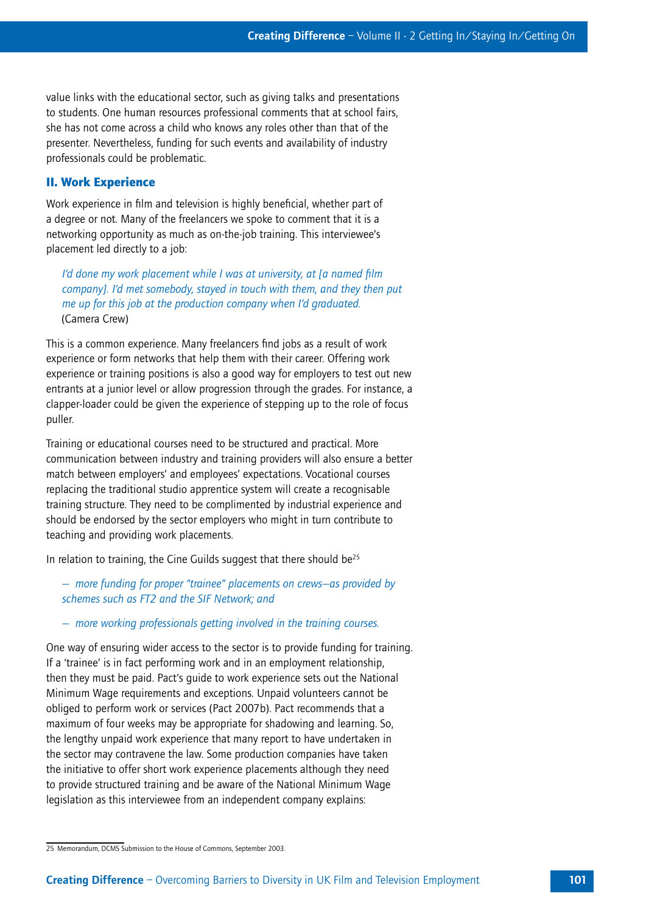value links with the educational sector, such as giving talks and presentations to students. One human resources professional comments that at school fairs, she has not come across a child who knows any roles other than that of the presenter. Nevertheless, funding for such events and availability of industry professionals could be problematic.

### II. Work Experience

Work experience in film and television is highly beneficial, whether part of a degree or not. Many of the freelancers we spoke to comment that it is a networking opportunity as much as on-the-job training. This interviewee's placement led directly to a job:

> *I'd done my work placement while I was at university, at [a named film company]. I'd met somebody, stayed in touch with them, and they then put me up for this job at the production company when I'd graduated.*
> (Camera Crew)

This is a common experience. Many freelancers find jobs as a result of work experience or form networks that help them with their career. Offering work experience or training positions is also a good way for employers to test out new entrants at a junior level or allow progression through the grades. For instance, a clapper-loader could be given the experience of stepping up to the role of focus puller.

Training or educational courses need to be structured and practical. More communication between industry and training providers will also ensure a better match between employers' and employees' expectations. Vocational courses replacing the traditional studio apprentice system will create a recognisable training structure. They need to be complimented by industrial experience and should be endorsed by the sector employers who might in turn contribute to teaching and providing work placements.

In relation to training, the Cine Guilds suggest that there should be[25]

- *more funding for proper "trainee" placements on crews—as provided by schemes such as FT2 and the SIF Network; and*
- *more working professionals getting involved in the training courses.*

One way of ensuring wider access to the sector is to provide funding for training. If a 'trainee' is in fact performing work and in an employment relationship, then they must be paid. Pact's guide to work experience sets out the National Minimum Wage requirements and exceptions. Unpaid volunteers cannot be obliged to perform work or services (Pact 2007b). Pact recommends that a maximum of four weeks may be appropriate for shadowing and learning. So, the lengthy unpaid work experience that many report to have undertaken in the sector may contravene the law. Some production companies have taken the initiative to offer short work experience placements although they need to provide structured training and be aware of the National Minimum Wage legislation as this interviewee from an independent company explains:

25 Memorandum, DCMS Submission to the House of Commons, September 2003.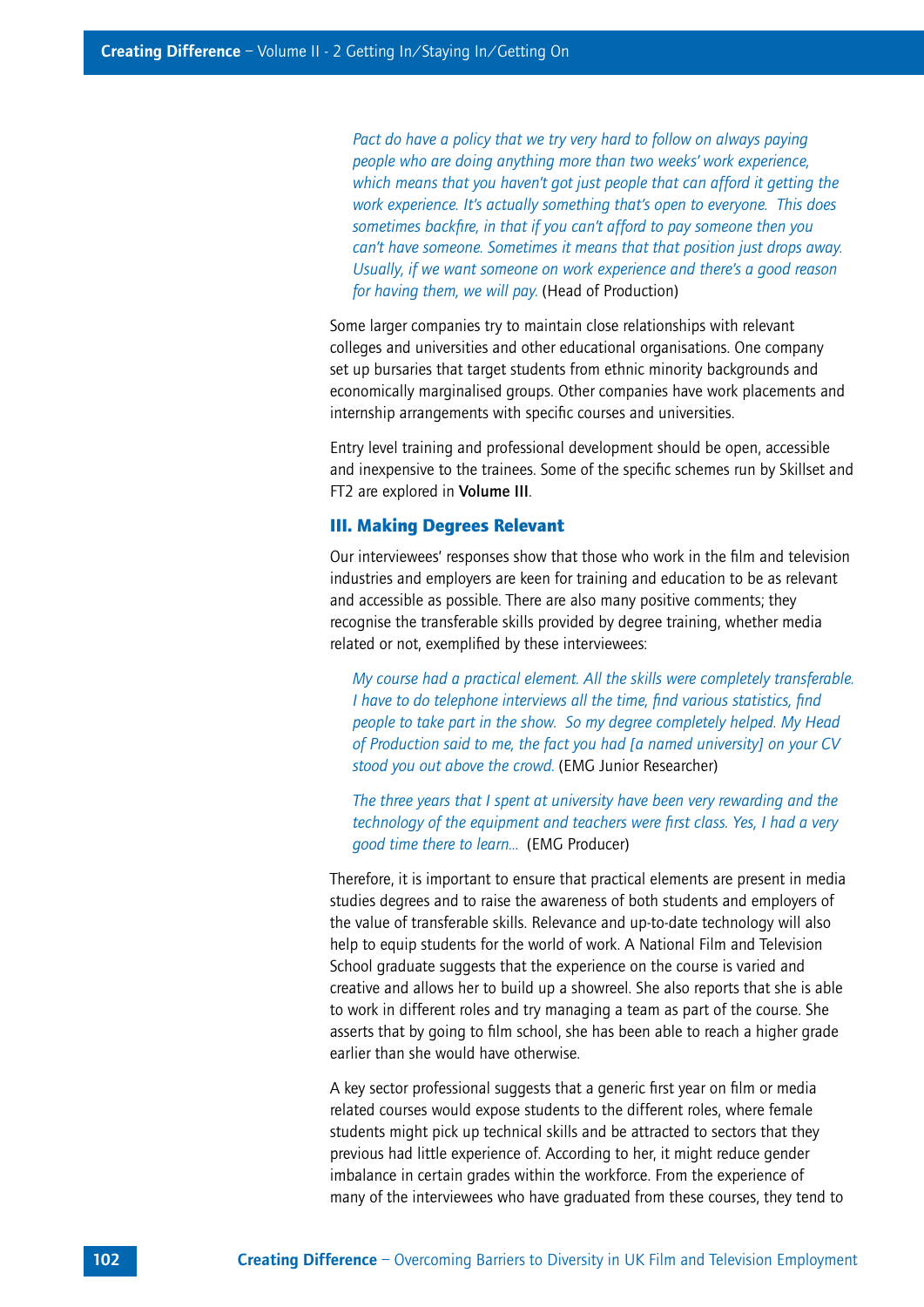*Pact do have a policy that we try very hard to follow on always paying people who are doing anything more than two weeks' work experience, which means that you haven't got just people that can afford it getting the work experience. It's actually something that's open to everyone. This does sometimes backfire, in that if you can't afford to pay someone then you can't have someone. Sometimes it means that that position just drops away. Usually, if we want someone on work experience and there's a good reason for having them, we will pay.* (Head of Production)

Some larger companies try to maintain close relationships with relevant colleges and universities and other educational organisations. One company set up bursaries that target students from ethnic minority backgrounds and economically marginalised groups. Other companies have work placements and internship arrangements with specific courses and universities.

Entry level training and professional development should be open, accessible and inexpensive to the trainees. Some of the specific schemes run by Skillset and FT2 are explored in **Volume III**.

### III. Making Degrees Relevant

Our interviewees' responses show that those who work in the film and television industries and employers are keen for training and education to be as relevant and accessible as possible. There are also many positive comments; they recognise the transferable skills provided by degree training, whether media related or not, exemplified by these interviewees:

*My course had a practical element. All the skills were completely transferable. I have to do telephone interviews all the time, find various statistics, find people to take part in the show. So my degree completely helped. My Head of Production said to me, the fact you had [a named university] on your CV stood you out above the crowd.* (EMG Junior Researcher)

*The three years that I spent at university have been very rewarding and the technology of the equipment and teachers were first class. Yes, I had a very good time there to learn...* (EMG Producer)

Therefore, it is important to ensure that practical elements are present in media studies degrees and to raise the awareness of both students and employers of the value of transferable skills. Relevance and up-to-date technology will also help to equip students for the world of work. A National Film and Television School graduate suggests that the experience on the course is varied and creative and allows her to build up a showreel. She also reports that she is able to work in different roles and try managing a team as part of the course. She asserts that by going to film school, she has been able to reach a higher grade earlier than she would have otherwise.

A key sector professional suggests that a generic first year on film or media related courses would expose students to the different roles, where female students might pick up technical skills and be attracted to sectors that they previous had little experience of. According to her, it might reduce gender imbalance in certain grades within the workforce. From the experience of many of the interviewees who have graduated from these courses, they tend to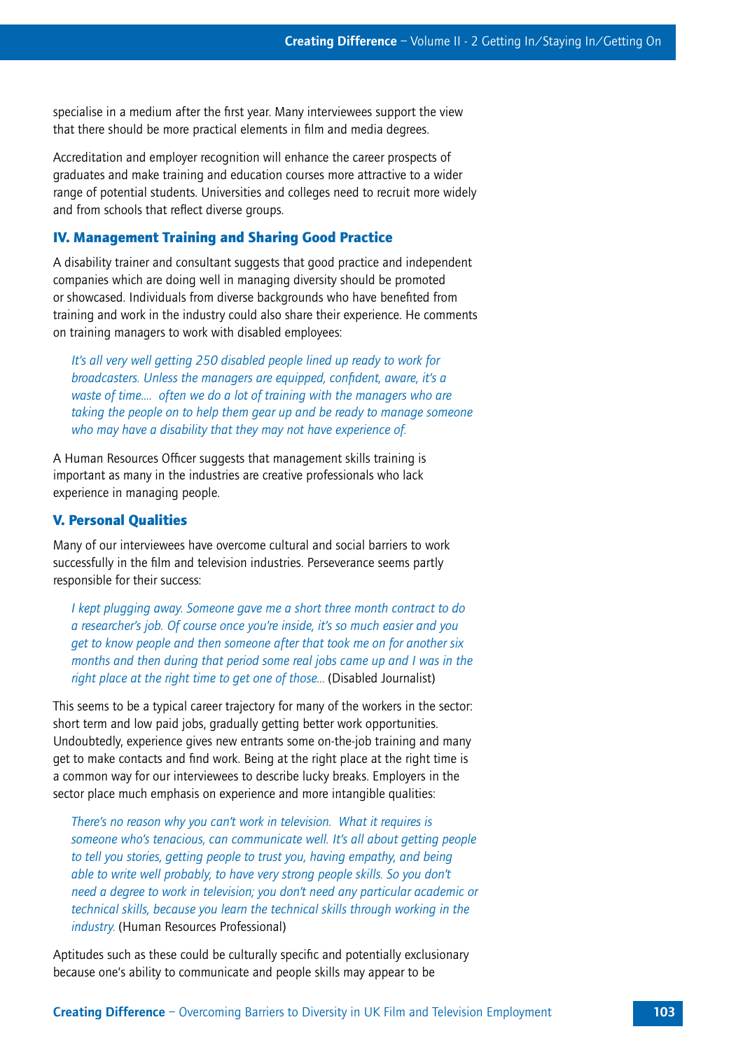specialise in a medium after the first year. Many interviewees support the view that there should be more practical elements in film and media degrees.

Accreditation and employer recognition will enhance the career prospects of graduates and make training and education courses more attractive to a wider range of potential students. Universities and colleges need to recruit more widely and from schools that reflect diverse groups.

### IV. Management Training and Sharing Good Practice

A disability trainer and consultant suggests that good practice and independent companies which are doing well in managing diversity should be promoted or showcased. Individuals from diverse backgrounds who have benefited from training and work in the industry could also share their experience. He comments on training managers to work with disabled employees:

> *It's all very well getting 250 disabled people lined up ready to work for broadcasters. Unless the managers are equipped, confident, aware, it's a waste of time.... often we do a lot of training with the managers who are taking the people on to help them gear up and be ready to manage someone who may have a disability that they may not have experience of.*

A Human Resources Officer suggests that management skills training is important as many in the industries are creative professionals who lack experience in managing people.

### V. Personal Qualities

Many of our interviewees have overcome cultural and social barriers to work successfully in the film and television industries. Perseverance seems partly responsible for their success:

> *I kept plugging away. Someone gave me a short three month contract to do a researcher's job. Of course once you're inside, it's so much easier and you get to know people and then someone after that took me on for another six months and then during that period some real jobs came up and I was in the right place at the right time to get one of those...* (Disabled Journalist)

This seems to be a typical career trajectory for many of the workers in the sector: short term and low paid jobs, gradually getting better work opportunities. Undoubtedly, experience gives new entrants some on-the-job training and many get to make contacts and find work. Being at the right place at the right time is a common way for our interviewees to describe lucky breaks. Employers in the sector place much emphasis on experience and more intangible qualities:

> *There's no reason why you can't work in television. What it requires is someone who's tenacious, can communicate well. It's all about getting people to tell you stories, getting people to trust you, having empathy, and being able to write well probably, to have very strong people skills. So you don't need a degree to work in television; you don't need any particular academic or technical skills, because you learn the technical skills through working in the industry.* (Human Resources Professional)

Aptitudes such as these could be culturally specific and potentially exclusionary because one's ability to communicate and people skills may appear to be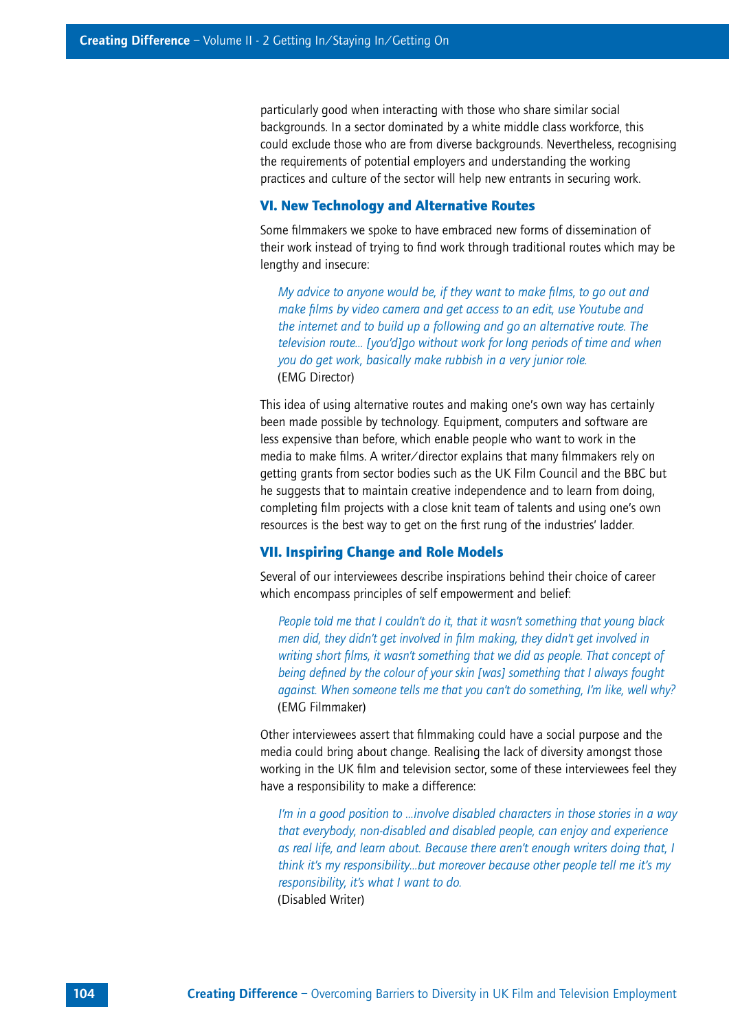particularly good when interacting with those who share similar social backgrounds. In a sector dominated by a white middle class workforce, this could exclude those who are from diverse backgrounds. Nevertheless, recognising the requirements of potential employers and understanding the working practices and culture of the sector will help new entrants in securing work.

### VI. New Technology and Alternative Routes

Some filmmakers we spoke to have embraced new forms of dissemination of their work instead of trying to find work through traditional routes which may be lengthy and insecure:

> *My advice to anyone would be, if they want to make films, to go out and make films by video camera and get access to an edit, use Youtube and the internet and to build up a following and go an alternative route. The television route... [you'd]go without work for long periods of time and when you do get work, basically make rubbish in a very junior role.*
> (EMG Director)

This idea of using alternative routes and making one's own way has certainly been made possible by technology. Equipment, computers and software are less expensive than before, which enable people who want to work in the media to make films. A writer/director explains that many filmmakers rely on getting grants from sector bodies such as the UK Film Council and the BBC but he suggests that to maintain creative independence and to learn from doing, completing film projects with a close knit team of talents and using one's own resources is the best way to get on the first rung of the industries' ladder.

### VII. Inspiring Change and Role Models

Several of our interviewees describe inspirations behind their choice of career which encompass principles of self empowerment and belief:

> *People told me that I couldn't do it, that it wasn't something that young black men did, they didn't get involved in film making, they didn't get involved in writing short films, it wasn't something that we did as people. That concept of being defined by the colour of your skin [was] something that I always fought against. When someone tells me that you can't do something, I'm like, well why?*
> (EMG Filmmaker)

Other interviewees assert that filmmaking could have a social purpose and the media could bring about change. Realising the lack of diversity amongst those working in the UK film and television sector, some of these interviewees feel they have a responsibility to make a difference:

> *I'm in a good position to ...involve disabled characters in those stories in a way that everybody, non-disabled and disabled people, can enjoy and experience as real life, and learn about. Because there aren't enough writers doing that, I think it's my responsibility...but moreover because other people tell me it's my responsibility, it's what I want to do.*
> (Disabled Writer)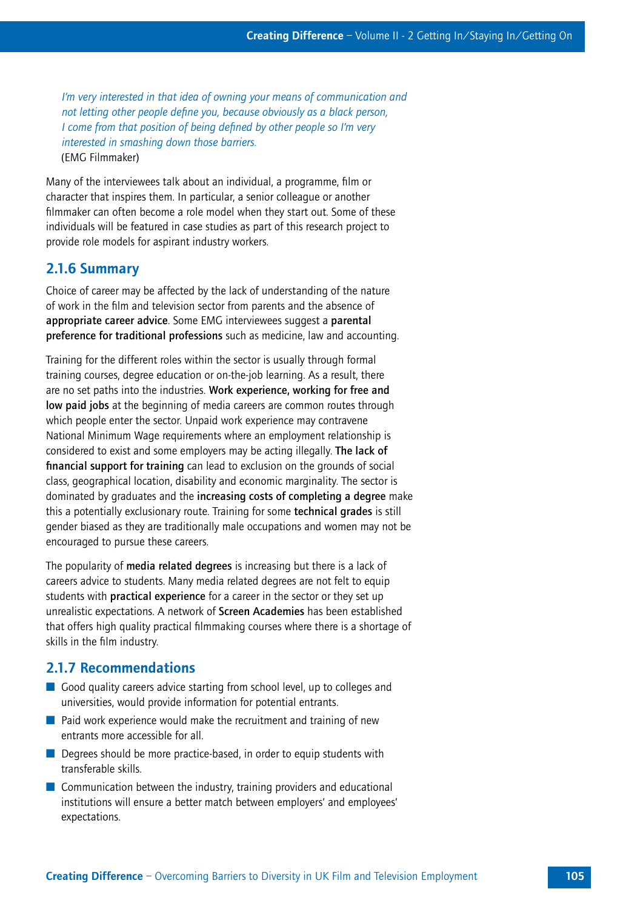*I'm very interested in that idea of owning your means of communication and not letting other people define you, because obviously as a black person, I come from that position of being defined by other people so I'm very interested in smashing down those barriers.*
(EMG Filmmaker)

Many of the interviewees talk about an individual, a programme, film or character that inspires them. In particular, a senior colleague or another filmmaker can often become a role model when they start out. Some of these individuals will be featured in case studies as part of this research project to provide role models for aspirant industry workers.

## 2.1.6 Summary

Choice of career may be affected by the lack of understanding of the nature of work in the film and television sector from parents and the absence of **appropriate career advice**. Some EMG interviewees suggest a **parental preference for traditional professions** such as medicine, law and accounting.

Training for the different roles within the sector is usually through formal training courses, degree education or on-the-job learning. As a result, there are no set paths into the industries. **Work experience, working for free and low paid jobs** at the beginning of media careers are common routes through which people enter the sector. Unpaid work experience may contravene National Minimum Wage requirements where an employment relationship is considered to exist and some employers may be acting illegally. **The lack of financial support for training** can lead to exclusion on the grounds of social class, geographical location, disability and economic marginality. The sector is dominated by graduates and the **increasing costs of completing a degree** make this a potentially exclusionary route. Training for some **technical grades** is still gender biased as they are traditionally male occupations and women may not be encouraged to pursue these careers.

The popularity of **media related degrees** is increasing but there is a lack of careers advice to students. Many media related degrees are not felt to equip students with **practical experience** for a career in the sector or they set up unrealistic expectations. A network of **Screen Academies** has been established that offers high quality practical filmmaking courses where there is a shortage of skills in the film industry.

## 2.1.7 Recommendations

- Good quality careers advice starting from school level, up to colleges and universities, would provide information for potential entrants.
- Paid work experience would make the recruitment and training of new entrants more accessible for all.
- Degrees should be more practice-based, in order to equip students with transferable skills.
- Communication between the industry, training providers and educational institutions will ensure a better match between employers' and employees' expectations.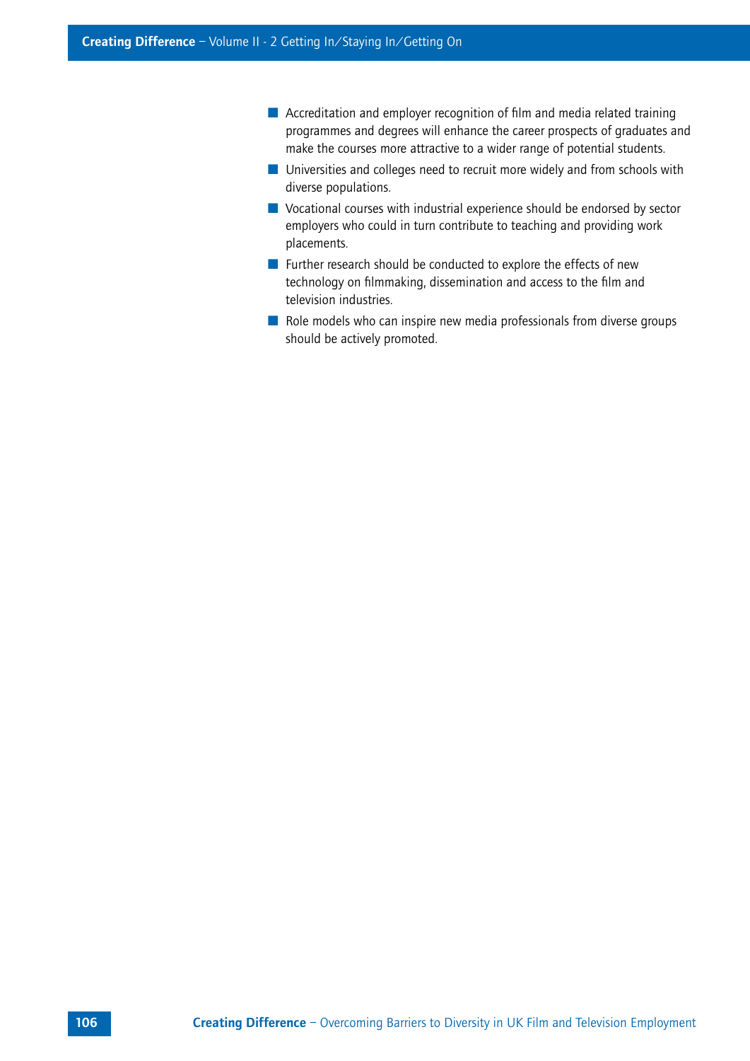- Accreditation and employer recognition of film and media related training programmes and degrees will enhance the career prospects of graduates and make the courses more attractive to a wider range of potential students.
- Universities and colleges need to recruit more widely and from schools with diverse populations.
- Vocational courses with industrial experience should be endorsed by sector employers who could in turn contribute to teaching and providing work placements.
- Further research should be conducted to explore the effects of new technology on filmmaking, dissemination and access to the film and television industries.
- Role models who can inspire new media professionals from diverse groups should be actively promoted.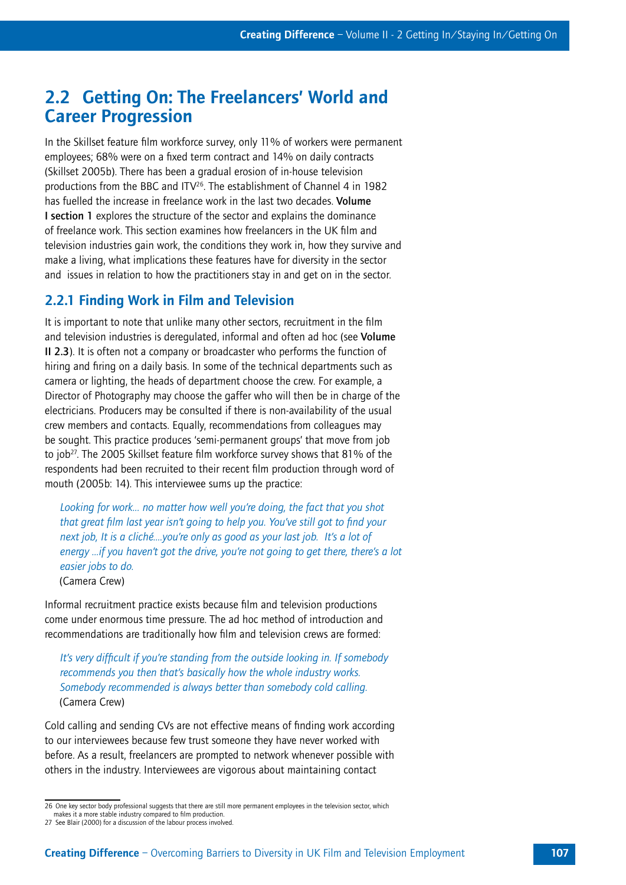## 2.2 Getting On: The Freelancers' World and Career Progression

In the Skillset feature film workforce survey, only 11% of workers were permanent employees; 68% were on a fixed term contract and 14% on daily contracts (Skillset 2005b). There has been a gradual erosion of in-house television productions from the BBC and ITV[26]. The establishment of Channel 4 in 1982 has fuelled the increase in freelance work in the last two decades. **Volume I section 1** explores the structure of the sector and explains the dominance of freelance work. This section examines how freelancers in the UK film and television industries gain work, the conditions they work in, how they survive and make a living, what implications these features have for diversity in the sector and issues in relation to how the practitioners stay in and get on in the sector.

### 2.2.1 Finding Work in Film and Television

It is important to note that unlike many other sectors, recruitment in the film and television industries is deregulated, informal and often ad hoc (see **Volume II 2.3**). It is often not a company or broadcaster who performs the function of hiring and firing on a daily basis. In some of the technical departments such as camera or lighting, the heads of department choose the crew. For example, a Director of Photography may choose the gaffer who will then be in charge of the electricians. Producers may be consulted if there is non-availability of the usual crew members and contacts. Equally, recommendations from colleagues may be sought. This practice produces 'semi-permanent groups' that move from job to job[27]. The 2005 Skillset feature film workforce survey shows that 81% of the respondents had been recruited to their recent film production through word of mouth (2005b: 14). This interviewee sums up the practice:

> *Looking for work... no matter how well you're doing, the fact that you shot that great film last year isn't going to help you. You've still got to find your next job, It is a cliché....you're only as good as your last job. It's a lot of energy ...if you haven't got the drive, you're not going to get there, there's a lot easier jobs to do.*
> (Camera Crew)

Informal recruitment practice exists because film and television productions come under enormous time pressure. The ad hoc method of introduction and recommendations are traditionally how film and television crews are formed:

> *It's very difficult if you're standing from the outside looking in. If somebody recommends you then that's basically how the whole industry works. Somebody recommended is always better than somebody cold calling.*
> (Camera Crew)

Cold calling and sending CVs are not effective means of finding work according to our interviewees because few trust someone they have never worked with before. As a result, freelancers are prompted to network whenever possible with others in the industry. Interviewees are vigorous about maintaining contact

---

26 One key sector body professional suggests that there are still more permanent employees in the television sector, which makes it a more stable industry compared to film production.

27 See Blair (2000) for a discussion of the labour process involved.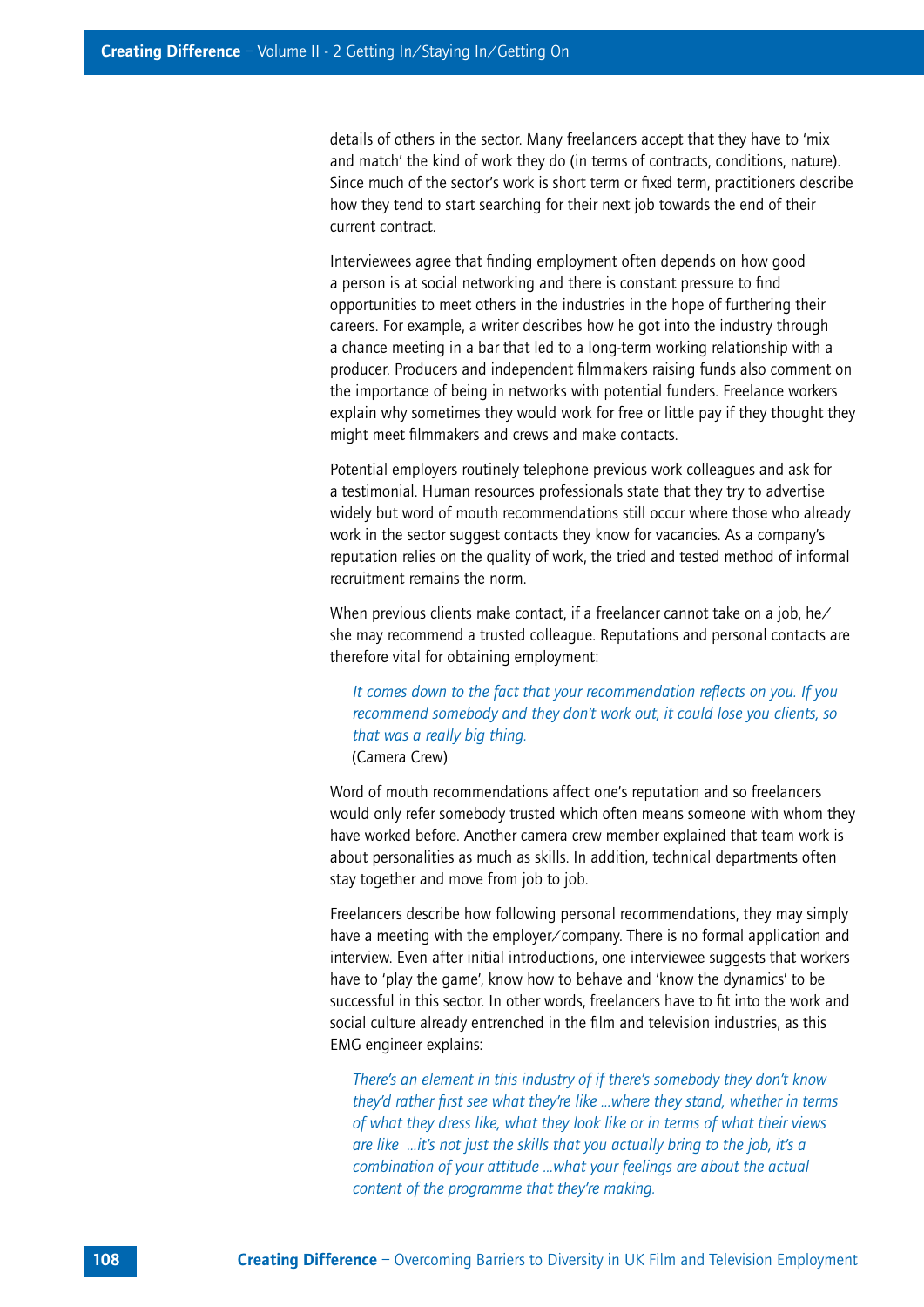details of others in the sector. Many freelancers accept that they have to 'mix and match' the kind of work they do (in terms of contracts, conditions, nature). Since much of the sector's work is short term or fixed term, practitioners describe how they tend to start searching for their next job towards the end of their current contract.

Interviewees agree that finding employment often depends on how good a person is at social networking and there is constant pressure to find opportunities to meet others in the industries in the hope of furthering their careers. For example, a writer describes how he got into the industry through a chance meeting in a bar that led to a long-term working relationship with a producer. Producers and independent filmmakers raising funds also comment on the importance of being in networks with potential funders. Freelance workers explain why sometimes they would work for free or little pay if they thought they might meet filmmakers and crews and make contacts.

Potential employers routinely telephone previous work colleagues and ask for a testimonial. Human resources professionals state that they try to advertise widely but word of mouth recommendations still occur where those who already work in the sector suggest contacts they know for vacancies. As a company's reputation relies on the quality of work, the tried and tested method of informal recruitment remains the norm.

When previous clients make contact, if a freelancer cannot take on a job, he/she may recommend a trusted colleague. Reputations and personal contacts are therefore vital for obtaining employment:

> *It comes down to the fact that your recommendation reflects on you. If you recommend somebody and they don't work out, it could lose you clients, so that was a really big thing.*
> (Camera Crew)

Word of mouth recommendations affect one's reputation and so freelancers would only refer somebody trusted which often means someone with whom they have worked before. Another camera crew member explained that team work is about personalities as much as skills. In addition, technical departments often stay together and move from job to job.

Freelancers describe how following personal recommendations, they may simply have a meeting with the employer/company. There is no formal application and interview. Even after initial introductions, one interviewee suggests that workers have to 'play the game', know how to behave and 'know the dynamics' to be successful in this sector. In other words, freelancers have to fit into the work and social culture already entrenched in the film and television industries, as this EMG engineer explains:

> *There's an element in this industry of if there's somebody they don't know they'd rather first see what they're like ...where they stand, whether in terms of what they dress like, what they look like or in terms of what their views are like ...it's not just the skills that you actually bring to the job, it's a combination of your attitude ...what your feelings are about the actual content of the programme that they're making.*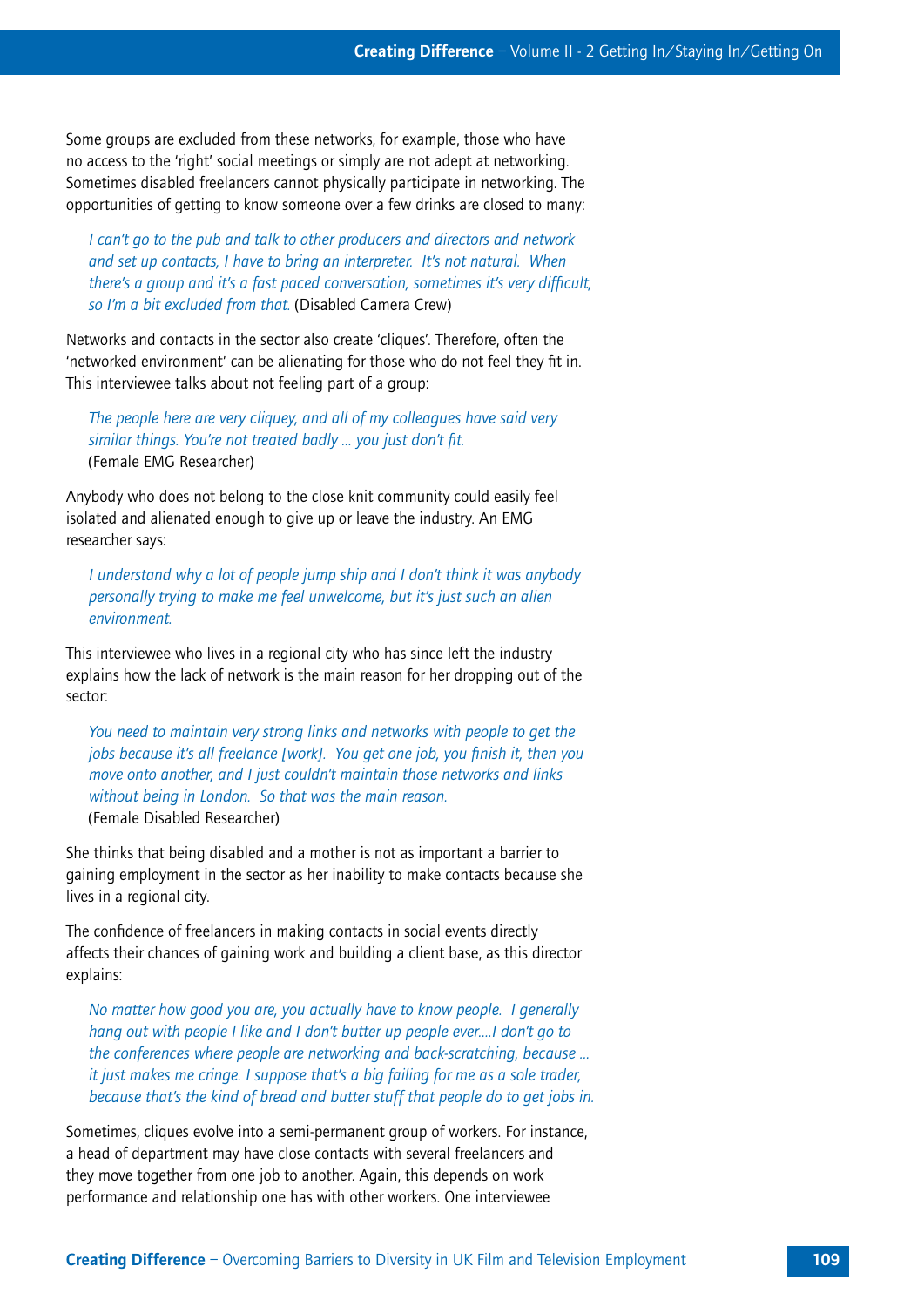Some groups are excluded from these networks, for example, those who have no access to the 'right' social meetings or simply are not adept at networking. Sometimes disabled freelancers cannot physically participate in networking. The opportunities of getting to know someone over a few drinks are closed to many:

> *I can't go to the pub and talk to other producers and directors and network and set up contacts, I have to bring an interpreter. It's not natural. When there's a group and it's a fast paced conversation, sometimes it's very difficult, so I'm a bit excluded from that.* (Disabled Camera Crew)

Networks and contacts in the sector also create 'cliques'. Therefore, often the 'networked environment' can be alienating for those who do not feel they fit in. This interviewee talks about not feeling part of a group:

> *The people here are very cliquey, and all of my colleagues have said very similar things. You're not treated badly ... you just don't fit.*
> (Female EMG Researcher)

Anybody who does not belong to the close knit community could easily feel isolated and alienated enough to give up or leave the industry. An EMG researcher says:

> *I understand why a lot of people jump ship and I don't think it was anybody personally trying to make me feel unwelcome, but it's just such an alien environment.*

This interviewee who lives in a regional city who has since left the industry explains how the lack of network is the main reason for her dropping out of the sector:

> *You need to maintain very strong links and networks with people to get the jobs because it's all freelance [work]. You get one job, you finish it, then you move onto another, and I just couldn't maintain those networks and links without being in London. So that was the main reason.*
> (Female Disabled Researcher)

She thinks that being disabled and a mother is not as important a barrier to gaining employment in the sector as her inability to make contacts because she lives in a regional city.

The confidence of freelancers in making contacts in social events directly affects their chances of gaining work and building a client base, as this director explains:

> *No matter how good you are, you actually have to know people. I generally hang out with people I like and I don't butter up people ever....I don't go to the conferences where people are networking and back-scratching, because ... it just makes me cringe. I suppose that's a big failing for me as a sole trader, because that's the kind of bread and butter stuff that people do to get jobs in.*

Sometimes, cliques evolve into a semi-permanent group of workers. For instance, a head of department may have close contacts with several freelancers and they move together from one job to another. Again, this depends on work performance and relationship one has with other workers. One interviewee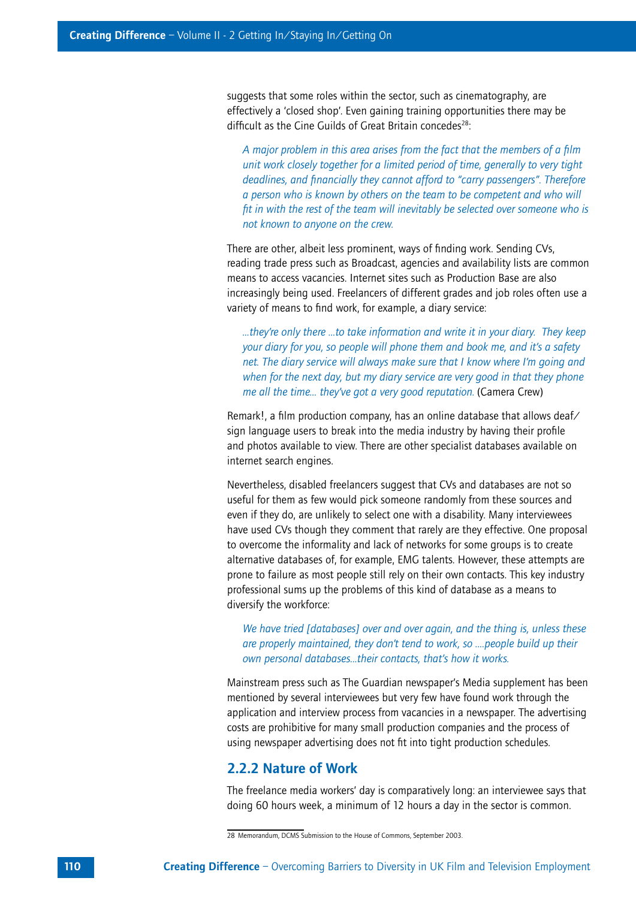suggests that some roles within the sector, such as cinematography, are effectively a 'closed shop'. Even gaining training opportunities there may be difficult as the Cine Guilds of Great Britain concedes[28]:

> *A major problem in this area arises from the fact that the members of a film unit work closely together for a limited period of time, generally to very tight deadlines, and financially they cannot afford to "carry passengers". Therefore a person who is known by others on the team to be competent and who will fit in with the rest of the team will inevitably be selected over someone who is not known to anyone on the crew.*

There are other, albeit less prominent, ways of finding work. Sending CVs, reading trade press such as Broadcast, agencies and availability lists are common means to access vacancies. Internet sites such as Production Base are also increasingly being used. Freelancers of different grades and job roles often use a variety of means to find work, for example, a diary service:

> *...they're only there ...to take information and write it in your diary. They keep your diary for you, so people will phone them and book me, and it's a safety net. The diary service will always make sure that I know where I'm going and when for the next day, but my diary service are very good in that they phone me all the time... they've got a very good reputation.* (Camera Crew)

Remark!, a film production company, has an online database that allows deaf/sign language users to break into the media industry by having their profile and photos available to view. There are other specialist databases available on internet search engines.

Nevertheless, disabled freelancers suggest that CVs and databases are not so useful for them as few would pick someone randomly from these sources and even if they do, are unlikely to select one with a disability. Many interviewees have used CVs though they comment that rarely are they effective. One proposal to overcome the informality and lack of networks for some groups is to create alternative databases of, for example, EMG talents. However, these attempts are prone to failure as most people still rely on their own contacts. This key industry professional sums up the problems of this kind of database as a means to diversify the workforce:

> *We have tried [databases] over and over again, and the thing is, unless these are properly maintained, they don't tend to work, so ....people build up their own personal databases...their contacts, that's how it works.*

Mainstream press such as The Guardian newspaper's Media supplement has been mentioned by several interviewees but very few have found work through the application and interview process from vacancies in a newspaper. The advertising costs are prohibitive for many small production companies and the process of using newspaper advertising does not fit into tight production schedules.

### 2.2.2 Nature of Work

The freelance media workers' day is comparatively long: an interviewee says that doing 60 hours week, a minimum of 12 hours a day in the sector is common.

28 Memorandum, DCMS Submission to the House of Commons, September 2003.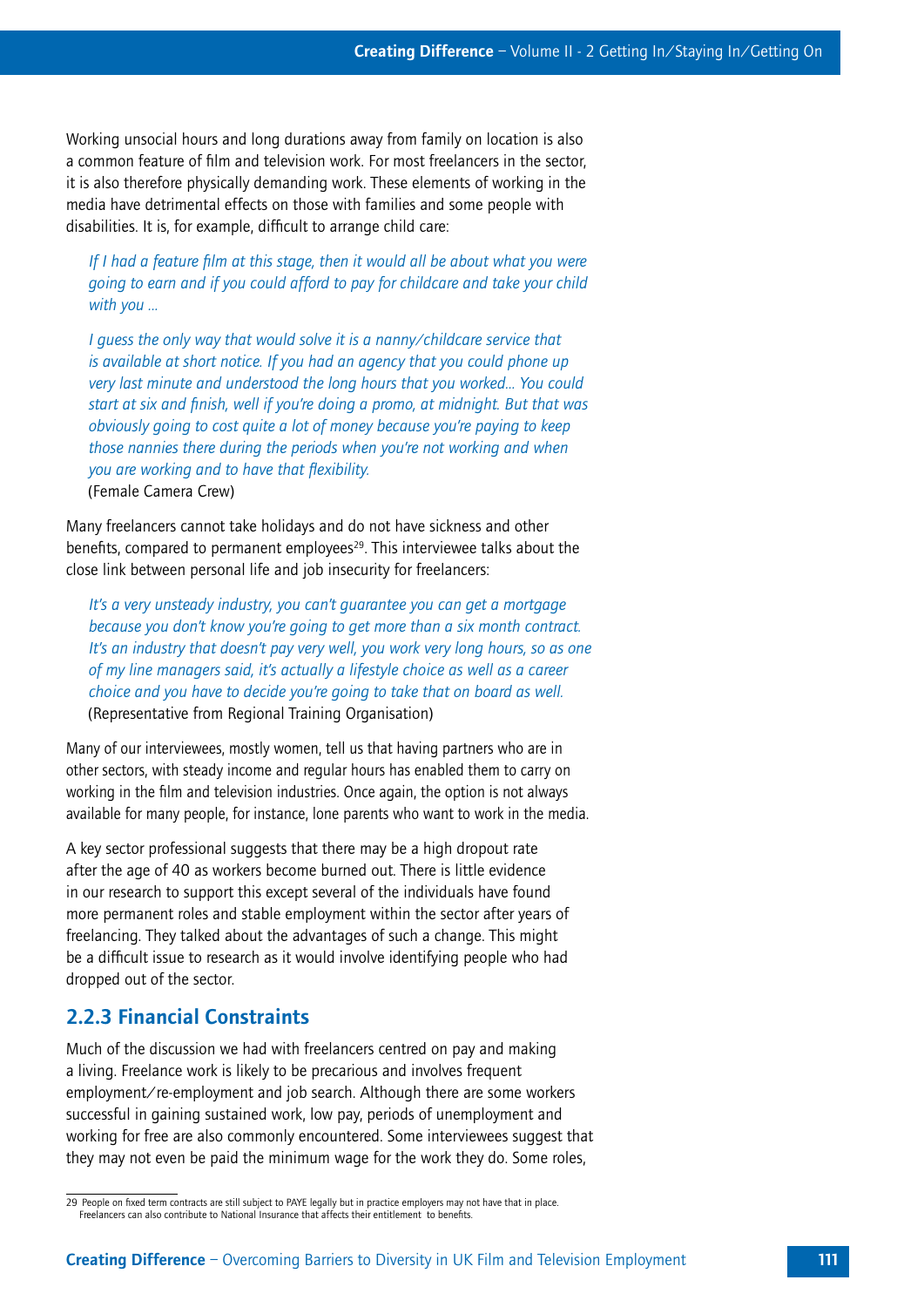Working unsocial hours and long durations away from family on location is also a common feature of film and television work. For most freelancers in the sector, it is also therefore physically demanding work. These elements of working in the media have detrimental effects on those with families and some people with disabilities. It is, for example, difficult to arrange child care:

> *If I had a feature film at this stage, then it would all be about what you were going to earn and if you could afford to pay for childcare and take your child with you …*
>
> *I guess the only way that would solve it is a nanny/childcare service that is available at short notice. If you had an agency that you could phone up very last minute and understood the long hours that you worked… You could start at six and finish, well if you're doing a promo, at midnight. But that was obviously going to cost quite a lot of money because you're paying to keep those nannies there during the periods when you're not working and when you are working and to have that flexibility.*
>
> (Female Camera Crew)

Many freelancers cannot take holidays and do not have sickness and other benefits, compared to permanent employees[29]. This interviewee talks about the close link between personal life and job insecurity for freelancers:

> *It's a very unsteady industry, you can't guarantee you can get a mortgage because you don't know you're going to get more than a six month contract. It's an industry that doesn't pay very well, you work very long hours, so as one of my line managers said, it's actually a lifestyle choice as well as a career choice and you have to decide you're going to take that on board as well.*
>
> (Representative from Regional Training Organisation)

Many of our interviewees, mostly women, tell us that having partners who are in other sectors, with steady income and regular hours has enabled them to carry on working in the film and television industries. Once again, the option is not always available for many people, for instance, lone parents who want to work in the media.

A key sector professional suggests that there may be a high dropout rate after the age of 40 as workers become burned out. There is little evidence in our research to support this except several of the individuals have found more permanent roles and stable employment within the sector after years of freelancing. They talked about the advantages of such a change. This might be a difficult issue to research as it would involve identifying people who had dropped out of the sector.

### 2.2.3 Financial Constraints

Much of the discussion we had with freelancers centred on pay and making a living. Freelance work is likely to be precarious and involves frequent employment/re-employment and job search. Although there are some workers successful in gaining sustained work, low pay, periods of unemployment and working for free are also commonly encountered. Some interviewees suggest that they may not even be paid the minimum wage for the work they do. Some roles,

---

29 People on fixed term contracts are still subject to PAYE legally but in practice employers may not have that in place. Freelancers can also contribute to National Insurance that affects their entitlement to benefits.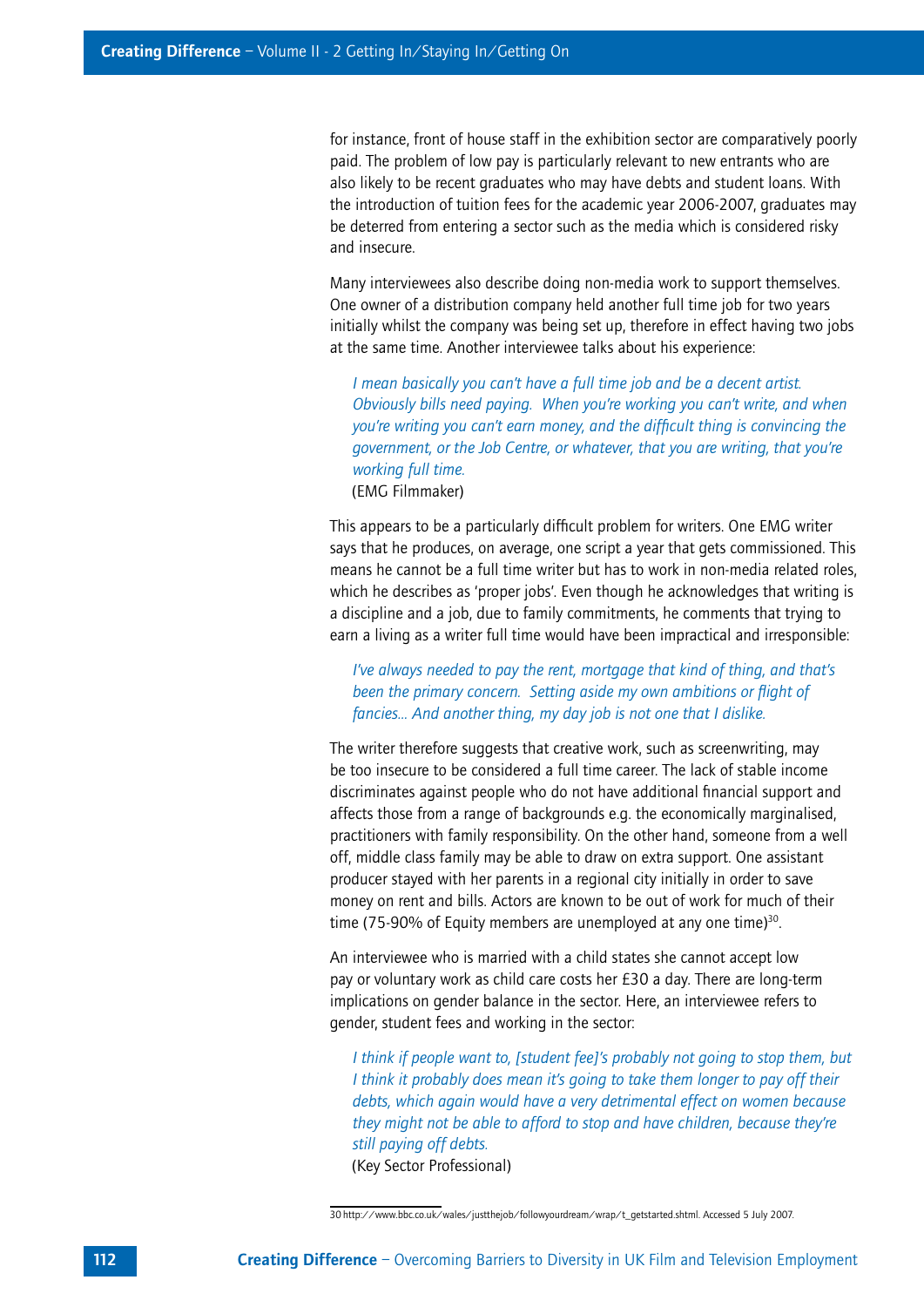for instance, front of house staff in the exhibition sector are comparatively poorly paid. The problem of low pay is particularly relevant to new entrants who are also likely to be recent graduates who may have debts and student loans. With the introduction of tuition fees for the academic year 2006-2007, graduates may be deterred from entering a sector such as the media which is considered risky and insecure.

Many interviewees also describe doing non-media work to support themselves. One owner of a distribution company held another full time job for two years initially whilst the company was being set up, therefore in effect having two jobs at the same time. Another interviewee talks about his experience:

> *I mean basically you can't have a full time job and be a decent artist. Obviously bills need paying. When you're working you can't write, and when you're writing you can't earn money, and the difficult thing is convincing the government, or the Job Centre, or whatever, that you are writing, that you're working full time.*
> (EMG Filmmaker)

This appears to be a particularly difficult problem for writers. One EMG writer says that he produces, on average, one script a year that gets commissioned. This means he cannot be a full time writer but has to work in non-media related roles, which he describes as 'proper jobs'. Even though he acknowledges that writing is a discipline and a job, due to family commitments, he comments that trying to earn a living as a writer full time would have been impractical and irresponsible:

> *I've always needed to pay the rent, mortgage that kind of thing, and that's been the primary concern. Setting aside my own ambitions or flight of fancies... And another thing, my day job is not one that I dislike.*

The writer therefore suggests that creative work, such as screenwriting, may be too insecure to be considered a full time career. The lack of stable income discriminates against people who do not have additional financial support and affects those from a range of backgrounds e.g. the economically marginalised, practitioners with family responsibility. On the other hand, someone from a well off, middle class family may be able to draw on extra support. One assistant producer stayed with her parents in a regional city initially in order to save money on rent and bills. Actors are known to be out of work for much of their time (75-90% of Equity members are unemployed at any one time)[30].

An interviewee who is married with a child states she cannot accept low pay or voluntary work as child care costs her £30 a day. There are long-term implications on gender balance in the sector. Here, an interviewee refers to gender, student fees and working in the sector:

> *I think if people want to, [student fee]'s probably not going to stop them, but I think it probably does mean it's going to take them longer to pay off their debts, which again would have a very detrimental effect on women because they might not be able to afford to stop and have children, because they're still paying off debts.*
> (Key Sector Professional)

30 http://www.bbc.co.uk/wales/justthejob/followyourdream/wrap/t_getstarted.shtml. Accessed 5 July 2007.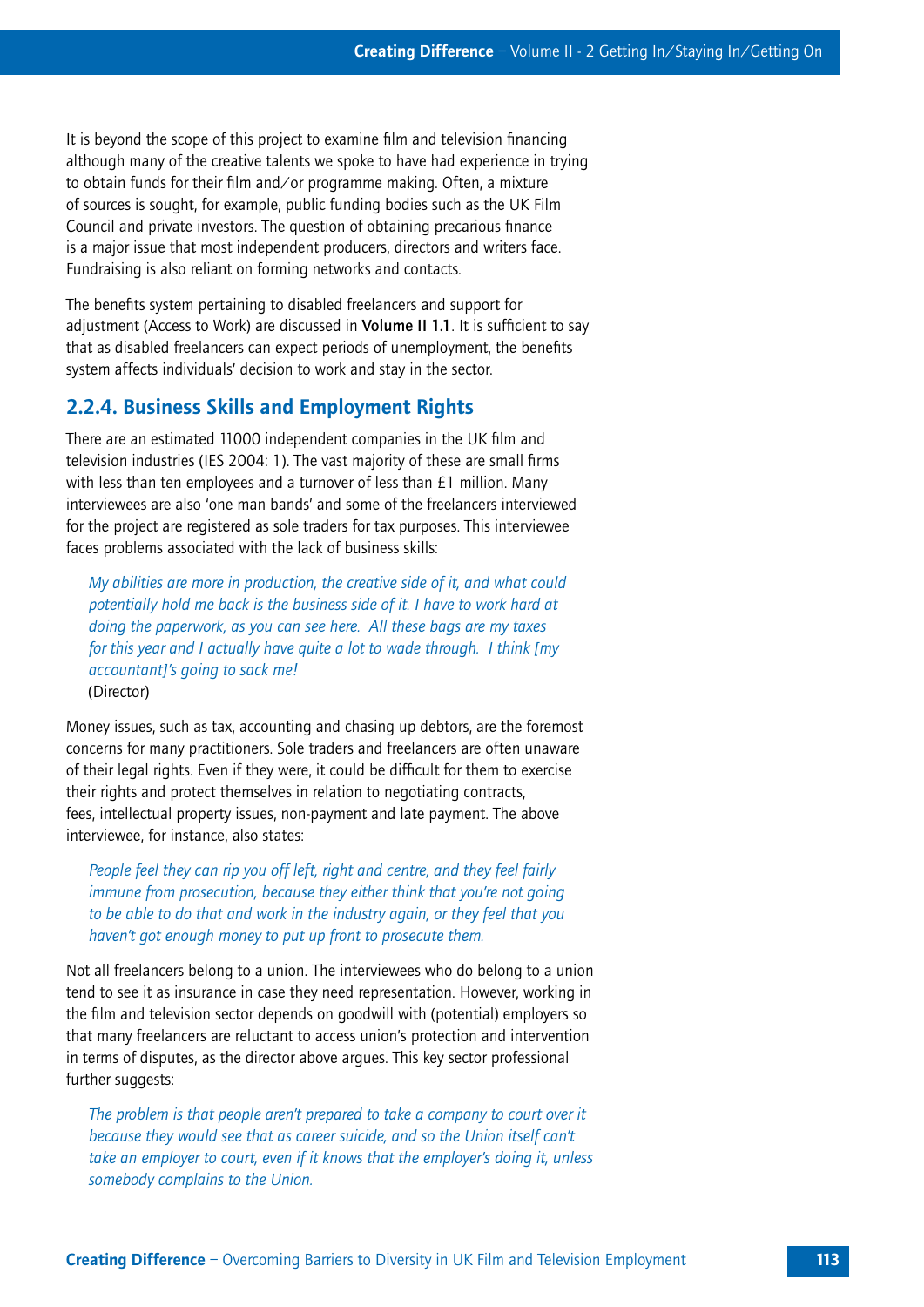It is beyond the scope of this project to examine film and television financing although many of the creative talents we spoke to have had experience in trying to obtain funds for their film and/or programme making. Often, a mixture of sources is sought, for example, public funding bodies such as the UK Film Council and private investors. The question of obtaining precarious finance is a major issue that most independent producers, directors and writers face. Fundraising is also reliant on forming networks and contacts.

The benefits system pertaining to disabled freelancers and support for adjustment (Access to Work) are discussed in **Volume II 1.1**. It is sufficient to say that as disabled freelancers can expect periods of unemployment, the benefits system affects individuals' decision to work and stay in the sector.

## 2.2.4. Business Skills and Employment Rights

There are an estimated 11000 independent companies in the UK film and television industries (IES 2004: 1). The vast majority of these are small firms with less than ten employees and a turnover of less than £1 million. Many interviewees are also 'one man bands' and some of the freelancers interviewed for the project are registered as sole traders for tax purposes. This interviewee faces problems associated with the lack of business skills:

> *My abilities are more in production, the creative side of it, and what could potentially hold me back is the business side of it. I have to work hard at doing the paperwork, as you can see here. All these bags are my taxes for this year and I actually have quite a lot to wade through. I think [my accountant]'s going to sack me!*
> (Director)

Money issues, such as tax, accounting and chasing up debtors, are the foremost concerns for many practitioners. Sole traders and freelancers are often unaware of their legal rights. Even if they were, it could be difficult for them to exercise their rights and protect themselves in relation to negotiating contracts, fees, intellectual property issues, non-payment and late payment. The above interviewee, for instance, also states:

> *People feel they can rip you off left, right and centre, and they feel fairly immune from prosecution, because they either think that you're not going to be able to do that and work in the industry again, or they feel that you haven't got enough money to put up front to prosecute them.*

Not all freelancers belong to a union. The interviewees who do belong to a union tend to see it as insurance in case they need representation. However, working in the film and television sector depends on goodwill with (potential) employers so that many freelancers are reluctant to access union's protection and intervention in terms of disputes, as the director above argues. This key sector professional further suggests:

> *The problem is that people aren't prepared to take a company to court over it because they would see that as career suicide, and so the Union itself can't take an employer to court, even if it knows that the employer's doing it, unless somebody complains to the Union.*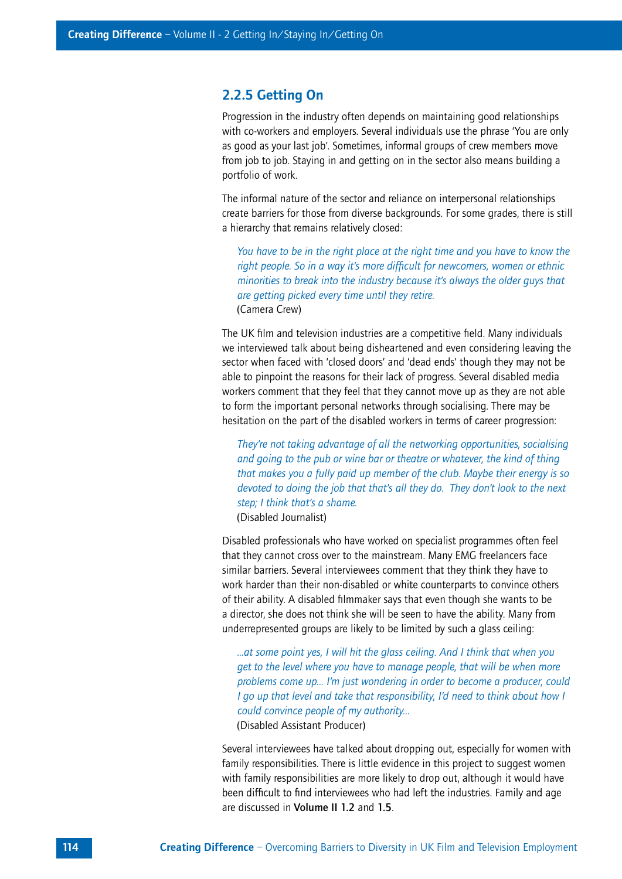### 2.2.5 Getting On

Progression in the industry often depends on maintaining good relationships with co-workers and employers. Several individuals use the phrase 'You are only as good as your last job'. Sometimes, informal groups of crew members move from job to job. Staying in and getting on in the sector also means building a portfolio of work.

The informal nature of the sector and reliance on interpersonal relationships create barriers for those from diverse backgrounds. For some grades, there is still a hierarchy that remains relatively closed:

> *You have to be in the right place at the right time and you have to know the right people. So in a way it's more difficult for newcomers, women or ethnic minorities to break into the industry because it's always the older guys that are getting picked every time until they retire.*
> (Camera Crew)

The UK film and television industries are a competitive field. Many individuals we interviewed talk about being disheartened and even considering leaving the sector when faced with 'closed doors' and 'dead ends' though they may not be able to pinpoint the reasons for their lack of progress. Several disabled media workers comment that they feel that they cannot move up as they are not able to form the important personal networks through socialising. There may be hesitation on the part of the disabled workers in terms of career progression:

> *They're not taking advantage of all the networking opportunities, socialising and going to the pub or wine bar or theatre or whatever, the kind of thing that makes you a fully paid up member of the club. Maybe their energy is so devoted to doing the job that that's all they do. They don't look to the next step; I think that's a shame.*
> (Disabled Journalist)

Disabled professionals who have worked on specialist programmes often feel that they cannot cross over to the mainstream. Many EMG freelancers face similar barriers. Several interviewees comment that they think they have to work harder than their non-disabled or white counterparts to convince others of their ability. A disabled filmmaker says that even though she wants to be a director, she does not think she will be seen to have the ability. Many from underrepresented groups are likely to be limited by such a glass ceiling:

> *...at some point yes, I will hit the glass ceiling. And I think that when you get to the level where you have to manage people, that will be when more problems come up... I'm just wondering in order to become a producer, could I go up that level and take that responsibility, I'd need to think about how I could convince people of my authority...*
> (Disabled Assistant Producer)

Several interviewees have talked about dropping out, especially for women with family responsibilities. There is little evidence in this project to suggest women with family responsibilities are more likely to drop out, although it would have been difficult to find interviewees who had left the industries. Family and age are discussed in **Volume II 1.2** and **1.5**.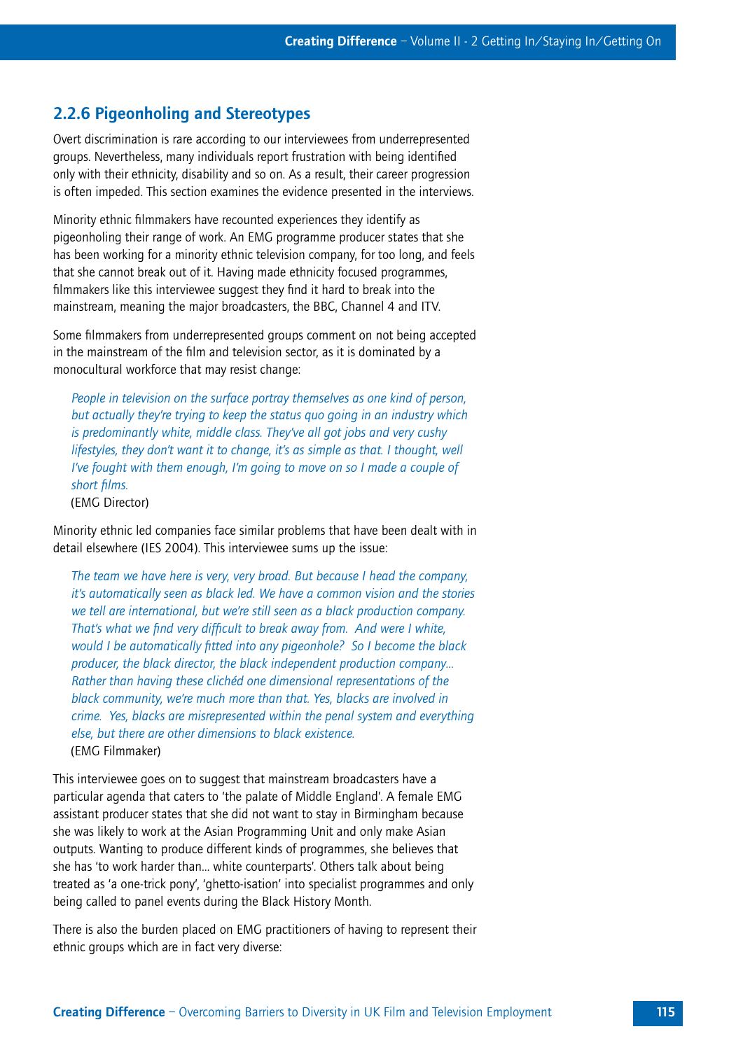## 2.2.6 Pigeonholing and Stereotypes

Overt discrimination is rare according to our interviewees from underrepresented groups. Nevertheless, many individuals report frustration with being identified only with their ethnicity, disability and so on. As a result, their career progression is often impeded. This section examines the evidence presented in the interviews.

Minority ethnic filmmakers have recounted experiences they identify as pigeonholing their range of work. An EMG programme producer states that she has been working for a minority ethnic television company, for too long, and feels that she cannot break out of it. Having made ethnicity focused programmes, filmmakers like this interviewee suggest they find it hard to break into the mainstream, meaning the major broadcasters, the BBC, Channel 4 and ITV.

Some filmmakers from underrepresented groups comment on not being accepted in the mainstream of the film and television sector, as it is dominated by a monocultural workforce that may resist change:

> *People in television on the surface portray themselves as one kind of person, but actually they're trying to keep the status quo going in an industry which is predominantly white, middle class. They've all got jobs and very cushy lifestyles, they don't want it to change, it's as simple as that. I thought, well I've fought with them enough, I'm going to move on so I made a couple of short films.*
> (EMG Director)

Minority ethnic led companies face similar problems that have been dealt with in detail elsewhere (IES 2004). This interviewee sums up the issue:

> *The team we have here is very, very broad. But because I head the company, it's automatically seen as black led. We have a common vision and the stories we tell are international, but we're still seen as a black production company. That's what we find very difficult to break away from. And were I white, would I be automatically fitted into any pigeonhole? So I become the black producer, the black director, the black independent production company... Rather than having these clichéd one dimensional representations of the black community, we're much more than that. Yes, blacks are involved in crime. Yes, blacks are misrepresented within the penal system and everything else, but there are other dimensions to black existence.*
> (EMG Filmmaker)

This interviewee goes on to suggest that mainstream broadcasters have a particular agenda that caters to 'the palate of Middle England'. A female EMG assistant producer states that she did not want to stay in Birmingham because she was likely to work at the Asian Programming Unit and only make Asian outputs. Wanting to produce different kinds of programmes, she believes that she has 'to work harder than... white counterparts'. Others talk about being treated as 'a one-trick pony', 'ghetto-isation' into specialist programmes and only being called to panel events during the Black History Month.

There is also the burden placed on EMG practitioners of having to represent their ethnic groups which are in fact very diverse: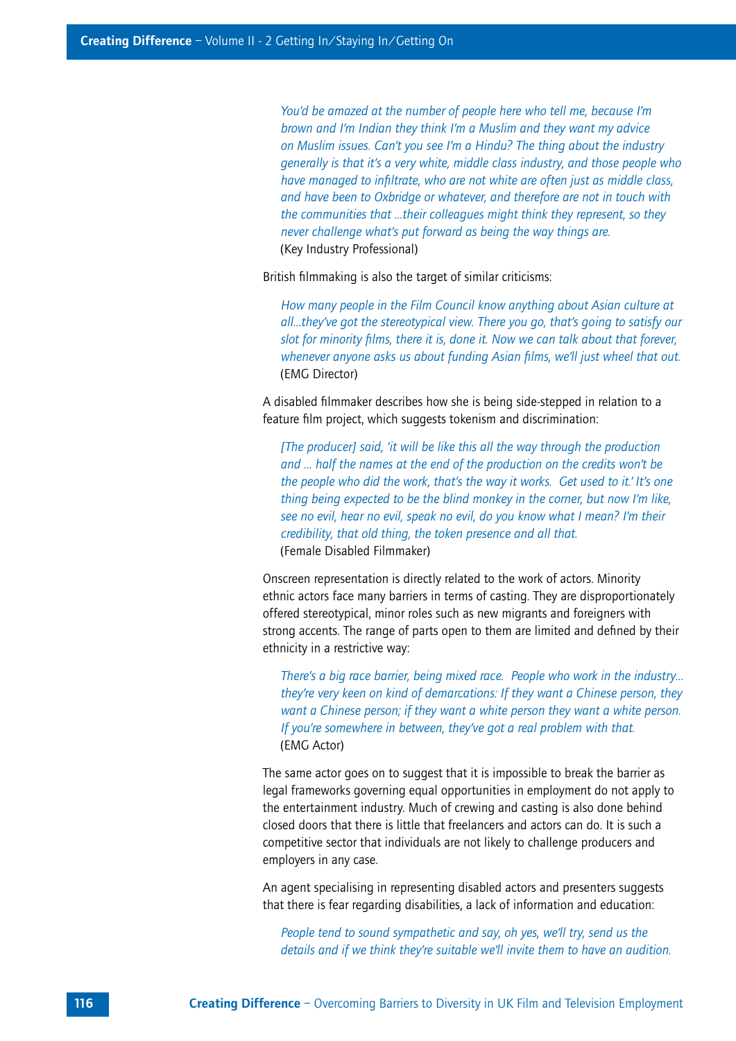> *You'd be amazed at the number of people here who tell me, because I'm brown and I'm Indian they think I'm a Muslim and they want my advice on Muslim issues. Can't you see I'm a Hindu? The thing about the industry generally is that it's a very white, middle class industry, and those people who have managed to infiltrate, who are not white are often just as middle class, and have been to Oxbridge or whatever, and therefore are not in touch with the communities that …their colleagues might think they represent, so they never challenge what's put forward as being the way things are.*
> (Key Industry Professional)

British filmmaking is also the target of similar criticisms:

> *How many people in the Film Council know anything about Asian culture at all…they've got the stereotypical view. There you go, that's going to satisfy our slot for minority films, there it is, done it. Now we can talk about that forever, whenever anyone asks us about funding Asian films, we'll just wheel that out.*
> (EMG Director)

A disabled filmmaker describes how she is being side-stepped in relation to a feature film project, which suggests tokenism and discrimination:

> *[The producer] said, 'it will be like this all the way through the production and … half the names at the end of the production on the credits won't be the people who did the work, that's the way it works. Get used to it.' It's one thing being expected to be the blind monkey in the corner, but now I'm like, see no evil, hear no evil, speak no evil, do you know what I mean? I'm their credibility, that old thing, the token presence and all that.*
> (Female Disabled Filmmaker)

Onscreen representation is directly related to the work of actors. Minority ethnic actors face many barriers in terms of casting. They are disproportionately offered stereotypical, minor roles such as new migrants and foreigners with strong accents. The range of parts open to them are limited and defined by their ethnicity in a restrictive way:

> *There's a big race barrier, being mixed race. People who work in the industry… they're very keen on kind of demarcations: If they want a Chinese person, they want a Chinese person; if they want a white person they want a white person. If you're somewhere in between, they've got a real problem with that.*
> (EMG Actor)

The same actor goes on to suggest that it is impossible to break the barrier as legal frameworks governing equal opportunities in employment do not apply to the entertainment industry. Much of crewing and casting is also done behind closed doors that there is little that freelancers and actors can do. It is such a competitive sector that individuals are not likely to challenge producers and employers in any case.

An agent specialising in representing disabled actors and presenters suggests that there is fear regarding disabilities, a lack of information and education:

> *People tend to sound sympathetic and say, oh yes, we'll try, send us the details and if we think they're suitable we'll invite them to have an audition.*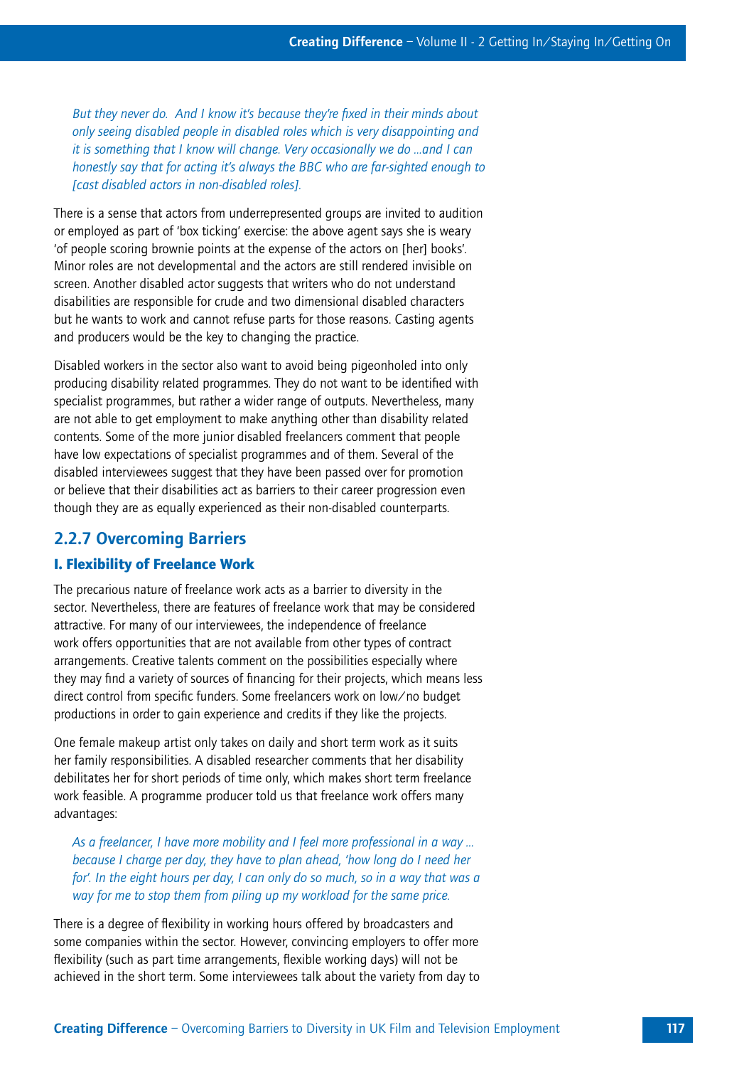*But they never do. And I know it's because they're fixed in their minds about only seeing disabled people in disabled roles which is very disappointing and it is something that I know will change. Very occasionally we do ...and I can honestly say that for acting it's always the BBC who are far-sighted enough to [cast disabled actors in non-disabled roles].*

There is a sense that actors from underrepresented groups are invited to audition or employed as part of 'box ticking' exercise: the above agent says she is weary 'of people scoring brownie points at the expense of the actors on [her] books'. Minor roles are not developmental and the actors are still rendered invisible on screen. Another disabled actor suggests that writers who do not understand disabilities are responsible for crude and two dimensional disabled characters but he wants to work and cannot refuse parts for those reasons. Casting agents and producers would be the key to changing the practice.

Disabled workers in the sector also want to avoid being pigeonholed into only producing disability related programmes. They do not want to be identified with specialist programmes, but rather a wider range of outputs. Nevertheless, many are not able to get employment to make anything other than disability related contents. Some of the more junior disabled freelancers comment that people have low expectations of specialist programmes and of them. Several of the disabled interviewees suggest that they have been passed over for promotion or believe that their disabilities act as barriers to their career progression even though they are as equally experienced as their non-disabled counterparts.

## 2.2.7 Overcoming Barriers

### I. Flexibility of Freelance Work

The precarious nature of freelance work acts as a barrier to diversity in the sector. Nevertheless, there are features of freelance work that may be considered attractive. For many of our interviewees, the independence of freelance work offers opportunities that are not available from other types of contract arrangements. Creative talents comment on the possibilities especially where they may find a variety of sources of financing for their projects, which means less direct control from specific funders. Some freelancers work on low/no budget productions in order to gain experience and credits if they like the projects.

One female makeup artist only takes on daily and short term work as it suits her family responsibilities. A disabled researcher comments that her disability debilitates her for short periods of time only, which makes short term freelance work feasible. A programme producer told us that freelance work offers many advantages:

*As a freelancer, I have more mobility and I feel more professional in a way ... because I charge per day, they have to plan ahead, 'how long do I need her for'. In the eight hours per day, I can only do so much, so in a way that was a way for me to stop them from piling up my workload for the same price.*

There is a degree of flexibility in working hours offered by broadcasters and some companies within the sector. However, convincing employers to offer more flexibility (such as part time arrangements, flexible working days) will not be achieved in the short term. Some interviewees talk about the variety from day to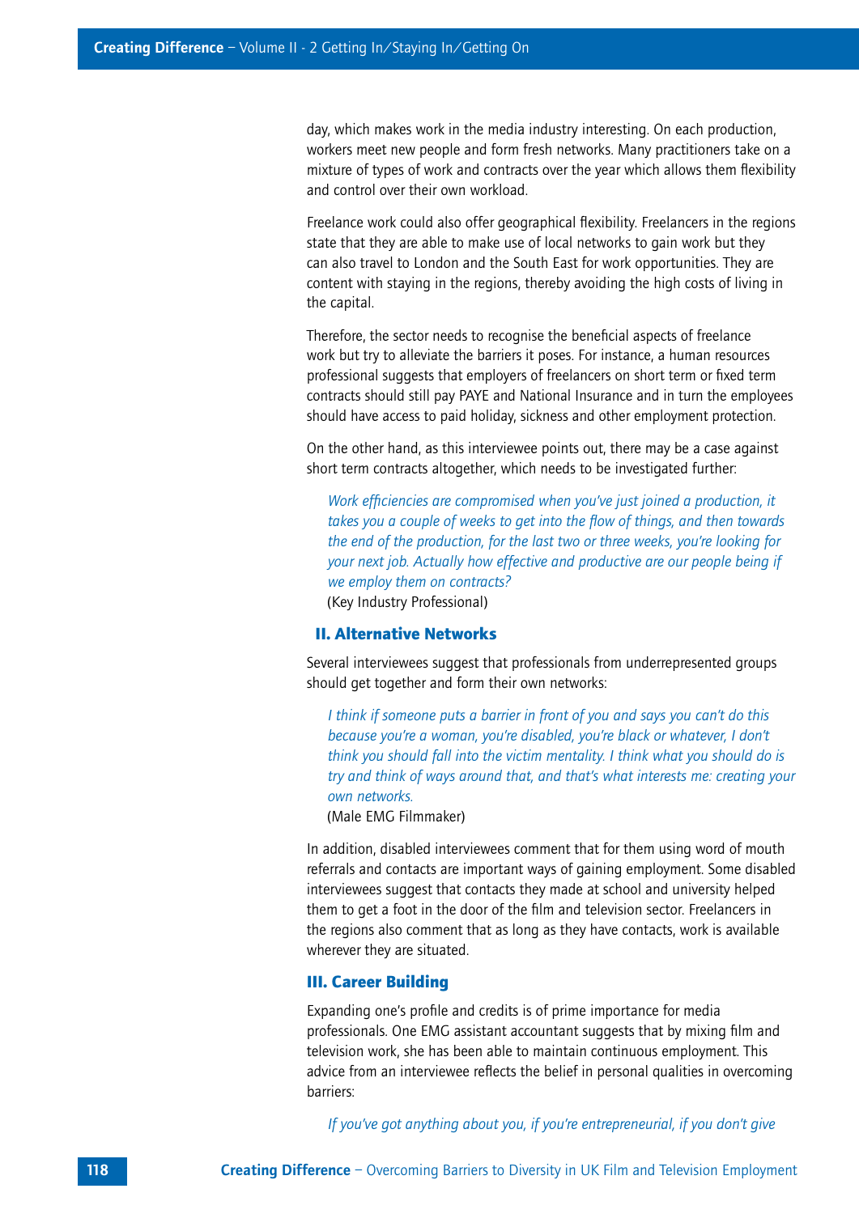day, which makes work in the media industry interesting. On each production, workers meet new people and form fresh networks. Many practitioners take on a mixture of types of work and contracts over the year which allows them flexibility and control over their own workload.

Freelance work could also offer geographical flexibility. Freelancers in the regions state that they are able to make use of local networks to gain work but they can also travel to London and the South East for work opportunities. They are content with staying in the regions, thereby avoiding the high costs of living in the capital.

Therefore, the sector needs to recognise the beneficial aspects of freelance work but try to alleviate the barriers it poses. For instance, a human resources professional suggests that employers of freelancers on short term or fixed term contracts should still pay PAYE and National Insurance and in turn the employees should have access to paid holiday, sickness and other employment protection.

On the other hand, as this interviewee points out, there may be a case against short term contracts altogether, which needs to be investigated further:

> *Work efficiencies are compromised when you've just joined a production, it takes you a couple of weeks to get into the flow of things, and then towards the end of the production, for the last two or three weeks, you're looking for your next job. Actually how effective and productive are our people being if we employ them on contracts?*
> (Key Industry Professional)

### II. Alternative Networks

Several interviewees suggest that professionals from underrepresented groups should get together and form their own networks:

> *I think if someone puts a barrier in front of you and says you can't do this because you're a woman, you're disabled, you're black or whatever, I don't think you should fall into the victim mentality. I think what you should do is try and think of ways around that, and that's what interests me: creating your own networks.*
> (Male EMG Filmmaker)

In addition, disabled interviewees comment that for them using word of mouth referrals and contacts are important ways of gaining employment. Some disabled interviewees suggest that contacts they made at school and university helped them to get a foot in the door of the film and television sector. Freelancers in the regions also comment that as long as they have contacts, work is available wherever they are situated.

### III. Career Building

Expanding one's profile and credits is of prime importance for media professionals. One EMG assistant accountant suggests that by mixing film and television work, she has been able to maintain continuous employment. This advice from an interviewee reflects the belief in personal qualities in overcoming barriers:

> *If you've got anything about you, if you're entrepreneurial, if you don't give*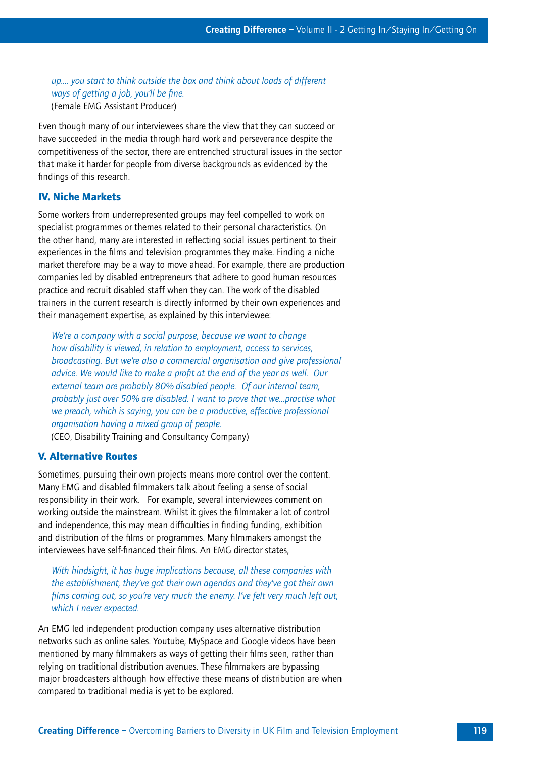*up.... you start to think outside the box and think about loads of different ways of getting a job, you'll be fine.*
(Female EMG Assistant Producer)

Even though many of our interviewees share the view that they can succeed or have succeeded in the media through hard work and perseverance despite the competitiveness of the sector, there are entrenched structural issues in the sector that make it harder for people from diverse backgrounds as evidenced by the findings of this research.

### IV. Niche Markets

Some workers from underrepresented groups may feel compelled to work on specialist programmes or themes related to their personal characteristics. On the other hand, many are interested in reflecting social issues pertinent to their experiences in the films and television programmes they make. Finding a niche market therefore may be a way to move ahead. For example, there are production companies led by disabled entrepreneurs that adhere to good human resources practice and recruit disabled staff when they can. The work of the disabled trainers in the current research is directly informed by their own experiences and their management expertise, as explained by this interviewee:

> *We're a company with a social purpose, because we want to change how disability is viewed, in relation to employment, access to services, broadcasting. But we're also a commercial organisation and give professional advice. We would like to make a profit at the end of the year as well. Our external team are probably 80% disabled people. Of our internal team, probably just over 50% are disabled. I want to prove that we...practise what we preach, which is saying, you can be a productive, effective professional organisation having a mixed group of people.*
> (CEO, Disability Training and Consultancy Company)

### V. Alternative Routes

Sometimes, pursuing their own projects means more control over the content. Many EMG and disabled filmmakers talk about feeling a sense of social responsibility in their work. For example, several interviewees comment on working outside the mainstream. Whilst it gives the filmmaker a lot of control and independence, this may mean difficulties in finding funding, exhibition and distribution of the films or programmes. Many filmmakers amongst the interviewees have self-financed their films. An EMG director states,

> *With hindsight, it has huge implications because, all these companies with the establishment, they've got their own agendas and they've got their own films coming out, so you're very much the enemy. I've felt very much left out, which I never expected.*

An EMG led independent production company uses alternative distribution networks such as online sales. Youtube, MySpace and Google videos have been mentioned by many filmmakers as ways of getting their films seen, rather than relying on traditional distribution avenues. These filmmakers are bypassing major broadcasters although how effective these means of distribution are when compared to traditional media is yet to be explored.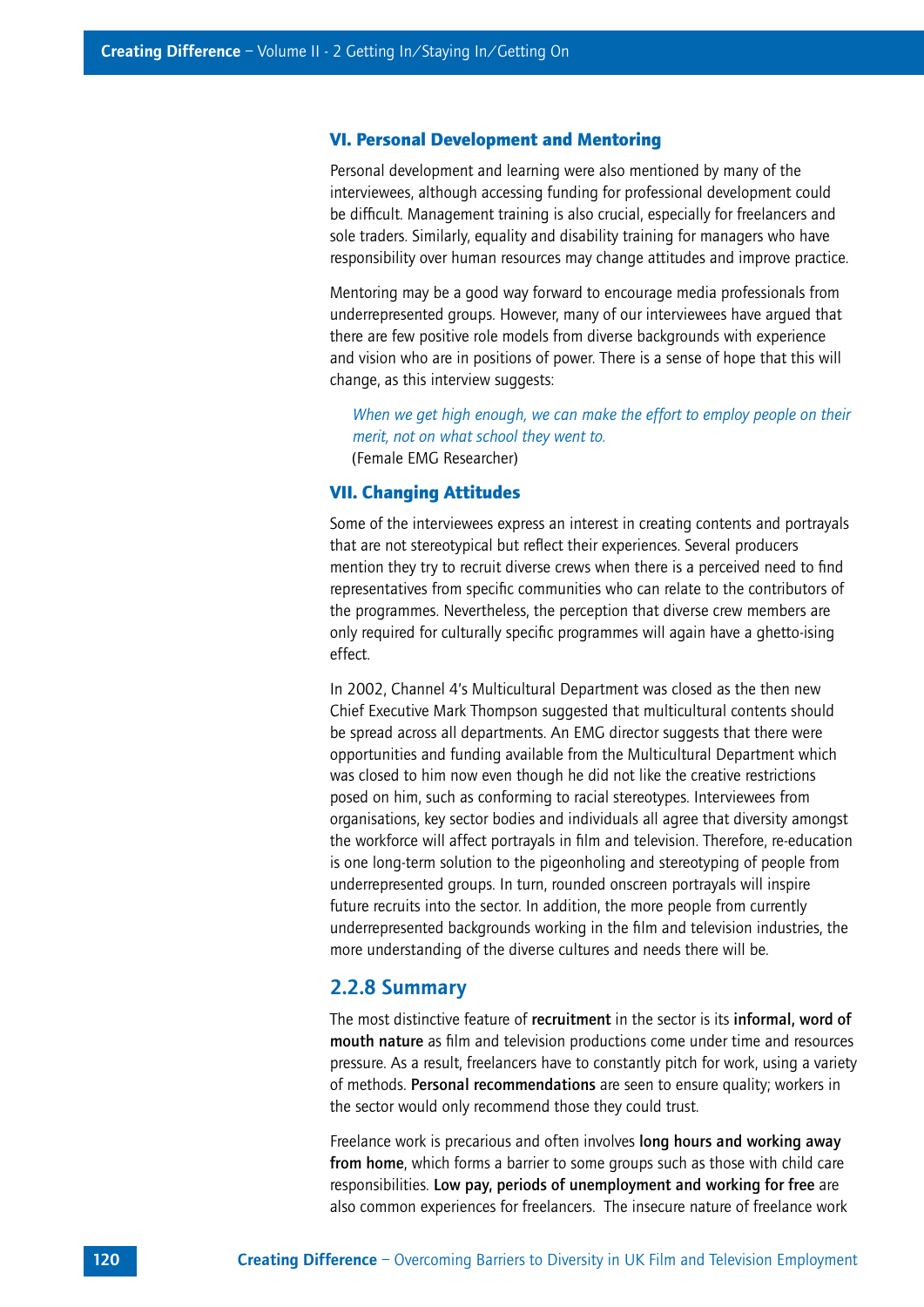### VI. Personal Development and Mentoring

Personal development and learning were also mentioned by many of the interviewees, although accessing funding for professional development could be difficult. Management training is also crucial, especially for freelancers and sole traders. Similarly, equality and disability training for managers who have responsibility over human resources may change attitudes and improve practice.

Mentoring may be a good way forward to encourage media professionals from underrepresented groups. However, many of our interviewees have argued that there are few positive role models from diverse backgrounds with experience and vision who are in positions of power. There is a sense of hope that this will change, as this interview suggests:

> *When we get high enough, we can make the effort to employ people on their merit, not on what school they went to.*
> (Female EMG Researcher)

### VII. Changing Attitudes

Some of the interviewees express an interest in creating contents and portrayals that are not stereotypical but reflect their experiences. Several producers mention they try to recruit diverse crews when there is a perceived need to find representatives from specific communities who can relate to the contributors of the programmes. Nevertheless, the perception that diverse crew members are only required for culturally specific programmes will again have a ghetto-ising effect.

In 2002, Channel 4's Multicultural Department was closed as the then new Chief Executive Mark Thompson suggested that multicultural contents should be spread across all departments. An EMG director suggests that there were opportunities and funding available from the Multicultural Department which was closed to him now even though he did not like the creative restrictions posed on him, such as conforming to racial stereotypes. Interviewees from organisations, key sector bodies and individuals all agree that diversity amongst the workforce will affect portrayals in film and television. Therefore, re-education is one long-term solution to the pigeonholing and stereotyping of people from underrepresented groups. In turn, rounded onscreen portrayals will inspire future recruits into the sector. In addition, the more people from currently underrepresented backgrounds working in the film and television industries, the more understanding of the diverse cultures and needs there will be.

## 2.2.8 Summary

The most distinctive feature of **recruitment** in the sector is its **informal, word of mouth nature** as film and television productions come under time and resources pressure. As a result, freelancers have to constantly pitch for work, using a variety of methods. **Personal recommendations** are seen to ensure quality; workers in the sector would only recommend those they could trust.

Freelance work is precarious and often involves **long hours and working away from home**, which forms a barrier to some groups such as those with child care responsibilities. **Low pay, periods of unemployment and working for free** are also common experiences for freelancers. The insecure nature of freelance work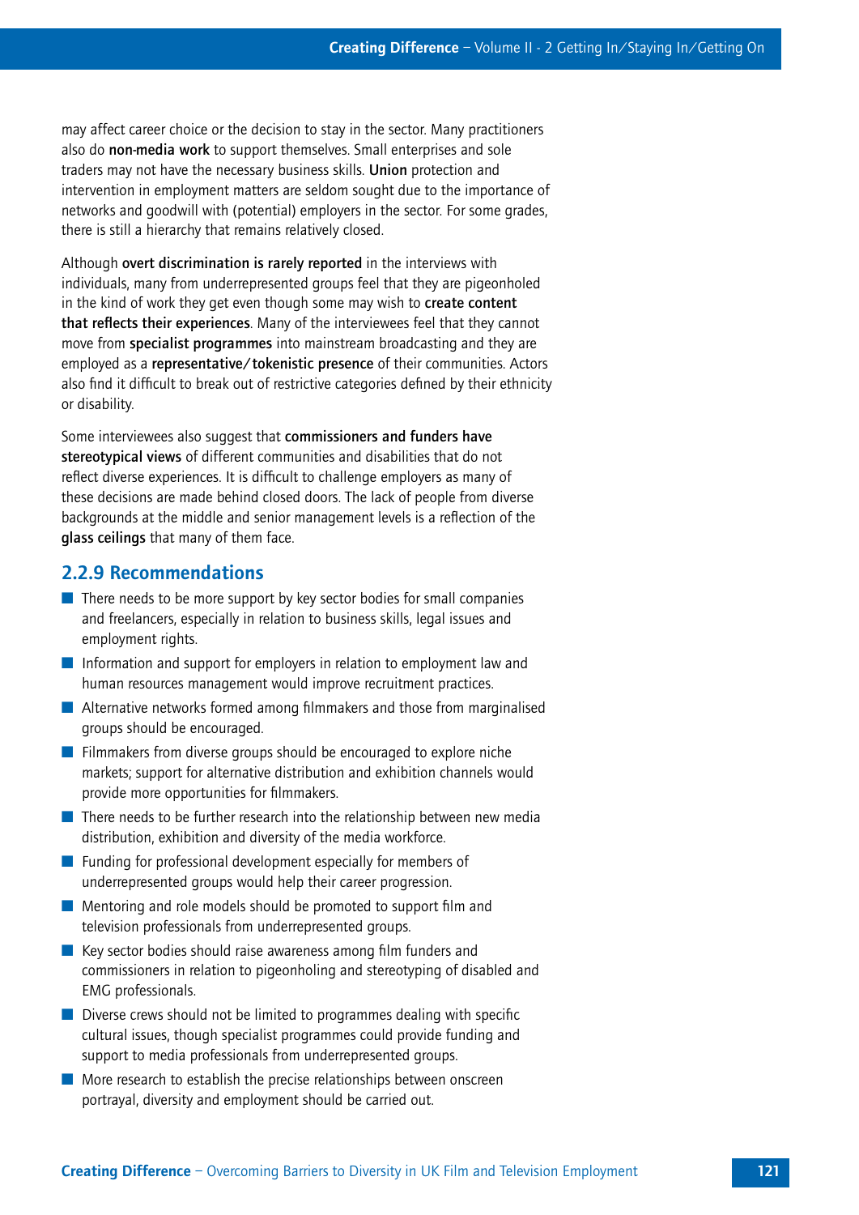may affect career choice or the decision to stay in the sector. Many practitioners also do **non-media work** to support themselves. Small enterprises and sole traders may not have the necessary business skills. **Union** protection and intervention in employment matters are seldom sought due to the importance of networks and goodwill with (potential) employers in the sector. For some grades, there is still a hierarchy that remains relatively closed.

Although **overt discrimination is rarely reported** in the interviews with individuals, many from underrepresented groups feel that they are pigeonholed in the kind of work they get even though some may wish to **create content that reflects their experiences**. Many of the interviewees feel that they cannot move from **specialist programmes** into mainstream broadcasting and they are employed as a **representative/tokenistic presence** of their communities. Actors also find it difficult to break out of restrictive categories defined by their ethnicity or disability.

Some interviewees also suggest that **commissioners and funders have stereotypical views** of different communities and disabilities that do not reflect diverse experiences. It is difficult to challenge employers as many of these decisions are made behind closed doors. The lack of people from diverse backgrounds at the middle and senior management levels is a reflection of the **glass ceilings** that many of them face.

## 2.2.9 Recommendations

- There needs to be more support by key sector bodies for small companies and freelancers, especially in relation to business skills, legal issues and employment rights.
- Information and support for employers in relation to employment law and human resources management would improve recruitment practices.
- Alternative networks formed among filmmakers and those from marginalised groups should be encouraged.
- Filmmakers from diverse groups should be encouraged to explore niche markets; support for alternative distribution and exhibition channels would provide more opportunities for filmmakers.
- There needs to be further research into the relationship between new media distribution, exhibition and diversity of the media workforce.
- Funding for professional development especially for members of underrepresented groups would help their career progression.
- Mentoring and role models should be promoted to support film and television professionals from underrepresented groups.
- Key sector bodies should raise awareness among film funders and commissioners in relation to pigeonholing and stereotyping of disabled and EMG professionals.
- Diverse crews should not be limited to programmes dealing with specific cultural issues, though specialist programmes could provide funding and support to media professionals from underrepresented groups.
- More research to establish the precise relationships between onscreen portrayal, diversity and employment should be carried out.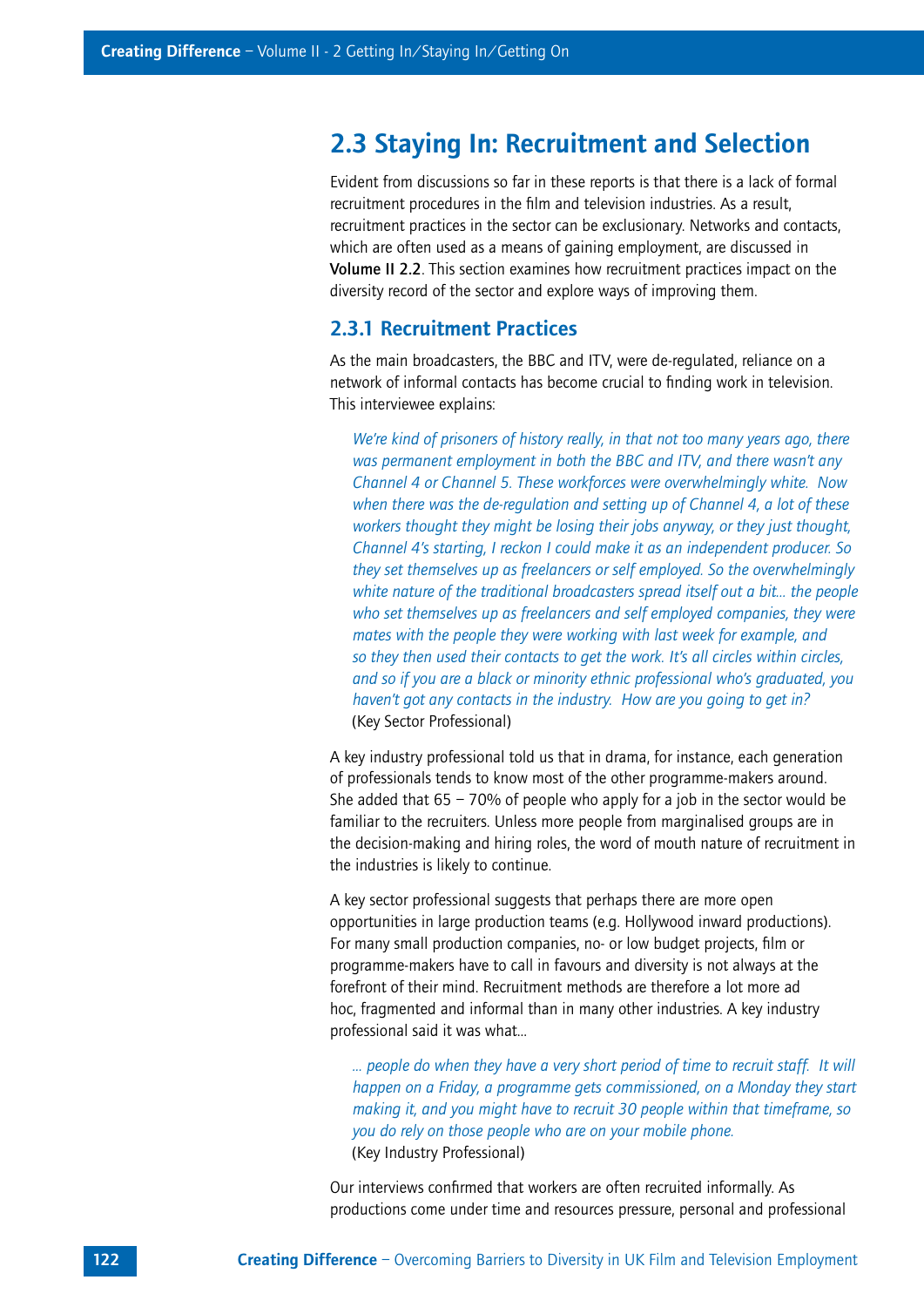## 2.3 Staying In: Recruitment and Selection

Evident from discussions so far in these reports is that there is a lack of formal recruitment procedures in the film and television industries. As a result, recruitment practices in the sector can be exclusionary. Networks and contacts, which are often used as a means of gaining employment, are discussed in **Volume II 2.2**. This section examines how recruitment practices impact on the diversity record of the sector and explore ways of improving them.

### 2.3.1 Recruitment Practices

As the main broadcasters, the BBC and ITV, were de-regulated, reliance on a network of informal contacts has become crucial to finding work in television. This interviewee explains:

> *We're kind of prisoners of history really, in that not too many years ago, there was permanent employment in both the BBC and ITV, and there wasn't any Channel 4 or Channel 5. These workforces were overwhelmingly white. Now when there was the de-regulation and setting up of Channel 4, a lot of these workers thought they might be losing their jobs anyway, or they just thought, Channel 4's starting, I reckon I could make it as an independent producer. So they set themselves up as freelancers or self employed. So the overwhelmingly white nature of the traditional broadcasters spread itself out a bit... the people who set themselves up as freelancers and self employed companies, they were mates with the people they were working with last week for example, and so they then used their contacts to get the work. It's all circles within circles, and so if you are a black or minority ethnic professional who's graduated, you haven't got any contacts in the industry. How are you going to get in?*
> (Key Sector Professional)

A key industry professional told us that in drama, for instance, each generation of professionals tends to know most of the other programme-makers around. She added that 65 – 70% of people who apply for a job in the sector would be familiar to the recruiters. Unless more people from marginalised groups are in the decision-making and hiring roles, the word of mouth nature of recruitment in the industries is likely to continue.

A key sector professional suggests that perhaps there are more open opportunities in large production teams (e.g. Hollywood inward productions). For many small production companies, no- or low budget projects, film or programme-makers have to call in favours and diversity is not always at the forefront of their mind. Recruitment methods are therefore a lot more ad hoc, fragmented and informal than in many other industries. A key industry professional said it was what...

> *... people do when they have a very short period of time to recruit staff. It will happen on a Friday, a programme gets commissioned, on a Monday they start making it, and you might have to recruit 30 people within that timeframe, so you do rely on those people who are on your mobile phone.*
> (Key Industry Professional)

Our interviews confirmed that workers are often recruited informally. As productions come under time and resources pressure, personal and professional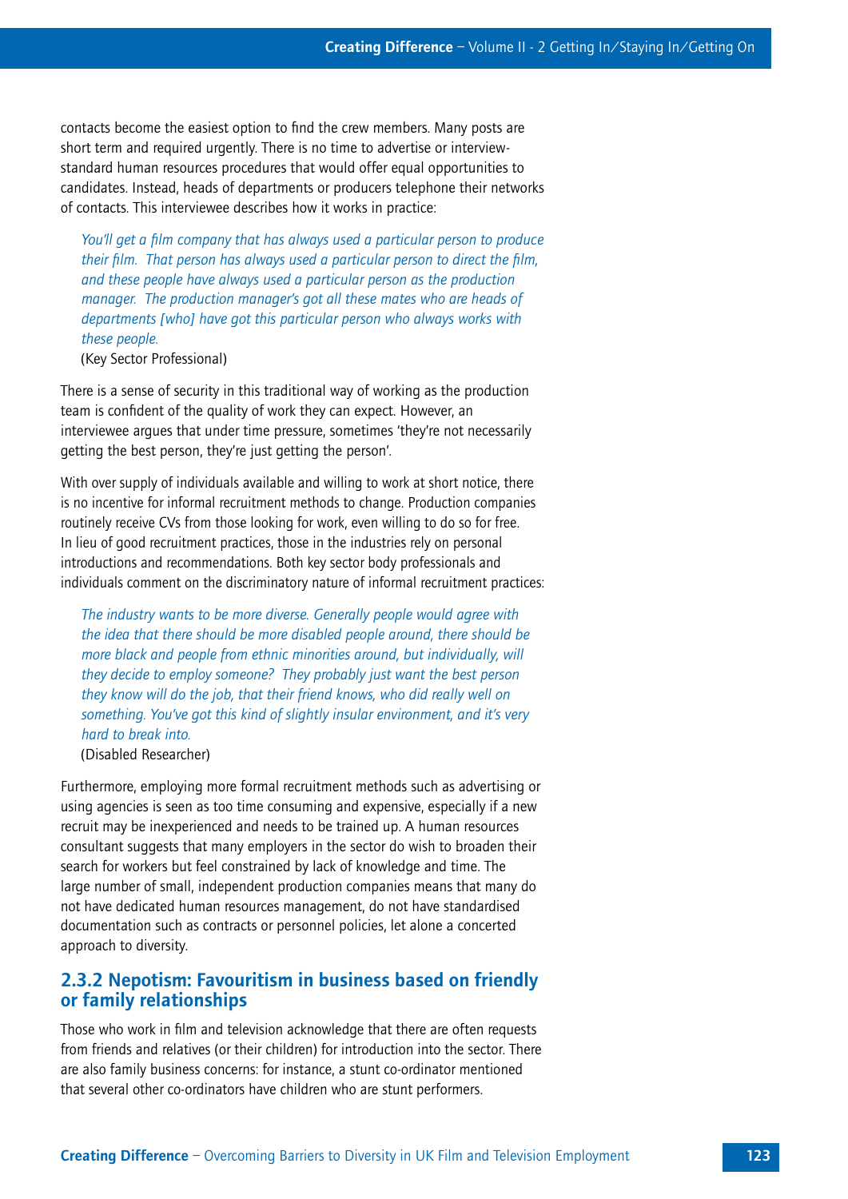contacts become the easiest option to find the crew members. Many posts are short term and required urgently. There is no time to advertise or interview-standard human resources procedures that would offer equal opportunities to candidates. Instead, heads of departments or producers telephone their networks of contacts. This interviewee describes how it works in practice:

> *You'll get a film company that has always used a particular person to produce their film.  That person has always used a particular person to direct the film, and these people have always used a particular person as the production manager.  The production manager's got all these mates who are heads of departments [who] have got this particular person who always works with these people.*
>
> (Key Sector Professional)

There is a sense of security in this traditional way of working as the production team is confident of the quality of work they can expect. However, an interviewee argues that under time pressure, sometimes 'they're not necessarily getting the best person, they're just getting the person'.

With over supply of individuals available and willing to work at short notice, there is no incentive for informal recruitment methods to change. Production companies routinely receive CVs from those looking for work, even willing to do so for free. In lieu of good recruitment practices, those in the industries rely on personal introductions and recommendations. Both key sector body professionals and individuals comment on the discriminatory nature of informal recruitment practices:

> *The industry wants to be more diverse. Generally people would agree with the idea that there should be more disabled people around, there should be more black and people from ethnic minorities around, but individually, will they decide to employ someone?  They probably just want the best person they know will do the job, that their friend knows, who did really well on something. You've got this kind of slightly insular environment, and it's very hard to break into.*
>
> (Disabled Researcher)

Furthermore, employing more formal recruitment methods such as advertising or using agencies is seen as too time consuming and expensive, especially if a new recruit may be inexperienced and needs to be trained up. A human resources consultant suggests that many employers in the sector do wish to broaden their search for workers but feel constrained by lack of knowledge and time. The large number of small, independent production companies means that many do not have dedicated human resources management, do not have standardised documentation such as contracts or personnel policies, let alone a concerted approach to diversity.

### 2.3.2 Nepotism: Favouritism in business based on friendly or family relationships

Those who work in film and television acknowledge that there are often requests from friends and relatives (or their children) for introduction into the sector. There are also family business concerns: for instance, a stunt co-ordinator mentioned that several other co-ordinators have children who are stunt performers.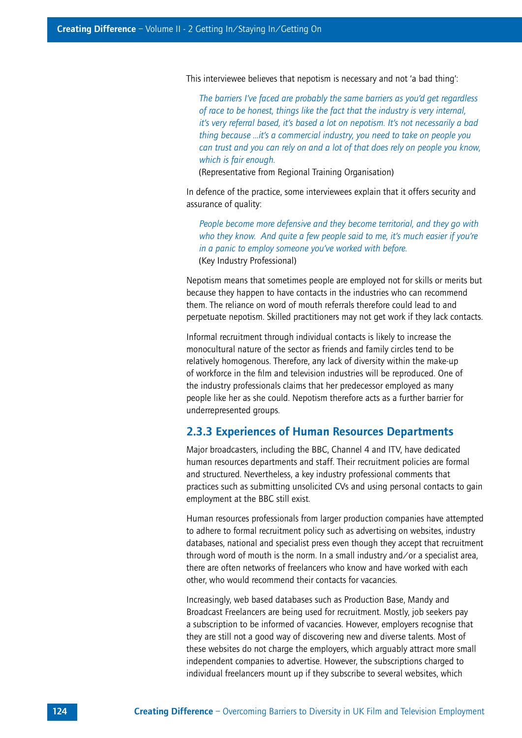This interviewee believes that nepotism is necessary and not 'a bad thing':

> *The barriers I've faced are probably the same barriers as you'd get regardless of race to be honest, things like the fact that the industry is very internal, it's very referral based, it's based a lot on nepotism. It's not necessarily a bad thing because ...it's a commercial industry, you need to take on people you can trust and you can rely on and a lot of that does rely on people you know, which is fair enough.*
> (Representative from Regional Training Organisation)

In defence of the practice, some interviewees explain that it offers security and assurance of quality:

> *People become more defensive and they become territorial, and they go with who they know. And quite a few people said to me, it's much easier if you're in a panic to employ someone you've worked with before.*
> (Key Industry Professional)

Nepotism means that sometimes people are employed not for skills or merits but because they happen to have contacts in the industries who can recommend them. The reliance on word of mouth referrals therefore could lead to and perpetuate nepotism. Skilled practitioners may not get work if they lack contacts.

Informal recruitment through individual contacts is likely to increase the monocultural nature of the sector as friends and family circles tend to be relatively homogenous. Therefore, any lack of diversity within the make-up of workforce in the film and television industries will be reproduced. One of the industry professionals claims that her predecessor employed as many people like her as she could. Nepotism therefore acts as a further barrier for underrepresented groups.

### 2.3.3 Experiences of Human Resources Departments

Major broadcasters, including the BBC, Channel 4 and ITV, have dedicated human resources departments and staff. Their recruitment policies are formal and structured. Nevertheless, a key industry professional comments that practices such as submitting unsolicited CVs and using personal contacts to gain employment at the BBC still exist.

Human resources professionals from larger production companies have attempted to adhere to formal recruitment policy such as advertising on websites, industry databases, national and specialist press even though they accept that recruitment through word of mouth is the norm. In a small industry and/or a specialist area, there are often networks of freelancers who know and have worked with each other, who would recommend their contacts for vacancies.

Increasingly, web based databases such as Production Base, Mandy and Broadcast Freelancers are being used for recruitment. Mostly, job seekers pay a subscription to be informed of vacancies. However, employers recognise that they are still not a good way of discovering new and diverse talents. Most of these websites do not charge the employers, which arguably attract more small independent companies to advertise. However, the subscriptions charged to individual freelancers mount up if they subscribe to several websites, which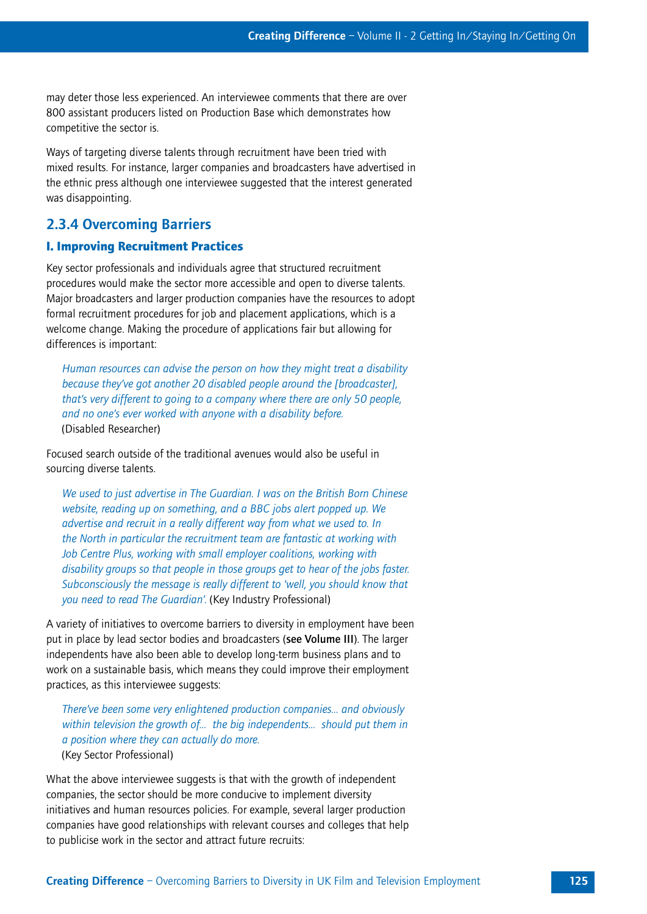may deter those less experienced. An interviewee comments that there are over 800 assistant producers listed on Production Base which demonstrates how competitive the sector is.

Ways of targeting diverse talents through recruitment have been tried with mixed results. For instance, larger companies and broadcasters have advertised in the ethnic press although one interviewee suggested that the interest generated was disappointing.

## 2.3.4 Overcoming Barriers

### I. Improving Recruitment Practices

Key sector professionals and individuals agree that structured recruitment procedures would make the sector more accessible and open to diverse talents. Major broadcasters and larger production companies have the resources to adopt formal recruitment procedures for job and placement applications, which is a welcome change. Making the procedure of applications fair but allowing for differences is important:

> *Human resources can advise the person on how they might treat a disability because they've got another 20 disabled people around the [broadcaster], that's very different to going to a company where there are only 50 people, and no one's ever worked with anyone with a disability before.*
> (Disabled Researcher)

Focused search outside of the traditional avenues would also be useful in sourcing diverse talents.

> *We used to just advertise in The Guardian. I was on the British Born Chinese website, reading up on something, and a BBC jobs alert popped up. We advertise and recruit in a really different way from what we used to. In the North in particular the recruitment team are fantastic at working with Job Centre Plus, working with small employer coalitions, working with disability groups so that people in those groups get to hear of the jobs faster. Subconsciously the message is really different to 'well, you should know that you need to read The Guardian'.* (Key Industry Professional)

A variety of initiatives to overcome barriers to diversity in employment have been put in place by lead sector bodies and broadcasters (**see Volume III**). The larger independents have also been able to develop long-term business plans and to work on a sustainable basis, which means they could improve their employment practices, as this interviewee suggests:

> *There've been some very enlightened production companies... and obviously within television the growth of... the big independents... should put them in a position where they can actually do more.*
> (Key Sector Professional)

What the above interviewee suggests is that with the growth of independent companies, the sector should be more conducive to implement diversity initiatives and human resources policies. For example, several larger production companies have good relationships with relevant courses and colleges that help to publicise work in the sector and attract future recruits: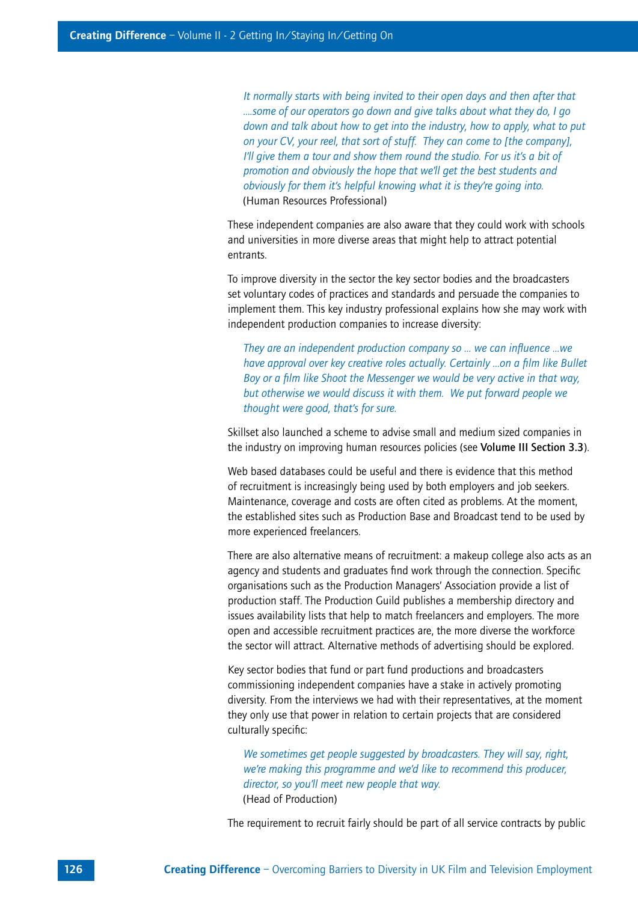> *It normally starts with being invited to their open days and then after that ....some of our operators go down and give talks about what they do, I go down and talk about how to get into the industry, how to apply, what to put on your CV, your reel, that sort of stuff. They can come to [the company], I'll give them a tour and show them round the studio. For us it's a bit of promotion and obviously the hope that we'll get the best students and obviously for them it's helpful knowing what it is they're going into.*
> (Human Resources Professional)

These independent companies are also aware that they could work with schools and universities in more diverse areas that might help to attract potential entrants.

To improve diversity in the sector the key sector bodies and the broadcasters set voluntary codes of practices and standards and persuade the companies to implement them. This key industry professional explains how she may work with independent production companies to increase diversity:

> *They are an independent production company so ... we can influence ...we have approval over key creative roles actually. Certainly ...on a film like Bullet Boy or a film like Shoot the Messenger we would be very active in that way, but otherwise we would discuss it with them. We put forward people we thought were good, that's for sure.*

Skillset also launched a scheme to advise small and medium sized companies in the industry on improving human resources policies (see **Volume III Section 3.3**).

Web based databases could be useful and there is evidence that this method of recruitment is increasingly being used by both employers and job seekers. Maintenance, coverage and costs are often cited as problems. At the moment, the established sites such as Production Base and Broadcast tend to be used by more experienced freelancers.

There are also alternative means of recruitment: a makeup college also acts as an agency and students and graduates find work through the connection. Specific organisations such as the Production Managers' Association provide a list of production staff. The Production Guild publishes a membership directory and issues availability lists that help to match freelancers and employers. The more open and accessible recruitment practices are, the more diverse the workforce the sector will attract. Alternative methods of advertising should be explored.

Key sector bodies that fund or part fund productions and broadcasters commissioning independent companies have a stake in actively promoting diversity. From the interviews we had with their representatives, at the moment they only use that power in relation to certain projects that are considered culturally specific:

> *We sometimes get people suggested by broadcasters. They will say, right, we're making this programme and we'd like to recommend this producer, director, so you'll meet new people that way.*
> (Head of Production)

The requirement to recruit fairly should be part of all service contracts by public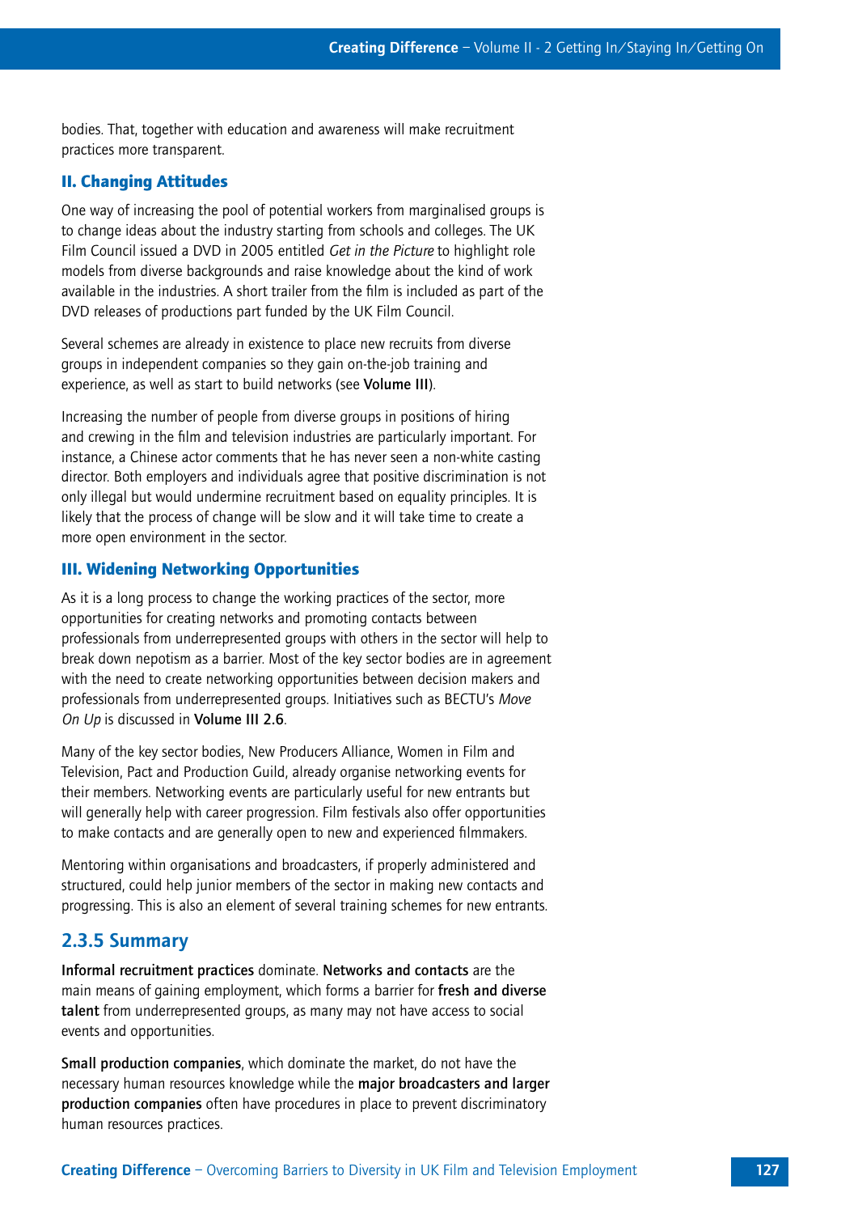bodies. That, together with education and awareness will make recruitment practices more transparent.

### II. Changing Attitudes

One way of increasing the pool of potential workers from marginalised groups is to change ideas about the industry starting from schools and colleges. The UK Film Council issued a DVD in 2005 entitled *Get in the Picture* to highlight role models from diverse backgrounds and raise knowledge about the kind of work available in the industries. A short trailer from the film is included as part of the DVD releases of productions part funded by the UK Film Council.

Several schemes are already in existence to place new recruits from diverse groups in independent companies so they gain on-the-job training and experience, as well as start to build networks (see **Volume III**).

Increasing the number of people from diverse groups in positions of hiring and crewing in the film and television industries are particularly important. For instance, a Chinese actor comments that he has never seen a non-white casting director. Both employers and individuals agree that positive discrimination is not only illegal but would undermine recruitment based on equality principles. It is likely that the process of change will be slow and it will take time to create a more open environment in the sector.

### III. Widening Networking Opportunities

As it is a long process to change the working practices of the sector, more opportunities for creating networks and promoting contacts between professionals from underrepresented groups with others in the sector will help to break down nepotism as a barrier. Most of the key sector bodies are in agreement with the need to create networking opportunities between decision makers and professionals from underrepresented groups. Initiatives such as BECTU's *Move On Up* is discussed in **Volume III 2.6**.

Many of the key sector bodies, New Producers Alliance, Women in Film and Television, Pact and Production Guild, already organise networking events for their members. Networking events are particularly useful for new entrants but will generally help with career progression. Film festivals also offer opportunities to make contacts and are generally open to new and experienced filmmakers.

Mentoring within organisations and broadcasters, if properly administered and structured, could help junior members of the sector in making new contacts and progressing. This is also an element of several training schemes for new entrants.

## 2.3.5 Summary

**Informal recruitment practices** dominate. **Networks and contacts** are the main means of gaining employment, which forms a barrier for **fresh and diverse talent** from underrepresented groups, as many may not have access to social events and opportunities.

**Small production companies**, which dominate the market, do not have the necessary human resources knowledge while the **major broadcasters and larger production companies** often have procedures in place to prevent discriminatory human resources practices.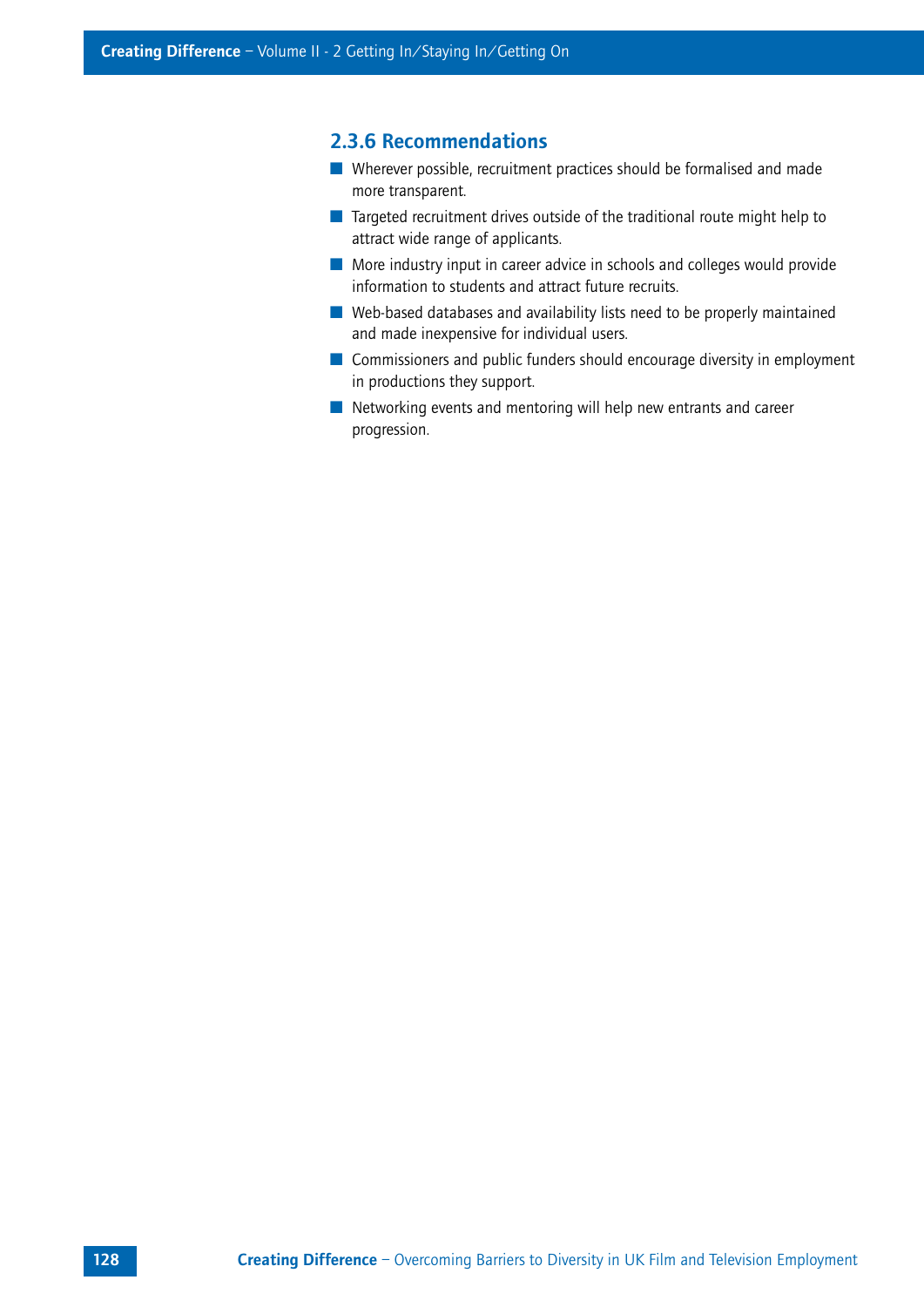### 2.3.6 Recommendations

- Wherever possible, recruitment practices should be formalised and made more transparent.
- Targeted recruitment drives outside of the traditional route might help to attract wide range of applicants.
- More industry input in career advice in schools and colleges would provide information to students and attract future recruits.
- Web-based databases and availability lists need to be properly maintained and made inexpensive for individual users.
- Commissioners and public funders should encourage diversity in employment in productions they support.
- Networking events and mentoring will help new entrants and career progression.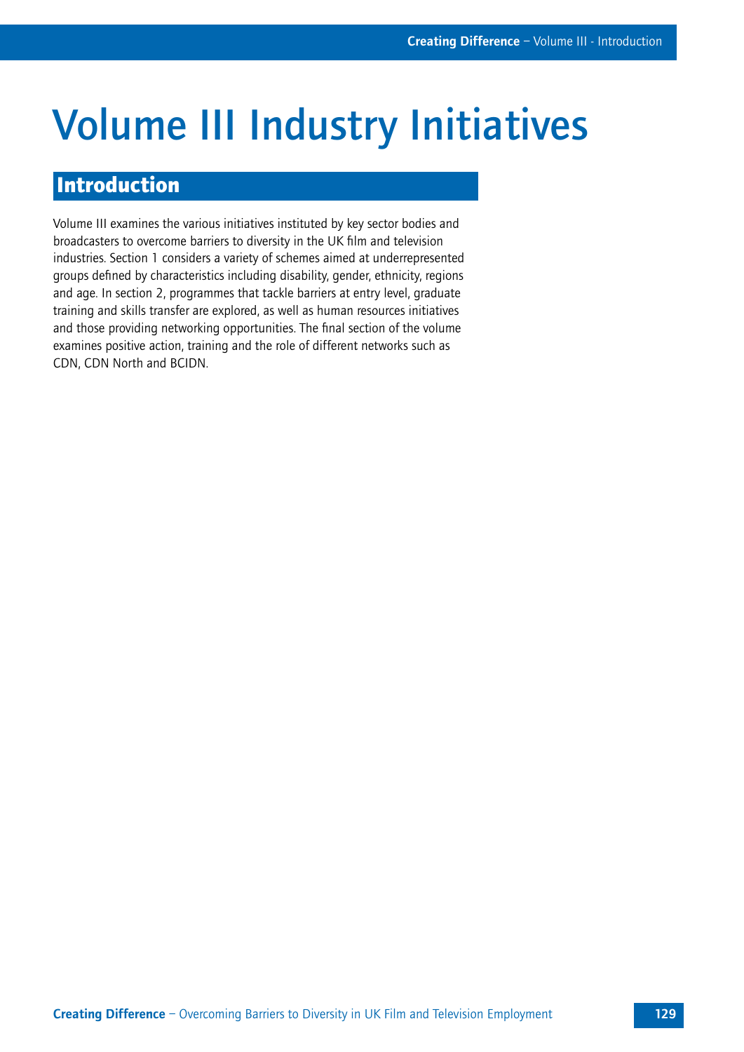# Volume III Industry Initiatives

## Introduction

Volume III examines the various initiatives instituted by key sector bodies and broadcasters to overcome barriers to diversity in the UK film and television industries. Section 1 considers a variety of schemes aimed at underrepresented groups defined by characteristics including disability, gender, ethnicity, regions and age. In section 2, programmes that tackle barriers at entry level, graduate training and skills transfer are explored, as well as human resources initiatives and those providing networking opportunities. The final section of the volume examines positive action, training and the role of different networks such as CDN, CDN North and BCIDN.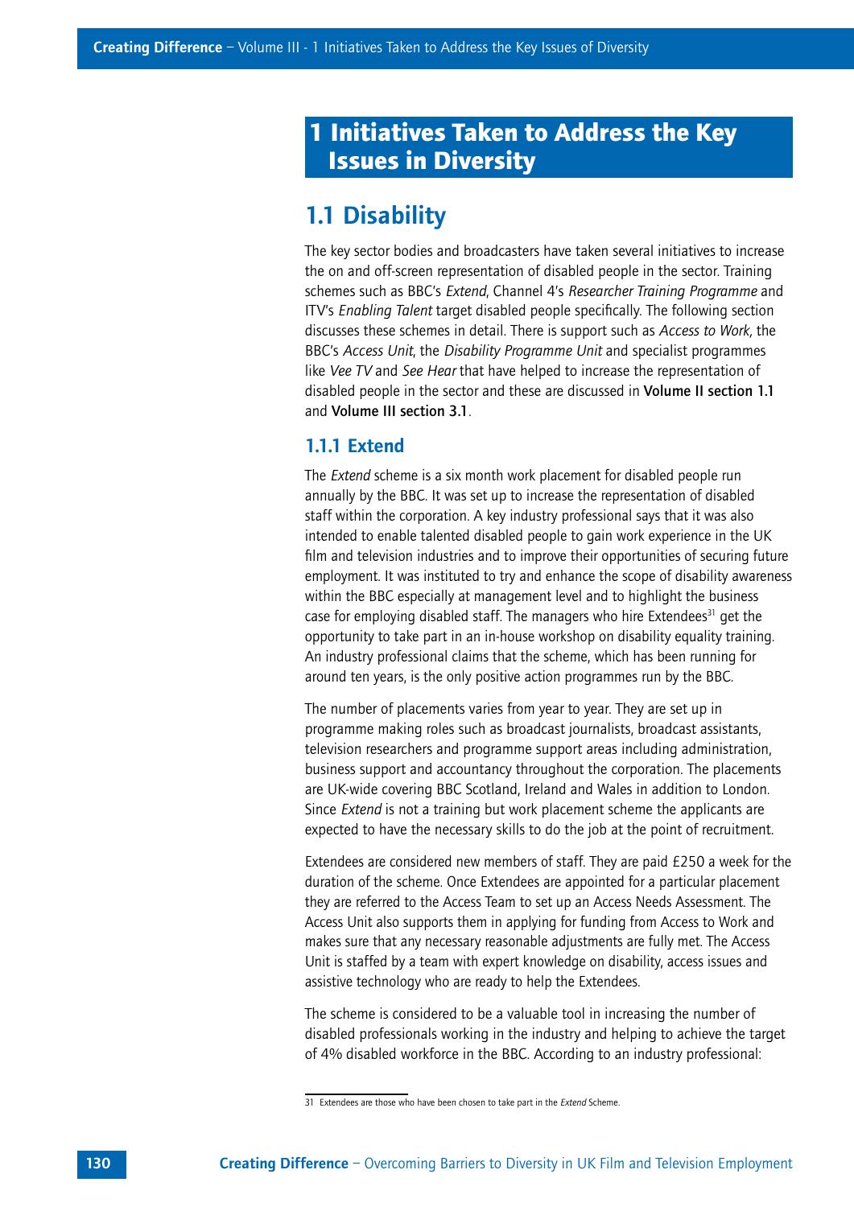# 1 Initiatives Taken to Address the Key Issues in Diversity

## 1.1 Disability

The key sector bodies and broadcasters have taken several initiatives to increase the on and off-screen representation of disabled people in the sector. Training schemes such as BBC's *Extend*, Channel 4's *Researcher Training Programme* and ITV's *Enabling Talent* target disabled people specifically. The following section discusses these schemes in detail. There is support such as *Access to Work*, the BBC's *Access Unit*, the *Disability Programme Unit* and specialist programmes like *Vee TV* and *See Hear* that have helped to increase the representation of disabled people in the sector and these are discussed in **Volume II section 1.1** and **Volume III section 3.1**.

### 1.1.1 Extend

The *Extend* scheme is a six month work placement for disabled people run annually by the BBC. It was set up to increase the representation of disabled staff within the corporation. A key industry professional says that it was also intended to enable talented disabled people to gain work experience in the UK film and television industries and to improve their opportunities of securing future employment. It was instituted to try and enhance the scope of disability awareness within the BBC especially at management level and to highlight the business case for employing disabled staff. The managers who hire Extendees[31] get the opportunity to take part in an in-house workshop on disability equality training. An industry professional claims that the scheme, which has been running for around ten years, is the only positive action programmes run by the BBC.

The number of placements varies from year to year. They are set up in programme making roles such as broadcast journalists, broadcast assistants, television researchers and programme support areas including administration, business support and accountancy throughout the corporation. The placements are UK-wide covering BBC Scotland, Ireland and Wales in addition to London. Since *Extend* is not a training but work placement scheme the applicants are expected to have the necessary skills to do the job at the point of recruitment.

Extendees are considered new members of staff. They are paid £250 a week for the duration of the scheme. Once Extendees are appointed for a particular placement they are referred to the Access Team to set up an Access Needs Assessment. The Access Unit also supports them in applying for funding from Access to Work and makes sure that any necessary reasonable adjustments are fully met. The Access Unit is staffed by a team with expert knowledge on disability, access issues and assistive technology who are ready to help the Extendees.

The scheme is considered to be a valuable tool in increasing the number of disabled professionals working in the industry and helping to achieve the target of 4% disabled workforce in the BBC. According to an industry professional:

---

31 Extendees are those who have been chosen to take part in the *Extend* Scheme.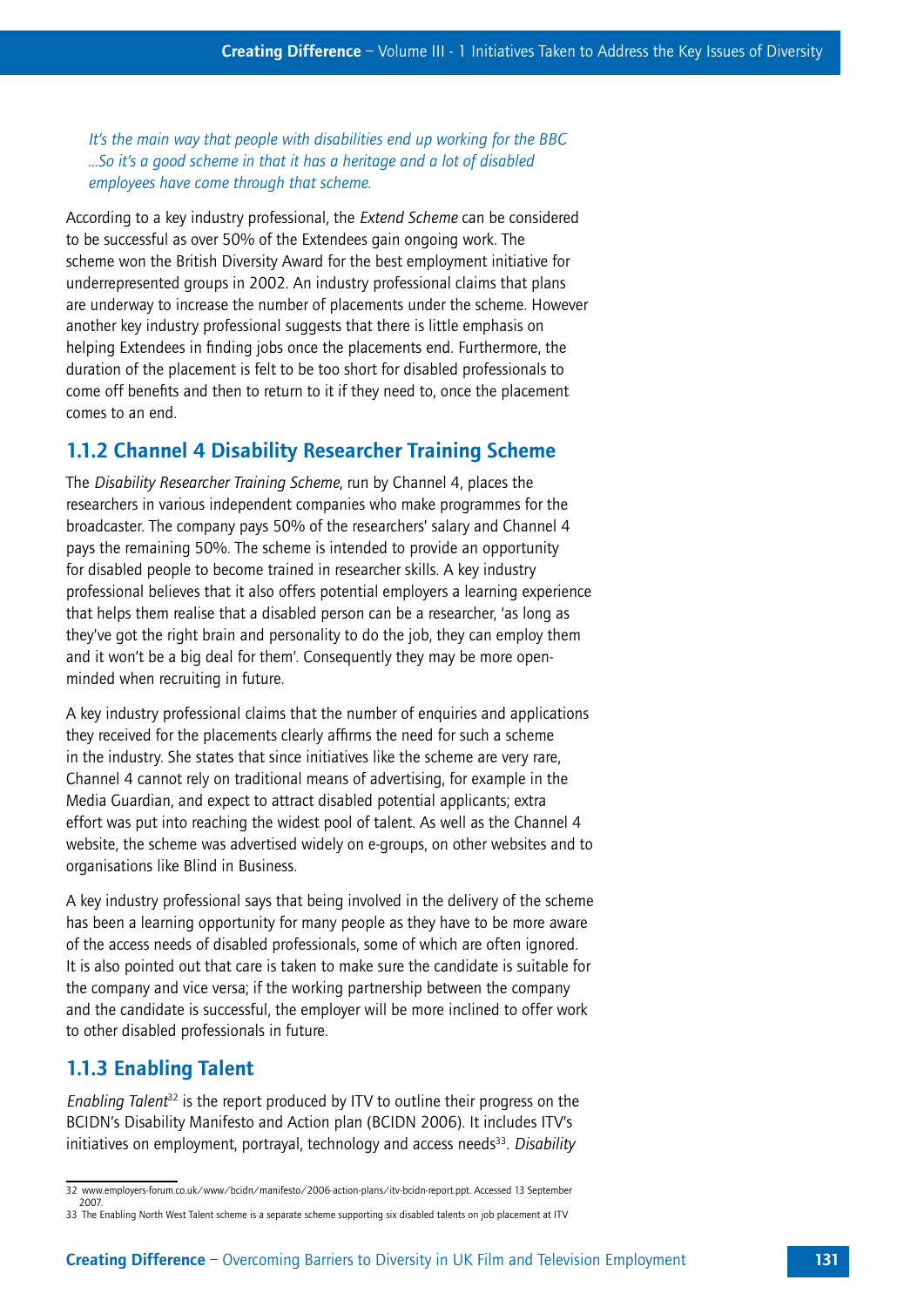*It's the main way that people with disabilities end up working for the BBC ...So it's a good scheme in that it has a heritage and a lot of disabled employees have come through that scheme.*

According to a key industry professional, the *Extend Scheme* can be considered to be successful as over 50% of the Extendees gain ongoing work. The scheme won the British Diversity Award for the best employment initiative for underrepresented groups in 2002. An industry professional claims that plans are underway to increase the number of placements under the scheme. However another key industry professional suggests that there is little emphasis on helping Extendees in finding jobs once the placements end. Furthermore, the duration of the placement is felt to be too short for disabled professionals to come off benefits and then to return to it if they need to, once the placement comes to an end.

### 1.1.2 Channel 4 Disability Researcher Training Scheme

The *Disability Researcher Training Scheme*, run by Channel 4, places the researchers in various independent companies who make programmes for the broadcaster. The company pays 50% of the researchers' salary and Channel 4 pays the remaining 50%. The scheme is intended to provide an opportunity for disabled people to become trained in researcher skills. A key industry professional believes that it also offers potential employers a learning experience that helps them realise that a disabled person can be a researcher, 'as long as they've got the right brain and personality to do the job, they can employ them and it won't be a big deal for them'. Consequently they may be more open-minded when recruiting in future.

A key industry professional claims that the number of enquiries and applications they received for the placements clearly affirms the need for such a scheme in the industry. She states that since initiatives like the scheme are very rare, Channel 4 cannot rely on traditional means of advertising, for example in the Media Guardian, and expect to attract disabled potential applicants; extra effort was put into reaching the widest pool of talent. As well as the Channel 4 website, the scheme was advertised widely on e-groups, on other websites and to organisations like Blind in Business.

A key industry professional says that being involved in the delivery of the scheme has been a learning opportunity for many people as they have to be more aware of the access needs of disabled professionals, some of which are often ignored. It is also pointed out that care is taken to make sure the candidate is suitable for the company and vice versa; if the working partnership between the company and the candidate is successful, the employer will be more inclined to offer work to other disabled professionals in future.

### 1.1.3 Enabling Talent

*Enabling Talent*[32] is the report produced by ITV to outline their progress on the BCIDN's Disability Manifesto and Action plan (BCIDN 2006). It includes ITV's initiatives on employment, portrayal, technology and access needs[33]. *Disability*

---

32 www.employers-forum.co.uk/www/bcidn/manifesto/2006-action-plans/itv-bcidn-report.ppt. Accessed 13 September 2007.

33 The Enabling North West Talent scheme is a separate scheme supporting six disabled talents on job placement at ITV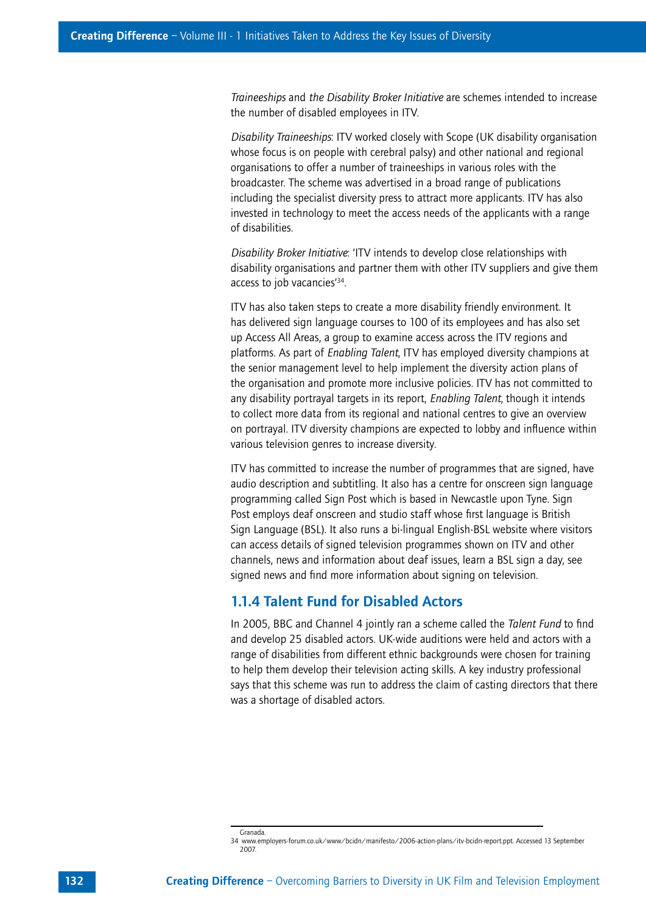*Traineeships* and *the Disability Broker Initiative* are schemes intended to increase the number of disabled employees in ITV.

*Disability Traineeships*: ITV worked closely with Scope (UK disability organisation whose focus is on people with cerebral palsy) and other national and regional organisations to offer a number of traineeships in various roles with the broadcaster. The scheme was advertised in a broad range of publications including the specialist diversity press to attract more applicants. ITV has also invested in technology to meet the access needs of the applicants with a range of disabilities.

*Disability Broker Initiative*: 'ITV intends to develop close relationships with disability organisations and partner them with other ITV suppliers and give them access to job vacancies'[34].

ITV has also taken steps to create a more disability friendly environment. It has delivered sign language courses to 100 of its employees and has also set up Access All Areas, a group to examine access across the ITV regions and platforms. As part of *Enabling Talent*, ITV has employed diversity champions at the senior management level to help implement the diversity action plans of the organisation and promote more inclusive policies. ITV has not committed to any disability portrayal targets in its report, *Enabling Talent*, though it intends to collect more data from its regional and national centres to give an overview on portrayal. ITV diversity champions are expected to lobby and influence within various television genres to increase diversity.

ITV has committed to increase the number of programmes that are signed, have audio description and subtitling. It also has a centre for onscreen sign language programming called Sign Post which is based in Newcastle upon Tyne. Sign Post employs deaf onscreen and studio staff whose first language is British Sign Language (BSL). It also runs a bi-lingual English-BSL website where visitors can access details of signed television programmes shown on ITV and other channels, news and information about deaf issues, learn a BSL sign a day, see signed news and find more information about signing on television.

### 1.1.4 Talent Fund for Disabled Actors

In 2005, BBC and Channel 4 jointly ran a scheme called the *Talent Fund* to find and develop 25 disabled actors. UK-wide auditions were held and actors with a range of disabilities from different ethnic backgrounds were chosen for training to help them develop their television acting skills. A key industry professional says that this scheme was run to address the claim of casting directors that there was a shortage of disabled actors.

---

Granada.

34 www.employers-forum.co.uk/www/bcidn/manifesto/2006-action-plans/itv-bcidn-report.ppt. Accessed 13 September 2007.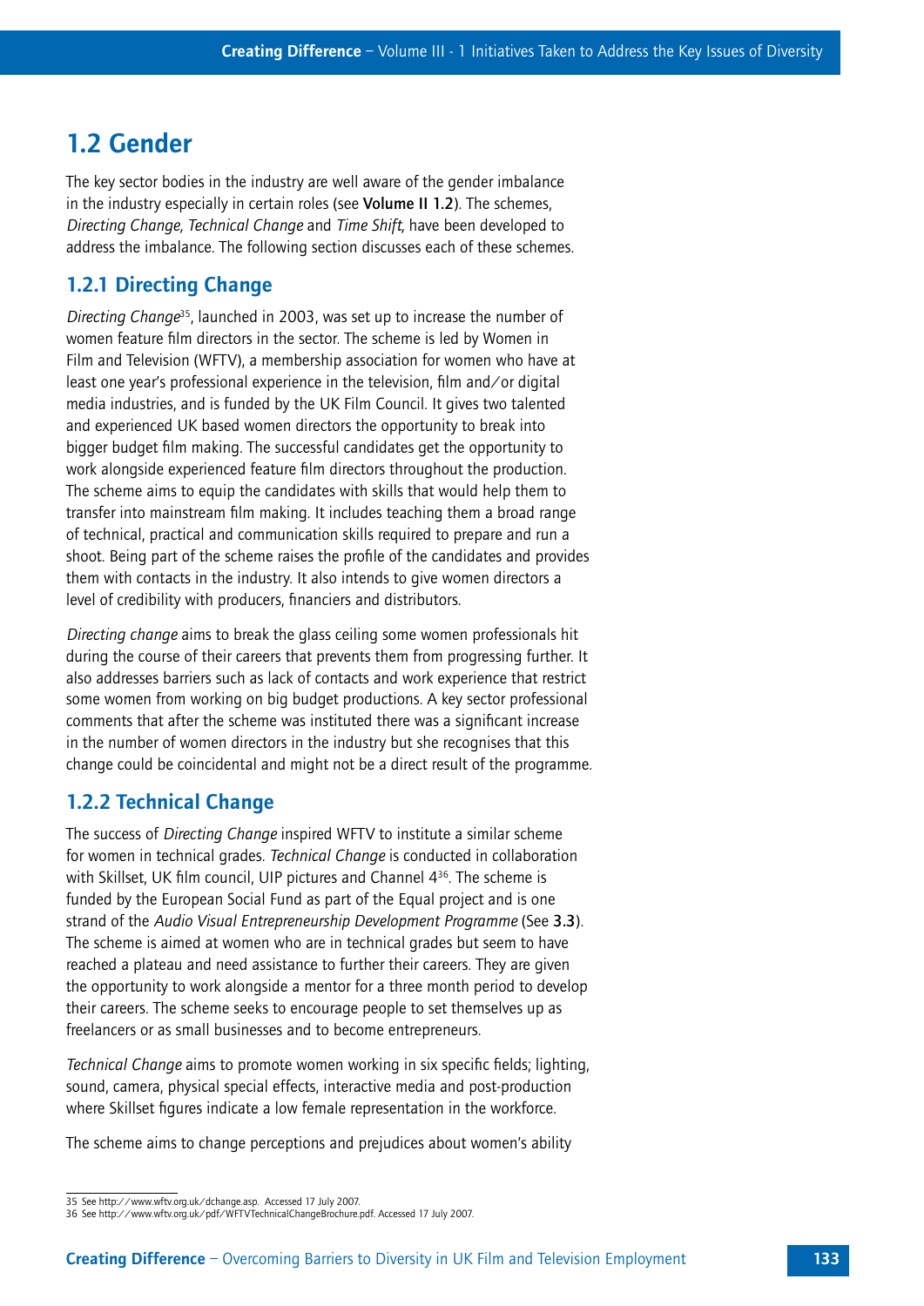## 1.2 Gender

The key sector bodies in the industry are well aware of the gender imbalance in the industry especially in certain roles (see **Volume II 1.2**). The schemes, *Directing Change*, *Technical Change* and *Time Shift,* have been developed to address the imbalance. The following section discusses each of these schemes.

### 1.2.1 Directing Change

*Directing Change*[35], launched in 2003, was set up to increase the number of women feature film directors in the sector. The scheme is led by Women in Film and Television (WFTV), a membership association for women who have at least one year's professional experience in the television, film and/or digital media industries, and is funded by the UK Film Council. It gives two talented and experienced UK based women directors the opportunity to break into bigger budget film making. The successful candidates get the opportunity to work alongside experienced feature film directors throughout the production. The scheme aims to equip the candidates with skills that would help them to transfer into mainstream film making. It includes teaching them a broad range of technical, practical and communication skills required to prepare and run a shoot. Being part of the scheme raises the profile of the candidates and provides them with contacts in the industry. It also intends to give women directors a level of credibility with producers, financiers and distributors.

*Directing change* aims to break the glass ceiling some women professionals hit during the course of their careers that prevents them from progressing further. It also addresses barriers such as lack of contacts and work experience that restrict some women from working on big budget productions. A key sector professional comments that after the scheme was instituted there was a significant increase in the number of women directors in the industry but she recognises that this change could be coincidental and might not be a direct result of the programme.

### 1.2.2 Technical Change

The success of *Directing Change* inspired WFTV to institute a similar scheme for women in technical grades. *Technical Change* is conducted in collaboration with Skillset, UK film council, UIP pictures and Channel 4[36]. The scheme is funded by the European Social Fund as part of the Equal project and is one strand of the *Audio Visual Entrepreneurship Development Programme* (See **3.3**). The scheme is aimed at women who are in technical grades but seem to have reached a plateau and need assistance to further their careers. They are given the opportunity to work alongside a mentor for a three month period to develop their careers. The scheme seeks to encourage people to set themselves up as freelancers or as small businesses and to become entrepreneurs.

*Technical Change* aims to promote women working in six specific fields; lighting, sound, camera, physical special effects, interactive media and post-production where Skillset figures indicate a low female representation in the workforce.

The scheme aims to change perceptions and prejudices about women's ability

35 See http://www.wftv.org.uk/dchange.asp. Accessed 17 July 2007.
36 See http://www.wftv.org.uk/pdf/WFTVTechnicalChangeBrochure.pdf. Accessed 17 July 2007.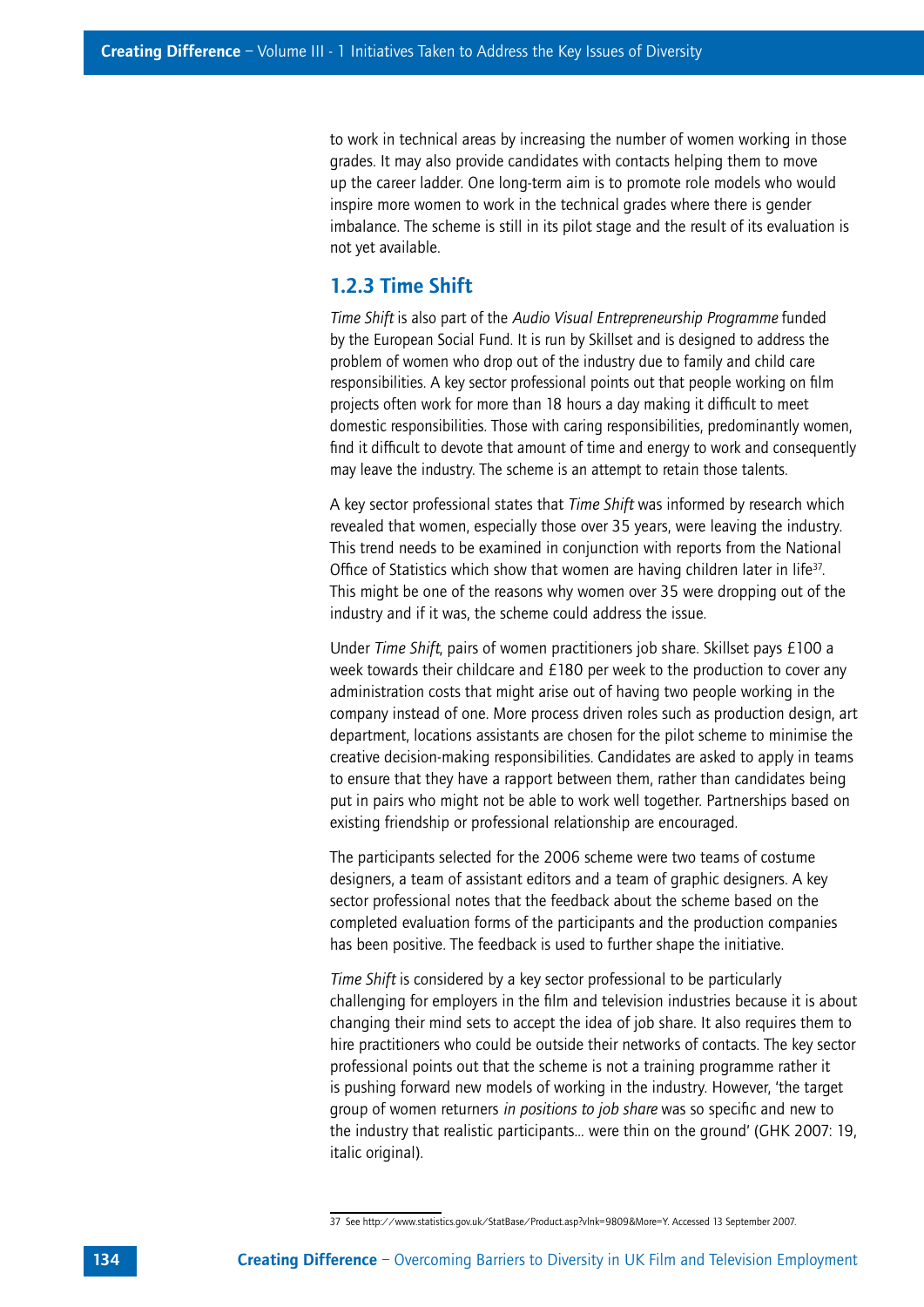to work in technical areas by increasing the number of women working in those grades. It may also provide candidates with contacts helping them to move up the career ladder. One long-term aim is to promote role models who would inspire more women to work in the technical grades where there is gender imbalance. The scheme is still in its pilot stage and the result of its evaluation is not yet available.

### 1.2.3 Time Shift

*Time Shift* is also part of the *Audio Visual Entrepreneurship Programme* funded by the European Social Fund. It is run by Skillset and is designed to address the problem of women who drop out of the industry due to family and child care responsibilities. A key sector professional points out that people working on film projects often work for more than 18 hours a day making it difficult to meet domestic responsibilities. Those with caring responsibilities, predominantly women, find it difficult to devote that amount of time and energy to work and consequently may leave the industry. The scheme is an attempt to retain those talents.

A key sector professional states that *Time Shift* was informed by research which revealed that women, especially those over 35 years, were leaving the industry. This trend needs to be examined in conjunction with reports from the National Office of Statistics which show that women are having children later in life[37]. This might be one of the reasons why women over 35 were dropping out of the industry and if it was, the scheme could address the issue.

Under *Time Shift*, pairs of women practitioners job share. Skillset pays £100 a week towards their childcare and £180 per week to the production to cover any administration costs that might arise out of having two people working in the company instead of one. More process driven roles such as production design, art department, locations assistants are chosen for the pilot scheme to minimise the creative decision-making responsibilities. Candidates are asked to apply in teams to ensure that they have a rapport between them, rather than candidates being put in pairs who might not be able to work well together. Partnerships based on existing friendship or professional relationship are encouraged.

The participants selected for the 2006 scheme were two teams of costume designers, a team of assistant editors and a team of graphic designers. A key sector professional notes that the feedback about the scheme based on the completed evaluation forms of the participants and the production companies has been positive. The feedback is used to further shape the initiative.

*Time Shift* is considered by a key sector professional to be particularly challenging for employers in the film and television industries because it is about changing their mind sets to accept the idea of job share. It also requires them to hire practitioners who could be outside their networks of contacts. The key sector professional points out that the scheme is not a training programme rather it is pushing forward new models of working in the industry. However, 'the target group of women returners *in positions to job share* was so specific and new to the industry that realistic participants... were thin on the ground' (GHK 2007: 19, italic original).

37 See http://www.statistics.gov.uk/StatBase/Product.asp?vlnk=9809&More=Y. Accessed 13 September 2007.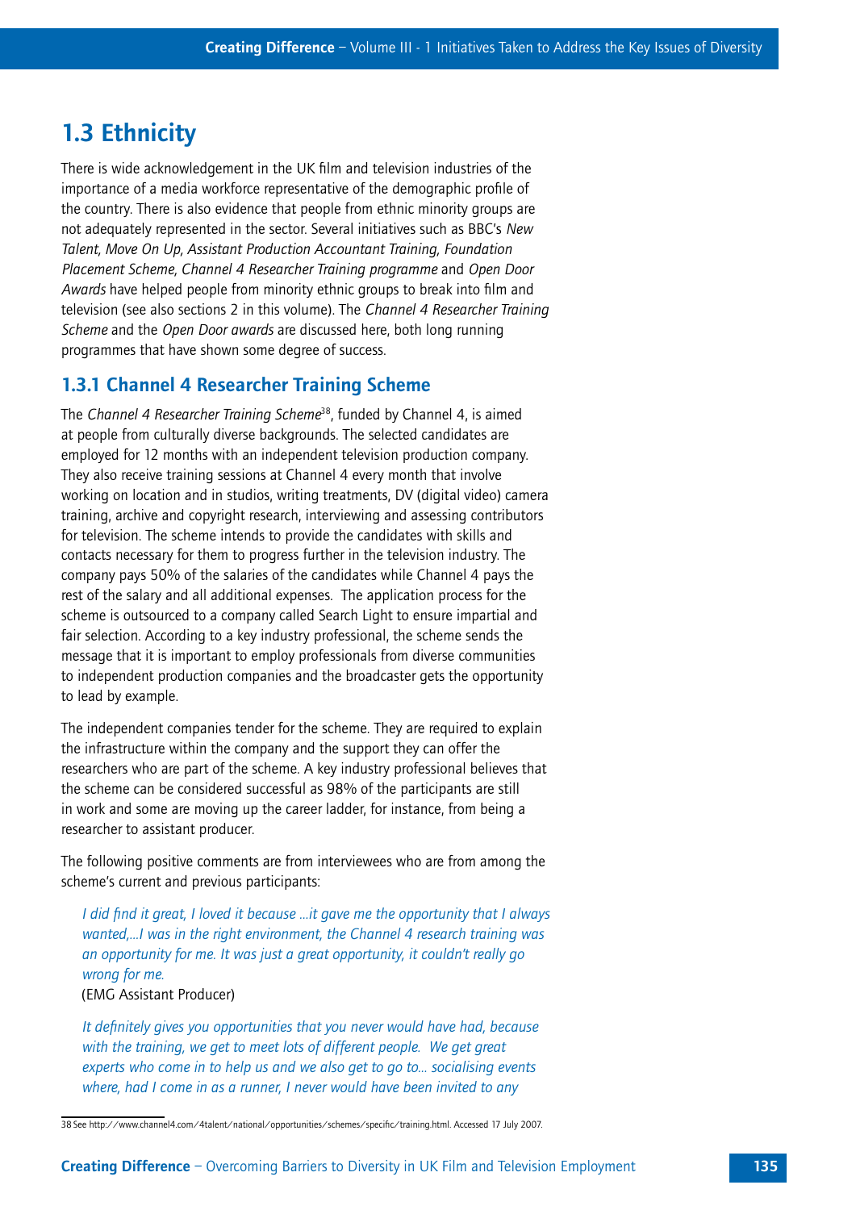## 1.3 Ethnicity

There is wide acknowledgement in the UK film and television industries of the importance of a media workforce representative of the demographic profile of the country. There is also evidence that people from ethnic minority groups are not adequately represented in the sector. Several initiatives such as BBC's *New Talent, Move On Up, Assistant Production Accountant Training, Foundation Placement Scheme, Channel 4 Researcher Training programme* and *Open Door Awards* have helped people from minority ethnic groups to break into film and television (see also sections 2 in this volume). The *Channel 4 Researcher Training Scheme* and the *Open Door awards* are discussed here, both long running programmes that have shown some degree of success.

### 1.3.1 Channel 4 Researcher Training Scheme

The *Channel 4 Researcher Training Scheme*[38], funded by Channel 4, is aimed at people from culturally diverse backgrounds. The selected candidates are employed for 12 months with an independent television production company. They also receive training sessions at Channel 4 every month that involve working on location and in studios, writing treatments, DV (digital video) camera training, archive and copyright research, interviewing and assessing contributors for television. The scheme intends to provide the candidates with skills and contacts necessary for them to progress further in the television industry. The company pays 50% of the salaries of the candidates while Channel 4 pays the rest of the salary and all additional expenses. The application process for the scheme is outsourced to a company called Search Light to ensure impartial and fair selection. According to a key industry professional, the scheme sends the message that it is important to employ professionals from diverse communities to independent production companies and the broadcaster gets the opportunity to lead by example.

The independent companies tender for the scheme. They are required to explain the infrastructure within the company and the support they can offer the researchers who are part of the scheme. A key industry professional believes that the scheme can be considered successful as 98% of the participants are still in work and some are moving up the career ladder, for instance, from being a researcher to assistant producer.

The following positive comments are from interviewees who are from among the scheme's current and previous participants:

> *I did find it great, I loved it because ...it gave me the opportunity that I always wanted,...I was in the right environment, the Channel 4 research training was an opportunity for me. It was just a great opportunity, it couldn't really go wrong for me.*
> (EMG Assistant Producer)

> *It definitely gives you opportunities that you never would have had, because with the training, we get to meet lots of different people. We get great experts who come in to help us and we also get to go to... socialising events where, had I come in as a runner, I never would have been invited to any*

---

38 See http://www.channel4.com/4talent/national/opportunities/schemes/specific/training.html. Accessed 17 July 2007.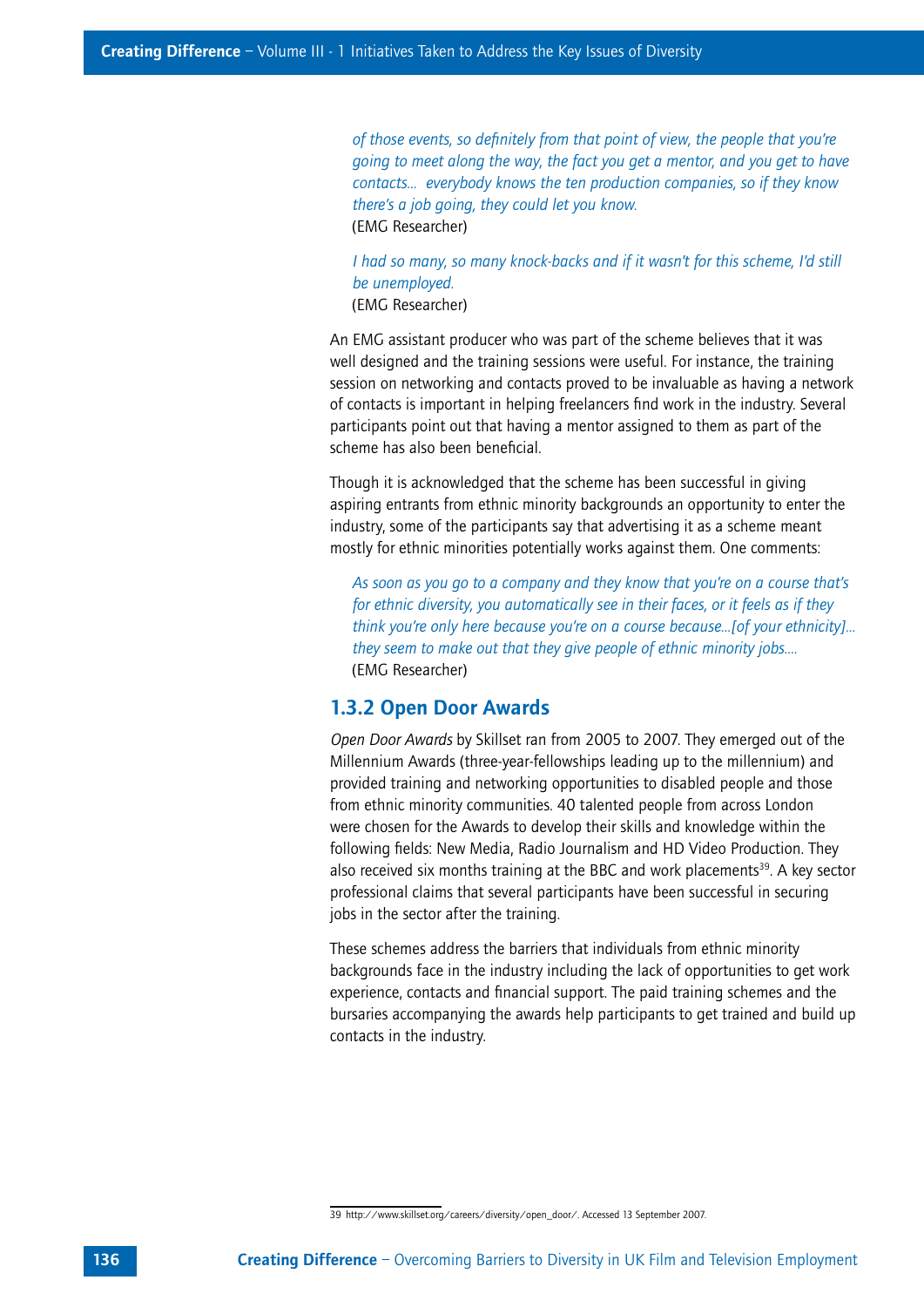*of those events, so definitely from that point of view, the people that you're going to meet along the way, the fact you get a mentor, and you get to have contacts... everybody knows the ten production companies, so if they know there's a job going, they could let you know.*
(EMG Researcher)

*I had so many, so many knock-backs and if it wasn't for this scheme, I'd still be unemployed.*
(EMG Researcher)

An EMG assistant producer who was part of the scheme believes that it was well designed and the training sessions were useful. For instance, the training session on networking and contacts proved to be invaluable as having a network of contacts is important in helping freelancers find work in the industry. Several participants point out that having a mentor assigned to them as part of the scheme has also been beneficial.

Though it is acknowledged that the scheme has been successful in giving aspiring entrants from ethnic minority backgrounds an opportunity to enter the industry, some of the participants say that advertising it as a scheme meant mostly for ethnic minorities potentially works against them. One comments:

*As soon as you go to a company and they know that you're on a course that's for ethnic diversity, you automatically see in their faces, or it feels as if they think you're only here because you're on a course because...[of your ethnicity]... they seem to make out that they give people of ethnic minority jobs....*
(EMG Researcher)

### 1.3.2 Open Door Awards

*Open Door Awards* by Skillset ran from 2005 to 2007. They emerged out of the Millennium Awards (three-year-fellowships leading up to the millennium) and provided training and networking opportunities to disabled people and those from ethnic minority communities. 40 talented people from across London were chosen for the Awards to develop their skills and knowledge within the following fields: New Media, Radio Journalism and HD Video Production. They also received six months training at the BBC and work placements[39]. A key sector professional claims that several participants have been successful in securing jobs in the sector after the training.

These schemes address the barriers that individuals from ethnic minority backgrounds face in the industry including the lack of opportunities to get work experience, contacts and financial support. The paid training schemes and the bursaries accompanying the awards help participants to get trained and build up contacts in the industry.

39 http://www.skillset.org/careers/diversity/open_door/. Accessed 13 September 2007.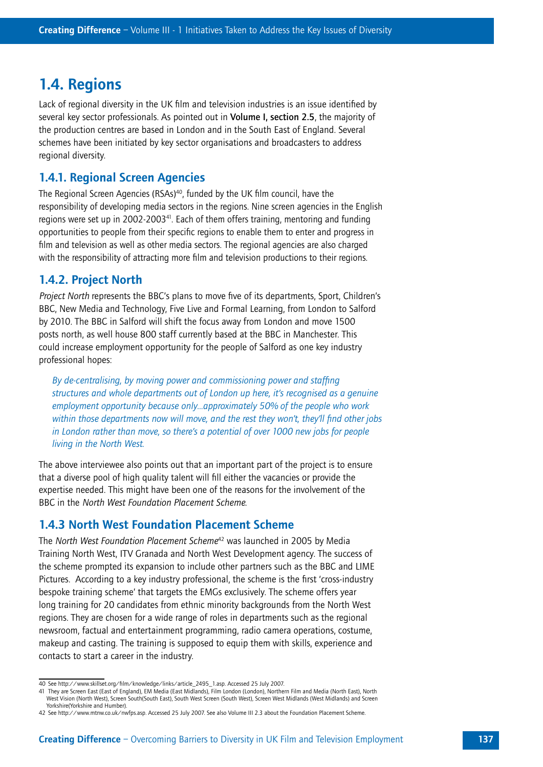## 1.4. Regions

Lack of regional diversity in the UK film and television industries is an issue identified by several key sector professionals. As pointed out in **Volume I, section 2.5**, the majority of the production centres are based in London and in the South East of England. Several schemes have been initiated by key sector organisations and broadcasters to address regional diversity.

### 1.4.1. Regional Screen Agencies

The Regional Screen Agencies (RSAs)[40], funded by the UK film council, have the responsibility of developing media sectors in the regions. Nine screen agencies in the English regions were set up in 2002-2003[41]. Each of them offers training, mentoring and funding opportunities to people from their specific regions to enable them to enter and progress in film and television as well as other media sectors. The regional agencies are also charged with the responsibility of attracting more film and television productions to their regions.

### 1.4.2. Project North

*Project North* represents the BBC's plans to move five of its departments, Sport, Children's BBC, New Media and Technology, Five Live and Formal Learning, from London to Salford by 2010. The BBC in Salford will shift the focus away from London and move 1500 posts north, as well house 800 staff currently based at the BBC in Manchester. This could increase employment opportunity for the people of Salford as one key industry professional hopes:

> *By de-centralising, by moving power and commissioning power and staffing structures and whole departments out of London up here, it's recognised as a genuine employment opportunity because only...approximately 50% of the people who work within those departments now will move, and the rest they won't, they'll find other jobs in London rather than move, so there's a potential of over 1000 new jobs for people living in the North West.*

The above interviewee also points out that an important part of the project is to ensure that a diverse pool of high quality talent will fill either the vacancies or provide the expertise needed. This might have been one of the reasons for the involvement of the BBC in the *North West Foundation Placement Scheme*.

### 1.4.3 North West Foundation Placement Scheme

The *North West Foundation Placement Scheme*[42] was launched in 2005 by Media Training North West, ITV Granada and North West Development agency. The success of the scheme prompted its expansion to include other partners such as the BBC and LIME Pictures. According to a key industry professional, the scheme is the first 'cross-industry bespoke training scheme' that targets the EMGs exclusively. The scheme offers year long training for 20 candidates from ethnic minority backgrounds from the North West regions. They are chosen for a wide range of roles in departments such as the regional newsroom, factual and entertainment programming, radio camera operations, costume, makeup and casting. The training is supposed to equip them with skills, experience and contacts to start a career in the industry.

---

40 See http://www.skillset.org/film/knowledge/links/article_2495_1.asp. Accessed 25 July 2007.

41 They are Screen East (East of England), EM Media (East Midlands), Film London (London), Northern Film and Media (North East), North West Vision (North West), Screen South(South East), South West Screen (South West), Screen West Midlands (West Midlands) and Screen Yorkshire(Yorkshire and Humber).

42 See http://www.mtnw.co.uk/nwfps.asp. Accessed 25 July 2007. See also Volume III 2.3 about the Foundation Placement Scheme.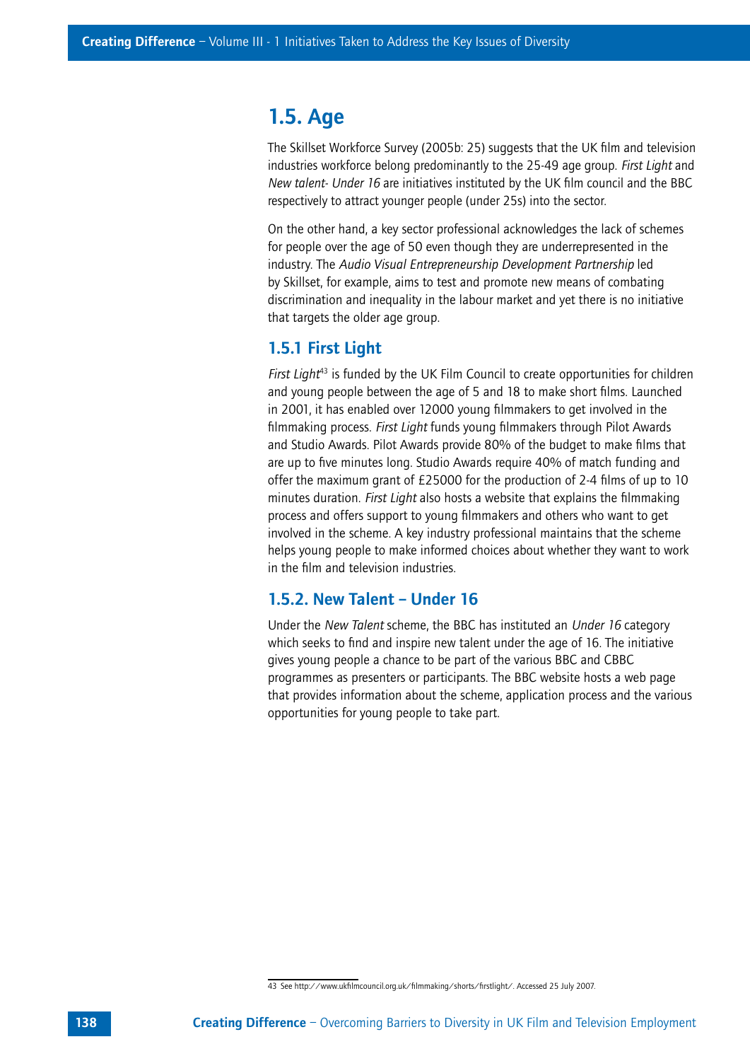## 1.5. Age

The Skillset Workforce Survey (2005b: 25) suggests that the UK film and television industries workforce belong predominantly to the 25-49 age group. *First Light* and *New talent- Under 16* are initiatives instituted by the UK film council and the BBC respectively to attract younger people (under 25s) into the sector.

On the other hand, a key sector professional acknowledges the lack of schemes for people over the age of 50 even though they are underrepresented in the industry. The *Audio Visual Entrepreneurship Development Partnership* led by Skillset, for example, aims to test and promote new means of combating discrimination and inequality in the labour market and yet there is no initiative that targets the older age group.

### 1.5.1 First Light

*First Light*[43] is funded by the UK Film Council to create opportunities for children and young people between the age of 5 and 18 to make short films. Launched in 2001, it has enabled over 12000 young filmmakers to get involved in the filmmaking process. *First Light* funds young filmmakers through Pilot Awards and Studio Awards. Pilot Awards provide 80% of the budget to make films that are up to five minutes long. Studio Awards require 40% of match funding and offer the maximum grant of £25000 for the production of 2-4 films of up to 10 minutes duration. *First Light* also hosts a website that explains the filmmaking process and offers support to young filmmakers and others who want to get involved in the scheme. A key industry professional maintains that the scheme helps young people to make informed choices about whether they want to work in the film and television industries.

### 1.5.2. New Talent – Under 16

Under the *New Talent* scheme, the BBC has instituted an *Under 16* category which seeks to find and inspire new talent under the age of 16. The initiative gives young people a chance to be part of the various BBC and CBBC programmes as presenters or participants. The BBC website hosts a web page that provides information about the scheme, application process and the various opportunities for young people to take part.

---

43 See http://www.ukfilmcouncil.org.uk/filmmaking/shorts/firstlight/. Accessed 25 July 2007.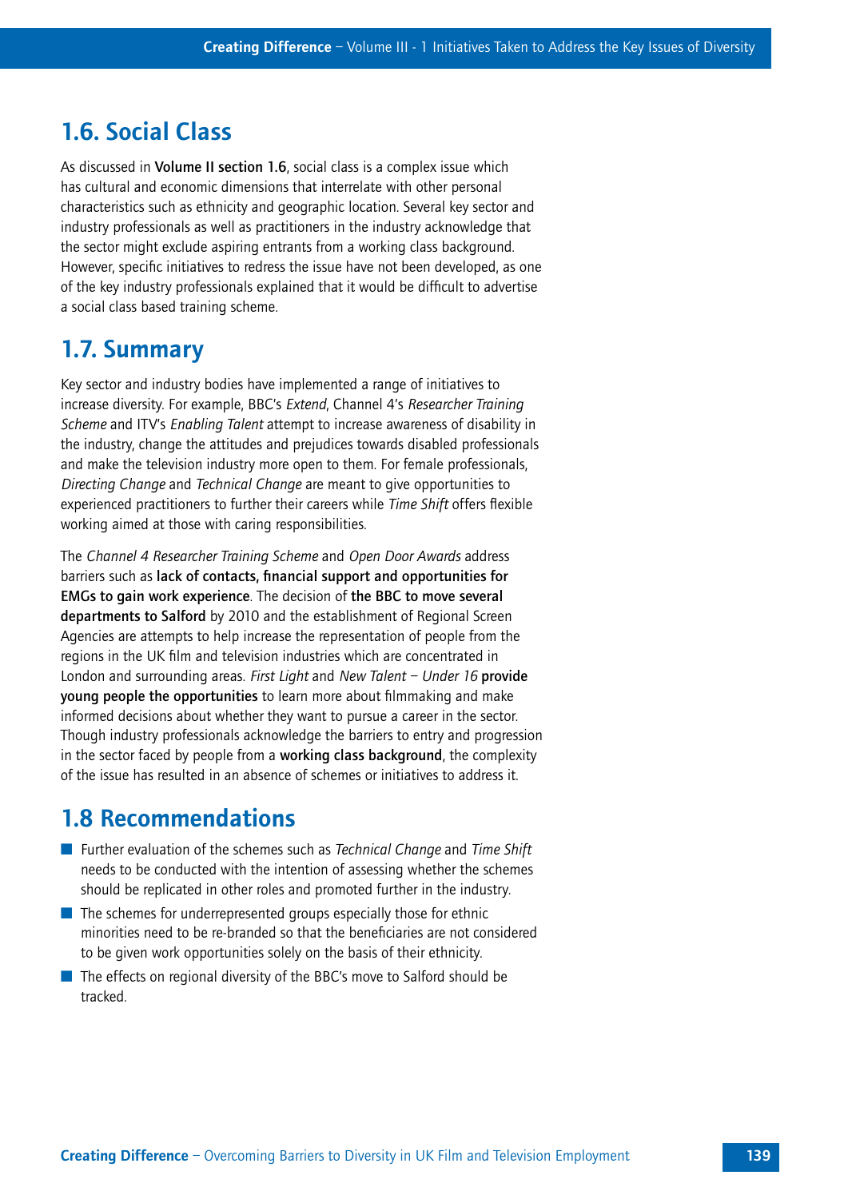## 1.6. Social Class

As discussed in **Volume II section 1.6**, social class is a complex issue which has cultural and economic dimensions that interrelate with other personal characteristics such as ethnicity and geographic location. Several key sector and industry professionals as well as practitioners in the industry acknowledge that the sector might exclude aspiring entrants from a working class background. However, specific initiatives to redress the issue have not been developed, as one of the key industry professionals explained that it would be difficult to advertise a social class based training scheme.

## 1.7. Summary

Key sector and industry bodies have implemented a range of initiatives to increase diversity. For example, BBC's *Extend*, Channel 4's *Researcher Training Scheme* and ITV's *Enabling Talent* attempt to increase awareness of disability in the industry, change the attitudes and prejudices towards disabled professionals and make the television industry more open to them. For female professionals, *Directing Change* and *Technical Change* are meant to give opportunities to experienced practitioners to further their careers while *Time Shift* offers flexible working aimed at those with caring responsibilities.

The *Channel 4 Researcher Training Scheme* and *Open Door Awards* address barriers such as **lack of contacts, financial support and opportunities for EMGs to gain work experience**. The decision of **the BBC to move several departments to Salford** by 2010 and the establishment of Regional Screen Agencies are attempts to help increase the representation of people from the regions in the UK film and television industries which are concentrated in London and surrounding areas. *First Light* and *New Talent – Under 16* **provide young people the opportunities** to learn more about filmmaking and make informed decisions about whether they want to pursue a career in the sector. Though industry professionals acknowledge the barriers to entry and progression in the sector faced by people from a **working class background**, the complexity of the issue has resulted in an absence of schemes or initiatives to address it.

## 1.8 Recommendations

- Further evaluation of the schemes such as *Technical Change* and *Time Shift* needs to be conducted with the intention of assessing whether the schemes should be replicated in other roles and promoted further in the industry.
- The schemes for underrepresented groups especially those for ethnic minorities need to be re-branded so that the beneficiaries are not considered to be given work opportunities solely on the basis of their ethnicity.
- The effects on regional diversity of the BBC's move to Salford should be tracked.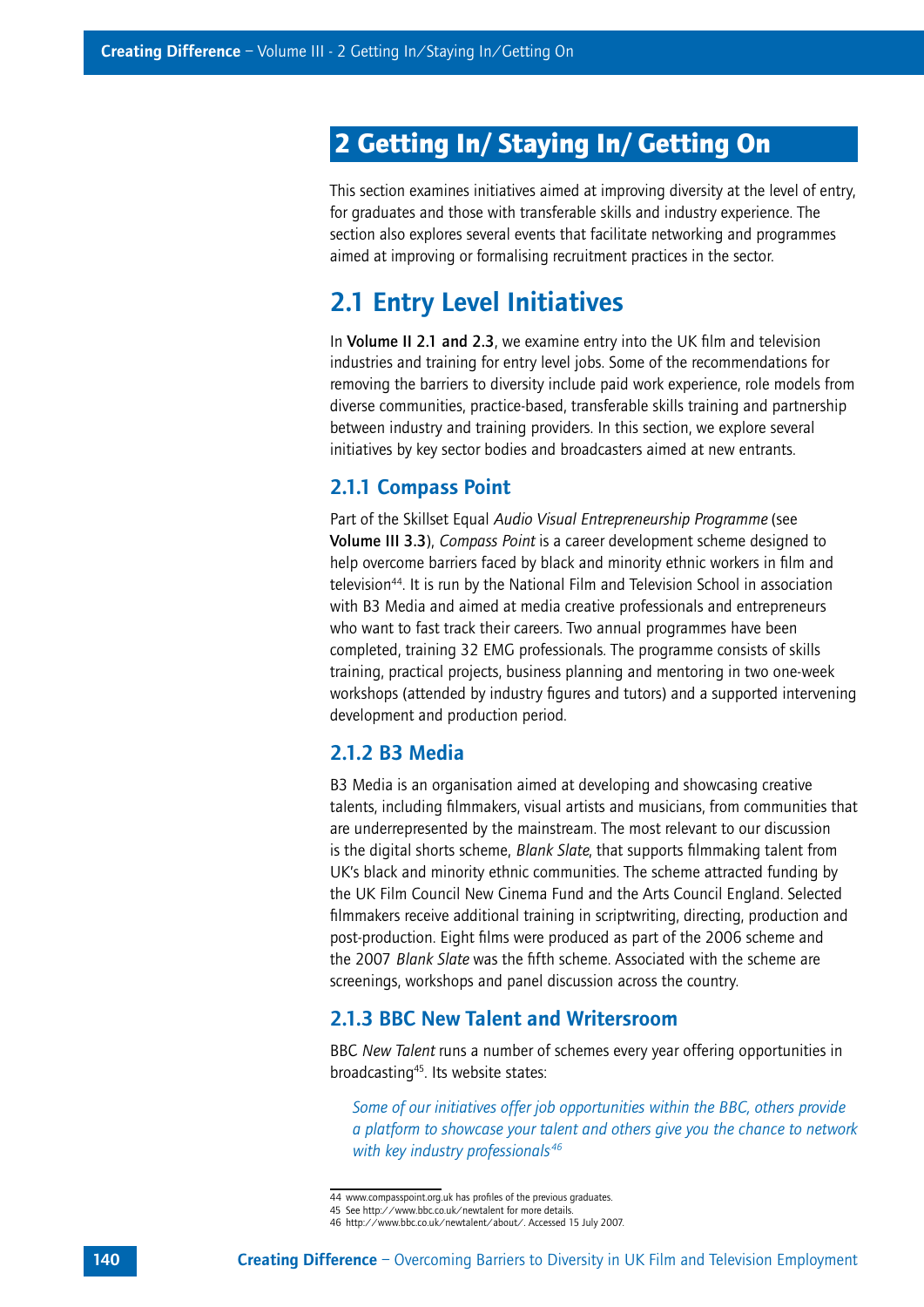# 2 Getting In/ Staying In/ Getting On

This section examines initiatives aimed at improving diversity at the level of entry, for graduates and those with transferable skills and industry experience. The section also explores several events that facilitate networking and programmes aimed at improving or formalising recruitment practices in the sector.

## 2.1 Entry Level Initiatives

In **Volume II 2.1 and 2.3**, we examine entry into the UK film and television industries and training for entry level jobs. Some of the recommendations for removing the barriers to diversity include paid work experience, role models from diverse communities, practice-based, transferable skills training and partnership between industry and training providers. In this section, we explore several initiatives by key sector bodies and broadcasters aimed at new entrants.

### 2.1.1 Compass Point

Part of the Skillset Equal *Audio Visual Entrepreneurship Programme* (see **Volume III 3.3**), *Compass Point* is a career development scheme designed to help overcome barriers faced by black and minority ethnic workers in film and television[44]. It is run by the National Film and Television School in association with B3 Media and aimed at media creative professionals and entrepreneurs who want to fast track their careers. Two annual programmes have been completed, training 32 EMG professionals. The programme consists of skills training, practical projects, business planning and mentoring in two one-week workshops (attended by industry figures and tutors) and a supported intervening development and production period.

### 2.1.2 B3 Media

B3 Media is an organisation aimed at developing and showcasing creative talents, including filmmakers, visual artists and musicians, from communities that are underrepresented by the mainstream. The most relevant to our discussion is the digital shorts scheme, *Blank Slate*, that supports filmmaking talent from UK's black and minority ethnic communities. The scheme attracted funding by the UK Film Council New Cinema Fund and the Arts Council England. Selected filmmakers receive additional training in scriptwriting, directing, production and post-production. Eight films were produced as part of the 2006 scheme and the 2007 *Blank Slate* was the fifth scheme. Associated with the scheme are screenings, workshops and panel discussion across the country.

### 2.1.3 BBC New Talent and Writersroom

BBC *New Talent* runs a number of schemes every year offering opportunities in broadcasting[45]. Its website states:

> *Some of our initiatives offer job opportunities within the BBC, others provide a platform to showcase your talent and others give you the chance to network with key industry professionals*[46]

---

44 www.compasspoint.org.uk has profiles of the previous graduates.
45 See http://www.bbc.co.uk/newtalent for more details.
46 http://www.bbc.co.uk/newtalent/about/. Accessed 15 July 2007.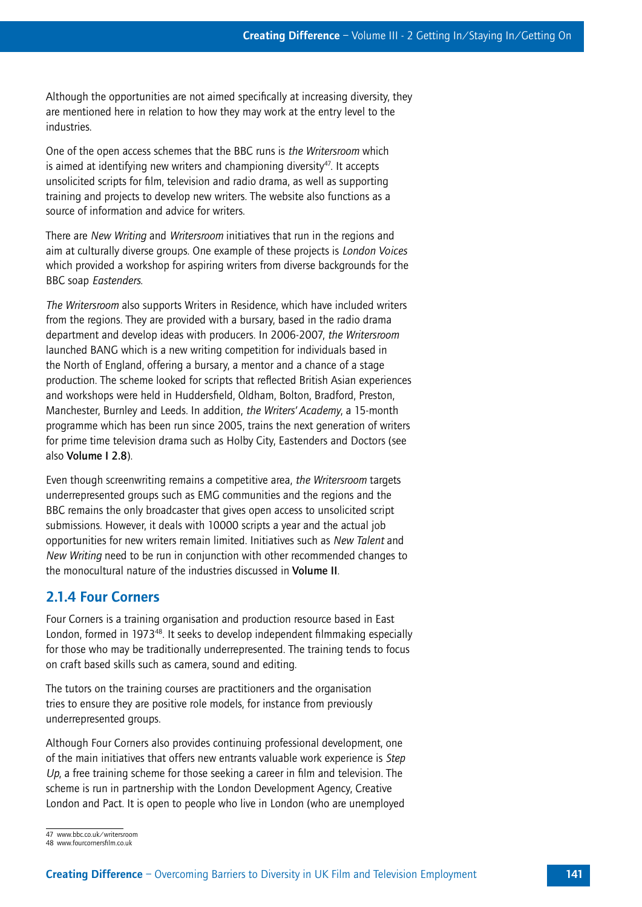Although the opportunities are not aimed specifically at increasing diversity, they are mentioned here in relation to how they may work at the entry level to the industries.

One of the open access schemes that the BBC runs is *the Writersroom* which is aimed at identifying new writers and championing diversity[47]. It accepts unsolicited scripts for film, television and radio drama, as well as supporting training and projects to develop new writers. The website also functions as a source of information and advice for writers.

There are *New Writing* and *Writersroom* initiatives that run in the regions and aim at culturally diverse groups. One example of these projects is *London Voices* which provided a workshop for aspiring writers from diverse backgrounds for the BBC soap *Eastenders*.

*The Writersroom* also supports Writers in Residence, which have included writers from the regions. They are provided with a bursary, based in the radio drama department and develop ideas with producers. In 2006-2007, *the Writersroom* launched BANG which is a new writing competition for individuals based in the North of England, offering a bursary, a mentor and a chance of a stage production. The scheme looked for scripts that reflected British Asian experiences and workshops were held in Huddersfield, Oldham, Bolton, Bradford, Preston, Manchester, Burnley and Leeds. In addition, *the Writers' Academy*, a 15-month programme which has been run since 2005, trains the next generation of writers for prime time television drama such as Holby City, Eastenders and Doctors (see also **Volume I 2.8**).

Even though screenwriting remains a competitive area, *the Writersroom* targets underrepresented groups such as EMG communities and the regions and the BBC remains the only broadcaster that gives open access to unsolicited script submissions. However, it deals with 10000 scripts a year and the actual job opportunities for new writers remain limited. Initiatives such as *New Talent* and *New Writing* need to be run in conjunction with other recommended changes to the monocultural nature of the industries discussed in **Volume II**.

## 2.1.4 Four Corners

Four Corners is a training organisation and production resource based in East London, formed in 1973[48]. It seeks to develop independent filmmaking especially for those who may be traditionally underrepresented. The training tends to focus on craft based skills such as camera, sound and editing.

The tutors on the training courses are practitioners and the organisation tries to ensure they are positive role models, for instance from previously underrepresented groups.

Although Four Corners also provides continuing professional development, one of the main initiatives that offers new entrants valuable work experience is *Step Up*, a free training scheme for those seeking a career in film and television. The scheme is run in partnership with the London Development Agency, Creative London and Pact. It is open to people who live in London (who are unemployed

47 www.bbc.co.uk/writersroom
48 www.fourcornersfilm.co.uk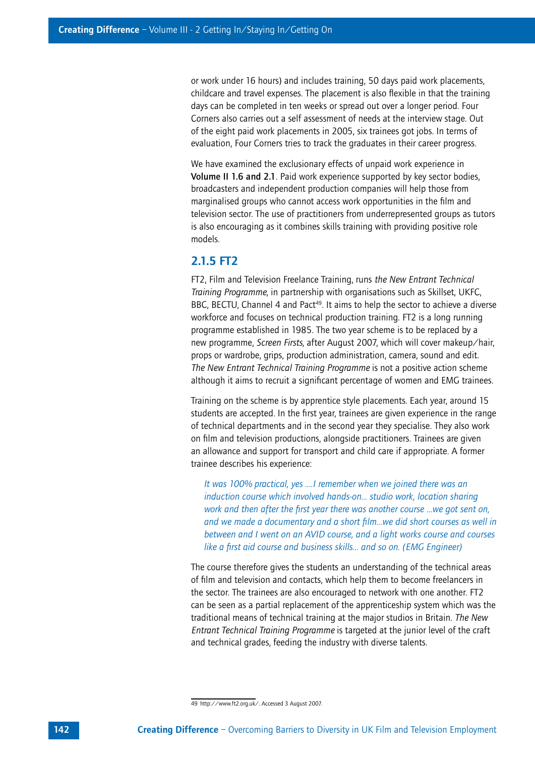or work under 16 hours) and includes training, 50 days paid work placements, childcare and travel expenses. The placement is also flexible in that the training days can be completed in ten weeks or spread out over a longer period. Four Corners also carries out a self assessment of needs at the interview stage. Out of the eight paid work placements in 2005, six trainees got jobs. In terms of evaluation, Four Corners tries to track the graduates in their career progress.

We have examined the exclusionary effects of unpaid work experience in **Volume II 1.6 and 2.1**. Paid work experience supported by key sector bodies, broadcasters and independent production companies will help those from marginalised groups who cannot access work opportunities in the film and television sector. The use of practitioners from underrepresented groups as tutors is also encouraging as it combines skills training with providing positive role models.

### 2.1.5 FT2

FT2, Film and Television Freelance Training, runs *the New Entrant Technical Training Programme*, in partnership with organisations such as Skillset, UKFC, BBC, BECTU, Channel 4 and Pact[49]. It aims to help the sector to achieve a diverse workforce and focuses on technical production training. FT2 is a long running programme established in 1985. The two year scheme is to be replaced by a new programme, *Screen Firsts*, after August 2007, which will cover makeup/hair, props or wardrobe, grips, production administration, camera, sound and edit. *The New Entrant Technical Training Programme* is not a positive action scheme although it aims to recruit a significant percentage of women and EMG trainees.

Training on the scheme is by apprentice style placements. Each year, around 15 students are accepted. In the first year, trainees are given experience in the range of technical departments and in the second year they specialise. They also work on film and television productions, alongside practitioners. Trainees are given an allowance and support for transport and child care if appropriate. A former trainee describes his experience:

> *It was 100% practical, yes ....I remember when we joined there was an induction course which involved hands-on... studio work, location sharing work and then after the first year there was another course ...we got sent on, and we made a documentary and a short film...we did short courses as well in between and I went on an AVID course, and a light works course and courses like a first aid course and business skills... and so on. (EMG Engineer)*

The course therefore gives the students an understanding of the technical areas of film and television and contacts, which help them to become freelancers in the sector. The trainees are also encouraged to network with one another. FT2 can be seen as a partial replacement of the apprenticeship system which was the traditional means of technical training at the major studios in Britain. *The New Entrant Technical Training Programme* is targeted at the junior level of the craft and technical grades, feeding the industry with diverse talents.

49 http://www.ft2.org.uk/. Accessed 3 August 2007.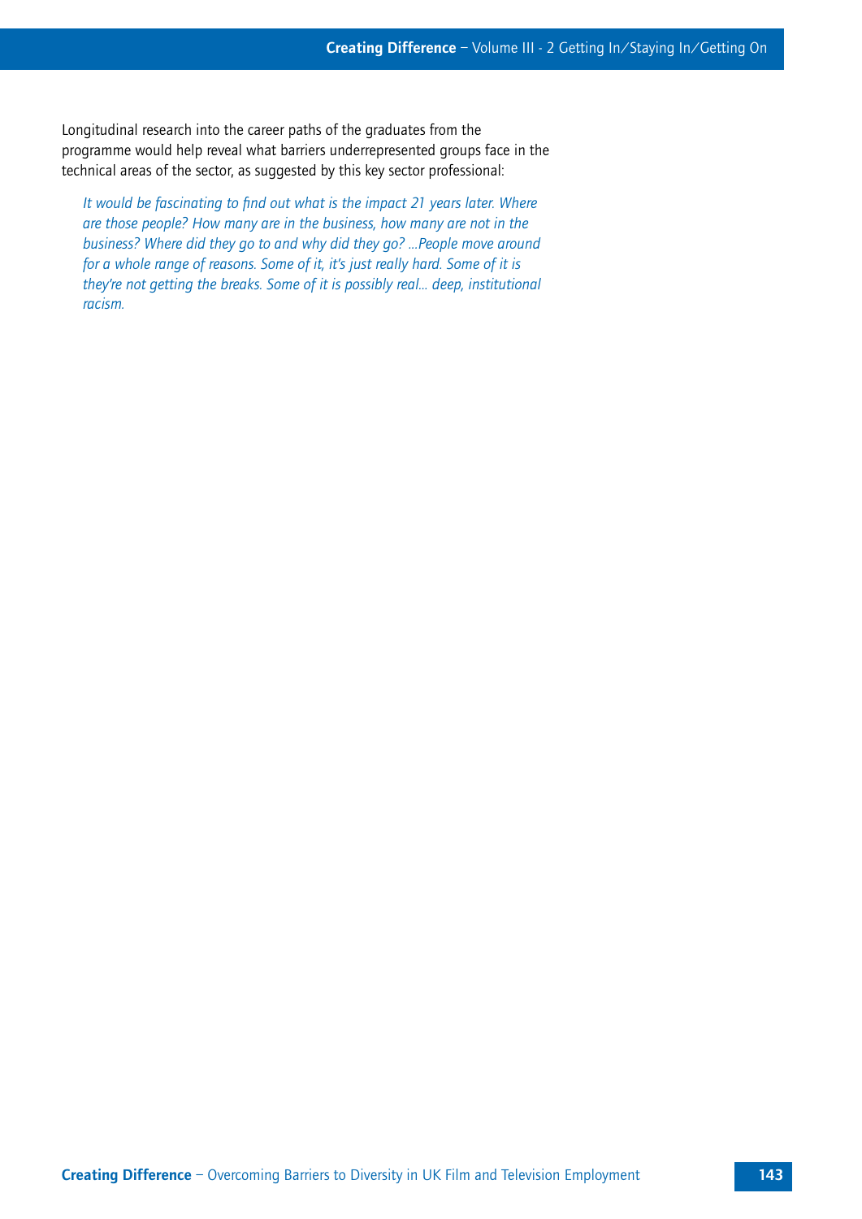Longitudinal research into the career paths of the graduates from the programme would help reveal what barriers underrepresented groups face in the technical areas of the sector, as suggested by this key sector professional:

> *It would be fascinating to find out what is the impact 21 years later. Where are those people? How many are in the business, how many are not in the business? Where did they go to and why did they go? ...People move around for a whole range of reasons. Some of it, it's just really hard. Some of it is they're not getting the breaks. Some of it is possibly real... deep, institutional racism.*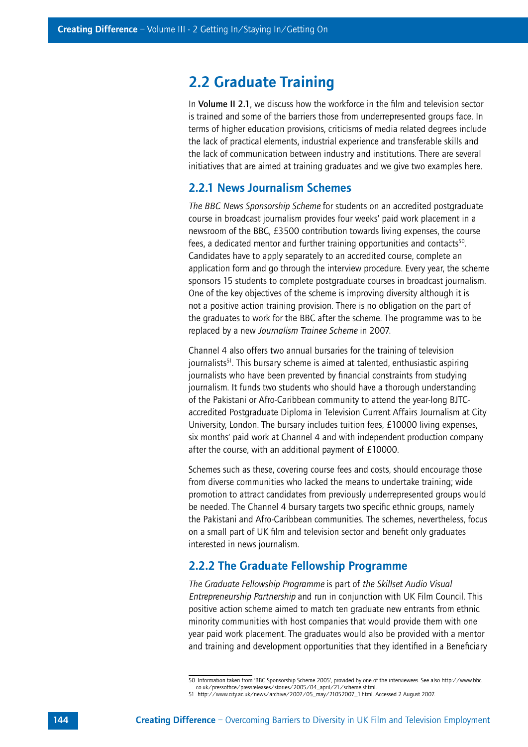## 2.2 Graduate Training

In **Volume II 2.1**, we discuss how the workforce in the film and television sector is trained and some of the barriers those from underrepresented groups face. In terms of higher education provisions, criticisms of media related degrees include the lack of practical elements, industrial experience and transferable skills and the lack of communication between industry and institutions. There are several initiatives that are aimed at training graduates and we give two examples here.

### 2.2.1 News Journalism Schemes

*The BBC News Sponsorship Scheme* for students on an accredited postgraduate course in broadcast journalism provides four weeks' paid work placement in a newsroom of the BBC, £3500 contribution towards living expenses, the course fees, a dedicated mentor and further training opportunities and contacts[50]. Candidates have to apply separately to an accredited course, complete an application form and go through the interview procedure. Every year, the scheme sponsors 15 students to complete postgraduate courses in broadcast journalism. One of the key objectives of the scheme is improving diversity although it is not a positive action training provision. There is no obligation on the part of the graduates to work for the BBC after the scheme. The programme was to be replaced by a new *Journalism Trainee Scheme* in 2007.

Channel 4 also offers two annual bursaries for the training of television journalists[51]. This bursary scheme is aimed at talented, enthusiastic aspiring journalists who have been prevented by financial constraints from studying journalism. It funds two students who should have a thorough understanding of the Pakistani or Afro-Caribbean community to attend the year-long BJTC-accredited Postgraduate Diploma in Television Current Affairs Journalism at City University, London. The bursary includes tuition fees, £10000 living expenses, six months' paid work at Channel 4 and with independent production company after the course, with an additional payment of £10000.

Schemes such as these, covering course fees and costs, should encourage those from diverse communities who lacked the means to undertake training; wide promotion to attract candidates from previously underrepresented groups would be needed. The Channel 4 bursary targets two specific ethnic groups, namely the Pakistani and Afro-Caribbean communities. The schemes, nevertheless, focus on a small part of UK film and television sector and benefit only graduates interested in news journalism.

### 2.2.2 The Graduate Fellowship Programme

*The Graduate Fellowship Programme* is part of *the Skillset Audio Visual Entrepreneurship Partnership* and run in conjunction with UK Film Council. This positive action scheme aimed to match ten graduate new entrants from ethnic minority communities with host companies that would provide them with one year paid work placement. The graduates would also be provided with a mentor and training and development opportunities that they identified in a Beneficiary

50 Information taken from 'BBC Sponsorship Scheme 2005', provided by one of the interviewees. See also http://www.bbc.co.uk/pressoffice/pressreleases/stories/2005/04_april/21/scheme.shtml.

51 http://www.city.ac.uk/news/archive/2007/05_may/21052007_1.html. Accessed 2 August 2007.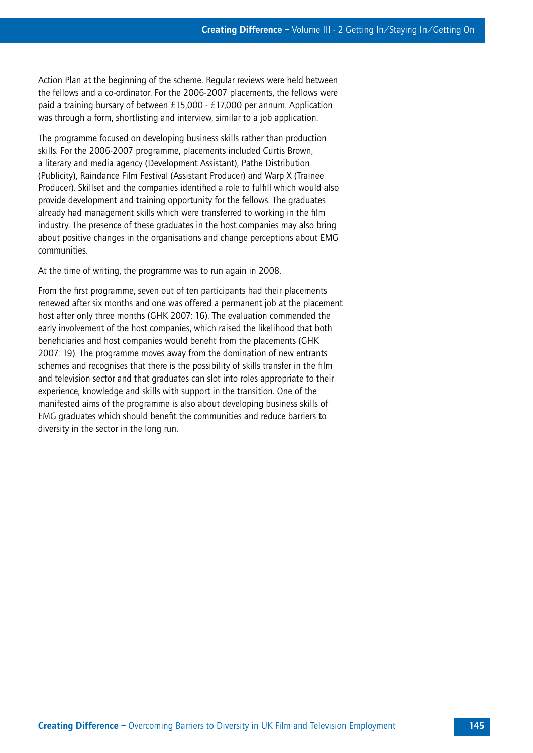Action Plan at the beginning of the scheme. Regular reviews were held between the fellows and a co-ordinator. For the 2006-2007 placements, the fellows were paid a training bursary of between £15,000 - £17,000 per annum. Application was through a form, shortlisting and interview, similar to a job application.

The programme focused on developing business skills rather than production skills. For the 2006-2007 programme, placements included Curtis Brown, a literary and media agency (Development Assistant), Pathe Distribution (Publicity), Raindance Film Festival (Assistant Producer) and Warp X (Trainee Producer). Skillset and the companies identified a role to fulfill which would also provide development and training opportunity for the fellows. The graduates already had management skills which were transferred to working in the film industry. The presence of these graduates in the host companies may also bring about positive changes in the organisations and change perceptions about EMG communities.

At the time of writing, the programme was to run again in 2008.

From the first programme, seven out of ten participants had their placements renewed after six months and one was offered a permanent job at the placement host after only three months (GHK 2007: 16). The evaluation commended the early involvement of the host companies, which raised the likelihood that both beneficiaries and host companies would benefit from the placements (GHK 2007: 19). The programme moves away from the domination of new entrants schemes and recognises that there is the possibility of skills transfer in the film and television sector and that graduates can slot into roles appropriate to their experience, knowledge and skills with support in the transition. One of the manifested aims of the programme is also about developing business skills of EMG graduates which should benefit the communities and reduce barriers to diversity in the sector in the long run.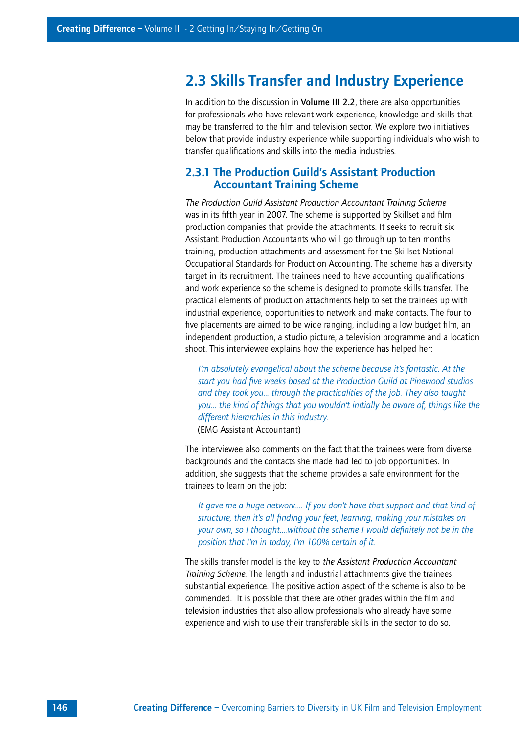## 2.3 Skills Transfer and Industry Experience

In addition to the discussion in **Volume III 2.2**, there are also opportunities for professionals who have relevant work experience, knowledge and skills that may be transferred to the film and television sector. We explore two initiatives below that provide industry experience while supporting individuals who wish to transfer qualifications and skills into the media industries.

### 2.3.1 The Production Guild's Assistant Production Accountant Training Scheme

*The Production Guild Assistant Production Accountant Training Scheme* was in its fifth year in 2007. The scheme is supported by Skillset and film production companies that provide the attachments. It seeks to recruit six Assistant Production Accountants who will go through up to ten months training, production attachments and assessment for the Skillset National Occupational Standards for Production Accounting. The scheme has a diversity target in its recruitment. The trainees need to have accounting qualifications and work experience so the scheme is designed to promote skills transfer. The practical elements of production attachments help to set the trainees up with industrial experience, opportunities to network and make contacts. The four to five placements are aimed to be wide ranging, including a low budget film, an independent production, a studio picture, a television programme and a location shoot. This interviewee explains how the experience has helped her:

> *I'm absolutely evangelical about the scheme because it's fantastic. At the start you had five weeks based at the Production Guild at Pinewood studios and they took you... through the practicalities of the job. They also taught you... the kind of things that you wouldn't initially be aware of, things like the different hierarchies in this industry.*
> (EMG Assistant Accountant)

The interviewee also comments on the fact that the trainees were from diverse backgrounds and the contacts she made had led to job opportunities. In addition, she suggests that the scheme provides a safe environment for the trainees to learn on the job:

> *It gave me a huge network.... If you don't have that support and that kind of structure, then it's all finding your feet, learning, making your mistakes on your own, so I thought....without the scheme I would definitely not be in the position that I'm in today, I'm 100% certain of it.*

The skills transfer model is the key to *the Assistant Production Accountant Training Scheme*. The length and industrial attachments give the trainees substantial experience. The positive action aspect of the scheme is also to be commended. It is possible that there are other grades within the film and television industries that also allow professionals who already have some experience and wish to use their transferable skills in the sector to do so.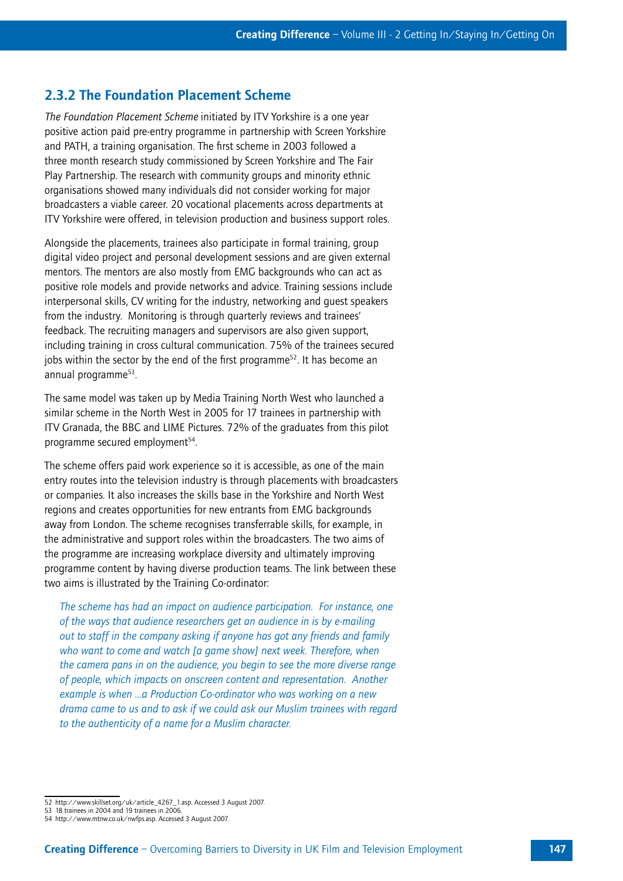### 2.3.2 The Foundation Placement Scheme

*The Foundation Placement Scheme* initiated by ITV Yorkshire is a one year positive action paid pre-entry programme in partnership with Screen Yorkshire and PATH, a training organisation. The first scheme in 2003 followed a three month research study commissioned by Screen Yorkshire and The Fair Play Partnership. The research with community groups and minority ethnic organisations showed many individuals did not consider working for major broadcasters a viable career. 20 vocational placements across departments at ITV Yorkshire were offered, in television production and business support roles.

Alongside the placements, trainees also participate in formal training, group digital video project and personal development sessions and are given external mentors. The mentors are also mostly from EMG backgrounds who can act as positive role models and provide networks and advice. Training sessions include interpersonal skills, CV writing for the industry, networking and guest speakers from the industry. Monitoring is through quarterly reviews and trainees' feedback. The recruiting managers and supervisors are also given support, including training in cross cultural communication. 75% of the trainees secured jobs within the sector by the end of the first programme[52]. It has become an annual programme[53].

The same model was taken up by Media Training North West who launched a similar scheme in the North West in 2005 for 17 trainees in partnership with ITV Granada, the BBC and LIME Pictures. 72% of the graduates from this pilot programme secured employment[54].

The scheme offers paid work experience so it is accessible, as one of the main entry routes into the television industry is through placements with broadcasters or companies. It also increases the skills base in the Yorkshire and North West regions and creates opportunities for new entrants from EMG backgrounds away from London. The scheme recognises transferrable skills, for example, in the administrative and support roles within the broadcasters. The two aims of the programme are increasing workplace diversity and ultimately improving programme content by having diverse production teams. The link between these two aims is illustrated by the Training Co-ordinator:

> *The scheme has had an impact on audience participation. For instance, one of the ways that audience researchers get an audience in is by e-mailing out to staff in the company asking if anyone has got any friends and family who want to come and watch [a game show] next week. Therefore, when the camera pans in on the audience, you begin to see the more diverse range of people, which impacts on onscreen content and representation. Another example is when ...a Production Co-ordinator who was working on a new drama came to us and to ask if we could ask our Muslim trainees with regard to the authenticity of a name for a Muslim character.*

---

52 http://www.skillset.org/uk/article_4267_1.asp. Accessed 3 August 2007.
53 18 trainees in 2004 and 19 trainees in 2006.
54 http://www.mtnw.co.uk/nwfps.asp. Accessed 3 August 2007.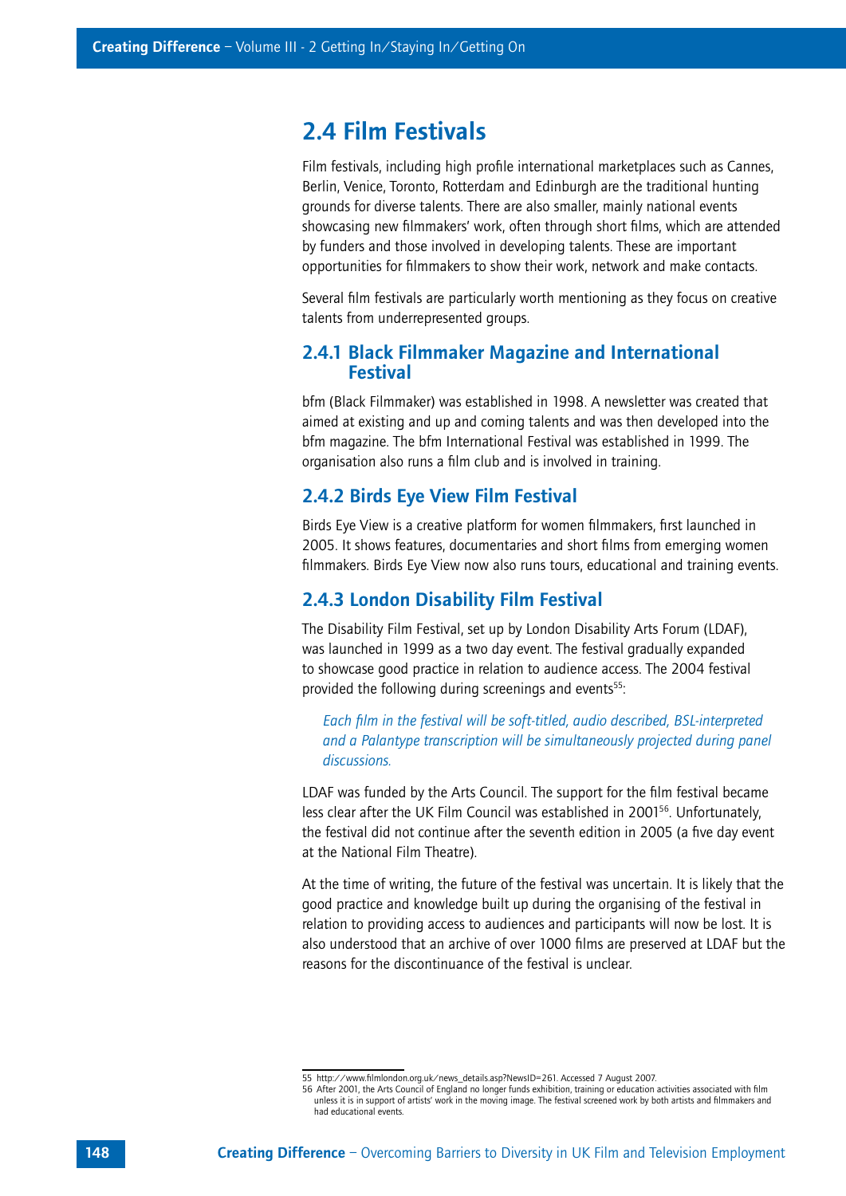## 2.4 Film Festivals

Film festivals, including high profile international marketplaces such as Cannes, Berlin, Venice, Toronto, Rotterdam and Edinburgh are the traditional hunting grounds for diverse talents. There are also smaller, mainly national events showcasing new filmmakers' work, often through short films, which are attended by funders and those involved in developing talents. These are important opportunities for filmmakers to show their work, network and make contacts.

Several film festivals are particularly worth mentioning as they focus on creative talents from underrepresented groups.

### 2.4.1 Black Filmmaker Magazine and International Festival

bfm (Black Filmmaker) was established in 1998. A newsletter was created that aimed at existing and up and coming talents and was then developed into the bfm magazine. The bfm International Festival was established in 1999. The organisation also runs a film club and is involved in training.

### 2.4.2 Birds Eye View Film Festival

Birds Eye View is a creative platform for women filmmakers, first launched in 2005. It shows features, documentaries and short films from emerging women filmmakers. Birds Eye View now also runs tours, educational and training events.

### 2.4.3 London Disability Film Festival

The Disability Film Festival, set up by London Disability Arts Forum (LDAF), was launched in 1999 as a two day event. The festival gradually expanded to showcase good practice in relation to audience access. The 2004 festival provided the following during screenings and events[55]:

> *Each film in the festival will be soft-titled, audio described, BSL-interpreted and a Palantype transcription will be simultaneously projected during panel discussions.*

LDAF was funded by the Arts Council. The support for the film festival became less clear after the UK Film Council was established in 2001[56]. Unfortunately, the festival did not continue after the seventh edition in 2005 (a five day event at the National Film Theatre).

At the time of writing, the future of the festival was uncertain. It is likely that the good practice and knowledge built up during the organising of the festival in relation to providing access to audiences and participants will now be lost. It is also understood that an archive of over 1000 films are preserved at LDAF but the reasons for the discontinuance of the festival is unclear.

---

55 http://www.filmlondon.org.uk/news_details.asp?NewsID=261. Accessed 7 August 2007.

56 After 2001, the Arts Council of England no longer funds exhibition, training or education activities associated with film unless it is in support of artists' work in the moving image. The festival screened work by both artists and filmmakers and had educational events.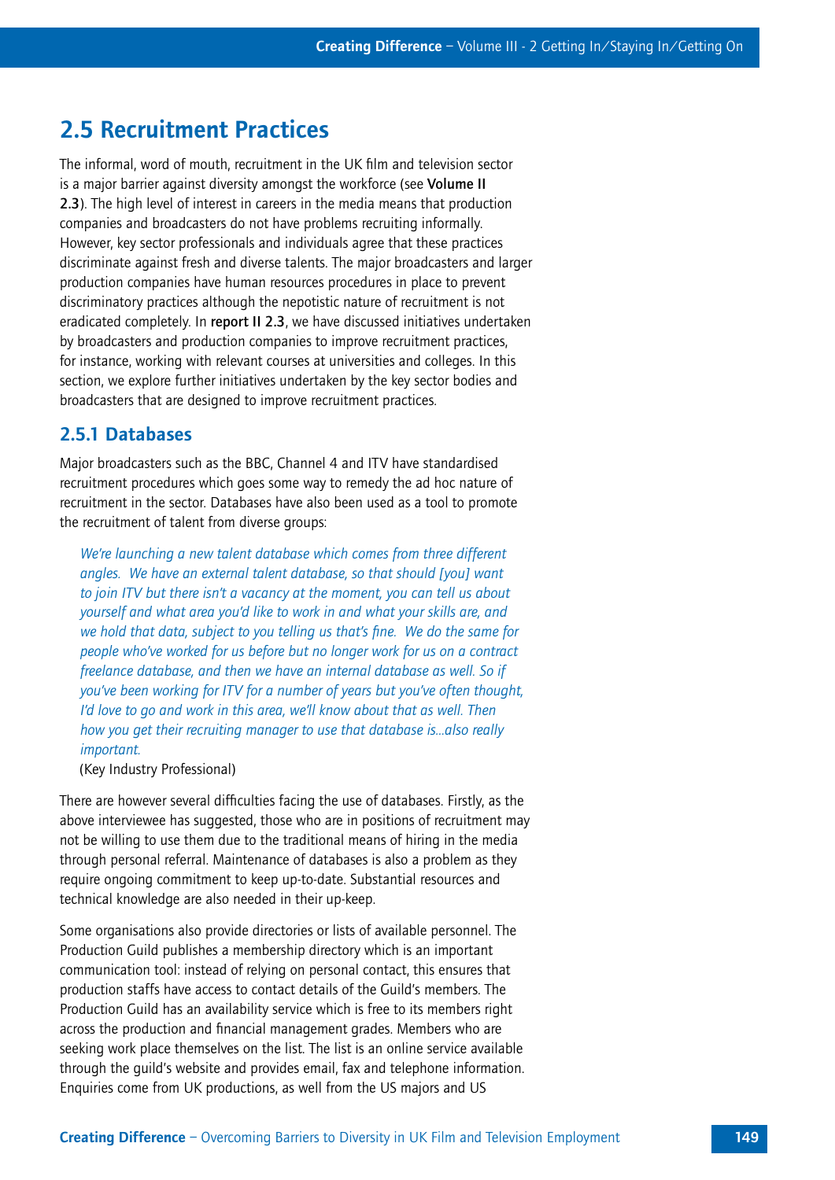## 2.5 Recruitment Practices

The informal, word of mouth, recruitment in the UK film and television sector is a major barrier against diversity amongst the workforce (see **Volume II 2.3**). The high level of interest in careers in the media means that production companies and broadcasters do not have problems recruiting informally. However, key sector professionals and individuals agree that these practices discriminate against fresh and diverse talents. The major broadcasters and larger production companies have human resources procedures in place to prevent discriminatory practices although the nepotistic nature of recruitment is not eradicated completely. In **report II 2.3**, we have discussed initiatives undertaken by broadcasters and production companies to improve recruitment practices, for instance, working with relevant courses at universities and colleges. In this section, we explore further initiatives undertaken by the key sector bodies and broadcasters that are designed to improve recruitment practices.

### 2.5.1 Databases

Major broadcasters such as the BBC, Channel 4 and ITV have standardised recruitment procedures which goes some way to remedy the ad hoc nature of recruitment in the sector. Databases have also been used as a tool to promote the recruitment of talent from diverse groups:

> *We're launching a new talent database which comes from three different angles. We have an external talent database, so that should [you] want to join ITV but there isn't a vacancy at the moment, you can tell us about yourself and what area you'd like to work in and what your skills are, and we hold that data, subject to you telling us that's fine. We do the same for people who've worked for us before but no longer work for us on a contract freelance database, and then we have an internal database as well. So if you've been working for ITV for a number of years but you've often thought, I'd love to go and work in this area, we'll know about that as well. Then how you get their recruiting manager to use that database is...also really important.*
>
> (Key Industry Professional)

There are however several difficulties facing the use of databases. Firstly, as the above interviewee has suggested, those who are in positions of recruitment may not be willing to use them due to the traditional means of hiring in the media through personal referral. Maintenance of databases is also a problem as they require ongoing commitment to keep up-to-date. Substantial resources and technical knowledge are also needed in their up-keep.

Some organisations also provide directories or lists of available personnel. The Production Guild publishes a membership directory which is an important communication tool: instead of relying on personal contact, this ensures that production staffs have access to contact details of the Guild's members. The Production Guild has an availability service which is free to its members right across the production and financial management grades. Members who are seeking work place themselves on the list. The list is an online service available through the guild's website and provides email, fax and telephone information. Enquiries come from UK productions, as well from the US majors and US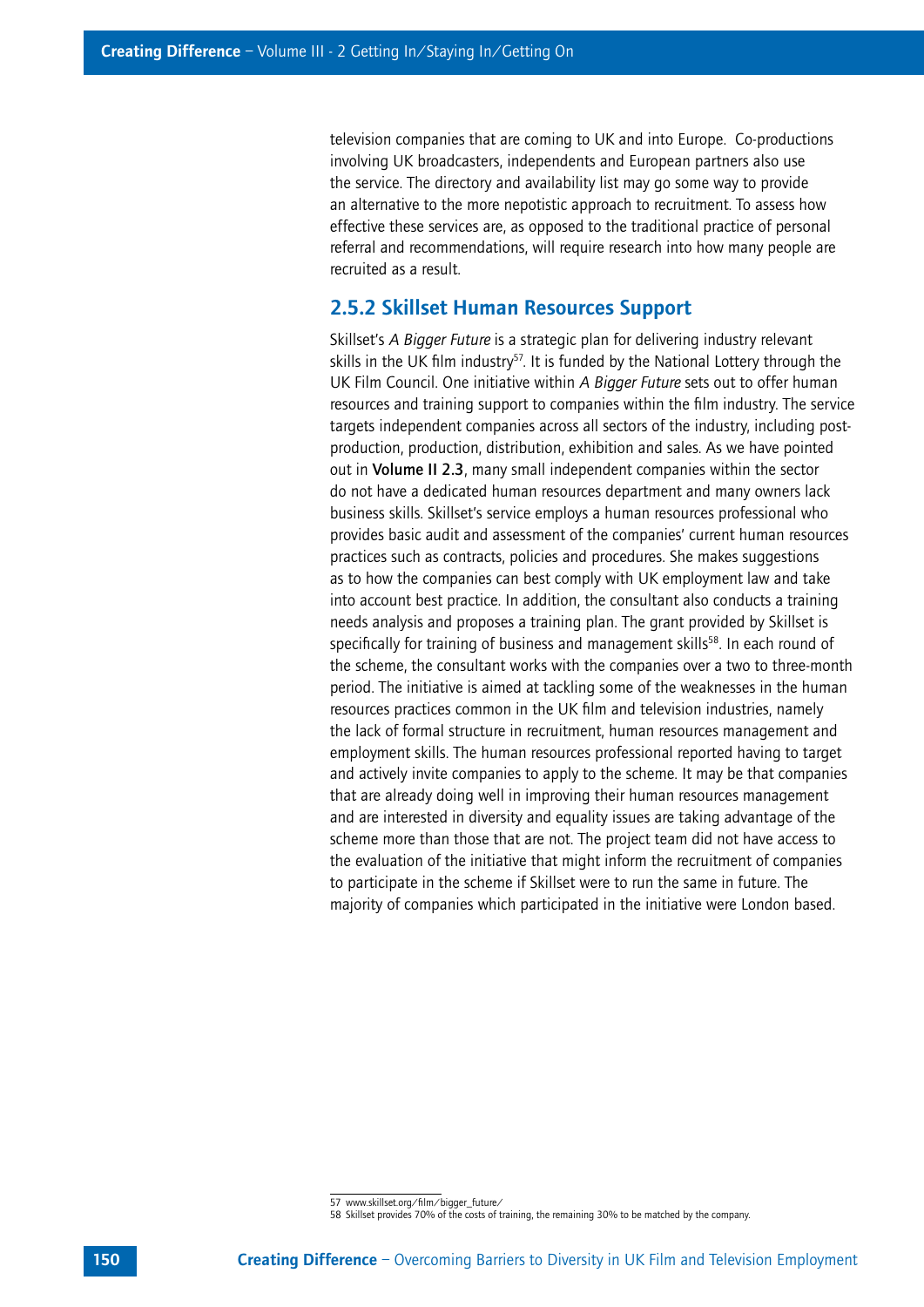television companies that are coming to UK and into Europe. Co-productions involving UK broadcasters, independents and European partners also use the service. The directory and availability list may go some way to provide an alternative to the more nepotistic approach to recruitment. To assess how effective these services are, as opposed to the traditional practice of personal referral and recommendations, will require research into how many people are recruited as a result.

### 2.5.2 Skillset Human Resources Support

Skillset's *A Bigger Future* is a strategic plan for delivering industry relevant skills in the UK film industry[57]. It is funded by the National Lottery through the UK Film Council. One initiative within *A Bigger Future* sets out to offer human resources and training support to companies within the film industry. The service targets independent companies across all sectors of the industry, including post-production, production, distribution, exhibition and sales. As we have pointed out in **Volume II 2.3**, many small independent companies within the sector do not have a dedicated human resources department and many owners lack business skills. Skillset's service employs a human resources professional who provides basic audit and assessment of the companies' current human resources practices such as contracts, policies and procedures. She makes suggestions as to how the companies can best comply with UK employment law and take into account best practice. In addition, the consultant also conducts a training needs analysis and proposes a training plan. The grant provided by Skillset is specifically for training of business and management skills[58]. In each round of the scheme, the consultant works with the companies over a two to three-month period. The initiative is aimed at tackling some of the weaknesses in the human resources practices common in the UK film and television industries, namely the lack of formal structure in recruitment, human resources management and employment skills. The human resources professional reported having to target and actively invite companies to apply to the scheme. It may be that companies that are already doing well in improving their human resources management and are interested in diversity and equality issues are taking advantage of the scheme more than those that are not. The project team did not have access to the evaluation of the initiative that might inform the recruitment of companies to participate in the scheme if Skillset were to run the same in future. The majority of companies which participated in the initiative were London based.

---

57 www.skillset.org/film/bigger_future/

58 Skillset provides 70% of the costs of training, the remaining 30% to be matched by the company.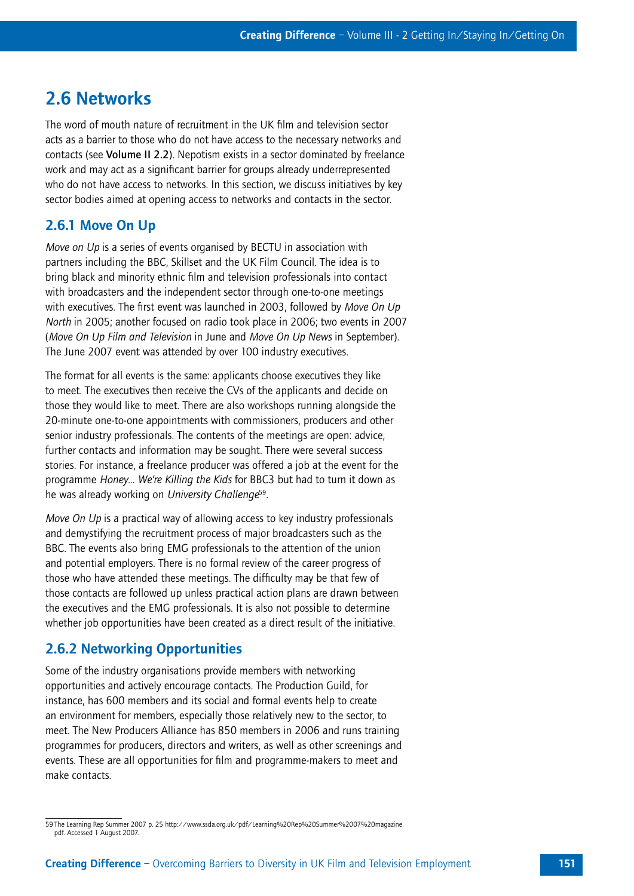## 2.6 Networks

The word of mouth nature of recruitment in the UK film and television sector acts as a barrier to those who do not have access to the necessary networks and contacts (see **Volume II 2.2**). Nepotism exists in a sector dominated by freelance work and may act as a significant barrier for groups already underrepresented who do not have access to networks. In this section, we discuss initiatives by key sector bodies aimed at opening access to networks and contacts in the sector.

### 2.6.1 Move On Up

*Move on Up* is a series of events organised by BECTU in association with partners including the BBC, Skillset and the UK Film Council. The idea is to bring black and minority ethnic film and television professionals into contact with broadcasters and the independent sector through one-to-one meetings with executives. The first event was launched in 2003, followed by *Move On Up North* in 2005; another focused on radio took place in 2006; two events in 2007 (*Move On Up Film and Television* in June and *Move On Up News* in September). The June 2007 event was attended by over 100 industry executives.

The format for all events is the same: applicants choose executives they like to meet. The executives then receive the CVs of the applicants and decide on those they would like to meet. There are also workshops running alongside the 20-minute one-to-one appointments with commissioners, producers and other senior industry professionals. The contents of the meetings are open: advice, further contacts and information may be sought. There were several success stories. For instance, a freelance producer was offered a job at the event for the programme *Honey... We're Killing the Kids* for BBC3 but had to turn it down as he was already working on *University Challenge*[59].

*Move On Up* is a practical way of allowing access to key industry professionals and demystifying the recruitment process of major broadcasters such as the BBC. The events also bring EMG professionals to the attention of the union and potential employers. There is no formal review of the career progress of those who have attended these meetings. The difficulty may be that few of those contacts are followed up unless practical action plans are drawn between the executives and the EMG professionals. It is also not possible to determine whether job opportunities have been created as a direct result of the initiative.

### 2.6.2 Networking Opportunities

Some of the industry organisations provide members with networking opportunities and actively encourage contacts. The Production Guild, for instance, has 600 members and its social and formal events help to create an environment for members, especially those relatively new to the sector, to meet. The New Producers Alliance has 850 members in 2006 and runs training programmes for producers, directors and writers, as well as other screenings and events. These are all opportunities for film and programme-makers to meet and make contacts.

---

59 The Learning Rep Summer 2007 p. 25 http://www.ssda.org.uk/pdf/Learning%20Rep%20Summer%2007%20magazine.pdf. Accessed 1 August 2007.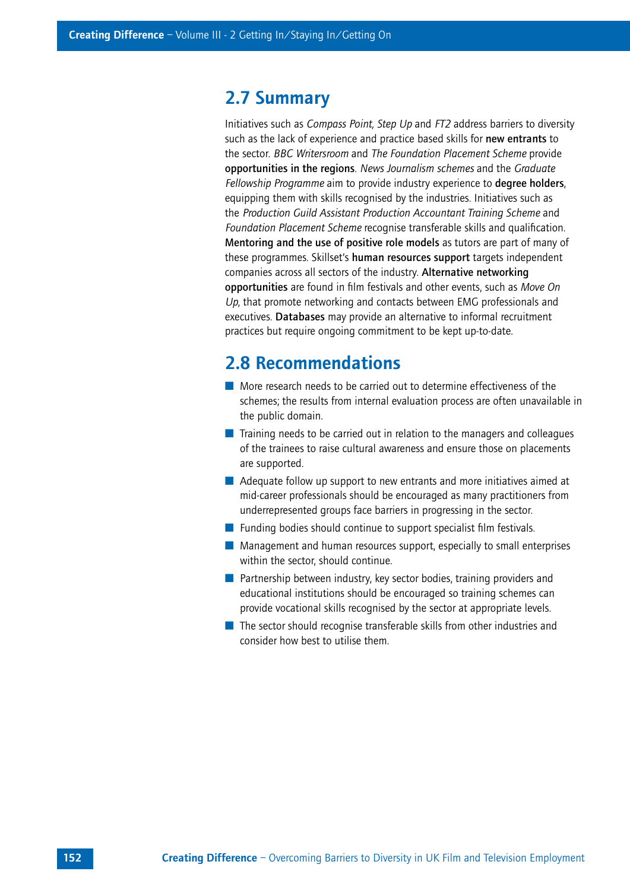## 2.7 Summary

Initiatives such as *Compass Point, Step Up* and *FT2* address barriers to diversity such as the lack of experience and practice based skills for **new entrants** to the sector. *BBC Writersroom* and *The Foundation Placement Scheme* provide **opportunities in the regions**. *News Journalism schemes* and the *Graduate Fellowship Programme* aim to provide industry experience to **degree holders**, equipping them with skills recognised by the industries. Initiatives such as the *Production Guild Assistant Production Accountant Training Scheme* and *Foundation Placement Scheme* recognise transferable skills and qualification. **Mentoring and the use of positive role models** as tutors are part of many of these programmes. Skillset's **human resources support** targets independent companies across all sectors of the industry. **Alternative networking opportunities** are found in film festivals and other events, such as *Move On Up*, that promote networking and contacts between EMG professionals and executives. **Databases** may provide an alternative to informal recruitment practices but require ongoing commitment to be kept up-to-date.

## 2.8 Recommendations

- More research needs to be carried out to determine effectiveness of the schemes; the results from internal evaluation process are often unavailable in the public domain.
- Training needs to be carried out in relation to the managers and colleagues of the trainees to raise cultural awareness and ensure those on placements are supported.
- Adequate follow up support to new entrants and more initiatives aimed at mid-career professionals should be encouraged as many practitioners from underrepresented groups face barriers in progressing in the sector.
- Funding bodies should continue to support specialist film festivals.
- Management and human resources support, especially to small enterprises within the sector, should continue.
- Partnership between industry, key sector bodies, training providers and educational institutions should be encouraged so training schemes can provide vocational skills recognised by the sector at appropriate levels.
- The sector should recognise transferable skills from other industries and consider how best to utilise them.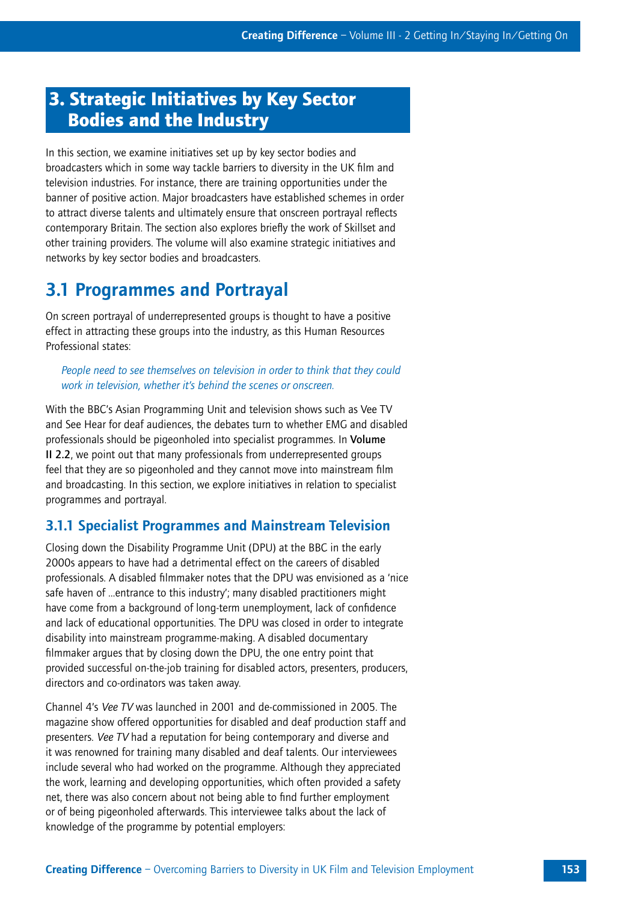# 3. Strategic Initiatives by Key Sector Bodies and the Industry

In this section, we examine initiatives set up by key sector bodies and broadcasters which in some way tackle barriers to diversity in the UK film and television industries. For instance, there are training opportunities under the banner of positive action. Major broadcasters have established schemes in order to attract diverse talents and ultimately ensure that onscreen portrayal reflects contemporary Britain. The section also explores briefly the work of Skillset and other training providers. The volume will also examine strategic initiatives and networks by key sector bodies and broadcasters.

## 3.1 Programmes and Portrayal

On screen portrayal of underrepresented groups is thought to have a positive effect in attracting these groups into the industry, as this Human Resources Professional states:

> *People need to see themselves on television in order to think that they could work in television, whether it's behind the scenes or onscreen.*

With the BBC's Asian Programming Unit and television shows such as Vee TV and See Hear for deaf audiences, the debates turn to whether EMG and disabled professionals should be pigeonholed into specialist programmes. In **Volume II 2.2**, we point out that many professionals from underrepresented groups feel that they are so pigeonholed and they cannot move into mainstream film and broadcasting. In this section, we explore initiatives in relation to specialist programmes and portrayal.

### 3.1.1 Specialist Programmes and Mainstream Television

Closing down the Disability Programme Unit (DPU) at the BBC in the early 2000s appears to have had a detrimental effect on the careers of disabled professionals. A disabled filmmaker notes that the DPU was envisioned as a 'nice safe haven of ...entrance to this industry'; many disabled practitioners might have come from a background of long-term unemployment, lack of confidence and lack of educational opportunities. The DPU was closed in order to integrate disability into mainstream programme-making. A disabled documentary filmmaker argues that by closing down the DPU, the one entry point that provided successful on-the-job training for disabled actors, presenters, producers, directors and co-ordinators was taken away.

Channel 4's *Vee TV* was launched in 2001 and de-commissioned in 2005. The magazine show offered opportunities for disabled and deaf production staff and presenters. *Vee TV* had a reputation for being contemporary and diverse and it was renowned for training many disabled and deaf talents. Our interviewees include several who had worked on the programme. Although they appreciated the work, learning and developing opportunities, which often provided a safety net, there was also concern about not being able to find further employment or of being pigeonholed afterwards. This interviewee talks about the lack of knowledge of the programme by potential employers: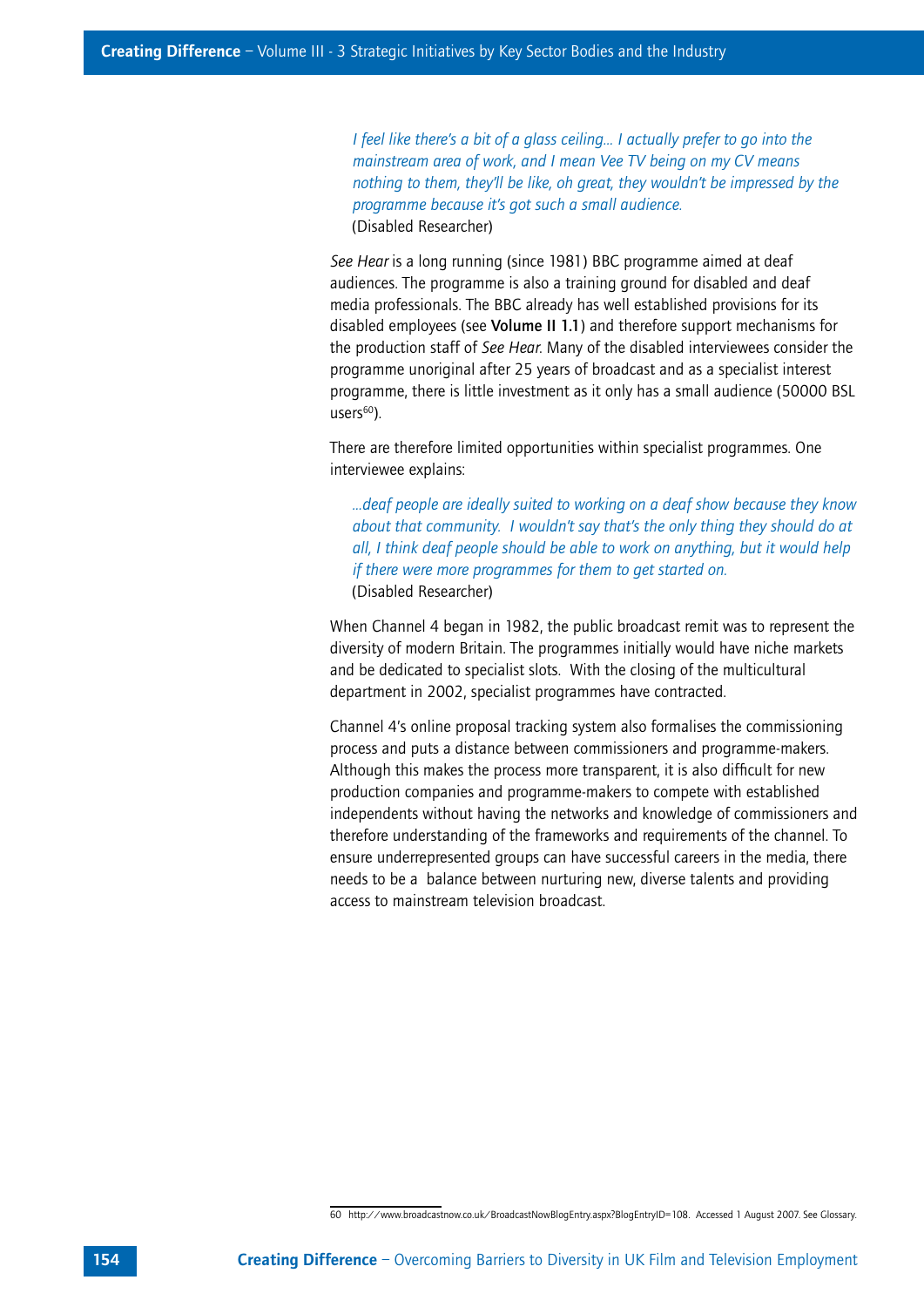> *I feel like there's a bit of a glass ceiling... I actually prefer to go into the mainstream area of work, and I mean Vee TV being on my CV means nothing to them, they'll be like, oh great, they wouldn't be impressed by the programme because it's got such a small audience.*
> (Disabled Researcher)

*See Hear* is a long running (since 1981) BBC programme aimed at deaf audiences. The programme is also a training ground for disabled and deaf media professionals. The BBC already has well established provisions for its disabled employees (see **Volume II 1.1**) and therefore support mechanisms for the production staff of *See Hear*. Many of the disabled interviewees consider the programme unoriginal after 25 years of broadcast and as a specialist interest programme, there is little investment as it only has a small audience (50000 BSL users[60]).

There are therefore limited opportunities within specialist programmes. One interviewee explains:

> *...deaf people are ideally suited to working on a deaf show because they know about that community. I wouldn't say that's the only thing they should do at all, I think deaf people should be able to work on anything, but it would help if there were more programmes for them to get started on.*
> (Disabled Researcher)

When Channel 4 began in 1982, the public broadcast remit was to represent the diversity of modern Britain. The programmes initially would have niche markets and be dedicated to specialist slots. With the closing of the multicultural department in 2002, specialist programmes have contracted.

Channel 4's online proposal tracking system also formalises the commissioning process and puts a distance between commissioners and programme-makers. Although this makes the process more transparent, it is also difficult for new production companies and programme-makers to compete with established independents without having the networks and knowledge of commissioners and therefore understanding of the frameworks and requirements of the channel. To ensure underrepresented groups can have successful careers in the media, there needs to be a balance between nurturing new, diverse talents and providing access to mainstream television broadcast.

---

60 http://www.broadcastnow.co.uk/BroadcastNowBlogEntry.aspx?BlogEntryID=108. Accessed 1 August 2007. See Glossary.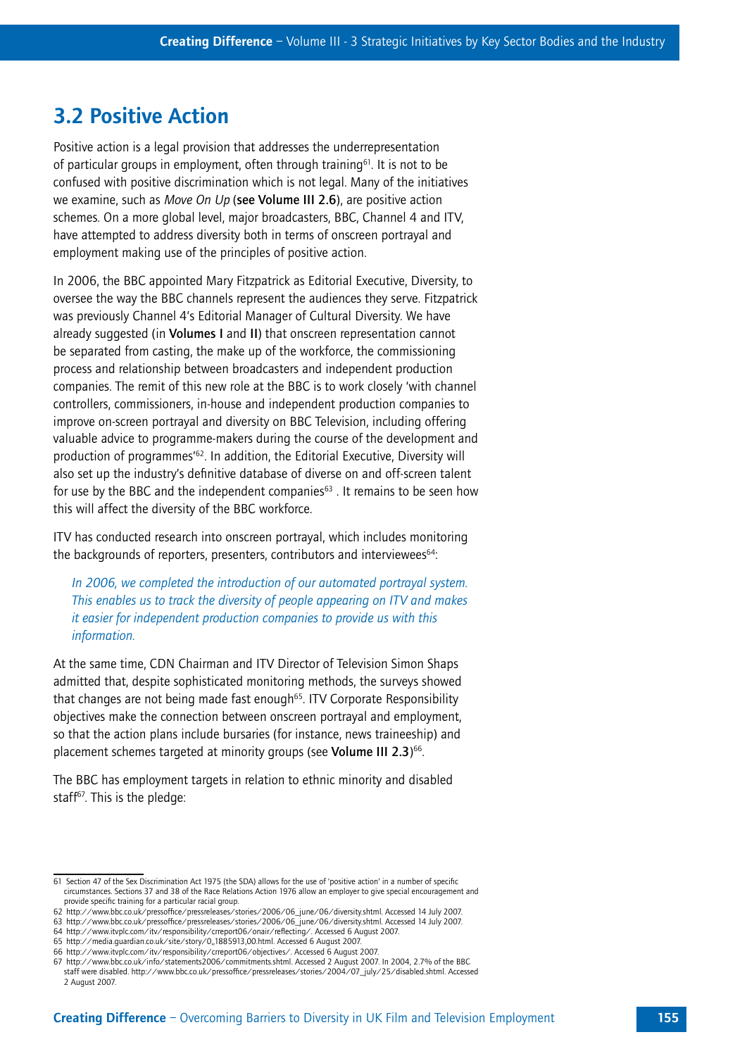## 3.2 Positive Action

Positive action is a legal provision that addresses the underrepresentation of particular groups in employment, often through training[61]. It is not to be confused with positive discrimination which is not legal. Many of the initiatives we examine, such as *Move On Up* (**see Volume III 2.6**), are positive action schemes. On a more global level, major broadcasters, BBC, Channel 4 and ITV, have attempted to address diversity both in terms of onscreen portrayal and employment making use of the principles of positive action.

In 2006, the BBC appointed Mary Fitzpatrick as Editorial Executive, Diversity, to oversee the way the BBC channels represent the audiences they serve. Fitzpatrick was previously Channel 4's Editorial Manager of Cultural Diversity. We have already suggested (in **Volumes I** and **II**) that onscreen representation cannot be separated from casting, the make up of the workforce, the commissioning process and relationship between broadcasters and independent production companies. The remit of this new role at the BBC is to work closely 'with channel controllers, commissioners, in-house and independent production companies to improve on-screen portrayal and diversity on BBC Television, including offering valuable advice to programme-makers during the course of the development and production of programmes'[62]. In addition, the Editorial Executive, Diversity will also set up the industry's definitive database of diverse on and off-screen talent for use by the BBC and the independent companies[63] . It remains to be seen how this will affect the diversity of the BBC workforce.

ITV has conducted research into onscreen portrayal, which includes monitoring the backgrounds of reporters, presenters, contributors and interviewees[64]:

> *In 2006, we completed the introduction of our automated portrayal system. This enables us to track the diversity of people appearing on ITV and makes it easier for independent production companies to provide us with this information.*

At the same time, CDN Chairman and ITV Director of Television Simon Shaps admitted that, despite sophisticated monitoring methods, the surveys showed that changes are not being made fast enough[65]. ITV Corporate Responsibility objectives make the connection between onscreen portrayal and employment, so that the action plans include bursaries (for instance, news traineeship) and placement schemes targeted at minority groups (see **Volume III 2.3**)[66].

The BBC has employment targets in relation to ethnic minority and disabled staff[67]. This is the pledge:

---

61 Section 47 of the Sex Discrimination Act 1975 (the SDA) allows for the use of 'positive action' in a number of specific circumstances. Sections 37 and 38 of the Race Relations Action 1976 allow an employer to give special encouragement and provide specific training for a particular racial group.

62 http://www.bbc.co.uk/pressoffice/pressreleases/stories/2006/06_june/06/diversity.shtml. Accessed 14 July 2007.

63 http://www.bbc.co.uk/pressoffice/pressreleases/stories/2006/06_june/06/diversity.shtml. Accessed 14 July 2007.

64 http://www.itvplc.com/itv/responsibility/crreport06/onair/reflecting/. Accessed 6 August 2007.

65 http://media.guardian.co.uk/site/story/0,,1885913,00.html. Accessed 6 August 2007.

66 http://www.itvplc.com/itv/responsibility/crreport06/objectives/. Accessed 6 August 2007.

67 http://www.bbc.co.uk/info/statements2006/commitments.shtml. Accessed 2 August 2007. In 2004, 2.7% of the BBC staff were disabled. http://www.bbc.co.uk/pressoffice/pressreleases/stories/2004/07_july/25/disabled.shtml. Accessed 2 August 2007.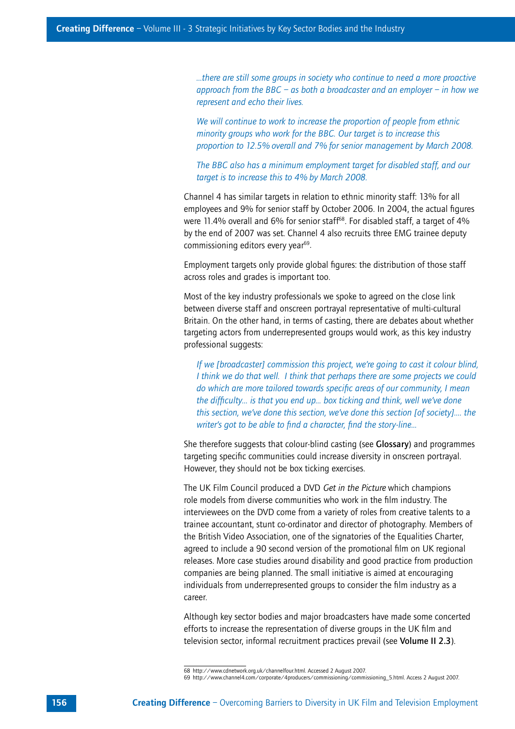*...there are still some groups in society who continue to need a more proactive approach from the BBC – as both a broadcaster and an employer – in how we represent and echo their lives.*

*We will continue to work to increase the proportion of people from ethnic minority groups who work for the BBC. Our target is to increase this proportion to 12.5% overall and 7% for senior management by March 2008.*

*The BBC also has a minimum employment target for disabled staff, and our target is to increase this to 4% by March 2008.*

Channel 4 has similar targets in relation to ethnic minority staff: 13% for all employees and 9% for senior staff by October 2006. In 2004, the actual figures were 11.4% overall and 6% for senior staff[68]. For disabled staff, a target of 4% by the end of 2007 was set. Channel 4 also recruits three EMG trainee deputy commissioning editors every year[69].

Employment targets only provide global figures: the distribution of those staff across roles and grades is important too.

Most of the key industry professionals we spoke to agreed on the close link between diverse staff and onscreen portrayal representative of multi-cultural Britain. On the other hand, in terms of casting, there are debates about whether targeting actors from underrepresented groups would work, as this key industry professional suggests:

*If we [broadcaster] commission this project, we're going to cast it colour blind, I think we do that well. I think that perhaps there are some projects we could do which are more tailored towards specific areas of our community, I mean the difficulty... is that you end up... box ticking and think, well we've done this section, we've done this section, we've done this section [of society].... the writer's got to be able to find a character, find the story-line...*

She therefore suggests that colour-blind casting (see **Glossary**) and programmes targeting specific communities could increase diversity in onscreen portrayal. However, they should not be box ticking exercises.

The UK Film Council produced a DVD *Get in the Picture* which champions role models from diverse communities who work in the film industry. The interviewees on the DVD come from a variety of roles from creative talents to a trainee accountant, stunt co-ordinator and director of photography. Members of the British Video Association, one of the signatories of the Equalities Charter, agreed to include a 90 second version of the promotional film on UK regional releases. More case studies around disability and good practice from production companies are being planned. The small initiative is aimed at encouraging individuals from underrepresented groups to consider the film industry as a career.

Although key sector bodies and major broadcasters have made some concerted efforts to increase the representation of diverse groups in the UK film and television sector, informal recruitment practices prevail (see **Volume II 2.3**).

68 http://www.cdnetwork.org.uk/channelfour.html. Accessed 2 August 2007.
69 http://www.channel4.com/corporate/4producers/commissioning/commissioning_5.html. Access 2 August 2007.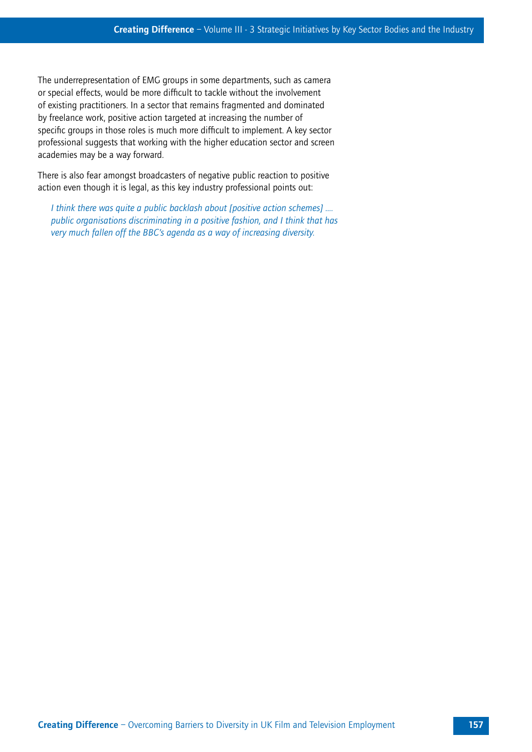The underrepresentation of EMG groups in some departments, such as camera or special effects, would be more difficult to tackle without the involvement of existing practitioners. In a sector that remains fragmented and dominated by freelance work, positive action targeted at increasing the number of specific groups in those roles is much more difficult to implement. A key sector professional suggests that working with the higher education sector and screen academies may be a way forward.

There is also fear amongst broadcasters of negative public reaction to positive action even though it is legal, as this key industry professional points out:

> *I think there was quite a public backlash about [positive action schemes] .... public organisations discriminating in a positive fashion, and I think that has very much fallen off the BBC's agenda as a way of increasing diversity.*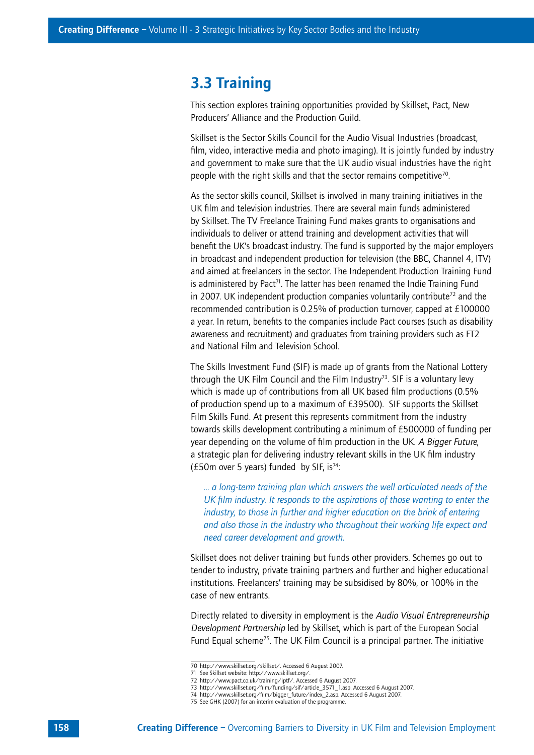## 3.3 Training

This section explores training opportunities provided by Skillset, Pact, New Producers' Alliance and the Production Guild.

Skillset is the Sector Skills Council for the Audio Visual Industries (broadcast, film, video, interactive media and photo imaging). It is jointly funded by industry and government to make sure that the UK audio visual industries have the right people with the right skills and that the sector remains competitive[70].

As the sector skills council, Skillset is involved in many training initiatives in the UK film and television industries. There are several main funds administered by Skillset. The TV Freelance Training Fund makes grants to organisations and individuals to deliver or attend training and development activities that will benefit the UK's broadcast industry. The fund is supported by the major employers in broadcast and independent production for television (the BBC, Channel 4, ITV) and aimed at freelancers in the sector. The Independent Production Training Fund is administered by Pact[71]. The latter has been renamed the Indie Training Fund in 2007. UK independent production companies voluntarily contribute[72] and the recommended contribution is 0.25% of production turnover, capped at £100000 a year. In return, benefits to the companies include Pact courses (such as disability awareness and recruitment) and graduates from training providers such as FT2 and National Film and Television School.

The Skills Investment Fund (SIF) is made up of grants from the National Lottery through the UK Film Council and the Film Industry[73]. SIF is a voluntary levy which is made up of contributions from all UK based film productions (0.5% of production spend up to a maximum of £39500). SIF supports the Skillset Film Skills Fund. At present this represents commitment from the industry towards skills development contributing a minimum of £500000 of funding per year depending on the volume of film production in the UK. *A Bigger Future*, a strategic plan for delivering industry relevant skills in the UK film industry (£50m over 5 years) funded by SIF, is[74]:

> *... a long-term training plan which answers the well articulated needs of the UK film industry. It responds to the aspirations of those wanting to enter the industry, to those in further and higher education on the brink of entering and also those in the industry who throughout their working life expect and need career development and growth.*

Skillset does not deliver training but funds other providers. Schemes go out to tender to industry, private training partners and further and higher educational institutions. Freelancers' training may be subsidised by 80%, or 100% in the case of new entrants.

Directly related to diversity in employment is the *Audio Visual Entrepreneurship Development Partnership* led by Skillset, which is part of the European Social Fund Equal scheme[75]. The UK Film Council is a principal partner. The initiative

---

70 http://www.skillset.org/skillset/. Accessed 6 August 2007.
71 See Skillset website: http://www.skillset.org/.
72 http://www.pact.co.uk/training/iptf/. Accessed 6 August 2007.
73 http://www.skillset.org/film/funding/sif/article_3571_1.asp. Accessed 6 August 2007.
74 http://www.skillset.org/film/bigger_future/index_2.asp. Accessed 6 August 2007.
75 See GHK (2007) for an interim evaluation of the programme.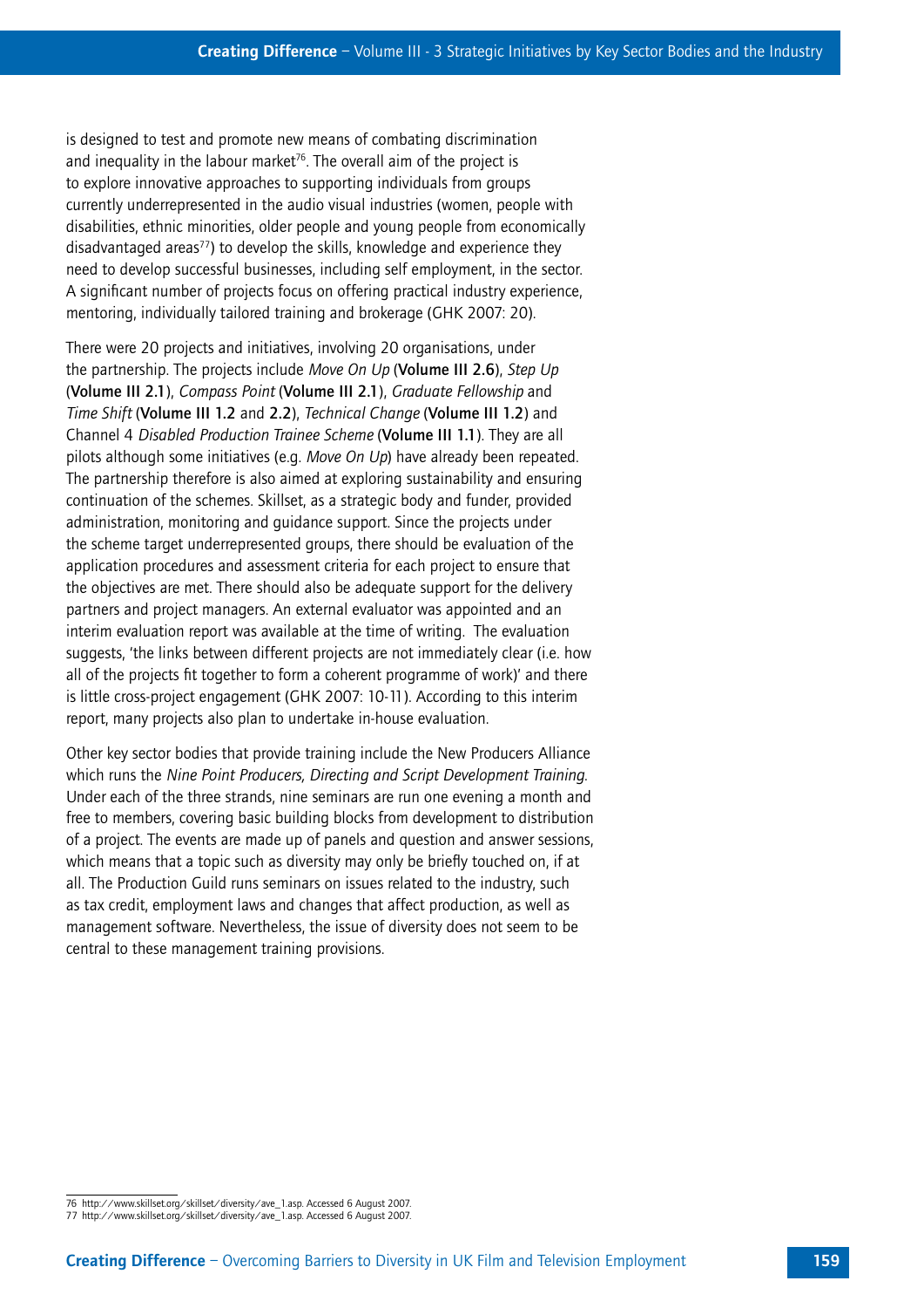is designed to test and promote new means of combating discrimination and inequality in the labour market[76]. The overall aim of the project is to explore innovative approaches to supporting individuals from groups currently underrepresented in the audio visual industries (women, people with disabilities, ethnic minorities, older people and young people from economically disadvantaged areas[77]) to develop the skills, knowledge and experience they need to develop successful businesses, including self employment, in the sector. A significant number of projects focus on offering practical industry experience, mentoring, individually tailored training and brokerage (GHK 2007: 20).

There were 20 projects and initiatives, involving 20 organisations, under the partnership. The projects include *Move On Up* (**Volume III 2.6**), *Step Up* (**Volume III 2.1**), *Compass Point* (**Volume III 2.1**), *Graduate Fellowship* and *Time Shift* (**Volume III 1.2** and **2.2**), *Technical Change* (**Volume III 1.2**) and Channel 4 *Disabled Production Trainee Scheme* (**Volume III 1.1**). They are all pilots although some initiatives (e.g. *Move On Up*) have already been repeated. The partnership therefore is also aimed at exploring sustainability and ensuring continuation of the schemes. Skillset, as a strategic body and funder, provided administration, monitoring and guidance support. Since the projects under the scheme target underrepresented groups, there should be evaluation of the application procedures and assessment criteria for each project to ensure that the objectives are met. There should also be adequate support for the delivery partners and project managers. An external evaluator was appointed and an interim evaluation report was available at the time of writing. The evaluation suggests, 'the links between different projects are not immediately clear (i.e. how all of the projects fit together to form a coherent programme of work)' and there is little cross-project engagement (GHK 2007: 10-11). According to this interim report, many projects also plan to undertake in-house evaluation.

Other key sector bodies that provide training include the New Producers Alliance which runs the *Nine Point Producers, Directing and Script Development Training*. Under each of the three strands, nine seminars are run one evening a month and free to members, covering basic building blocks from development to distribution of a project. The events are made up of panels and question and answer sessions, which means that a topic such as diversity may only be briefly touched on, if at all. The Production Guild runs seminars on issues related to the industry, such as tax credit, employment laws and changes that affect production, as well as management software. Nevertheless, the issue of diversity does not seem to be central to these management training provisions.

---

76 http://www.skillset.org/skillset/diversity/ave_1.asp. Accessed 6 August 2007.
77 http://www.skillset.org/skillset/diversity/ave_1.asp. Accessed 6 August 2007.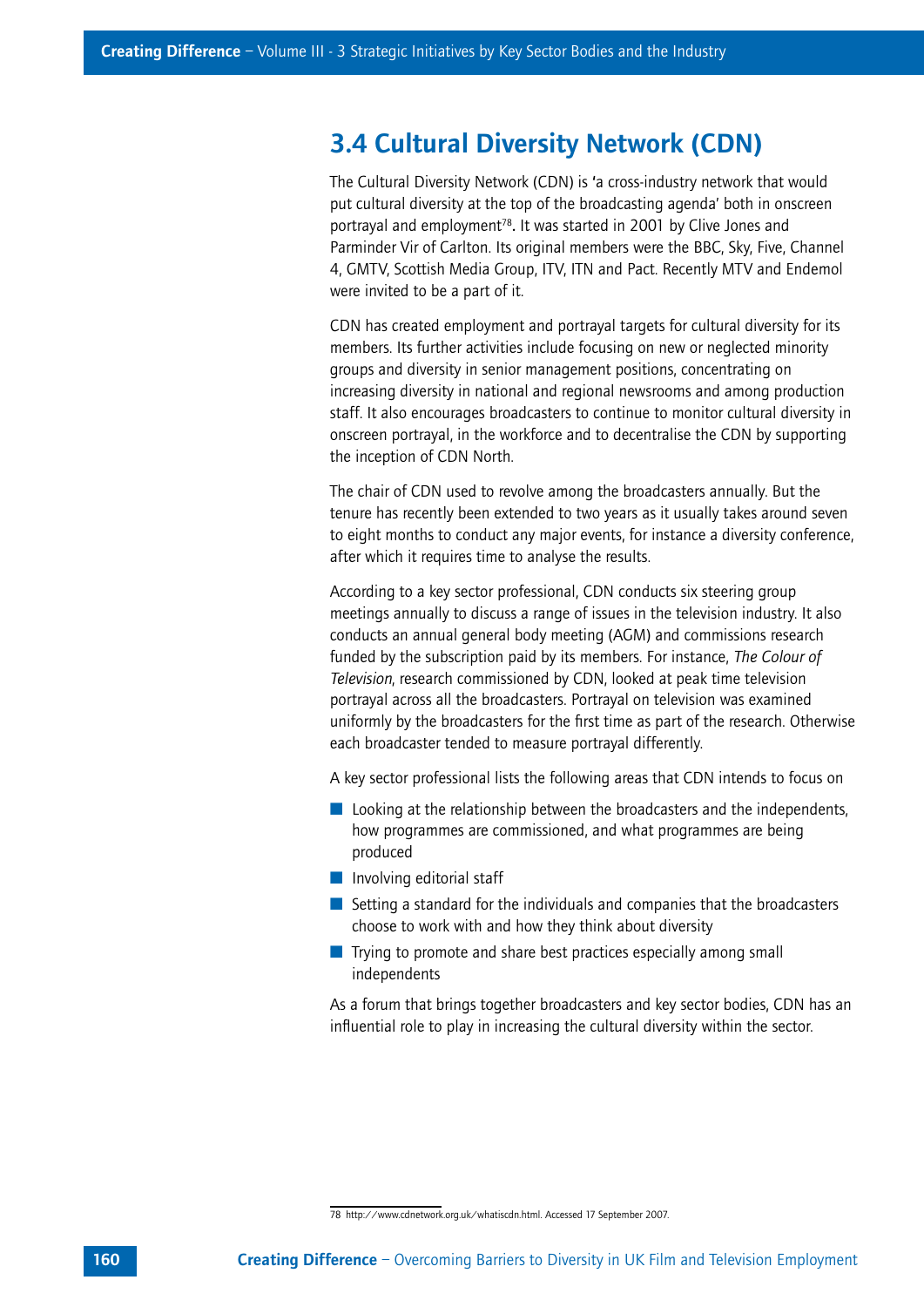## 3.4 Cultural Diversity Network (CDN)

The Cultural Diversity Network (CDN) is 'a cross-industry network that would put cultural diversity at the top of the broadcasting agenda' both in onscreen portrayal and employment[78]. It was started in 2001 by Clive Jones and Parminder Vir of Carlton. Its original members were the BBC, Sky, Five, Channel 4, GMTV, Scottish Media Group, ITV, ITN and Pact. Recently MTV and Endemol were invited to be a part of it.

CDN has created employment and portrayal targets for cultural diversity for its members. Its further activities include focusing on new or neglected minority groups and diversity in senior management positions, concentrating on increasing diversity in national and regional newsrooms and among production staff. It also encourages broadcasters to continue to monitor cultural diversity in onscreen portrayal, in the workforce and to decentralise the CDN by supporting the inception of CDN North.

The chair of CDN used to revolve among the broadcasters annually. But the tenure has recently been extended to two years as it usually takes around seven to eight months to conduct any major events, for instance a diversity conference, after which it requires time to analyse the results.

According to a key sector professional, CDN conducts six steering group meetings annually to discuss a range of issues in the television industry. It also conducts an annual general body meeting (AGM) and commissions research funded by the subscription paid by its members. For instance, *The Colour of Television*, research commissioned by CDN, looked at peak time television portrayal across all the broadcasters. Portrayal on television was examined uniformly by the broadcasters for the first time as part of the research. Otherwise each broadcaster tended to measure portrayal differently.

A key sector professional lists the following areas that CDN intends to focus on

- Looking at the relationship between the broadcasters and the independents, how programmes are commissioned, and what programmes are being produced
- Involving editorial staff
- Setting a standard for the individuals and companies that the broadcasters choose to work with and how they think about diversity
- Trying to promote and share best practices especially among small independents

As a forum that brings together broadcasters and key sector bodies, CDN has an influential role to play in increasing the cultural diversity within the sector.

78 http://www.cdnetwork.org.uk/whatiscdn.html. Accessed 17 September 2007.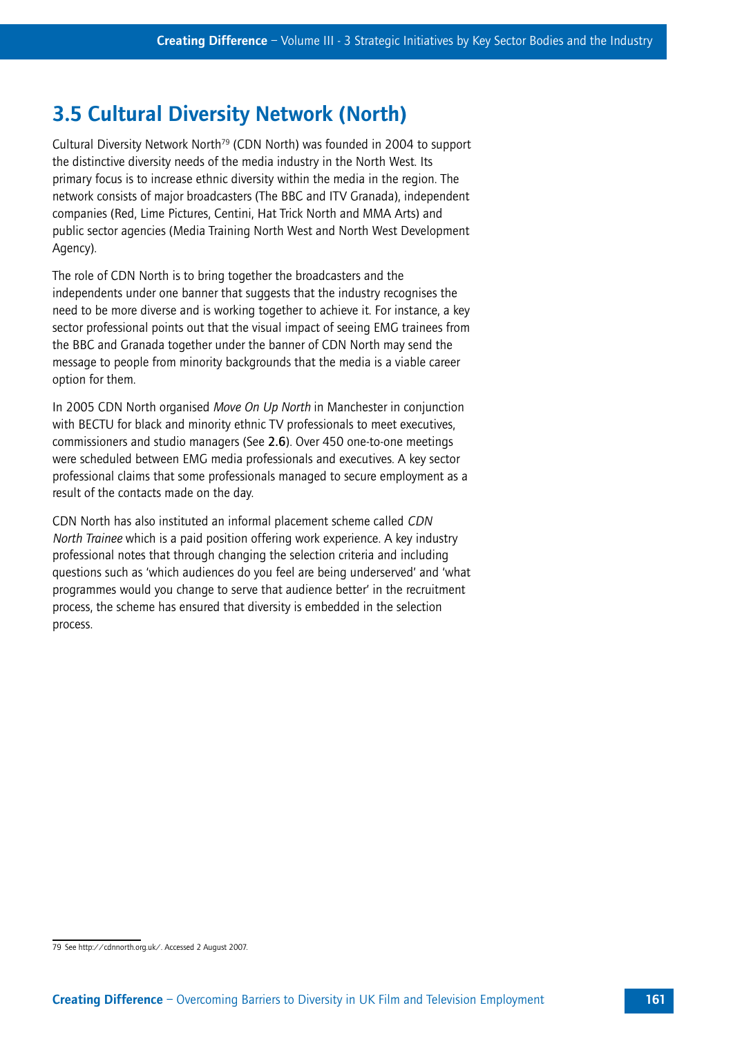## 3.5 Cultural Diversity Network (North)

Cultural Diversity Network North[79] (CDN North) was founded in 2004 to support the distinctive diversity needs of the media industry in the North West. Its primary focus is to increase ethnic diversity within the media in the region. The network consists of major broadcasters (The BBC and ITV Granada), independent companies (Red, Lime Pictures, Centini, Hat Trick North and MMA Arts) and public sector agencies (Media Training North West and North West Development Agency).

The role of CDN North is to bring together the broadcasters and the independents under one banner that suggests that the industry recognises the need to be more diverse and is working together to achieve it. For instance, a key sector professional points out that the visual impact of seeing EMG trainees from the BBC and Granada together under the banner of CDN North may send the message to people from minority backgrounds that the media is a viable career option for them.

In 2005 CDN North organised *Move On Up North* in Manchester in conjunction with BECTU for black and minority ethnic TV professionals to meet executives, commissioners and studio managers (See **2.6**). Over 450 one-to-one meetings were scheduled between EMG media professionals and executives. A key sector professional claims that some professionals managed to secure employment as a result of the contacts made on the day.

CDN North has also instituted an informal placement scheme called *CDN North Trainee* which is a paid position offering work experience. A key industry professional notes that through changing the selection criteria and including questions such as 'which audiences do you feel are being underserved' and 'what programmes would you change to serve that audience better' in the recruitment process, the scheme has ensured that diversity is embedded in the selection process.

---

79 See http://cdnnorth.org.uk/. Accessed 2 August 2007.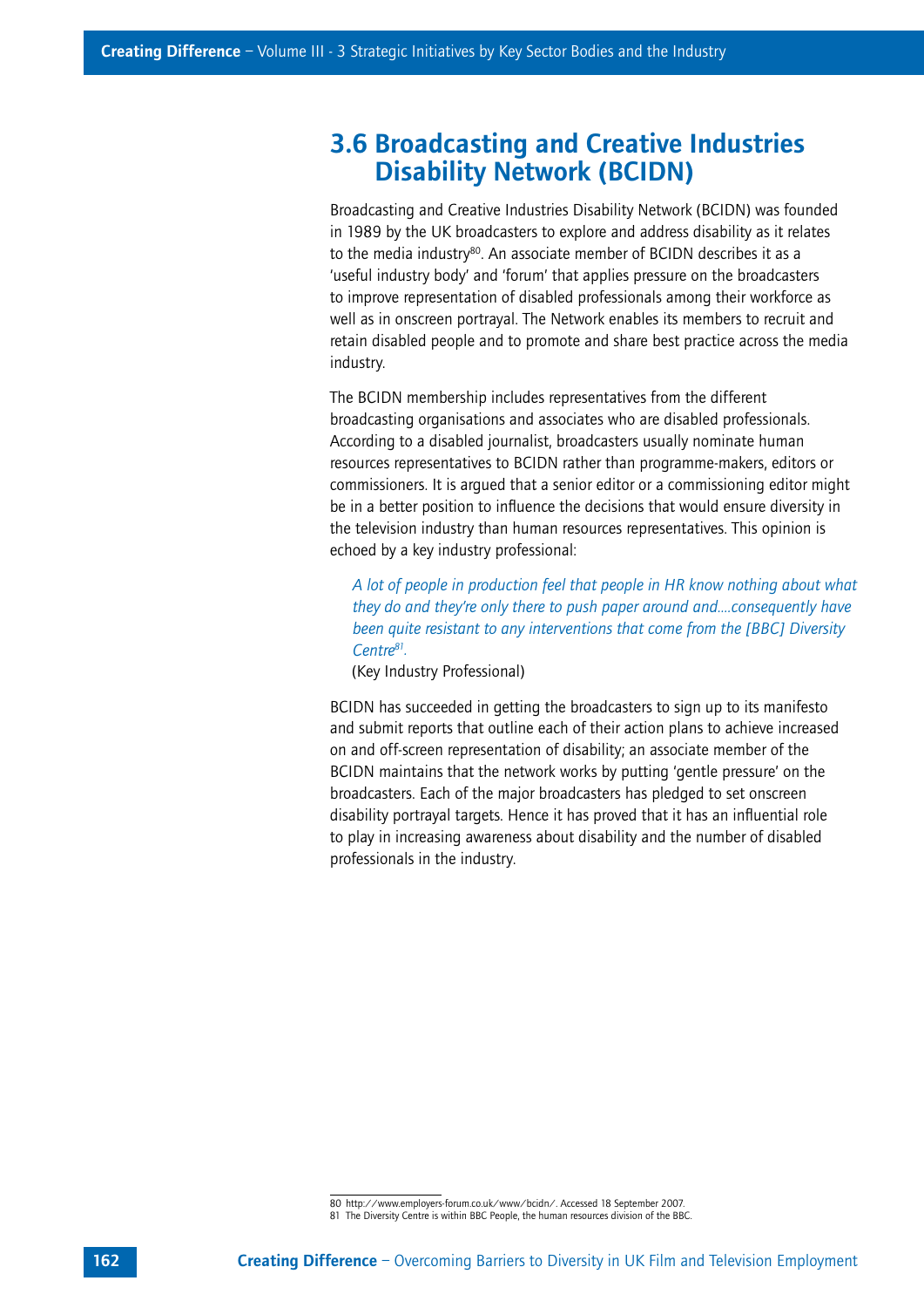## 3.6 Broadcasting and Creative Industries Disability Network (BCIDN)

Broadcasting and Creative Industries Disability Network (BCIDN) was founded in 1989 by the UK broadcasters to explore and address disability as it relates to the media industry[80]. An associate member of BCIDN describes it as a 'useful industry body' and 'forum' that applies pressure on the broadcasters to improve representation of disabled professionals among their workforce as well as in onscreen portrayal. The Network enables its members to recruit and retain disabled people and to promote and share best practice across the media industry.

The BCIDN membership includes representatives from the different broadcasting organisations and associates who are disabled professionals. According to a disabled journalist, broadcasters usually nominate human resources representatives to BCIDN rather than programme-makers, editors or commissioners. It is argued that a senior editor or a commissioning editor might be in a better position to influence the decisions that would ensure diversity in the television industry than human resources representatives. This opinion is echoed by a key industry professional:

> *A lot of people in production feel that people in HR know nothing about what they do and they're only there to push paper around and....consequently have been quite resistant to any interventions that come from the [BBC] Diversity Centre[81].*
>
> (Key Industry Professional)

BCIDN has succeeded in getting the broadcasters to sign up to its manifesto and submit reports that outline each of their action plans to achieve increased on and off-screen representation of disability; an associate member of the BCIDN maintains that the network works by putting 'gentle pressure' on the broadcasters. Each of the major broadcasters has pledged to set onscreen disability portrayal targets. Hence it has proved that it has an influential role to play in increasing awareness about disability and the number of disabled professionals in the industry.

---

80 http://www.employers-forum.co.uk/www/bcidn/. Accessed 18 September 2007.

81 The Diversity Centre is within BBC People, the human resources division of the BBC.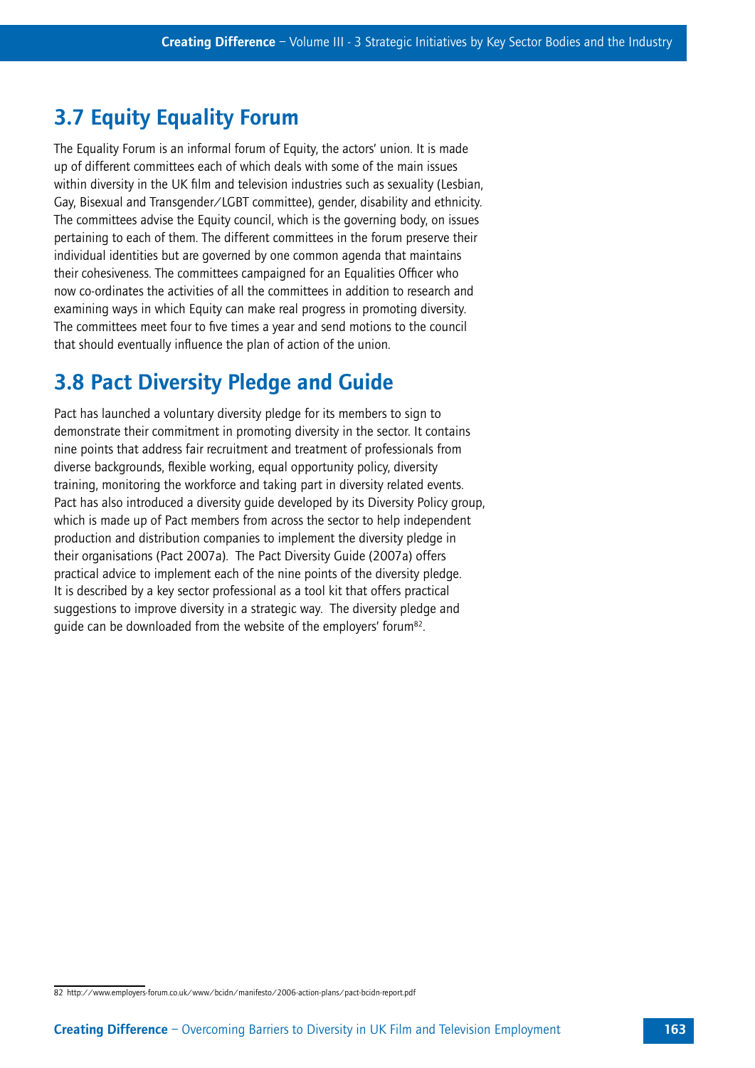## 3.7 Equity Equality Forum

The Equality Forum is an informal forum of Equity, the actors' union. It is made up of different committees each of which deals with some of the main issues within diversity in the UK film and television industries such as sexuality (Lesbian, Gay, Bisexual and Transgender/LGBT committee), gender, disability and ethnicity. The committees advise the Equity council, which is the governing body, on issues pertaining to each of them. The different committees in the forum preserve their individual identities but are governed by one common agenda that maintains their cohesiveness. The committees campaigned for an Equalities Officer who now co-ordinates the activities of all the committees in addition to research and examining ways in which Equity can make real progress in promoting diversity. The committees meet four to five times a year and send motions to the council that should eventually influence the plan of action of the union.

## 3.8 Pact Diversity Pledge and Guide

Pact has launched a voluntary diversity pledge for its members to sign to demonstrate their commitment in promoting diversity in the sector. It contains nine points that address fair recruitment and treatment of professionals from diverse backgrounds, flexible working, equal opportunity policy, diversity training, monitoring the workforce and taking part in diversity related events. Pact has also introduced a diversity guide developed by its Diversity Policy group, which is made up of Pact members from across the sector to help independent production and distribution companies to implement the diversity pledge in their organisations (Pact 2007a). The Pact Diversity Guide (2007a) offers practical advice to implement each of the nine points of the diversity pledge. It is described by a key sector professional as a tool kit that offers practical suggestions to improve diversity in a strategic way. The diversity pledge and guide can be downloaded from the website of the employers' forum[82].

---

82 http://www.employers-forum.co.uk/www/bcidn/manifesto/2006-action-plans/pact-bcidn-report.pdf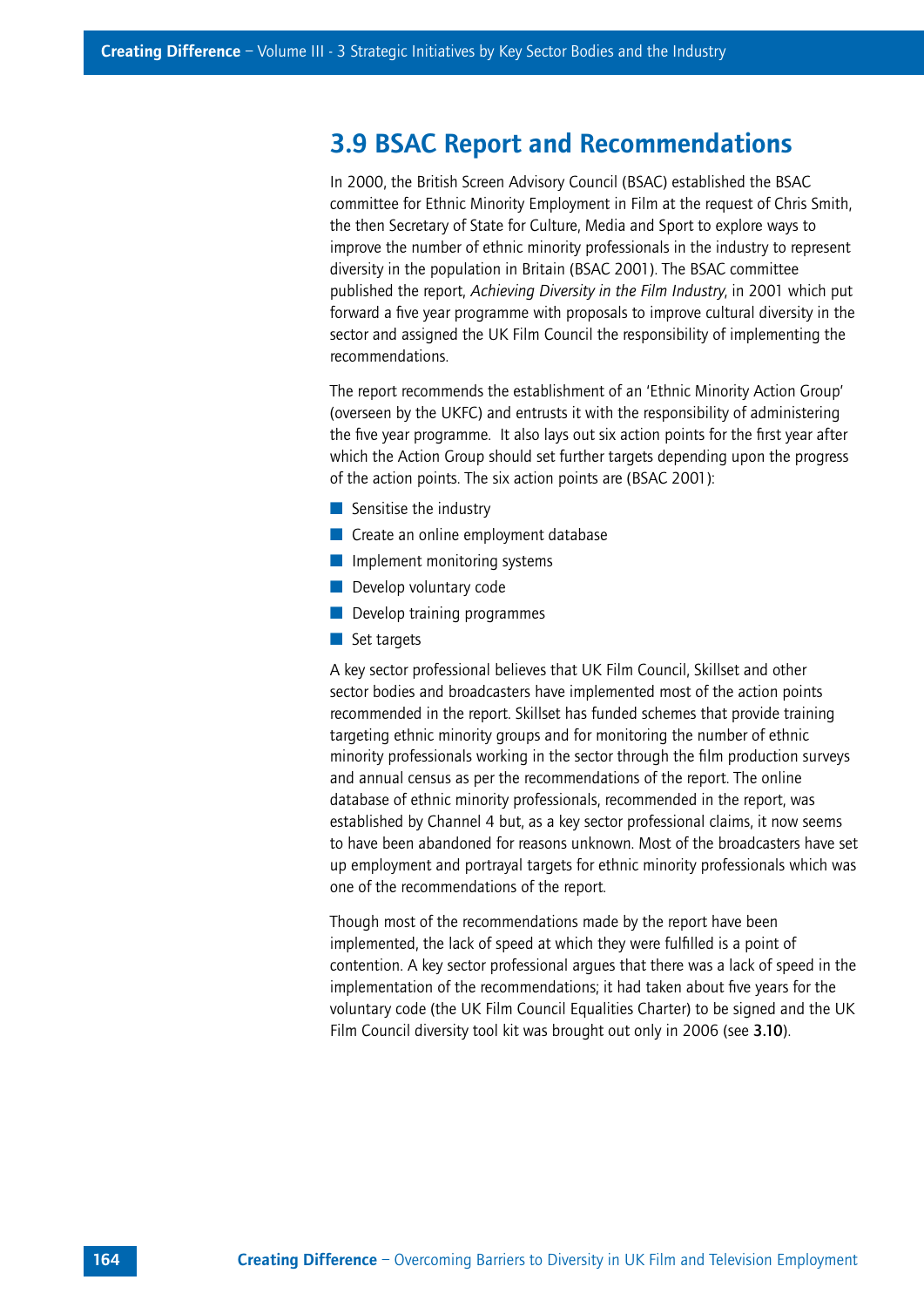## 3.9 BSAC Report and Recommendations

In 2000, the British Screen Advisory Council (BSAC) established the BSAC committee for Ethnic Minority Employment in Film at the request of Chris Smith, the then Secretary of State for Culture, Media and Sport to explore ways to improve the number of ethnic minority professionals in the industry to represent diversity in the population in Britain (BSAC 2001). The BSAC committee published the report, *Achieving Diversity in the Film Industry*, in 2001 which put forward a five year programme with proposals to improve cultural diversity in the sector and assigned the UK Film Council the responsibility of implementing the recommendations.

The report recommends the establishment of an 'Ethnic Minority Action Group' (overseen by the UKFC) and entrusts it with the responsibility of administering the five year programme. It also lays out six action points for the first year after which the Action Group should set further targets depending upon the progress of the action points. The six action points are (BSAC 2001):

- Sensitise the industry
- Create an online employment database
- Implement monitoring systems
- Develop voluntary code
- Develop training programmes
- Set targets

A key sector professional believes that UK Film Council, Skillset and other sector bodies and broadcasters have implemented most of the action points recommended in the report. Skillset has funded schemes that provide training targeting ethnic minority groups and for monitoring the number of ethnic minority professionals working in the sector through the film production surveys and annual census as per the recommendations of the report. The online database of ethnic minority professionals, recommended in the report, was established by Channel 4 but, as a key sector professional claims, it now seems to have been abandoned for reasons unknown. Most of the broadcasters have set up employment and portrayal targets for ethnic minority professionals which was one of the recommendations of the report.

Though most of the recommendations made by the report have been implemented, the lack of speed at which they were fulfilled is a point of contention. A key sector professional argues that there was a lack of speed in the implementation of the recommendations; it had taken about five years for the voluntary code (the UK Film Council Equalities Charter) to be signed and the UK Film Council diversity tool kit was brought out only in 2006 (see **3.10**).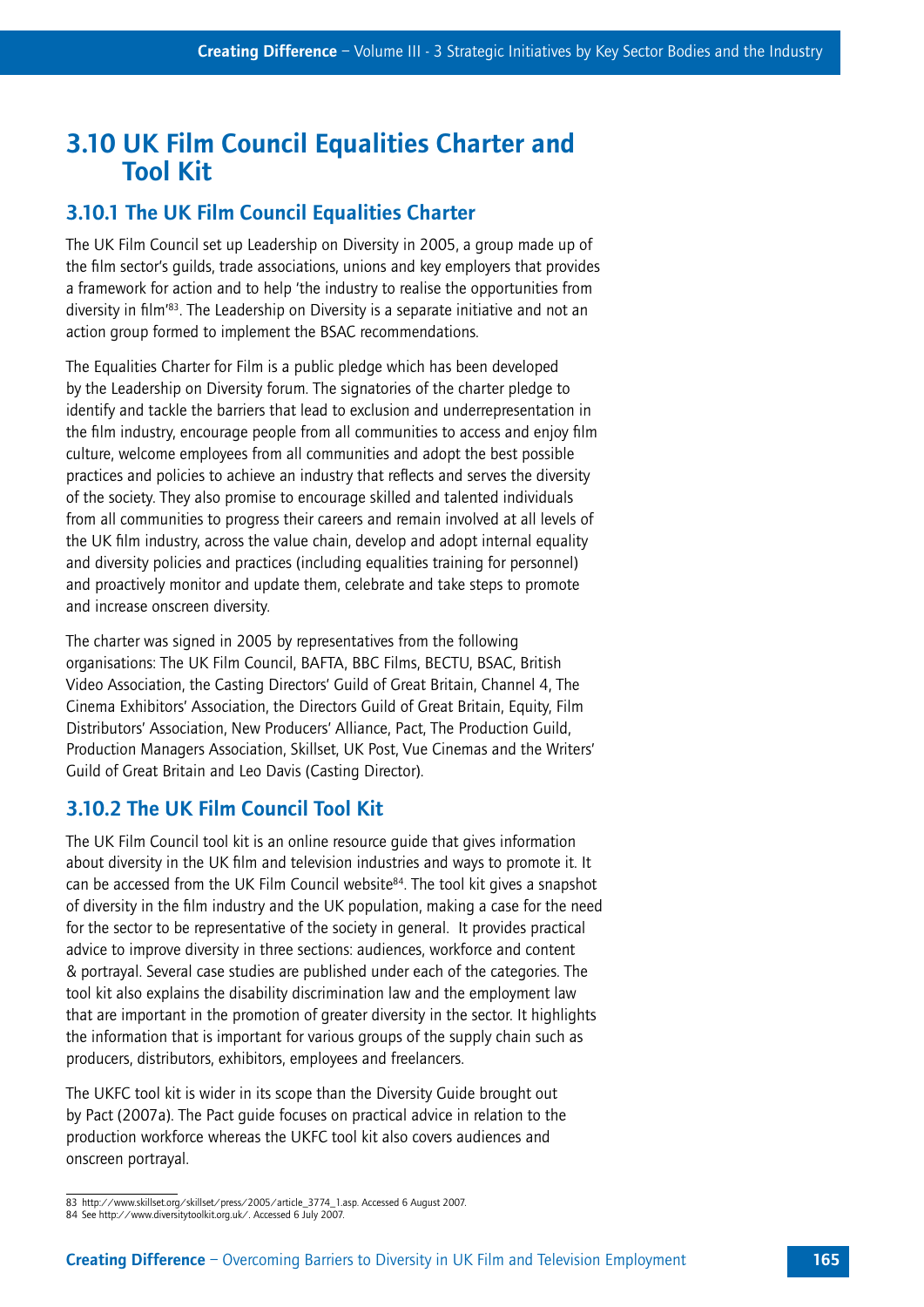## 3.10 UK Film Council Equalities Charter and Tool Kit

### 3.10.1 The UK Film Council Equalities Charter

The UK Film Council set up Leadership on Diversity in 2005, a group made up of the film sector's guilds, trade associations, unions and key employers that provides a framework for action and to help 'the industry to realise the opportunities from diversity in film'[83]. The Leadership on Diversity is a separate initiative and not an action group formed to implement the BSAC recommendations.

The Equalities Charter for Film is a public pledge which has been developed by the Leadership on Diversity forum. The signatories of the charter pledge to identify and tackle the barriers that lead to exclusion and underrepresentation in the film industry, encourage people from all communities to access and enjoy film culture, welcome employees from all communities and adopt the best possible practices and policies to achieve an industry that reflects and serves the diversity of the society. They also promise to encourage skilled and talented individuals from all communities to progress their careers and remain involved at all levels of the UK film industry, across the value chain, develop and adopt internal equality and diversity policies and practices (including equalities training for personnel) and proactively monitor and update them, celebrate and take steps to promote and increase onscreen diversity.

The charter was signed in 2005 by representatives from the following organisations: The UK Film Council, BAFTA, BBC Films, BECTU, BSAC, British Video Association, the Casting Directors' Guild of Great Britain, Channel 4, The Cinema Exhibitors' Association, the Directors Guild of Great Britain, Equity, Film Distributors' Association, New Producers' Alliance, Pact, The Production Guild, Production Managers Association, Skillset, UK Post, Vue Cinemas and the Writers' Guild of Great Britain and Leo Davis (Casting Director).

### 3.10.2 The UK Film Council Tool Kit

The UK Film Council tool kit is an online resource guide that gives information about diversity in the UK film and television industries and ways to promote it. It can be accessed from the UK Film Council website[84]. The tool kit gives a snapshot of diversity in the film industry and the UK population, making a case for the need for the sector to be representative of the society in general. It provides practical advice to improve diversity in three sections: audiences, workforce and content & portrayal. Several case studies are published under each of the categories. The tool kit also explains the disability discrimination law and the employment law that are important in the promotion of greater diversity in the sector. It highlights the information that is important for various groups of the supply chain such as producers, distributors, exhibitors, employees and freelancers.

The UKFC tool kit is wider in its scope than the Diversity Guide brought out by Pact (2007a). The Pact guide focuses on practical advice in relation to the production workforce whereas the UKFC tool kit also covers audiences and onscreen portrayal.

83 http://www.skillset.org/skillset/press/2005/article_3774_1.asp. Accessed 6 August 2007.
84 See http://www.diversitytoolkit.org.uk/. Accessed 6 July 2007.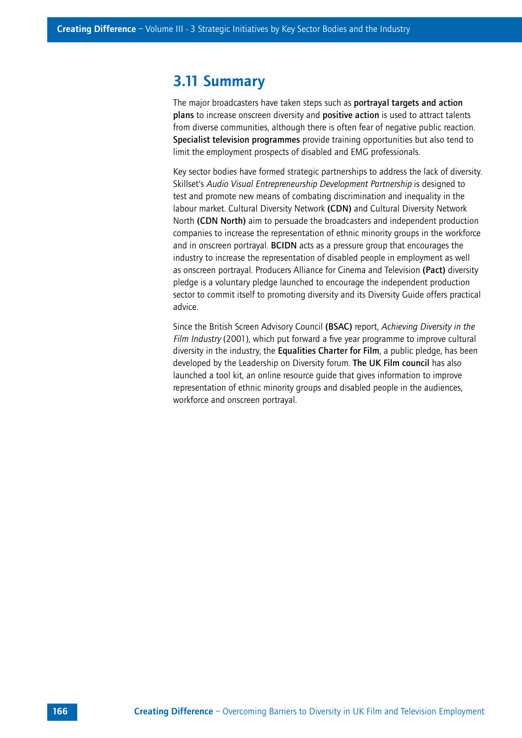## 3.11 Summary

The major broadcasters have taken steps such as **portrayal targets and action plans** to increase onscreen diversity and **positive action** is used to attract talents from diverse communities, although there is often fear of negative public reaction. **Specialist television programmes** provide training opportunities but also tend to limit the employment prospects of disabled and EMG professionals.

Key sector bodies have formed strategic partnerships to address the lack of diversity. Skillset's *Audio Visual Entrepreneurship Development Partnership* is designed to test and promote new means of combating discrimination and inequality in the labour market. Cultural Diversity Network **(CDN)** and Cultural Diversity Network North **(CDN North)** aim to persuade the broadcasters and independent production companies to increase the representation of ethnic minority groups in the workforce and in onscreen portrayal. **BCIDN** acts as a pressure group that encourages the industry to increase the representation of disabled people in employment as well as onscreen portrayal. Producers Alliance for Cinema and Television **(Pact)** diversity pledge is a voluntary pledge launched to encourage the independent production sector to commit itself to promoting diversity and its Diversity Guide offers practical advice.

Since the British Screen Advisory Council **(BSAC)** report, *Achieving Diversity in the Film Industry* (2001), which put forward a five year programme to improve cultural diversity in the industry, the **Equalities Charter for Film**, a public pledge, has been developed by the Leadership on Diversity forum. **The UK Film council** has also launched a tool kit, an online resource guide that gives information to improve representation of ethnic minority groups and disabled people in the audiences, workforce and onscreen portrayal.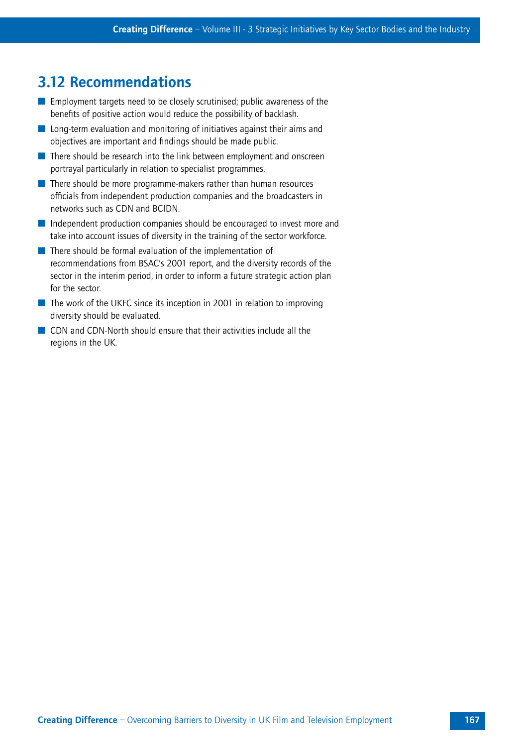## 3.12 Recommendations

- Employment targets need to be closely scrutinised; public awareness of the benefits of positive action would reduce the possibility of backlash.
- Long-term evaluation and monitoring of initiatives against their aims and objectives are important and findings should be made public.
- There should be research into the link between employment and onscreen portrayal particularly in relation to specialist programmes.
- There should be more programme-makers rather than human resources officials from independent production companies and the broadcasters in networks such as CDN and BCIDN.
- Independent production companies should be encouraged to invest more and take into account issues of diversity in the training of the sector workforce.
- There should be formal evaluation of the implementation of recommendations from BSAC's 2001 report, and the diversity records of the sector in the interim period, in order to inform a future strategic action plan for the sector.
- The work of the UKFC since its inception in 2001 in relation to improving diversity should be evaluated.
- CDN and CDN-North should ensure that their activities include all the regions in the UK.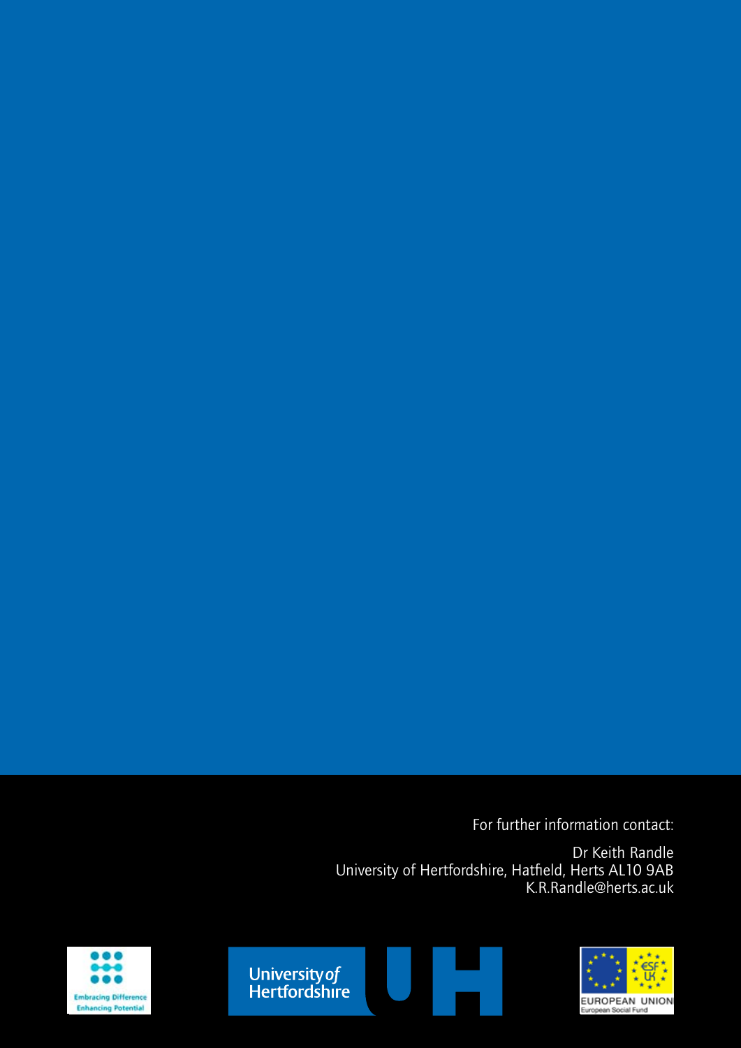For further information contact:

Dr Keith Randle
University of Hertfordshire, Hatfield, Herts AL10 9AB
K.R.Randle@herts.ac.uk